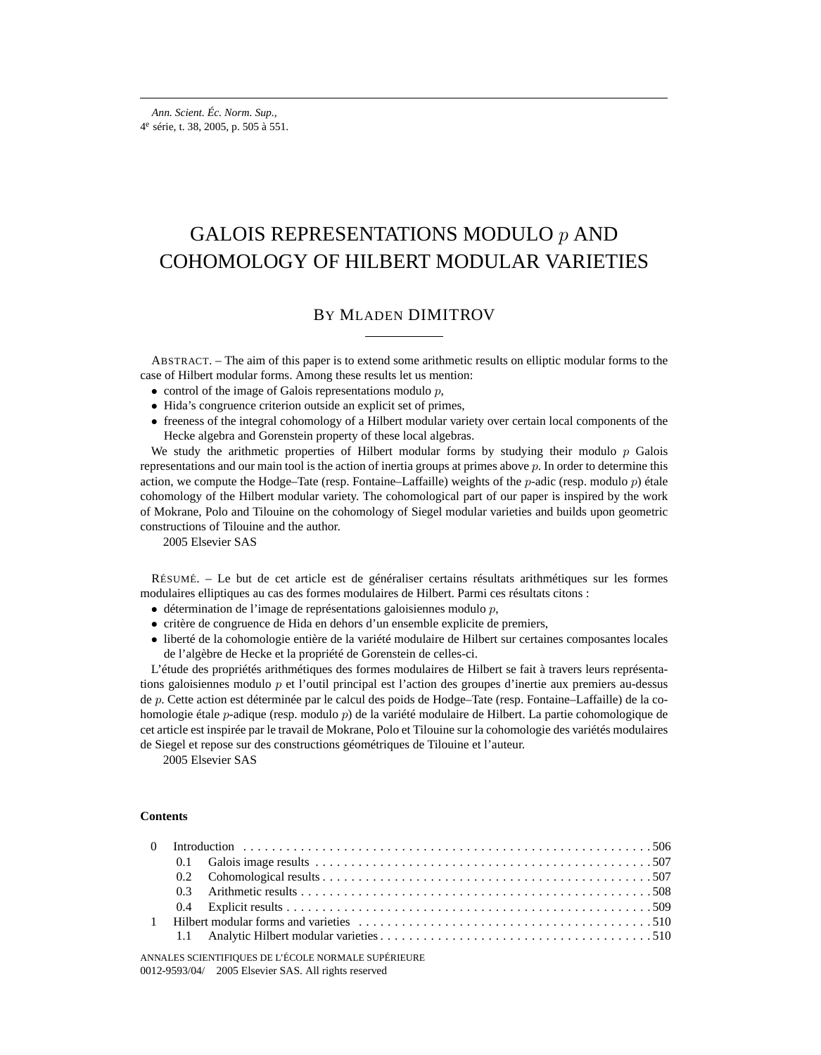# GALOIS REPRESENTATIONS MODULO $p$ AND COHOMOLOGY OF HILBERT MODULAR VARIETIES

## BY MLADEN DIMITROV

ABSTRACT. – The aim of this paper is to extend some arithmetic results on elliptic modular forms to the case of Hilbert modular forms. Among these results let us mention:

- control of the image of Galois representations modulo $p$,
- Hida's congruence criterion outside an explicit set of primes,
- freeness of the integral cohomology of a Hilbert modular variety over certain local components of the Hecke algebra and Gorenstein property of these local algebras.

We study the arithmetic properties of Hilbert modular forms by studying their modulo $p$ Galois representations and our main tool is the action of inertia groups at primes above $p$. In order to determine this action, we compute the Hodge–Tate (resp. Fontaine–Laffaille) weights of the $p$-adic (resp. modulo $p$) étale cohomology of the Hilbert modular variety. The cohomological part of our paper is inspired by the work of Mokrane, Polo and Tilouine on the cohomology of Siegel modular varieties and builds upon geometric constructions of Tilouine and the author.

2005 Elsevier SAS

RÉSUMÉ. – Le but de cet article est de généraliser certains résultats arithmétiques sur les formes modulaires elliptiques au cas des formes modulaires de Hilbert. Parmi ces résultats citons :

- détermination de l'image de représentations galoisiennes modulo $p$,
- critère de congruence de Hida en dehors d'un ensemble explicite de premiers,
- liberté de la cohomologie entière de la variété modulaire de Hilbert sur certaines composantes locales de l'algèbre de Hecke et la propriété de Gorenstein de celles-ci.

L'étude des propriétés arithmétiques des formes modulaires de Hilbert se fait à travers leurs représentations galoisiennes modulo $p$ et l'outil principal est l'action des groupes d'inertie aux premiers au-dessus de $p$. Cette action est déterminée par le calcul des poids de Hodge–Tate (resp. Fontaine–Laffaille) de la cohomologie étale $p$-adique (resp. modulo $p$) de la variété modulaire de Hilbert. La partie cohomologique de cet article est inspirée par le travail de Mokrane, Polo et Tilouine sur la cohomologie des variétés modulaires de Siegel et repose sur des constructions géométriques de Tilouine et l'auteur.

2005 Elsevier SAS

**Contents**

- 0 Introduction . . . 506
  - 0.1 Galois image results . . . 507
  - 0.2 Cohomological results . . . 507
  - 0.3 Arithmetic results . . . 508
  - 0.4 Explicit results . . . 509
- 1 Hilbert modular forms and varieties . . . 510
  - 1.1 Analytic Hilbert modular varieties . . . 510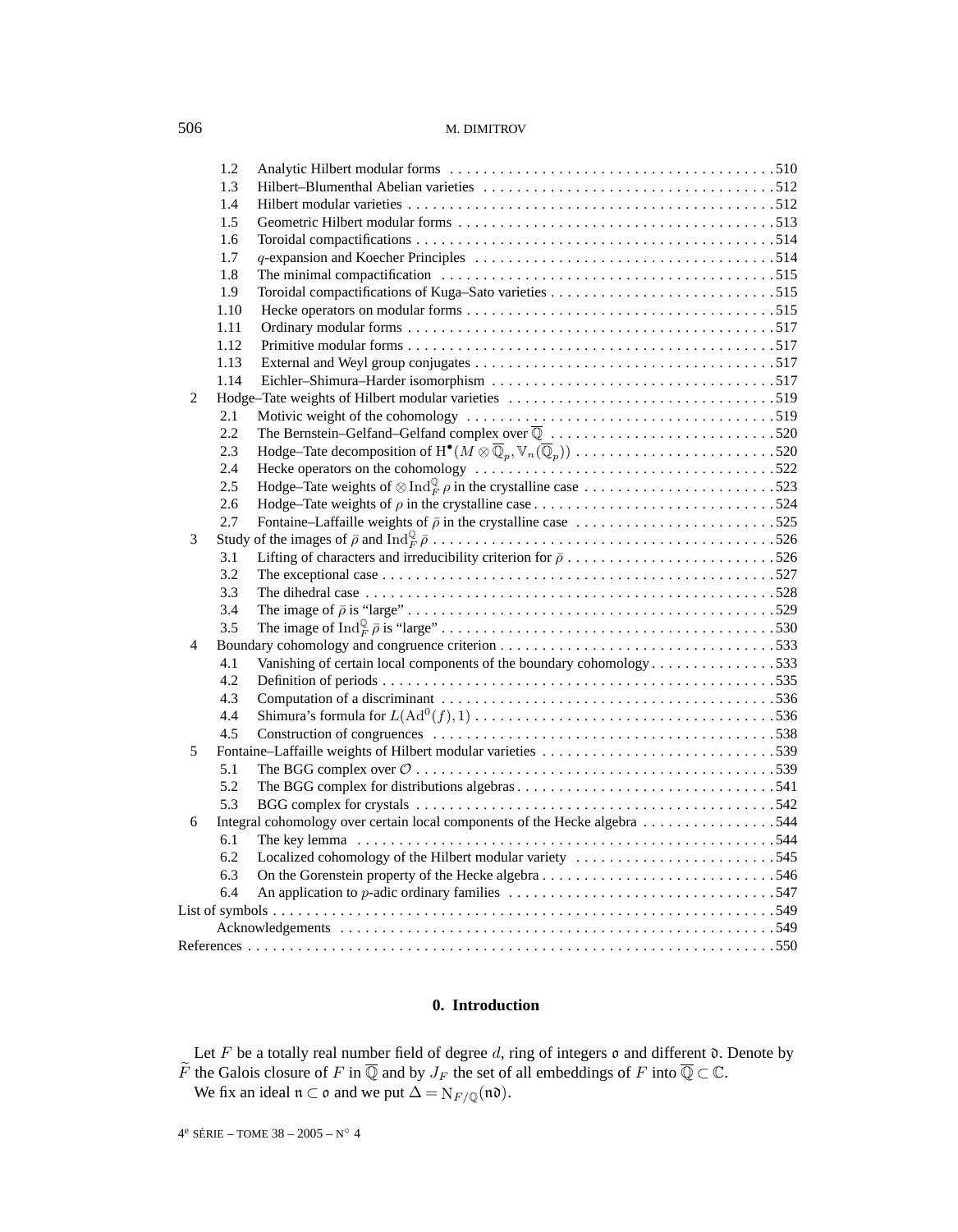- 1.2 Analytic Hilbert modular forms . . . 510
- 1.3 Hilbert–Blumenthal Abelian varieties . . . 512
- 1.4 Hilbert modular varieties . . . 512
- 1.5 Geometric Hilbert modular forms . . . 513
- 1.6 Toroidal compactifications . . . 514
- 1.7 $q$-expansion and Koecher Principles . . . 514
- 1.8 The minimal compactification . . . 515
- 1.9 Toroidal compactifications of Kuga–Sato varieties . . . 515
- 1.10 Hecke operators on modular forms . . . 515
- 1.11 Ordinary modular forms . . . 517
- 1.12 Primitive modular forms . . . 517
- 1.13 External and Weyl group conjugates . . . 517
- 1.14 Eichler–Shimura–Harder isomorphism . . . 517

2 Hodge–Tate weights of Hilbert modular varieties . . . 519
- 2.1 Motivic weight of the cohomology . . . 519
- 2.2 The Bernstein–Gelfand–Gelfand complex over $\overline{\mathbb{Q}}$ . . . 520
- 2.3 Hodge–Tate decomposition of $\mathrm{H}^{\bullet}(M \otimes \overline{\mathbb{Q}}_p, \mathbb{V}_n(\overline{\mathbb{Q}}_p))$ . . . 520
- 2.4 Hecke operators on the cohomology . . . 522
- 2.5 Hodge–Tate weights of $\otimes \mathrm{Ind}_F^{\mathbb{Q}} \rho$ in the crystalline case . . . 523
- 2.6 Hodge–Tate weights of $\rho$ in the crystalline case . . . 524
- 2.7 Fontaine–Laffaille weights of $\bar{\rho}$ in the crystalline case . . . 525

3 Study of the images of $\bar{\rho}$ and $\mathrm{Ind}_F^{\mathbb{Q}} \bar{\rho}$ . . . 526
- 3.1 Lifting of characters and irreducibility criterion for $\bar{\rho}$ . . . 526
- 3.2 The exceptional case . . . 527
- 3.3 The dihedral case . . . 528
- 3.4 The image of $\bar{\rho}$ is "large" . . . 529
- 3.5 The image of $\mathrm{Ind}_F^{\mathbb{Q}} \bar{\rho}$ is "large" . . . 530

4 Boundary cohomology and congruence criterion . . . 533
- 4.1 Vanishing of certain local components of the boundary cohomology . . . 533
- 4.2 Definition of periods . . . 535
- 4.3 Computation of a discriminant . . . 536
- 4.4 Shimura's formula for $L(\mathrm{Ad}^0(f), 1)$ . . . 536
- 4.5 Construction of congruences . . . 538

5 Fontaine–Laffaille weights of Hilbert modular varieties . . . 539
- 5.1 The BGG complex over $\mathcal{O}$ . . . 539
- 5.2 The BGG complex for distributions algebras . . . 541
- 5.3 BGG complex for crystals . . . 542

6 Integral cohomology over certain local components of the Hecke algebra . . . 544
- 6.1 The key lemma . . . 544
- 6.2 Localized cohomology of the Hilbert modular variety . . . 545
- 6.3 On the Gorenstein property of the Hecke algebra . . . 546
- 6.4 An application to $p$-adic ordinary families . . . 547

List of symbols . . . 549

Acknowledgements . . . 549

References . . . 550

## 0. Introduction

Let $F$ be a totally real number field of degree $d$, ring of integers $\mathfrak{o}$ and different $\mathfrak{d}$. Denote by $\widetilde{F}$ the Galois closure of $F$ in $\overline{\mathbb{Q}}$ and by $J_F$ the set of all embeddings of $F$ into $\overline{\mathbb{Q}} \subset \mathbb{C}$.

We fix an ideal $\mathfrak{n} \subset \mathfrak{o}$ and we put $\Delta = \mathrm{N}_{F/\mathbb{Q}}(\mathfrak{n}\mathfrak{d})$.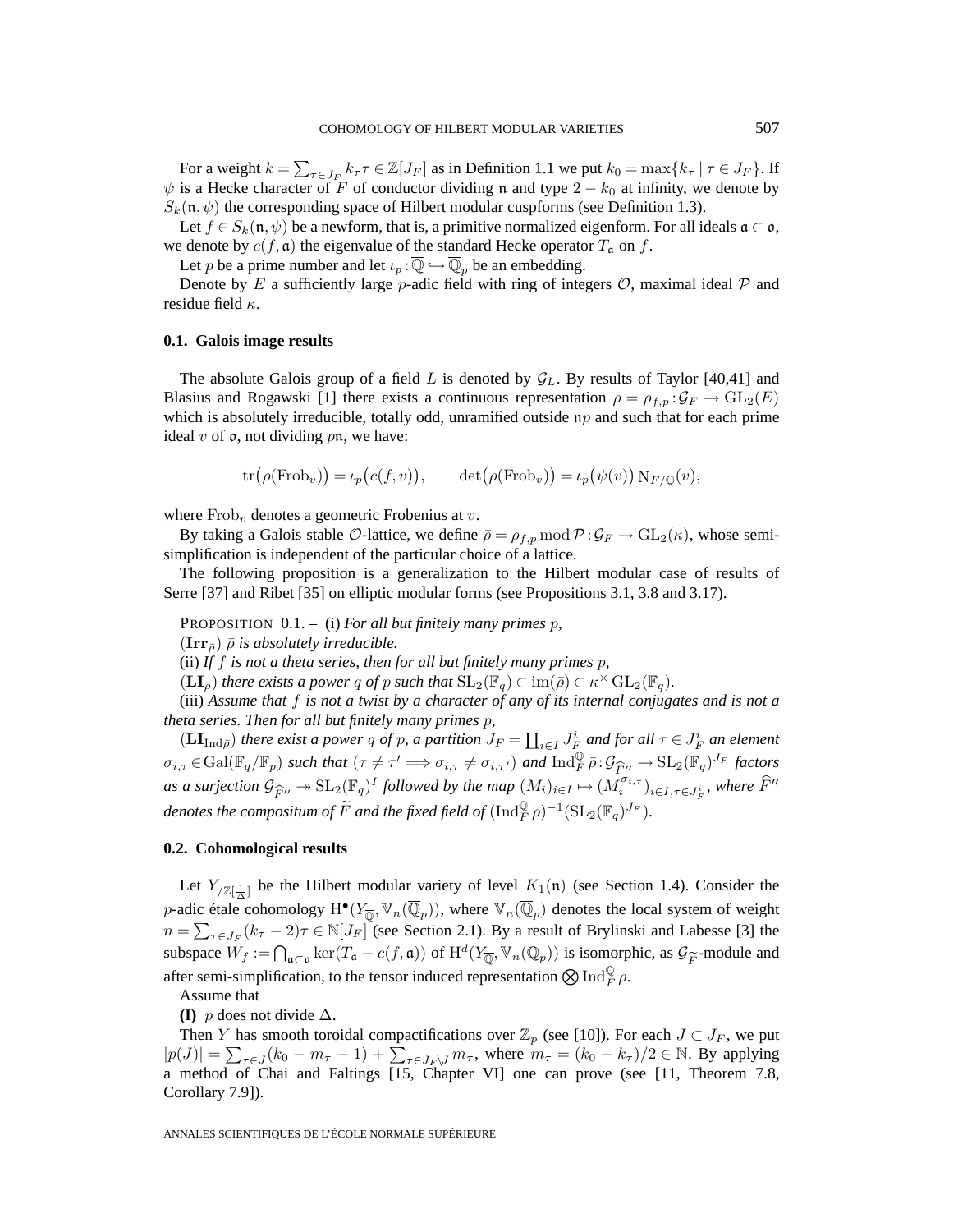For a weight $k=\sum_{\tau\in J_F} k_\tau \tau \in \mathbb{Z}[J_F]$ as in Definition 1.1 we put $k_0=\max\{k_\tau \mid \tau\in J_F\}$. If $\psi$ is a Hecke character of $F$ of conductor dividing $\mathfrak{n}$ and type $2-k_0$ at infinity, we denote by $S_k(\mathfrak{n},\psi)$ the corresponding space of Hilbert modular cuspforms (see Definition 1.3).

Let $f\in S_k(\mathfrak{n},\psi)$ be a newform, that is, a primitive normalized eigenform. For all ideals $\mathfrak{a}\subset\mathfrak{o}$, we denote by $c(f,\mathfrak{a})$ the eigenvalue of the standard Hecke operator $T_{\mathfrak{a}}$ on $f$.

Let $p$ be a prime number and let $\iota_p:\overline{\mathbb{Q}}\hookrightarrow\overline{\mathbb{Q}}_p$ be an embedding.

Denote by $E$ a sufficiently large $p$-adic field with ring of integers $\mathcal{O}$, maximal ideal $\mathcal{P}$ and residue field $\kappa$.

### 0.1. Galois image results

The absolute Galois group of a field $L$ is denoted by $\mathcal{G}_L$. By results of Taylor [40,41] and Blasius and Rogawski [1] there exists a continuous representation $\rho=\rho_{f,p}:\mathcal{G}_F\to \mathrm{GL}_2(E)$ which is absolutely irreducible, totally odd, unramified outside $\mathfrak{n}p$ and such that for each prime ideal $v$ of $\mathfrak{o}$, not dividing $p\mathfrak{n}$, we have:

$$\mathrm{tr}\big(\rho(\mathrm{Frob}_v)\big)=\iota_p\big(c(f,v)\big),\qquad \det\big(\rho(\mathrm{Frob}_v)\big)=\iota_p\big(\psi(v)\big)\,\mathrm{N}_{F/\mathbb{Q}}(v),$$

where $\mathrm{Frob}_v$ denotes a geometric Frobenius at $v$.

By taking a Galois stable $\mathcal{O}$-lattice, we define $\bar\rho=\rho_{f,p} \bmod \mathcal{P}:\mathcal{G}_F\to\mathrm{GL}_2(\kappa)$, whose semi-simplification is independent of the particular choice of a lattice.

The following proposition is a generalization to the Hilbert modular case of results of Serre [37] and Ribet [35] on elliptic modular forms (see Propositions 3.1, 3.8 and 3.17).

PROPOSITION 0.1. – (i) *For all but finitely many primes $p$,*

($\mathbf{Irr}_{\bar\rho}$) *$\bar\rho$ is absolutely irreducible.*

(ii) *If $f$ is not a theta series, then for all but finitely many primes $p$,*

($\mathbf{LI}_{\bar\rho}$) *there exists a power $q$ of $p$ such that $\mathrm{SL}_2(\mathbb{F}_q)\subset \mathrm{im}(\bar\rho)\subset \kappa^\times\,\mathrm{GL}_2(\mathbb{F}_q)$.*

(iii) *Assume that $f$ is not a twist by a character of any of its internal conjugates and is not a theta series. Then for all but finitely many primes $p$,*

($\mathbf{LI}_{\mathrm{Ind}\bar\rho}$) *there exist a power $q$ of $p$, a partition $J_F=\coprod_{i\in I} J_F^i$ and for all $\tau\in J_F^i$ an element $\sigma_{i,\tau}\in\mathrm{Gal}(\mathbb{F}_q/\mathbb{F}_p)$ such that $(\tau\neq\tau'\Longrightarrow \sigma_{i,\tau}\neq\sigma_{i,\tau'})$ and $\mathrm{Ind}_F^{\mathbb{Q}}\bar\rho:\mathcal{G}_{\widehat{F}''}\to\mathrm{SL}_2(\mathbb{F}_q)^{J_F}$ factors as a surjection $\mathcal{G}_{\widehat{F}''}\twoheadrightarrow \mathrm{SL}_2(\mathbb{F}_q)^I$ followed by the map $(M_i)_{i\in I}\mapsto (M_i^{\sigma_{i,\tau}})_{i\in I,\tau\in J_F^i}$, where $\widehat{F}''$ denotes the compositum of $\widetilde{F}$ and the fixed field of $(\mathrm{Ind}_F^{\mathbb{Q}}\bar\rho)^{-1}(\mathrm{SL}_2(\mathbb{F}_q)^{J_F})$.*

### 0.2. Cohomological results

Let $Y_{/\mathbb{Z}[\frac{1}{\Delta}]}$ be the Hilbert modular variety of level $K_1(\mathfrak{n})$ (see Section 1.4). Consider the $p$-adic étale cohomology $\mathrm{H}^\bullet(Y_{\overline{\mathbb{Q}}},\mathbb{V}_n(\overline{\mathbb{Q}}_p))$, where $\mathbb{V}_n(\overline{\mathbb{Q}}_p)$ denotes the local system of weight $n=\sum_{\tau\in J_F}(k_\tau-2)\tau\in\mathbb{N}[J_F]$ (see Section 2.1). By a result of Brylinski and Labesse [3] the subspace $W_f:=\bigcap_{\mathfrak{a}\subset\mathfrak{o}}\ker(T_{\mathfrak{a}}-c(f,\mathfrak{a}))$ of $\mathrm{H}^d(Y_{\overline{\mathbb{Q}}},\mathbb{V}_n(\overline{\mathbb{Q}}_p))$ is isomorphic, as $\mathcal{G}_{\widetilde{F}}$-module and after semi-simplification, to the tensor induced representation $\bigotimes \mathrm{Ind}_F^{\mathbb{Q}}\rho$.

Assume that

**(I)** $p$ does not divide $\Delta$.

Then $Y$ has smooth toroidal compactifications over $\mathbb{Z}_p$ (see [10]). For each $J\subset J_F$, we put $|p(J)|=\sum_{\tau\in J}(k_0-m_\tau-1)+\sum_{\tau\in J_F\setminus J} m_\tau$, where $m_\tau=(k_0-k_\tau)/2\in\mathbb{N}$. By applying a method of Chai and Faltings [15, Chapter VI] one can prove (see [11, Theorem 7.8, Corollary 7.9]).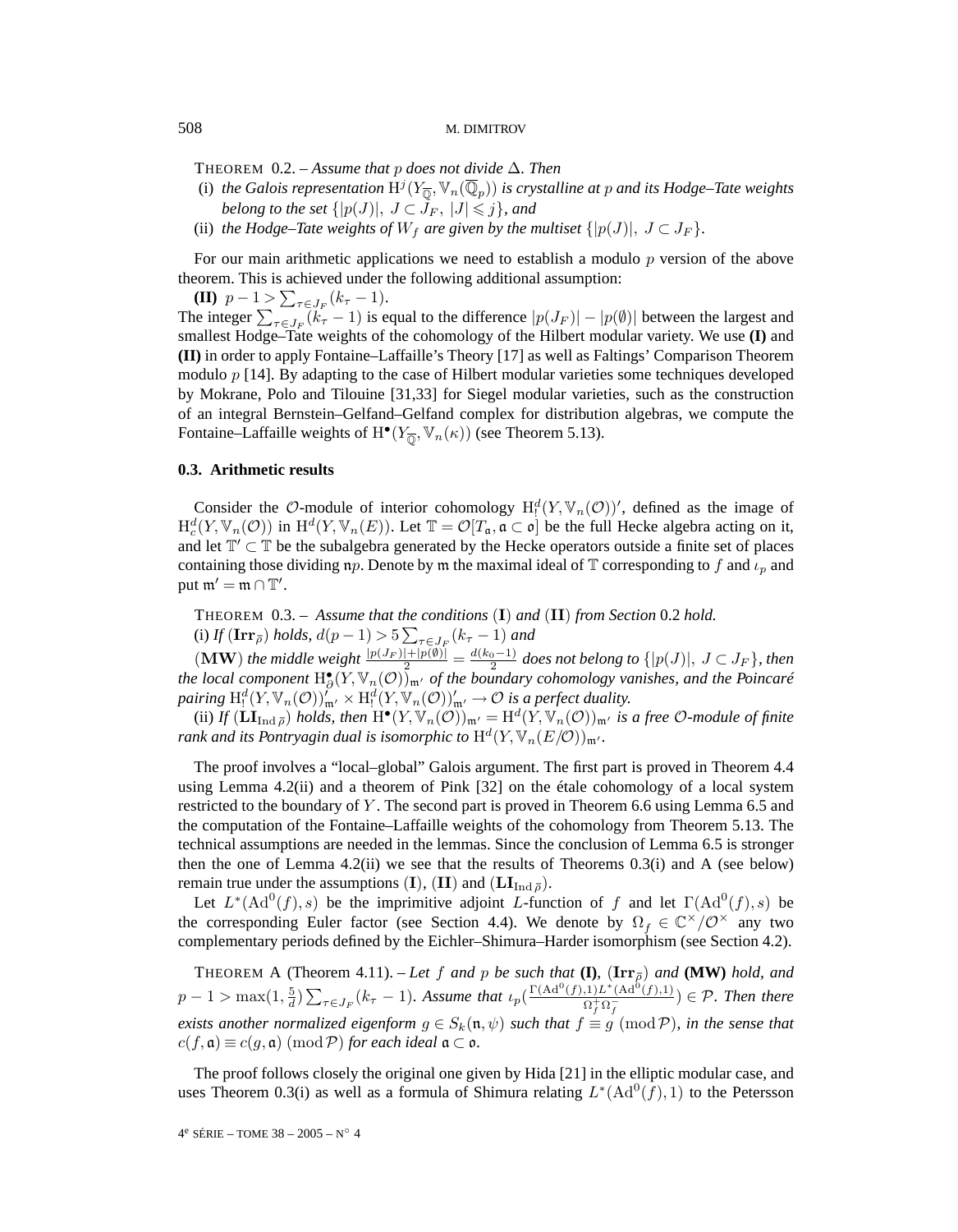THEOREM 0.2. – *Assume that $p$ does not divide $\Delta$. Then*

(i) *the Galois representation $\mathrm{H}^j(Y_{\overline{\mathbb{Q}}}, \mathbb{V}_n(\overline{\mathbb{Q}}_p))$ is crystalline at $p$ and its Hodge–Tate weights belong to the set $\{|p(J)|,\ J \subset J_F,\ |J| \leqslant j\}$, and*

(ii) *the Hodge–Tate weights of $W_f$ are given by the multiset $\{|p(J)|,\ J \subset J_F\}$.*

For our main arithmetic applications we need to establish a modulo $p$ version of the above theorem. This is achieved under the following additional assumption:

**(II)** $p - 1 > \sum_{\tau \in J_F}(k_\tau - 1)$.

The integer $\sum_{\tau \in J_F}(k_\tau - 1)$ is equal to the difference $|p(J_F)| - |p(\emptyset)|$ between the largest and smallest Hodge–Tate weights of the cohomology of the Hilbert modular variety. We use **(I)** and **(II)** in order to apply Fontaine–Laffaille's Theory [17] as well as Faltings' Comparison Theorem modulo $p$ [14]. By adapting to the case of Hilbert modular varieties some techniques developed by Mokrane, Polo and Tilouine [31,33] for Siegel modular varieties, such as the construction of an integral Bernstein–Gelfand–Gelfand complex for distribution algebras, we compute the Fontaine–Laffaille weights of $\mathrm{H}^\bullet(Y_{\overline{\mathbb{Q}}}, \mathbb{V}_n(\kappa))$ (see Theorem 5.13).

### 0.3. Arithmetic results

Consider the $\mathcal{O}$-module of interior cohomology $\mathrm{H}^d_!(Y, \mathbb{V}_n(\mathcal{O}))'$, defined as the image of $\mathrm{H}^d_c(Y, \mathbb{V}_n(\mathcal{O}))$ in $\mathrm{H}^d(Y, \mathbb{V}_n(E))$. Let $\mathbb{T} = \mathcal{O}[T_\mathfrak{a}, \mathfrak{a} \subset \mathfrak{o}]$ be the full Hecke algebra acting on it, and let $\mathbb{T}' \subset \mathbb{T}$ be the subalgebra generated by the Hecke operators outside a finite set of places containing those dividing $\mathfrak{n}p$. Denote by $\mathfrak{m}$ the maximal ideal of $\mathbb{T}$ corresponding to $f$ and $\iota_p$ and put $\mathfrak{m}' = \mathfrak{m} \cap \mathbb{T}'$.

THEOREM 0.3. – *Assume that the conditions $(\mathbf{I})$ and $(\mathbf{II})$ from Section 0.2 hold.*

(i) *If $(\mathbf{Irr}_{\bar\rho})$ holds, $d(p-1) > 5\sum_{\tau \in J_F}(k_\tau - 1)$ and*

$(\mathbf{MW})$ *the middle weight $\frac{|p(J_F)|+|p(\emptyset)|}{2} = \frac{d(k_0-1)}{2}$ does not belong to $\{|p(J)|,\ J \subset J_F\}$, then the local component $\mathrm{H}^\bullet_\partial(Y, \mathbb{V}_n(\mathcal{O}))_{\mathfrak{m}'}$ of the boundary cohomology vanishes, and the Poincaré pairing $\mathrm{H}^d_!(Y, \mathbb{V}_n(\mathcal{O}))'_{\mathfrak{m}'} \times \mathrm{H}^d_!(Y, \mathbb{V}_n(\mathcal{O}))'_{\mathfrak{m}'} \to \mathcal{O}$ is a perfect duality.*

(ii) *If $(\mathbf{LI}_{\mathrm{Ind}\,\bar\rho})$ holds, then $\mathrm{H}^\bullet(Y, \mathbb{V}_n(\mathcal{O}))_{\mathfrak{m}'} = \mathrm{H}^d(Y, \mathbb{V}_n(\mathcal{O}))_{\mathfrak{m}'}$ is a free $\mathcal{O}$-module of finite rank and its Pontryagin dual is isomorphic to $\mathrm{H}^d(Y, \mathbb{V}_n(E/\mathcal{O}))_{\mathfrak{m}'}$.*

The proof involves a "local–global" Galois argument. The first part is proved in Theorem 4.4 using Lemma 4.2(ii) and a theorem of Pink [32] on the étale cohomology of a local system restricted to the boundary of $Y$. The second part is proved in Theorem 6.6 using Lemma 6.5 and the computation of the Fontaine–Laffaille weights of the cohomology from Theorem 5.13. The technical assumptions are needed in the lemmas. Since the conclusion of Lemma 6.5 is stronger then the one of Lemma 4.2(ii) we see that the results of Theorems 0.3(i) and A (see below) remain true under the assumptions $(\mathbf{I})$, $(\mathbf{II})$ and $(\mathbf{LI}_{\mathrm{Ind}\,\bar\rho})$.

Let $L^*(\mathrm{Ad}^0(f), s)$ be the imprimitive adjoint $L$-function of $f$ and let $\Gamma(\mathrm{Ad}^0(f), s)$ be the corresponding Euler factor (see Section 4.4). We denote by $\Omega_f \in \mathbb{C}^\times/\mathcal{O}^\times$ any two complementary periods defined by the Eichler–Shimura–Harder isomorphism (see Section 4.2).

THEOREM A (Theorem 4.11). – *Let $f$ and $p$ be such that* **(I)**, $(\mathbf{Irr}_{\bar\rho})$ *and* **(MW)** *hold, and $p - 1 > \max(1, \frac{5}{d})\sum_{\tau \in J_F}(k_\tau - 1)$. Assume that $\iota_p(\frac{\Gamma(\mathrm{Ad}^0(f),1)L^*(\mathrm{Ad}^0(f),1)}{\Omega_f^+\Omega_f^-}) \in \mathcal{P}$. Then there exists another normalized eigenform $g \in S_k(\mathfrak{n}, \psi)$ such that $f \equiv g \pmod{\mathcal{P}}$, in the sense that $c(f, \mathfrak{a}) \equiv c(g, \mathfrak{a}) \pmod{\mathcal{P}}$ for each ideal $\mathfrak{a} \subset \mathfrak{o}$.*

The proof follows closely the original one given by Hida [21] in the elliptic modular case, and uses Theorem 0.3(i) as well as a formula of Shimura relating $L^*(\mathrm{Ad}^0(f), 1)$ to the Petersson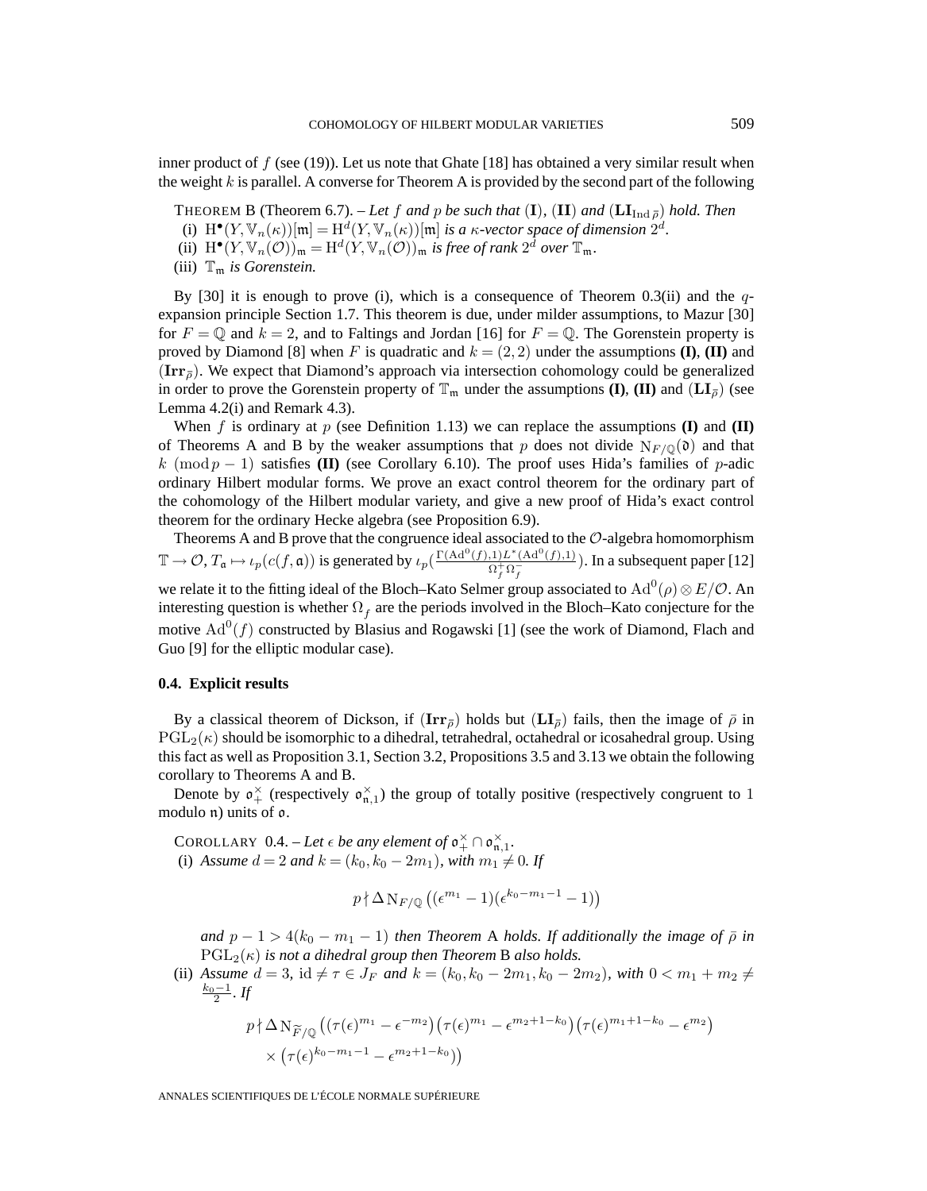inner product of $f$ (see (19)). Let us note that Ghate [18] has obtained a very similar result when the weight $k$ is parallel. A converse for Theorem A is provided by the second part of the following

THEOREM B (Theorem 6.7). – *Let $f$ and $p$ be such that* $(\mathbf{I})$, $(\mathbf{II})$ *and* $(\mathbf{LI}_{\mathrm{Ind}\,\bar\rho})$ *hold. Then*

(i) $\mathrm{H}^\bullet(Y,\mathbb{V}_n(\kappa))[\mathfrak{m}] = \mathrm{H}^d(Y,\mathbb{V}_n(\kappa))[\mathfrak{m}]$ *is a $\kappa$-vector space of dimension* $2^d$.

(ii) $\mathrm{H}^\bullet(Y,\mathbb{V}_n(\mathcal{O}))_{\mathfrak{m}} = \mathrm{H}^d(Y,\mathbb{V}_n(\mathcal{O}))_{\mathfrak{m}}$ *is free of rank $2^d$ over* $\mathbb{T}_{\mathfrak{m}}$.

(iii) $\mathbb{T}_{\mathfrak{m}}$ *is Gorenstein.*

By [30] it is enough to prove (i), which is a consequence of Theorem 0.3(ii) and the $q$-expansion principle Section 1.7. This theorem is due, under milder assumptions, to Mazur [30] for $F=\mathbb{Q}$ and $k=2$, and to Faltings and Jordan [16] for $F=\mathbb{Q}$. The Gorenstein property is proved by Diamond [8] when $F$ is quadratic and $k=(2,2)$ under the assumptions **(I)**, **(II)** and $(\mathbf{Irr}_{\bar\rho})$. We expect that Diamond's approach via intersection cohomology could be generalized in order to prove the Gorenstein property of $\mathbb{T}_{\mathfrak{m}}$ under the assumptions **(I)**, **(II)** and $(\mathbf{LI}_{\bar\rho})$ (see Lemma 4.2(i) and Remark 4.3).

When $f$ is ordinary at $p$ (see Definition 1.13) we can replace the assumptions **(I)** and **(II)** of Theorems A and B by the weaker assumptions that $p$ does not divide $\mathrm{N}_{F/\mathbb{Q}}(\mathfrak{d})$ and that $k \pmod{p-1}$ satisfies **(II)** (see Corollary 6.10). The proof uses Hida's families of $p$-adic ordinary Hilbert modular forms. We prove an exact control theorem for the ordinary part of the cohomology of the Hilbert modular variety, and give a new proof of Hida's exact control theorem for the ordinary Hecke algebra (see Proposition 6.9).

Theorems A and B prove that the congruence ideal associated to the $\mathcal{O}$-algebra homomorphism $\mathbb{T}\to\mathcal{O}$, $T_{\mathfrak{a}}\mapsto \iota_p(c(f,\mathfrak{a}))$ is generated by $\iota_p\big(\frac{\Gamma(\mathrm{Ad}^0(f),1)L^*(\mathrm{Ad}^0(f),1)}{\Omega_f^+\Omega_f^-}\big)$. In a subsequent paper [12] we relate it to the fitting ideal of the Bloch–Kato Selmer group associated to $\mathrm{Ad}^0(\rho)\otimes E/\mathcal{O}$. An interesting question is whether $\Omega_f$ are the periods involved in the Bloch–Kato conjecture for the motive $\mathrm{Ad}^0(f)$ constructed by Blasius and Rogawski [1] (see the work of Diamond, Flach and Guo [9] for the elliptic modular case).

### 0.4. Explicit results

By a classical theorem of Dickson, if $(\mathbf{Irr}_{\bar\rho})$ holds but $(\mathbf{LI}_{\bar\rho})$ fails, then the image of $\bar\rho$ in $\mathrm{PGL}_2(\kappa)$ should be isomorphic to a dihedral, tetrahedral, octahedral or icosahedral group. Using this fact as well as Proposition 3.1, Section 3.2, Propositions 3.5 and 3.13 we obtain the following corollary to Theorems A and B.

Denote by $\mathfrak{o}_+^\times$ (respectively $\mathfrak{o}_{\mathfrak{n},1}^\times$) the group of totally positive (respectively congruent to 1 modulo $\mathfrak{n}$) units of $\mathfrak{o}$.

COROLLARY 0.4. – *Let $\epsilon$ be any element of* $\mathfrak{o}_+^\times\cap\mathfrak{o}_{\mathfrak{n},1}^\times$.

(i) *Assume $d=2$ and $k=(k_0,k_0-2m_1)$, with $m_1\neq 0$. If*

$$p\nmid \Delta\,\mathrm{N}_{F/\mathbb{Q}}\big((\epsilon^{m_1}-1)(\epsilon^{k_0-m_1-1}-1)\big)$$

*and $p-1>4(k_0-m_1-1)$ then Theorem* A *holds. If additionally the image of $\bar\rho$ in* $\mathrm{PGL}_2(\kappa)$ *is not a dihedral group then Theorem* B *also holds.*

(ii) *Assume $d=3$, $\mathrm{id}\neq\tau\in J_F$ and $k=(k_0,k_0-2m_1,k_0-2m_2)$, with $0<m_1+m_2\neq\frac{k_0-1}{2}$. If*

$$p\nmid \Delta\,\mathrm{N}_{\widetilde{F}/\mathbb{Q}}\big((\tau(\epsilon)^{m_1}-\epsilon^{-m_2})\big(\tau(\epsilon)^{m_1}-\epsilon^{m_2+1-k_0}\big)\big(\tau(\epsilon)^{m_1+1-k_0}-\epsilon^{m_2}\big)$$
$$\times\big(\tau(\epsilon)^{k_0-m_1-1}-\epsilon^{m_2+1-k_0})\big)$$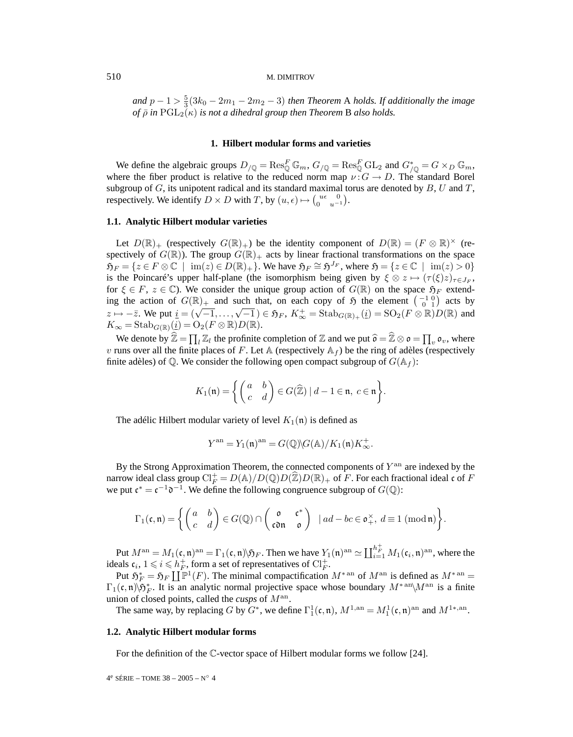*and* $p-1 > \frac{5}{3}(3k_0 - 2m_1 - 2m_2 - 3)$ *then Theorem* A *holds. If additionally the image of* $\bar\rho$ *in* $\mathrm{PGL}_2(\kappa)$ *is not a dihedral group then Theorem* B *also holds.*

## 1. Hilbert modular forms and varieties

We define the algebraic groups $D_{/\mathbb{Q}} = \mathrm{Res}^F_{\mathbb{Q}}\,\mathbb{G}_m$, $G_{/\mathbb{Q}} = \mathrm{Res}^F_{\mathbb{Q}}\,\mathrm{GL}_2$ and $G^*_{/\mathbb{Q}} = G \times_D \mathbb{G}_m$, where the fiber product is relative to the reduced norm map $\nu : G \to D$. The standard Borel subgroup of $G$, its unipotent radical and its standard maximal torus are denoted by $B$, $U$ and $T$, respectively. We identify $D \times D$ with $T$, by $(u, \epsilon) \mapsto \left(\begin{smallmatrix} u\epsilon & 0 \\ 0 & u^{-1}\end{smallmatrix}\right)$.

### 1.1. Analytic Hilbert modular varieties

Let $D(\mathbb{R})_+$ (respectively $G(\mathbb{R})_+$) be the identity component of $D(\mathbb{R}) = (F \otimes \mathbb{R})^\times$ (respectively of $G(\mathbb{R})$). The group $G(\mathbb{R})_+$ acts by linear fractional transformations on the space $\mathfrak{H}_F = \{z \in F \otimes \mathbb{C} \mid \mathrm{im}(z) \in D(\mathbb{R})_+\}$. We have $\mathfrak{H}_F \cong \mathfrak{H}^{J_F}$, where $\mathfrak{H} = \{z \in \mathbb{C} \mid \mathrm{im}(z) > 0\}$ is the Poincaré's upper half-plane (the isomorphism being given by $\xi \otimes z \mapsto (\tau(\xi)z)_{\tau \in J_F}$, for $\xi \in F$, $z \in \mathbb{C}$). We consider the unique group action of $G(\mathbb{R})$ on the space $\mathfrak{H}_F$ extending the action of $G(\mathbb{R})_+$ and such that, on each copy of $\mathfrak{H}$ the element $\left(\begin{smallmatrix} -1 & 0 \\ 0 & 1\end{smallmatrix}\right)$ acts by $z \mapsto -\bar{z}$. We put $\underline{i} = (\sqrt{-1}, \ldots, \sqrt{-1}) \in \mathfrak{H}_F$, $K^+_\infty = \mathrm{Stab}_{G(\mathbb{R})_+}(\underline{i}) = \mathrm{SO}_2(F \otimes \mathbb{R})D(\mathbb{R})$ and $K_\infty = \mathrm{Stab}_{G(\mathbb{R})}(\underline{i}) = \mathrm{O}_2(F \otimes \mathbb{R})D(\mathbb{R})$.

We denote by $\widehat{\mathbb{Z}} = \prod_l \mathbb{Z}_l$ the profinite completion of $\mathbb{Z}$ and we put $\widehat{\mathfrak{o}} = \widehat{\mathbb{Z}} \otimes \mathfrak{o} = \prod_v \mathfrak{o}_v$, where $v$ runs over all the finite places of $F$. Let $\mathbb{A}$ (respectively $\mathbb{A}_f$) be the ring of adèles (respectively finite adèles) of $\mathbb{Q}$. We consider the following open compact subgroup of $G(\mathbb{A}_f)$:

$$K_1(\mathfrak{n}) = \left\{ \begin{pmatrix} a & b \\ c & d \end{pmatrix} \in G(\widehat{\mathbb{Z}}) \mid d - 1 \in \mathfrak{n},\ c \in \mathfrak{n} \right\}.$$

The adélic Hilbert modular variety of level $K_1(\mathfrak{n})$ is defined as

$$Y^{\mathrm{an}} = Y_1(\mathfrak{n})^{\mathrm{an}} = G(\mathbb{Q}) \backslash G(\mathbb{A}) / K_1(\mathfrak{n}) K^+_\infty.$$

By the Strong Approximation Theorem, the connected components of $Y^{\mathrm{an}}$ are indexed by the narrow ideal class group $\mathrm{Cl}^+_F = D(\mathbb{A})/D(\mathbb{Q})D(\widehat{\mathbb{Z}})D(\mathbb{R})_+$ of $F$. For each fractional ideal $\mathfrak{c}$ of $F$ we put $\mathfrak{c}^* = \mathfrak{c}^{-1}\mathfrak{d}^{-1}$. We define the following congruence subgroup of $G(\mathbb{Q})$:

$$\Gamma_1(\mathfrak{c}, \mathfrak{n}) = \left\{ \begin{pmatrix} a & b \\ c & d \end{pmatrix} \in G(\mathbb{Q}) \cap \begin{pmatrix} \mathfrak{o} & \mathfrak{c}^* \\ \mathfrak{c}\mathfrak{d}\mathfrak{n} & \mathfrak{o} \end{pmatrix} \mid ad - bc \in \mathfrak{o}^\times_+,\ d \equiv 1 \ (\mathrm{mod}\, \mathfrak{n}) \right\}.$$

Put $M^{\mathrm{an}} = M_1(\mathfrak{c}, \mathfrak{n})^{\mathrm{an}} = \Gamma_1(\mathfrak{c}, \mathfrak{n}) \backslash \mathfrak{H}_F$. Then we have $Y_1(\mathfrak{n})^{\mathrm{an}} \simeq \coprod_{i=1}^{h^+_F} M_1(\mathfrak{c}_i, \mathfrak{n})^{\mathrm{an}}$, where the ideals $\mathfrak{c}_i$, $1 \leqslant i \leqslant h^+_F$, form a set of representatives of $\mathrm{Cl}^+_F$.

Put $\mathfrak{H}^*_F = \mathfrak{H}_F \coprod \mathbb{P}^1(F)$. The minimal compactification $M^{*\,\mathrm{an}}$ of $M^{\mathrm{an}}$ is defined as $M^{*\,\mathrm{an}} = \Gamma_1(\mathfrak{c}, \mathfrak{n}) \backslash \mathfrak{H}^*_F$. It is an analytic normal projective space whose boundary $M^{*\,\mathrm{an}} \backslash M^{\mathrm{an}}$ is a finite union of closed points, called the *cusps* of $M^{\mathrm{an}}$.

The same way, by replacing $G$ by $G^*$, we define $\Gamma^1_1(\mathfrak{c}, \mathfrak{n})$, $M^{1,\mathrm{an}} = M^1_1(\mathfrak{c}, \mathfrak{n})^{\mathrm{an}}$ and $M^{1*,\mathrm{an}}$.

### 1.2. Analytic Hilbert modular forms

For the definition of the $\mathbb{C}$-vector space of Hilbert modular forms we follow [24].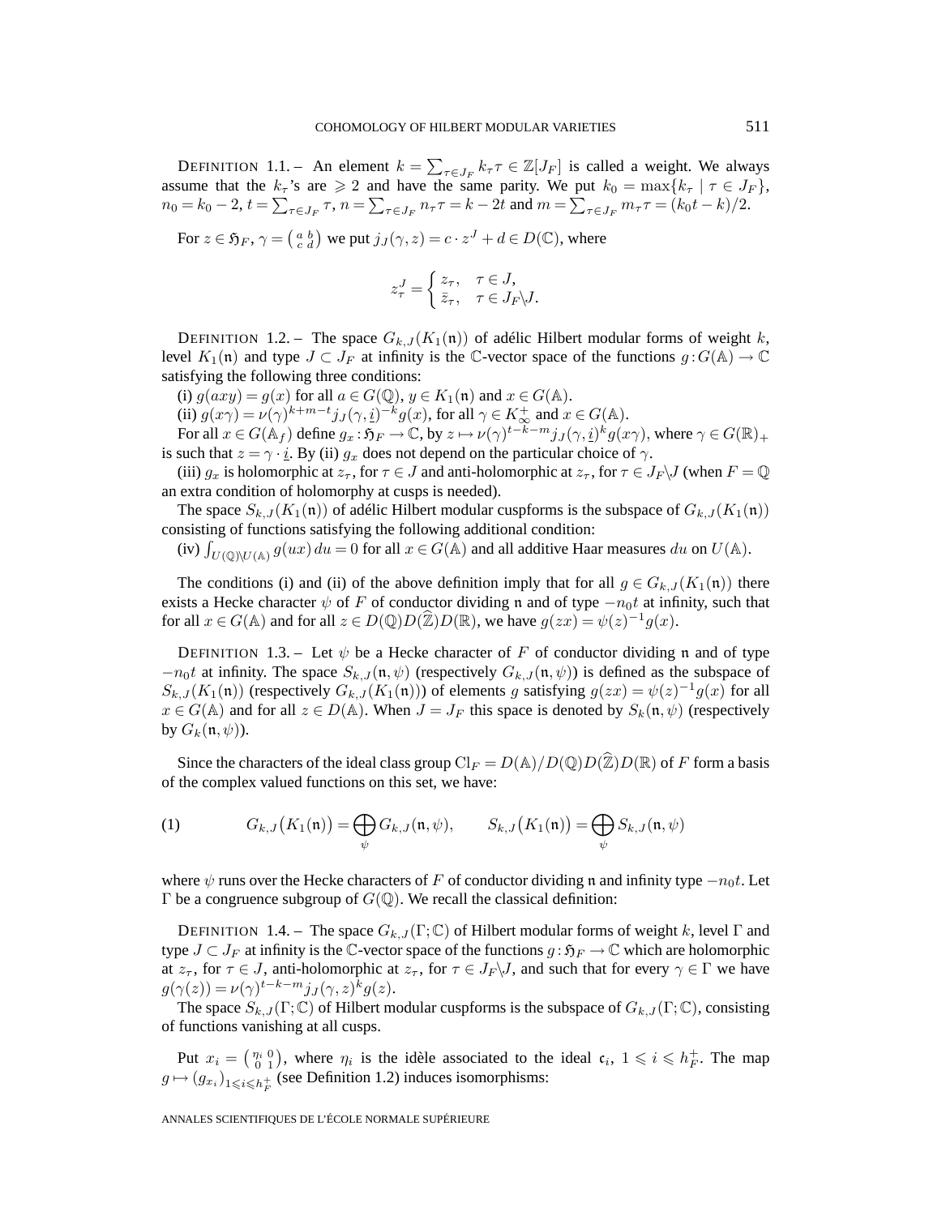DEFINITION 1.1. – An element $k = \sum_{\tau \in J_F} k_\tau \tau \in \mathbb{Z}[J_F]$ is called a weight. We always assume that the $k_\tau$'s are $\geqslant 2$ and have the same parity. We put $k_0 = \max\{k_\tau \mid \tau \in J_F\}$, $n_0 = k_0 - 2$, $t = \sum_{\tau \in J_F} \tau$, $n = \sum_{\tau \in J_F} n_\tau \tau = k - 2t$ and $m = \sum_{\tau \in J_F} m_\tau \tau = (k_0 t - k)/2$.

For $z \in \mathfrak{H}_F$, $\gamma = \left(\begin{smallmatrix} a & b \\ c & d \end{smallmatrix}\right)$ we put $j_J(\gamma, z) = c \cdot z^J + d \in D(\mathbb{C})$, where

$$z_\tau^J = \begin{cases} z_\tau, & \tau \in J, \\ \bar{z}_\tau, & \tau \in J_F \backslash J. \end{cases}$$

DEFINITION 1.2. – The space $G_{k,J}(K_1(\mathfrak{n}))$ of adélic Hilbert modular forms of weight $k$, level $K_1(\mathfrak{n})$ and type $J \subset J_F$ at infinity is the $\mathbb{C}$-vector space of the functions $g : G(\mathbb{A}) \to \mathbb{C}$ satisfying the following three conditions:

(i) $g(axy) = g(x)$ for all $a \in G(\mathbb{Q})$, $y \in K_1(\mathfrak{n})$ and $x \in G(\mathbb{A})$.

(ii) $g(x\gamma) = \nu(\gamma)^{k+m-t} j_J(\gamma, \underline{i})^{-k} g(x)$, for all $\gamma \in K_\infty^+$ and $x \in G(\mathbb{A})$.

For all $x \in G(\mathbb{A}_f)$ define $g_x : \mathfrak{H}_F \to \mathbb{C}$, by $z \mapsto \nu(\gamma)^{t-k-m} j_J(\gamma, \underline{i})^k g(x\gamma)$, where $\gamma \in G(\mathbb{R})_+$ is such that $z = \gamma \cdot \underline{i}$. By (ii) $g_x$ does not depend on the particular choice of $\gamma$.

(iii) $g_x$ is holomorphic at $z_\tau$, for $\tau \in J$ and anti-holomorphic at $z_\tau$, for $\tau \in J_F \backslash J$ (when $F = \mathbb{Q}$ an extra condition of holomorphy at cusps is needed).

The space $S_{k,J}(K_1(\mathfrak{n}))$ of adélic Hilbert modular cuspforms is the subspace of $G_{k,J}(K_1(\mathfrak{n}))$ consisting of functions satisfying the following additional condition:

(iv) $\int_{U(\mathbb{Q}) \backslash U(\mathbb{A})} g(ux)\, du = 0$ for all $x \in G(\mathbb{A})$ and all additive Haar measures $du$ on $U(\mathbb{A})$.

The conditions (i) and (ii) of the above definition imply that for all $g \in G_{k,J}(K_1(\mathfrak{n}))$ there exists a Hecke character $\psi$ of $F$ of conductor dividing $\mathfrak{n}$ and of type $-n_0 t$ at infinity, such that for all $x \in G(\mathbb{A})$ and for all $z \in D(\mathbb{Q}) D(\widehat{\mathbb{Z}}) D(\mathbb{R})$, we have $g(zx) = \psi(z)^{-1} g(x)$.

DEFINITION 1.3. – Let $\psi$ be a Hecke character of $F$ of conductor dividing $\mathfrak{n}$ and of type $-n_0 t$ at infinity. The space $S_{k,J}(\mathfrak{n}, \psi)$ (respectively $G_{k,J}(\mathfrak{n}, \psi)$) is defined as the subspace of $S_{k,J}(K_1(\mathfrak{n}))$ (respectively $G_{k,J}(K_1(\mathfrak{n}))$) of elements $g$ satisfying $g(zx) = \psi(z)^{-1} g(x)$ for all $x \in G(\mathbb{A})$ and for all $z \in D(\mathbb{A})$. When $J = J_F$ this space is denoted by $S_k(\mathfrak{n}, \psi)$ (respectively by $G_k(\mathfrak{n}, \psi)$).

Since the characters of the ideal class group $\mathrm{Cl}_F = D(\mathbb{A}) / D(\mathbb{Q}) D(\widehat{\mathbb{Z}}) D(\mathbb{R})$ of $F$ form a basis of the complex valued functions on this set, we have:

$$G_{k,J}\big(K_1(\mathfrak{n})\big) = \bigoplus_\psi G_{k,J}(\mathfrak{n}, \psi), \qquad S_{k,J}\big(K_1(\mathfrak{n})\big) = \bigoplus_\psi S_{k,J}(\mathfrak{n}, \psi) \tag{1}$$

where $\psi$ runs over the Hecke characters of $F$ of conductor dividing $\mathfrak{n}$ and infinity type $-n_0 t$. Let $\Gamma$ be a congruence subgroup of $G(\mathbb{Q})$. We recall the classical definition:

DEFINITION 1.4. – The space $G_{k,J}(\Gamma; \mathbb{C})$ of Hilbert modular forms of weight $k$, level $\Gamma$ and type $J \subset J_F$ at infinity is the $\mathbb{C}$-vector space of the functions $g : \mathfrak{H}_F \to \mathbb{C}$ which are holomorphic at $z_\tau$, for $\tau \in J$, anti-holomorphic at $z_\tau$, for $\tau \in J_F \backslash J$, and such that for every $\gamma \in \Gamma$ we have $g(\gamma(z)) = \nu(\gamma)^{t-k-m} j_J(\gamma, z)^k g(z)$.

The space $S_{k,J}(\Gamma; \mathbb{C})$ of Hilbert modular cuspforms is the subspace of $G_{k,J}(\Gamma; \mathbb{C})$, consisting of functions vanishing at all cusps.

Put $x_i = \left(\begin{smallmatrix} \eta_i & 0 \\ 0 & 1 \end{smallmatrix}\right)$, where $\eta_i$ is the idèle associated to the ideal $\mathfrak{c}_i$, $1 \leqslant i \leqslant h_F^+$. The map $g \mapsto (g_{x_i})_{1 \leqslant i \leqslant h_F^+}$ (see Definition 1.2) induces isomorphisms: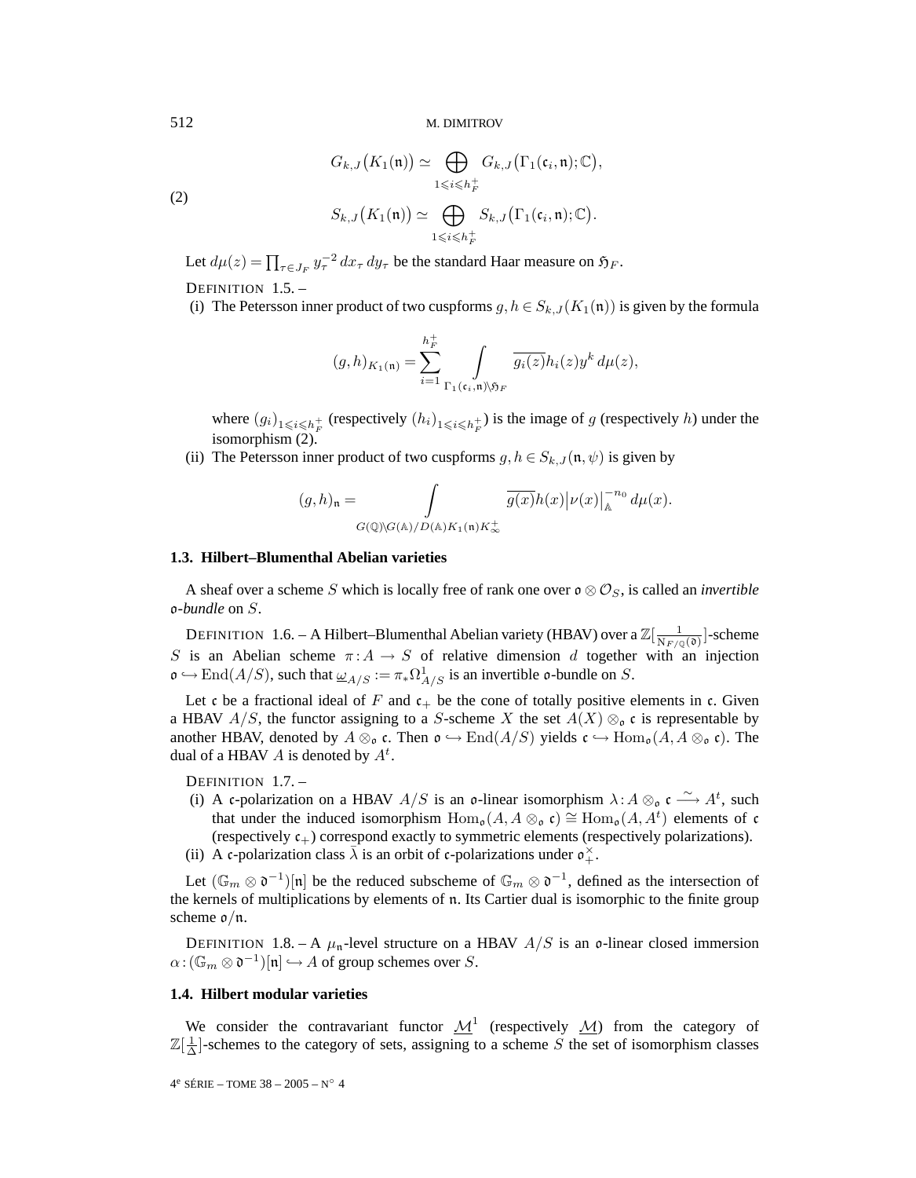$$G_{k,J}\big(K_1(\mathfrak{n})\big) \simeq \bigoplus_{1\leqslant i\leqslant h_F^+} G_{k,J}\big(\Gamma_1(\mathfrak{c}_i,\mathfrak{n});\mathbb{C}\big),$$

$$S_{k,J}\big(K_1(\mathfrak{n})\big) \simeq \bigoplus_{1\leqslant i\leqslant h_F^+} S_{k,J}\big(\Gamma_1(\mathfrak{c}_i,\mathfrak{n});\mathbb{C}\big). \tag{2}$$

Let $d\mu(z) = \prod_{\tau\in J_F} y_\tau^{-2}\,dx_\tau\,dy_\tau$ be the standard Haar measure on $\mathfrak{H}_F$.

DEFINITION 1.5. –

(i) The Petersson inner product of two cuspforms $g,h\in S_{k,J}(K_1(\mathfrak{n}))$ is given by the formula

$$(g,h)_{K_1(\mathfrak{n})} = \sum_{i=1}^{h_F^+} \int\limits_{\Gamma_1(\mathfrak{c}_i,\mathfrak{n})\backslash\mathfrak{H}_F} \overline{g_i(z)}h_i(z)y^k\,d\mu(z),$$

where $(g_i)_{1\leqslant i\leqslant h_F^+}$ (respectively $(h_i)_{1\leqslant i\leqslant h_F^+}$) is the image of $g$ (respectively $h$) under the isomorphism (2).

(ii) The Petersson inner product of two cuspforms $g,h\in S_{k,J}(\mathfrak{n},\psi)$ is given by

$$(g,h)_{\mathfrak{n}} = \int\limits_{G(\mathbb{Q})\backslash G(\mathbb{A})/D(\mathbb{A})K_1(\mathfrak{n})K_\infty^+} \overline{g(x)}h(x)\big|\nu(x)\big|_{\mathbb{A}}^{-n_0}\,d\mu(x).$$

### 1.3. Hilbert–Blumenthal Abelian varieties

A sheaf over a scheme $S$ which is locally free of rank one over $\mathfrak{o}\otimes\mathcal{O}_S$, is called an *invertible* $\mathfrak{o}$*-bundle* on $S$.

DEFINITION 1.6. – A Hilbert–Blumenthal Abelian variety (HBAV) over a $\mathbb{Z}[\frac{1}{\mathrm{N}_{F/\mathbb{Q}}(\mathfrak{d})}]$-scheme $S$ is an Abelian scheme $\pi: A\to S$ of relative dimension $d$ together with an injection $\mathfrak{o}\hookrightarrow \mathrm{End}(A/S)$, such that $\underline{\omega}_{A/S} := \pi_*\Omega^1_{A/S}$ is an invertible $\mathfrak{o}$-bundle on $S$.

Let $\mathfrak{c}$ be a fractional ideal of $F$ and $\mathfrak{c}_+$ be the cone of totally positive elements in $\mathfrak{c}$. Given a HBAV $A/S$, the functor assigning to a $S$-scheme $X$ the set $A(X)\otimes_{\mathfrak{o}}\mathfrak{c}$ is representable by another HBAV, denoted by $A\otimes_{\mathfrak{o}}\mathfrak{c}$. Then $\mathfrak{o}\hookrightarrow\mathrm{End}(A/S)$ yields $\mathfrak{c}\hookrightarrow\mathrm{Hom}_{\mathfrak{o}}(A,A\otimes_{\mathfrak{o}}\mathfrak{c})$. The dual of a HBAV $A$ is denoted by $A^t$.

DEFINITION 1.7. –

(i) A $\mathfrak{c}$-polarization on a HBAV $A/S$ is an $\mathfrak{o}$-linear isomorphism $\lambda: A\otimes_{\mathfrak{o}}\mathfrak{c}\xrightarrow{\sim} A^t$, such that under the induced isomorphism $\mathrm{Hom}_{\mathfrak{o}}(A,A\otimes_{\mathfrak{o}}\mathfrak{c})\cong\mathrm{Hom}_{\mathfrak{o}}(A,A^t)$ elements of $\mathfrak{c}$ (respectively $\mathfrak{c}_+$) correspond exactly to symmetric elements (respectively polarizations).

(ii) A $\mathfrak{c}$-polarization class $\bar{\lambda}$ is an orbit of $\mathfrak{c}$-polarizations under $\mathfrak{o}_+^\times$.

Let $(\mathbb{G}_m\otimes\mathfrak{d}^{-1})[\mathfrak{n}]$ be the reduced subscheme of $\mathbb{G}_m\otimes\mathfrak{d}^{-1}$, defined as the intersection of the kernels of multiplications by elements of $\mathfrak{n}$. Its Cartier dual is isomorphic to the finite group scheme $\mathfrak{o}/\mathfrak{n}$.

DEFINITION 1.8. – A $\mu_{\mathfrak{n}}$-level structure on a HBAV $A/S$ is an $\mathfrak{o}$-linear closed immersion $\alpha: (\mathbb{G}_m\otimes\mathfrak{d}^{-1})[\mathfrak{n}]\hookrightarrow A$ of group schemes over $S$.

### 1.4. Hilbert modular varieties

We consider the contravariant functor $\underline{\mathcal{M}}^1$ (respectively $\underline{\mathcal{M}}$) from the category of $\mathbb{Z}[\frac{1}{\Delta}]$-schemes to the category of sets, assigning to a scheme $S$ the set of isomorphism classes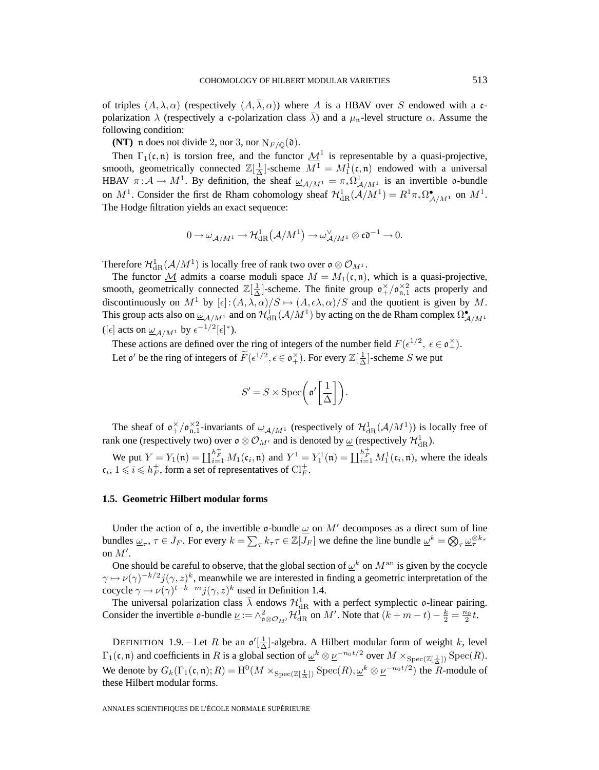of triples $(A, \lambda, \alpha)$ (respectively $(A, \bar{\lambda}, \alpha)$) where $A$ is a HBAV over $S$ endowed with a $\mathfrak{c}$-polarization $\lambda$ (respectively a $\mathfrak{c}$-polarization class $\bar{\lambda}$) and a $\mu_{\mathfrak{n}}$-level structure $\alpha$. Assume the following condition:

**(NT)** $\mathfrak{n}$ does not divide 2, nor 3, nor $\mathrm{N}_{F/\mathbb{Q}}(\mathfrak{d})$.

Then $\Gamma_1(\mathfrak{c}, \mathfrak{n})$ is torsion free, and the functor $\underline{\mathcal{M}}^1$ is representable by a quasi-projective, smooth, geometrically connected $\mathbb{Z}[\frac{1}{\Delta}]$-scheme $M^1 = M_1^1(\mathfrak{c}, \mathfrak{n})$ endowed with a universal HBAV $\pi : \mathcal{A} \to M^1$. By definition, the sheaf $\underline{\omega}_{\mathcal{A}/M^1} = \pi_* \Omega^1_{\mathcal{A}/M^1}$ is an invertible $\mathfrak{o}$-bundle on $M^1$. Consider the first de Rham cohomology sheaf $\mathcal{H}^1_{\mathrm{dR}}(\mathcal{A}/M^1) = R^1\pi_* \Omega^\bullet_{\mathcal{A}/M^1}$ on $M^1$. The Hodge filtration yields an exact sequence:

$$0 \to \underline{\omega}_{\mathcal{A}/M^1} \to \mathcal{H}^1_{\mathrm{dR}}\big(\mathcal{A}/M^1\big) \to \underline{\omega}^\vee_{\mathcal{A}/M^1} \otimes \mathfrak{c}\mathfrak{d}^{-1} \to 0.$$

Therefore $\mathcal{H}^1_{\mathrm{dR}}(\mathcal{A}/M^1)$ is locally free of rank two over $\mathfrak{o} \otimes \mathcal{O}_{M^1}$.

The functor $\underline{\mathcal{M}}$ admits a coarse moduli space $M = M_1(\mathfrak{c}, \mathfrak{n})$, which is a quasi-projective, smooth, geometrically connected $\mathbb{Z}[\frac{1}{\Delta}]$-scheme. The finite group $\mathfrak{o}_+^\times/\mathfrak{o}_{\mathfrak{n},1}^{\times 2}$ acts properly and discontinuously on $M^1$ by $[\epsilon] : (A, \lambda, \alpha)/S \mapsto (A, \epsilon\lambda, \alpha)/S$ and the quotient is given by $M$. This group acts also on $\underline{\omega}_{\mathcal{A}/M^1}$ and on $\mathcal{H}^1_{\mathrm{dR}}(\mathcal{A}/M^1)$ by acting on the de Rham complex $\Omega^\bullet_{\mathcal{A}/M^1}$ ($[\epsilon]$ acts on $\underline{\omega}_{\mathcal{A}/M^1}$ by $\epsilon^{-1/2}[\epsilon]^*$).

These actions are defined over the ring of integers of the number field $F(\epsilon^{1/2},\ \epsilon \in \mathfrak{o}_+^\times)$.

Let $\mathfrak{o}'$ be the ring of integers of $\widetilde{F}(\epsilon^{1/2}, \epsilon \in \mathfrak{o}_+^\times)$. For every $\mathbb{Z}[\frac{1}{\Delta}]$-scheme $S$ we put

$$S' = S \times \mathrm{Spec}\bigg(\mathfrak{o}'\bigg[\frac{1}{\Delta}\bigg]\bigg).$$

The sheaf of $\mathfrak{o}_+^\times/\mathfrak{o}_{\mathfrak{n},1}^{\times 2}$-invariants of $\underline{\omega}_{\mathcal{A}/M^1}$ (respectively of $\mathcal{H}^1_{\mathrm{dR}}(\mathcal{A}/M^1)$) is locally free of rank one (respectively two) over $\mathfrak{o} \otimes \mathcal{O}_{M'}$ and is denoted by $\underline{\omega}$ (respectively $\mathcal{H}^1_{\mathrm{dR}}$).

We put $Y = Y_1(\mathfrak{n}) = \coprod_{i=1}^{h_F^+} M_1(\mathfrak{c}_i, \mathfrak{n})$ and $Y^1 = Y_1^1(\mathfrak{n}) = \coprod_{i=1}^{h_F^+} M_1^1(\mathfrak{c}_i, \mathfrak{n})$, where the ideals $\mathfrak{c}_i$, $1 \leqslant i \leqslant h_F^+$, form a set of representatives of $\mathrm{Cl}_F^+$.

### 1.5. Geometric Hilbert modular forms

Under the action of $\mathfrak{o}$, the invertible $\mathfrak{o}$-bundle $\underline{\omega}$ on $M'$ decomposes as a direct sum of line bundles $\underline{\omega}_\tau$, $\tau \in J_F$. For every $k = \sum_\tau k_\tau \tau \in \mathbb{Z}[J_F]$ we define the line bundle $\underline{\omega}^k = \bigotimes_\tau \underline{\omega}_\tau^{\otimes k_\tau}$ on $M'$.

One should be careful to observe, that the global section of $\underline{\omega}^k$ on $M^{\mathrm{an}}$ is given by the cocycle $\gamma \mapsto \nu(\gamma)^{-k/2} j(\gamma, z)^k$, meanwhile we are interested in finding a geometric interpretation of the cocycle $\gamma \mapsto \nu(\gamma)^{t-k-m} j(\gamma, z)^k$ used in Definition 1.4.

The universal polarization class $\bar{\lambda}$ endows $\mathcal{H}^1_{\mathrm{dR}}$ with a perfect symplectic $\mathfrak{o}$-linear pairing. Consider the invertible $\mathfrak{o}$-bundle $\underline{\nu} := \wedge^2_{\mathfrak{o} \otimes \mathcal{O}_{M'}} \mathcal{H}^1_{\mathrm{dR}}$ on $M'$. Note that $(k + m - t) - \frac{k}{2} = \frac{n_0}{2} t$.

DEFINITION 1.9. – Let $R$ be an $\mathfrak{o}'[\frac{1}{\Delta}]$-algebra. A Hilbert modular form of weight $k$, level $\Gamma_1(\mathfrak{c}, \mathfrak{n})$ and coefficients in $R$ is a global section of $\underline{\omega}^k \otimes \underline{\nu}^{-n_0 t/2}$ over $M \times_{\mathrm{Spec}(\mathbb{Z}[\frac{1}{\Delta}])} \mathrm{Spec}(R)$. We denote by $G_k(\Gamma_1(\mathfrak{c}, \mathfrak{n}); R) = \mathrm{H}^0(M \times_{\mathrm{Spec}(\mathbb{Z}[\frac{1}{\Delta}])} \mathrm{Spec}(R), \underline{\omega}^k \otimes \underline{\nu}^{-n_0 t/2})$ the $R$-module of these Hilbert modular forms.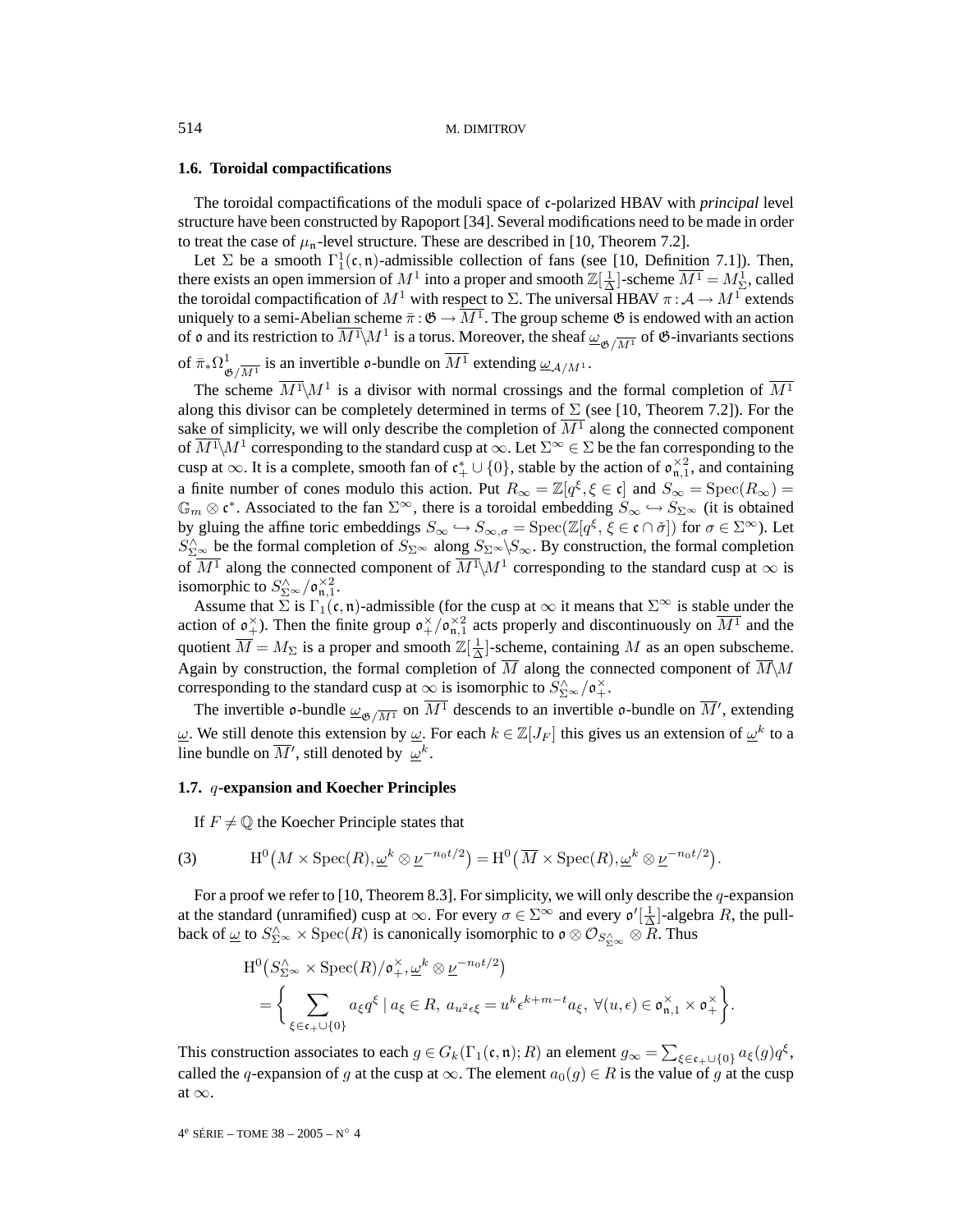### 1.6. Toroidal compactifications

The toroidal compactifications of the moduli space of $\mathfrak{c}$-polarized HBAV with *principal* level structure have been constructed by Rapoport [34]. Several modifications need to be made in order to treat the case of $\mu_{\mathfrak{n}}$-level structure. These are described in [10, Theorem 7.2].

Let $\Sigma$ be a smooth $\Gamma_1^1(\mathfrak{c},\mathfrak{n})$-admissible collection of fans (see [10, Definition 7.1]). Then, there exists an open immersion of $M^1$ into a proper and smooth $\mathbb{Z}[\frac{1}{\Delta}]$-scheme $\overline{M^1} = M^1_\Sigma$, called the toroidal compactification of $M^1$ with respect to $\Sigma$. The universal HBAV $\pi : \mathcal{A} \to M^1$ extends uniquely to a semi-Abelian scheme $\bar{\pi} : \mathfrak{G} \to \overline{M^1}$. The group scheme $\mathfrak{G}$ is endowed with an action of $\mathfrak{o}$ and its restriction to $\overline{M^1}\backslash M^1$ is a torus. Moreover, the sheaf $\underline{\omega}_{\mathfrak{G}/\overline{M^1}}$ of $\mathfrak{G}$-invariants sections of $\bar{\pi}_*\Omega^1_{\mathfrak{G}/\overline{M^1}}$ is an invertible $\mathfrak{o}$-bundle on $\overline{M^1}$ extending $\underline{\omega}_{\mathcal{A}/M^1}$.

The scheme $\overline{M^1}\backslash M^1$ is a divisor with normal crossings and the formal completion of $\overline{M^1}$ along this divisor can be completely determined in terms of $\Sigma$ (see [10, Theorem 7.2]). For the sake of simplicity, we will only describe the completion of $\overline{M^1}$ along the connected component of $\overline{M^1}\backslash M^1$ corresponding to the standard cusp at $\infty$. Let $\Sigma^\infty \in \Sigma$ be the fan corresponding to the cusp at $\infty$. It is a complete, smooth fan of $\mathfrak{c}^*_+ \cup \{0\}$, stable by the action of $\mathfrak{o}^{\times 2}_{\mathfrak{n},1}$, and containing a finite number of cones modulo this action. Put $R_\infty = \mathbb{Z}[q^\xi, \xi \in \mathfrak{c}]$ and $S_\infty = \operatorname{Spec}(R_\infty) = \mathbb{G}_m \otimes \mathfrak{c}^*$. Associated to the fan $\Sigma^\infty$, there is a toroidal embedding $S_\infty \hookrightarrow S_{\Sigma^\infty}$ (it is obtained by gluing the affine toric embeddings $S_\infty \hookrightarrow S_{\infty,\sigma} = \operatorname{Spec}(\mathbb{Z}[q^\xi, \xi \in \mathfrak{c} \cap \check{\sigma}])$ for $\sigma \in \Sigma^\infty$). Let $S^\wedge_{\Sigma^\infty}$ be the formal completion of $S_{\Sigma^\infty}$ along $S_{\Sigma^\infty}\backslash S_\infty$. By construction, the formal completion of $\overline{M^1}$ along the connected component of $\overline{M^1}\backslash M^1$ corresponding to the standard cusp at $\infty$ is isomorphic to $S^\wedge_{\Sigma^\infty}/\mathfrak{o}^{\times 2}_{\mathfrak{n},1}$.

Assume that $\Sigma$ is $\Gamma_1(\mathfrak{c},\mathfrak{n})$-admissible (for the cusp at $\infty$ it means that $\Sigma^\infty$ is stable under the action of $\mathfrak{o}^\times_+$). Then the finite group $\mathfrak{o}^\times_+/\mathfrak{o}^{\times 2}_{\mathfrak{n},1}$ acts properly and discontinuously on $\overline{M^1}$ and the quotient $\overline{M} = M_\Sigma$ is a proper and smooth $\mathbb{Z}[\frac{1}{\Delta}]$-scheme, containing $M$ as an open subscheme. Again by construction, the formal completion of $\overline{M}$ along the connected component of $\overline{M}\backslash M$ corresponding to the standard cusp at $\infty$ is isomorphic to $S^\wedge_{\Sigma^\infty}/\mathfrak{o}^\times_+$.

The invertible $\mathfrak{o}$-bundle $\underline{\omega}_{\mathfrak{G}/\overline{M^1}}$ on $\overline{M^1}$ descends to an invertible $\mathfrak{o}$-bundle on $\overline{M}'$, extending $\underline{\omega}$. We still denote this extension by $\underline{\omega}$. For each $k \in \mathbb{Z}[J_F]$ this gives us an extension of $\underline{\omega}^k$ to a line bundle on $\overline{M}'$, still denoted by $\underline{\omega}^k$.

### 1.7. $q$-expansion and Koecher Principles

If $F \neq \mathbb{Q}$ the Koecher Principle states that

$$\mathrm{H}^0\big(M \times \operatorname{Spec}(R), \underline{\omega}^k \otimes \underline{\nu}^{-n_0 t/2}\big) = \mathrm{H}^0\big(\overline{M} \times \operatorname{Spec}(R), \underline{\omega}^k \otimes \underline{\nu}^{-n_0 t/2}\big). \tag{3}$$

For a proof we refer to [10, Theorem 8.3]. For simplicity, we will only describe the $q$-expansion at the standard (unramified) cusp at $\infty$. For every $\sigma \in \Sigma^\infty$ and every $\mathfrak{o}'[\frac{1}{\Delta}]$-algebra $R$, the pull-back of $\underline{\omega}$ to $S^\wedge_{\Sigma^\infty} \times \operatorname{Spec}(R)$ is canonically isomorphic to $\mathfrak{o} \otimes \mathcal{O}_{S^\wedge_{\Sigma^\infty}} \otimes R$. Thus

$$\begin{aligned}
&\mathrm{H}^0\big(S^\wedge_{\Sigma^\infty} \times \operatorname{Spec}(R)/\mathfrak{o}^\times_+, \underline{\omega}^k \otimes \underline{\nu}^{-n_0 t/2}\big) \\
&\quad = \bigg\{ \sum_{\xi \in \mathfrak{c}_+ \cup \{0\}} a_\xi q^\xi \mid a_\xi \in R,\ a_{u^2\epsilon\xi} = u^k \epsilon^{k+m-t} a_\xi,\ \forall (u,\epsilon) \in \mathfrak{o}^\times_{\mathfrak{n},1} \times \mathfrak{o}^\times_+ \bigg\}.
\end{aligned}$$

This construction associates to each $g \in G_k(\Gamma_1(\mathfrak{c},\mathfrak{n}); R)$ an element $g_\infty = \sum_{\xi \in \mathfrak{c}_+ \cup \{0\}} a_\xi(g) q^\xi$, called the $q$-expansion of $g$ at the cusp at $\infty$. The element $a_0(g) \in R$ is the value of $g$ at the cusp at $\infty$.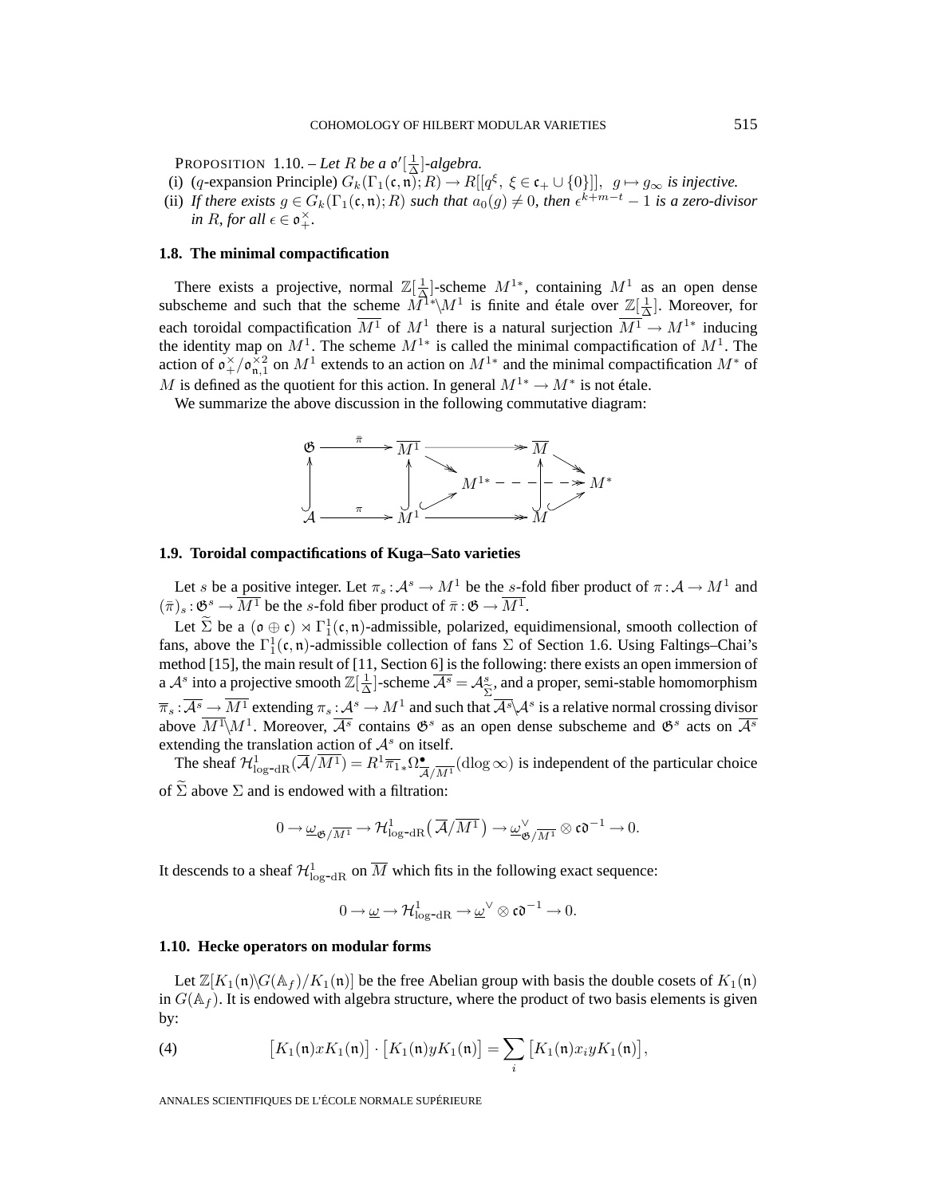PROPOSITION 1.10. – *Let $R$ be a $\mathfrak{o}'[\frac{1}{\Delta}]$-algebra.*

(i) ($q$-expansion Principle) $G_k(\Gamma_1(\mathfrak{c},\mathfrak{n});R) \to R[[q^\xi,\ \xi \in \mathfrak{c}_+ \cup \{0\}]]$, $g \mapsto g_\infty$ *is injective.*

(ii) *If there exists $g \in G_k(\Gamma_1(\mathfrak{c},\mathfrak{n});R)$ such that $a_0(g) \neq 0$, then $\epsilon^{k+m-t} - 1$ is a zero-divisor in $R$, for all $\epsilon \in \mathfrak{o}_+^\times$.*

### 1.8. The minimal compactification

There exists a projective, normal $\mathbb{Z}[\frac{1}{\Delta}]$-scheme $M^{1*}$, containing $M^1$ as an open dense subscheme and such that the scheme $M^{1*} \backslash M^1$ is finite and étale over $\mathbb{Z}[\frac{1}{\Delta}]$. Moreover, for each toroidal compactification $\overline{M^1}$ of $M^1$ there is a natural surjection $\overline{M^1} \to M^{1*}$ inducing the identity map on $M^1$. The scheme $M^{1*}$ is called the minimal compactification of $M^1$. The action of $\mathfrak{o}_+^\times/\mathfrak{o}_{\mathfrak{n},1}^{\times 2}$ on $M^1$ extends to an action on $M^{1*}$ and the minimal compactification $M^*$ of $M$ is defined as the quotient for this action. In general $M^{1*} \to M^*$ is not étale.

We summarize the above discussion in the following commutative diagram:

$$
\begin{array}{ccccccc}
\mathfrak{G} & \xrightarrow{\bar\pi} & \overline{M^1} & \longrightarrow\!\!\!\!\!\rightarrow & \overline{M} & & \\
 & & & \searrow & & \searrow & \\
\uparrow & & \uparrow & & M^{1*} \dashrightarrow & & M^* \\
 & & & \nearrow & & \nearrow & \\
\mathcal{A} & \xrightarrow{\pi} & M^1 & \longrightarrow\!\!\!\!\!\rightarrow & M & &
\end{array}
$$

### 1.9. Toroidal compactifications of Kuga–Sato varieties

Let $s$ be a positive integer. Let $\pi_s : \mathcal{A}^s \to M^1$ be the $s$-fold fiber product of $\pi : \mathcal{A} \to M^1$ and $(\bar\pi)_s : \mathfrak{G}^s \to \overline{M^1}$ be the $s$-fold fiber product of $\bar\pi : \mathfrak{G} \to \overline{M^1}$.

Let $\widetilde{\Sigma}$ be a $(\mathfrak{o} \oplus \mathfrak{c}) \rtimes \Gamma_1^1(\mathfrak{c},\mathfrak{n})$-admissible, polarized, equidimensional, smooth collection of fans, above the $\Gamma_1^1(\mathfrak{c},\mathfrak{n})$-admissible collection of fans $\Sigma$ of Section 1.6. Using Faltings–Chai's method [15], the main result of [11, Section 6] is the following: there exists an open immersion of a $\mathcal{A}^s$ into a projective smooth $\mathbb{Z}[\frac{1}{\Delta}]$-scheme $\overline{\mathcal{A}^s} = \mathcal{A}^s_{\widetilde{\Sigma}}$, and a proper, semi-stable homomorphism $\overline{\pi}_s : \overline{\mathcal{A}^s} \to \overline{M^1}$ extending $\pi_s : \mathcal{A}^s \to M^1$ and such that $\overline{\mathcal{A}^s} \backslash \mathcal{A}^s$ is a relative normal crossing divisor above $\overline{M^1} \backslash M^1$. Moreover, $\overline{\mathcal{A}^s}$ contains $\mathfrak{G}^s$ as an open dense subscheme and $\mathfrak{G}^s$ acts on $\overline{\mathcal{A}^s}$ extending the translation action of $\mathcal{A}^s$ on itself.

The sheaf $\mathcal{H}^1_{\text{log-dR}}(\overline{\mathcal{A}}/\overline{M^1}) = R^1\overline{\pi}_{1*}\Omega^\bullet_{\overline{\mathcal{A}}/\overline{M^1}}(\mathrm{dlog}\,\infty)$ is independent of the particular choice of $\widetilde{\Sigma}$ above $\Sigma$ and is endowed with a filtration:

$$0 \to \underline{\omega}_{\mathfrak{G}/\overline{M^1}} \to \mathcal{H}^1_{\text{log-dR}}\big(\overline{\mathcal{A}}/\overline{M^1}\big) \to \underline{\omega}^\vee_{\mathfrak{G}/\overline{M^1}} \otimes \mathfrak{c}\mathfrak{d}^{-1} \to 0.$$

It descends to a sheaf $\mathcal{H}^1_{\text{log-dR}}$ on $\overline{M}$ which fits in the following exact sequence:

$$0 \to \underline{\omega} \to \mathcal{H}^1_{\text{log-dR}} \to \underline{\omega}^\vee \otimes \mathfrak{c}\mathfrak{d}^{-1} \to 0.$$

### 1.10. Hecke operators on modular forms

Let $\mathbb{Z}[K_1(\mathfrak{n}) \backslash G(\mathbb{A}_f)/K_1(\mathfrak{n})]$ be the free Abelian group with basis the double cosets of $K_1(\mathfrak{n})$ in $G(\mathbb{A}_f)$. It is endowed with algebra structure, where the product of two basis elements is given by:

$$\big[K_1(\mathfrak{n})xK_1(\mathfrak{n})\big] \cdot \big[K_1(\mathfrak{n})yK_1(\mathfrak{n})\big] = \sum_i \big[K_1(\mathfrak{n})x_iyK_1(\mathfrak{n})\big], \tag{4}$$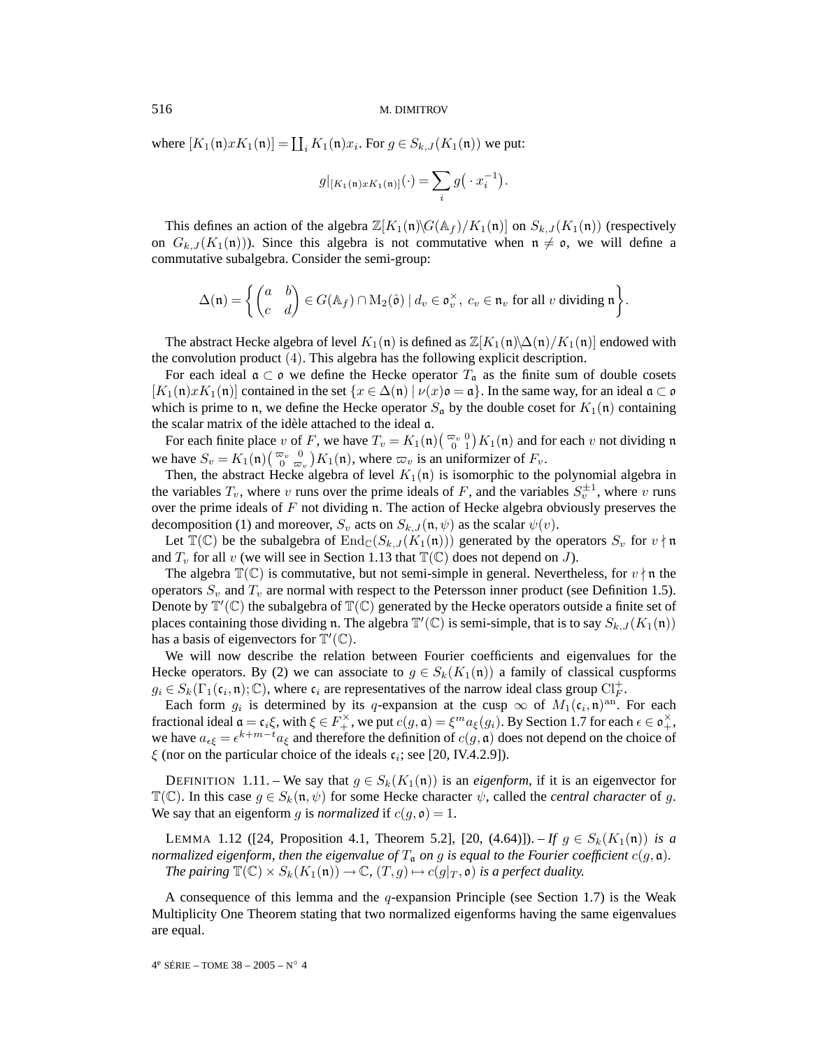where $[K_1(\mathfrak{n})xK_1(\mathfrak{n})] = \coprod_i K_1(\mathfrak{n})x_i$. For $g \in S_{k,J}(K_1(\mathfrak{n}))$ we put:

$$g|_{[K_1(\mathfrak{n})xK_1(\mathfrak{n})]}(\cdot) = \sum_i g\big(\cdot x_i^{-1}\big).$$

This defines an action of the algebra $\mathbb{Z}[K_1(\mathfrak{n})\backslash G(\mathbb{A}_f)/K_1(\mathfrak{n})]$ on $S_{k,J}(K_1(\mathfrak{n}))$ (respectively on $G_{k,J}(K_1(\mathfrak{n}))$). Since this algebra is not commutative when $\mathfrak{n} \neq \mathfrak{o}$, we will define a commutative subalgebra. Consider the semi-group:

$$\Delta(\mathfrak{n}) = \left\{ \begin{pmatrix} a & b \\ c & d \end{pmatrix} \in G(\mathbb{A}_f) \cap \mathrm{M}_2(\hat{\mathfrak{o}}) \mid d_v \in \mathfrak{o}_v^\times,\ c_v \in \mathfrak{n}_v \text{ for all } v \text{ dividing } \mathfrak{n} \right\}.$$

The abstract Hecke algebra of level $K_1(\mathfrak{n})$ is defined as $\mathbb{Z}[K_1(\mathfrak{n})\backslash\Delta(\mathfrak{n})/K_1(\mathfrak{n})]$ endowed with the convolution product $(4)$. This algebra has the following explicit description.

For each ideal $\mathfrak{a} \subset \mathfrak{o}$ we define the Hecke operator $T_\mathfrak{a}$ as the finite sum of double cosets $[K_1(\mathfrak{n})xK_1(\mathfrak{n})]$ contained in the set $\{x \in \Delta(\mathfrak{n}) \mid \nu(x)\mathfrak{o} = \mathfrak{a}\}$. In the same way, for an ideal $\mathfrak{a} \subset \mathfrak{o}$ which is prime to $\mathfrak{n}$, we define the Hecke operator $S_\mathfrak{a}$ by the double coset for $K_1(\mathfrak{n})$ containing the scalar matrix of the idèle attached to the ideal $\mathfrak{a}$.

For each finite place $v$ of $F$, we have $T_v = K_1(\mathfrak{n})\left(\begin{smallmatrix} \varpi_v & 0 \\ 0 & 1 \end{smallmatrix}\right)K_1(\mathfrak{n})$ and for each $v$ not dividing $\mathfrak{n}$ we have $S_v = K_1(\mathfrak{n})\left(\begin{smallmatrix} \varpi_v & 0 \\ 0 & \varpi_v \end{smallmatrix}\right)K_1(\mathfrak{n})$, where $\varpi_v$ is an uniformizer of $F_v$.

Then, the abstract Hecke algebra of level $K_1(\mathfrak{n})$ is isomorphic to the polynomial algebra in the variables $T_v$, where $v$ runs over the prime ideals of $F$, and the variables $S_v^{\pm 1}$, where $v$ runs over the prime ideals of $F$ not dividing $\mathfrak{n}$. The action of Hecke algebra obviously preserves the decomposition (1) and moreover, $S_v$ acts on $S_{k,J}(\mathfrak{n},\psi)$ as the scalar $\psi(v)$.

Let $\mathbb{T}(\mathbb{C})$ be the subalgebra of $\mathrm{End}_\mathbb{C}(S_{k,J}(K_1(\mathfrak{n})))$ generated by the operators $S_v$ for $v \nmid \mathfrak{n}$ and $T_v$ for all $v$ (we will see in Section 1.13 that $\mathbb{T}(\mathbb{C})$ does not depend on $J$).

The algebra $\mathbb{T}(\mathbb{C})$ is commutative, but not semi-simple in general. Nevertheless, for $v \nmid \mathfrak{n}$ the operators $S_v$ and $T_v$ are normal with respect to the Petersson inner product (see Definition 1.5). Denote by $\mathbb{T}'(\mathbb{C})$ the subalgebra of $\mathbb{T}(\mathbb{C})$ generated by the Hecke operators outside a finite set of places containing those dividing $\mathfrak{n}$. The algebra $\mathbb{T}'(\mathbb{C})$ is semi-simple, that is to say $S_{k,J}(K_1(\mathfrak{n}))$ has a basis of eigenvectors for $\mathbb{T}'(\mathbb{C})$.

We will now describe the relation between Fourier coefficients and eigenvalues for the Hecke operators. By (2) we can associate to $g \in S_k(K_1(\mathfrak{n}))$ a family of classical cuspforms $g_i \in S_k(\Gamma_1(\mathfrak{c}_i,\mathfrak{n});\mathbb{C})$, where $\mathfrak{c}_i$ are representatives of the narrow ideal class group $\mathrm{Cl}_F^+$.

Each form $g_i$ is determined by its $q$-expansion at the cusp $\infty$ of $M_1(\mathfrak{c}_i,\mathfrak{n})^{\mathrm{an}}$. For each fractional ideal $\mathfrak{a} = \mathfrak{c}_i\xi$, with $\xi \in F_+^\times$, we put $c(g,\mathfrak{a}) = \xi^m a_\xi(g_i)$. By Section 1.7 for each $\epsilon \in \mathfrak{o}_+^\times$, we have $a_{\epsilon\xi} = \epsilon^{k+m-t}a_\xi$ and therefore the definition of $c(g,\mathfrak{a})$ does not depend on the choice of $\xi$ (nor on the particular choice of the ideals $\mathfrak{c}_i$; see [20, IV.4.2.9]).

DEFINITION 1.11. – We say that $g \in S_k(K_1(\mathfrak{n}))$ is an *eigenform*, if it is an eigenvector for $\mathbb{T}(\mathbb{C})$. In this case $g \in S_k(\mathfrak{n},\psi)$ for some Hecke character $\psi$, called the *central character* of $g$. We say that an eigenform $g$ is *normalized* if $c(g,\mathfrak{o}) = 1$.

LEMMA 1.12 ([24, Proposition 4.1, Theorem 5.2], [20, (4.64)]). – *If $g \in S_k(K_1(\mathfrak{n}))$ is a normalized eigenform, then the eigenvalue of $T_\mathfrak{a}$ on $g$ is equal to the Fourier coefficient $c(g,\mathfrak{a})$.*
*The pairing $\mathbb{T}(\mathbb{C}) \times S_k(K_1(\mathfrak{n})) \to \mathbb{C}$, $(T,g) \mapsto c(g|_T,\mathfrak{o})$ is a perfect duality.*

A consequence of this lemma and the $q$-expansion Principle (see Section 1.7) is the Weak Multiplicity One Theorem stating that two normalized eigenforms having the same eigenvalues are equal.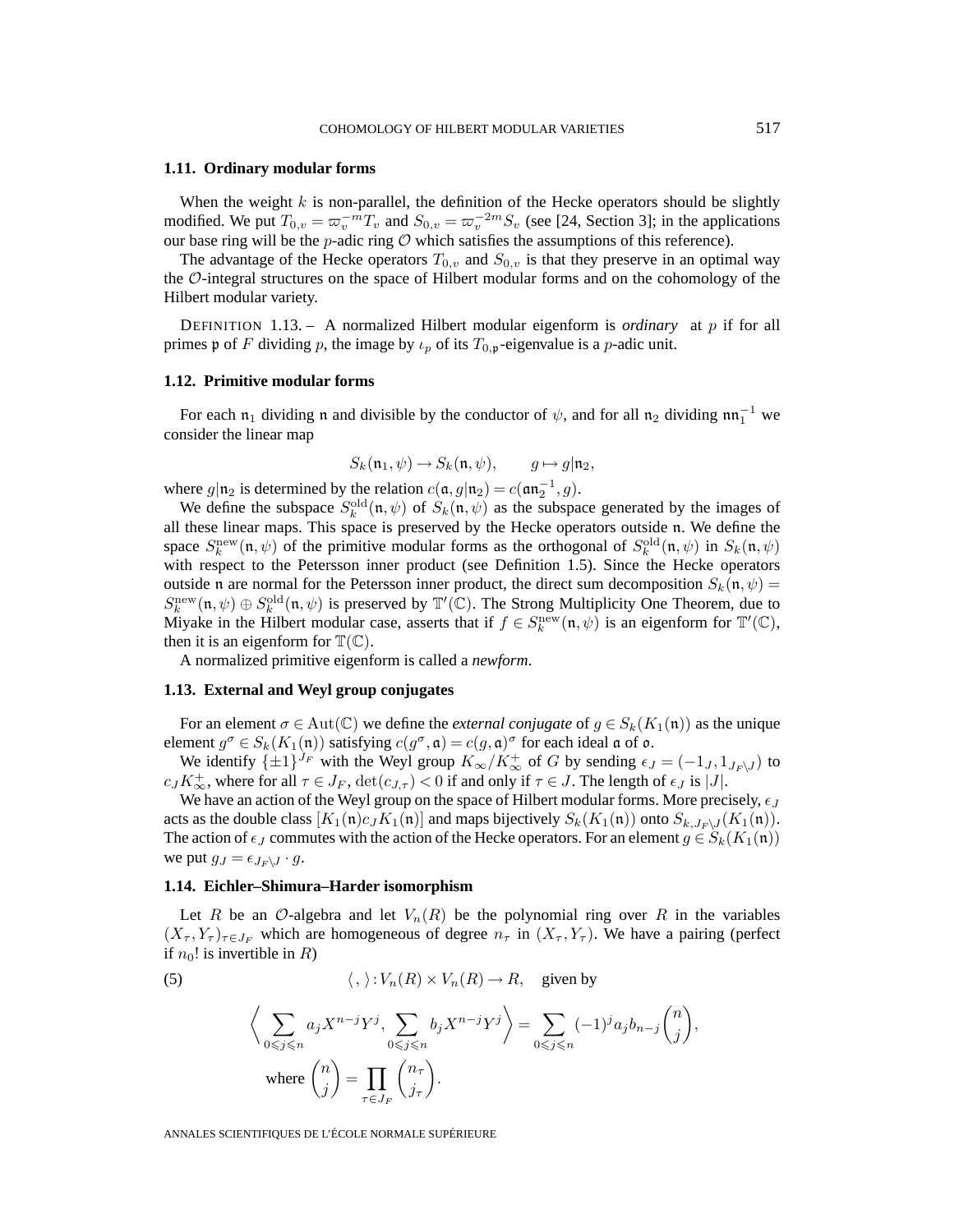### 1.11. Ordinary modular forms

When the weight $k$ is non-parallel, the definition of the Hecke operators should be slightly modified. We put $T_{0,v} = \varpi_v^{-m} T_v$ and $S_{0,v} = \varpi_v^{-2m} S_v$ (see [24, Section 3]; in the applications our base ring will be the $p$-adic ring $\mathcal{O}$ which satisfies the assumptions of this reference).

The advantage of the Hecke operators $T_{0,v}$ and $S_{0,v}$ is that they preserve in an optimal way the $\mathcal{O}$-integral structures on the space of Hilbert modular forms and on the cohomology of the Hilbert modular variety.

DEFINITION 1.13. – A normalized Hilbert modular eigenform is *ordinary* at $p$ if for all primes $\mathfrak{p}$ of $F$ dividing $p$, the image by $\iota_p$ of its $T_{0,\mathfrak{p}}$-eigenvalue is a $p$-adic unit.

### 1.12. Primitive modular forms

For each $\mathfrak{n}_1$ dividing $\mathfrak{n}$ and divisible by the conductor of $\psi$, and for all $\mathfrak{n}_2$ dividing $\mathfrak{n}\mathfrak{n}_1^{-1}$ we consider the linear map

$$S_k(\mathfrak{n}_1, \psi) \to S_k(\mathfrak{n}, \psi), \qquad g \mapsto g|\mathfrak{n}_2,$$

where $g|\mathfrak{n}_2$ is determined by the relation $c(\mathfrak{a}, g|\mathfrak{n}_2) = c(\mathfrak{a}\mathfrak{n}_2^{-1}, g)$.

We define the subspace $S_k^{\mathrm{old}}(\mathfrak{n}, \psi)$ of $S_k(\mathfrak{n}, \psi)$ as the subspace generated by the images of all these linear maps. This space is preserved by the Hecke operators outside $\mathfrak{n}$. We define the space $S_k^{\mathrm{new}}(\mathfrak{n}, \psi)$ of the primitive modular forms as the orthogonal of $S_k^{\mathrm{old}}(\mathfrak{n}, \psi)$ in $S_k(\mathfrak{n}, \psi)$ with respect to the Petersson inner product (see Definition 1.5). Since the Hecke operators outside $\mathfrak{n}$ are normal for the Petersson inner product, the direct sum decomposition $S_k(\mathfrak{n}, \psi) = S_k^{\mathrm{new}}(\mathfrak{n}, \psi) \oplus S_k^{\mathrm{old}}(\mathfrak{n}, \psi)$ is preserved by $\mathbb{T}'(\mathbb{C})$. The Strong Multiplicity One Theorem, due to Miyake in the Hilbert modular case, asserts that if $f \in S_k^{\mathrm{new}}(\mathfrak{n}, \psi)$ is an eigenform for $\mathbb{T}'(\mathbb{C})$, then it is an eigenform for $\mathbb{T}(\mathbb{C})$.

A normalized primitive eigenform is called a *newform*.

### 1.13. External and Weyl group conjugates

For an element $\sigma \in \mathrm{Aut}(\mathbb{C})$ we define the *external conjugate* of $g \in S_k(K_1(\mathfrak{n}))$ as the unique element $g^\sigma \in S_k(K_1(\mathfrak{n}))$ satisfying $c(g^\sigma, \mathfrak{a}) = c(g, \mathfrak{a})^\sigma$ for each ideal $\mathfrak{a}$ of $\mathfrak{o}$.

We identify $\{\pm 1\}^{J_F}$ with the Weyl group $K_\infty / K_\infty^+$ of $G$ by sending $\epsilon_J = (-1_J, 1_{J_F \setminus J})$ to $c_J K_\infty^+$, where for all $\tau \in J_F$, $\det(c_{J,\tau}) < 0$ if and only if $\tau \in J$. The length of $\epsilon_J$ is $|J|$.

We have an action of the Weyl group on the space of Hilbert modular forms. More precisely, $\epsilon_J$ acts as the double class $[K_1(\mathfrak{n}) c_J K_1(\mathfrak{n})]$ and maps bijectively $S_k(K_1(\mathfrak{n}))$ onto $S_{k, J_F \setminus J}(K_1(\mathfrak{n}))$. The action of $\epsilon_J$ commutes with the action of the Hecke operators. For an element $g \in S_k(K_1(\mathfrak{n}))$ we put $g_J = \epsilon_{J_F \setminus J} \cdot g$.

### 1.14. Eichler–Shimura–Harder isomorphism

Let $R$ be an $\mathcal{O}$-algebra and let $V_n(R)$ be the polynomial ring over $R$ in the variables $(X_\tau, Y_\tau)_{\tau \in J_F}$ which are homogeneous of degree $n_\tau$ in $(X_\tau, Y_\tau)$. We have a pairing (perfect if $n_0!$ is invertible in $R$)

$$\langle\, ,\, \rangle : V_n(R) \times V_n(R) \to R, \quad \text{given by} \tag{5}$$

$$\left\langle \sum_{0 \leqslant j \leqslant n} a_j X^{n-j} Y^j, \sum_{0 \leqslant j \leqslant n} b_j X^{n-j} Y^j \right\rangle = \sum_{0 \leqslant j \leqslant n} (-1)^j a_j b_{n-j} \binom{n}{j},$$
$$\text{where } \binom{n}{j} = \prod_{\tau \in J_F} \binom{n_\tau}{j_\tau}.$$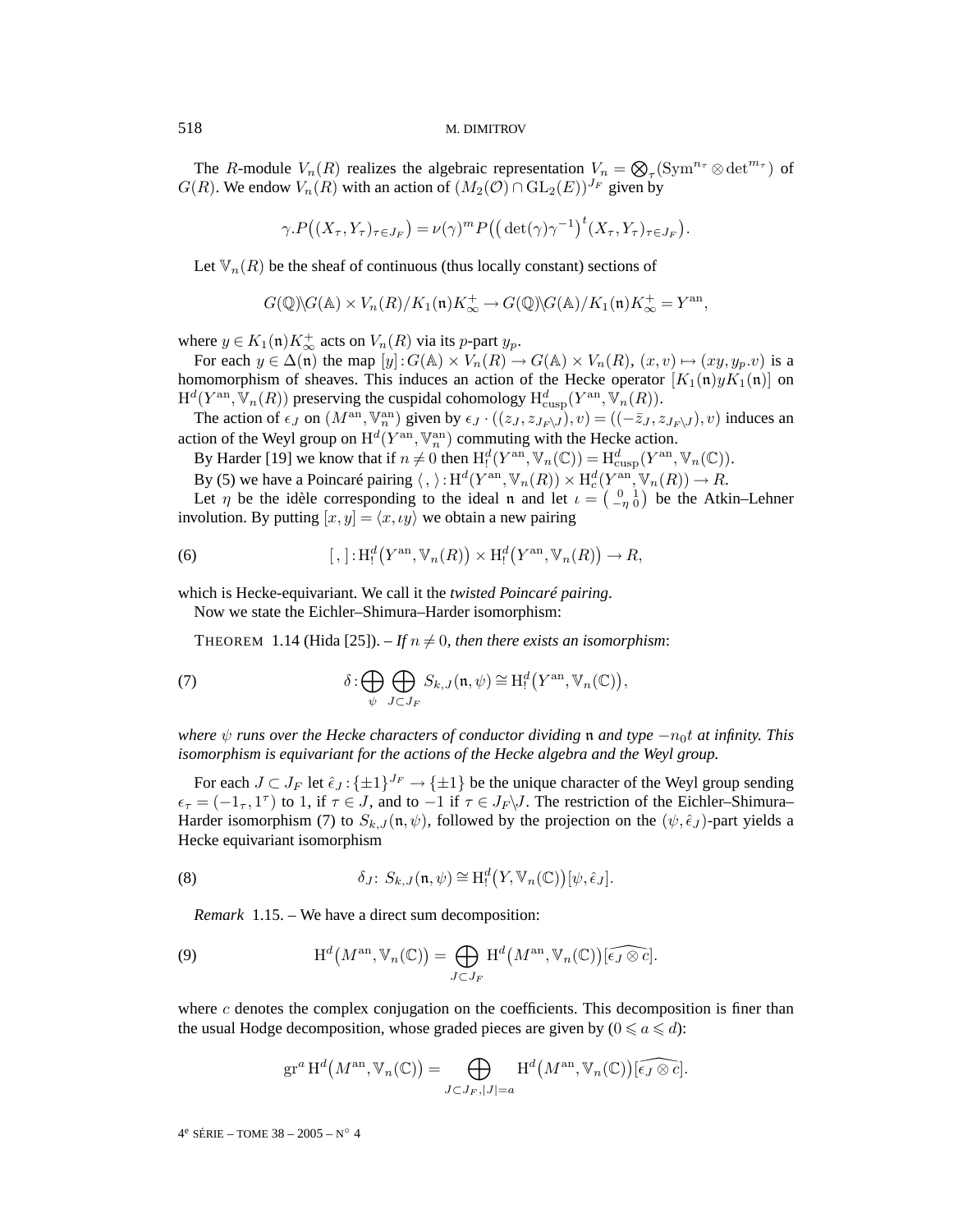The $R$-module $V_n(R)$ realizes the algebraic representation $V_n = \bigotimes_\tau (\mathrm{Sym}^{n_\tau} \otimes \det^{m_\tau})$ of $G(R)$. We endow $V_n(R)$ with an action of $(M_2(\mathcal{O}) \cap \mathrm{GL}_2(E))^{J_F}$ given by

$$\gamma.P\big((X_\tau, Y_\tau)_{\tau \in J_F}\big) = \nu(\gamma)^m P\big(\big(\det(\gamma)\gamma^{-1}\big)^t (X_\tau, Y_\tau)_{\tau \in J_F}\big).$$

Let $\mathbb{V}_n(R)$ be the sheaf of continuous (thus locally constant) sections of

$$G(\mathbb{Q})\backslash G(\mathbb{A}) \times V_n(R)/K_1(\mathfrak{n})K_\infty^+ \to G(\mathbb{Q})\backslash G(\mathbb{A})/K_1(\mathfrak{n})K_\infty^+ = Y^{\mathrm{an}},$$

where $y \in K_1(\mathfrak{n})K_\infty^+$ acts on $V_n(R)$ via its $p$-part $y_p$.

For each $y \in \Delta(\mathfrak{n})$ the map $[y] : G(\mathbb{A}) \times V_n(R) \to G(\mathbb{A}) \times V_n(R)$, $(x, v) \mapsto (xy, y_p.v)$ is a homomorphism of sheaves. This induces an action of the Hecke operator $[K_1(\mathfrak{n})yK_1(\mathfrak{n})]$ on $\mathrm{H}^d(Y^{\mathrm{an}}, \mathbb{V}_n(R))$ preserving the cuspidal cohomology $\mathrm{H}^d_{\mathrm{cusp}}(Y^{\mathrm{an}}, \mathbb{V}_n(R))$.

The action of $\epsilon_J$ on $(M^{\mathrm{an}}, \mathbb{V}_n^{\mathrm{an}})$ given by $\epsilon_J \cdot ((z_J, z_{J_F \backslash J}), v) = ((-\bar{z}_J, z_{J_F \backslash J}), v)$ induces an action of the Weyl group on $\mathrm{H}^d(Y^{\mathrm{an}}, \mathbb{V}_n^{\mathrm{an}})$ commuting with the Hecke action.

By Harder [19] we know that if $n \neq 0$ then $\mathrm{H}^d_!(Y^{\mathrm{an}}, \mathbb{V}_n(\mathbb{C})) = \mathrm{H}^d_{\mathrm{cusp}}(Y^{\mathrm{an}}, \mathbb{V}_n(\mathbb{C}))$.

By (5) we have a Poincaré pairing $\langle\, , \rangle : \mathrm{H}^d(Y^{\mathrm{an}}, \mathbb{V}_n(R)) \times \mathrm{H}^d_c(Y^{\mathrm{an}}, \mathbb{V}_n(R)) \to R$.

Let $\eta$ be the idèle corresponding to the ideal $\mathfrak{n}$ and let $\iota = \left(\begin{smallmatrix} 0 & 1 \\ -\eta & 0 \end{smallmatrix}\right)$ be the Atkin–Lehner involution. By putting $[x, y] = \langle x, \iota y \rangle$ we obtain a new pairing

$$[\, , ] : \mathrm{H}^d_!\big(Y^{\mathrm{an}}, \mathbb{V}_n(R)\big) \times \mathrm{H}^d_!\big(Y^{\mathrm{an}}, \mathbb{V}_n(R)\big) \to R, \tag{6}$$

which is Hecke-equivariant. We call it the *twisted Poincaré pairing*.

Now we state the Eichler–Shimura–Harder isomorphism:

THEOREM 1.14 (Hida [25]). – *If $n \neq 0$, then there exists an isomorphism*:

$$\delta : \bigoplus_\psi \bigoplus_{J \subset J_F} S_{k,J}(\mathfrak{n}, \psi) \cong \mathrm{H}^d_!\big(Y^{\mathrm{an}}, \mathbb{V}_n(\mathbb{C})\big), \tag{7}$$

*where $\psi$ runs over the Hecke characters of conductor dividing $\mathfrak{n}$ and type $-n_0 t$ at infinity. This isomorphism is equivariant for the actions of the Hecke algebra and the Weyl group.*

For each $J \subset J_F$ let $\hat{\epsilon}_J : \{\pm 1\}^{J_F} \to \{\pm 1\}$ be the unique character of the Weyl group sending $\epsilon_\tau = (-1_\tau, 1^\tau)$ to 1, if $\tau \in J$, and to $-1$ if $\tau \in J_F \backslash J$. The restriction of the Eichler–Shimura–Harder isomorphism (7) to $S_{k,J}(\mathfrak{n}, \psi)$, followed by the projection on the $(\psi, \hat{\epsilon}_J)$-part yields a Hecke equivariant isomorphism

$$\delta_J :\ S_{k,J}(\mathfrak{n}, \psi) \cong \mathrm{H}^d_!\big(Y, \mathbb{V}_n(\mathbb{C})\big)[\psi, \hat{\epsilon}_J]. \tag{8}$$

*Remark* 1.15. – We have a direct sum decomposition:

$$\mathrm{H}^d\big(M^{\mathrm{an}}, \mathbb{V}_n(\mathbb{C})\big) = \bigoplus_{J \subset J_F} \mathrm{H}^d\big(M^{\mathrm{an}}, \mathbb{V}_n(\mathbb{C})\big)[\widehat{\epsilon_J \otimes c}]. \tag{9}$$

where $c$ denotes the complex conjugation on the coefficients. This decomposition is finer than the usual Hodge decomposition, whose graded pieces are given by ($0 \leqslant a \leqslant d$):

$$\mathrm{gr}^a\, \mathrm{H}^d\big(M^{\mathrm{an}}, \mathbb{V}_n(\mathbb{C})\big) = \bigoplus_{J \subset J_F, |J| = a} \mathrm{H}^d\big(M^{\mathrm{an}}, \mathbb{V}_n(\mathbb{C})\big)[\widehat{\epsilon_J \otimes c}].$$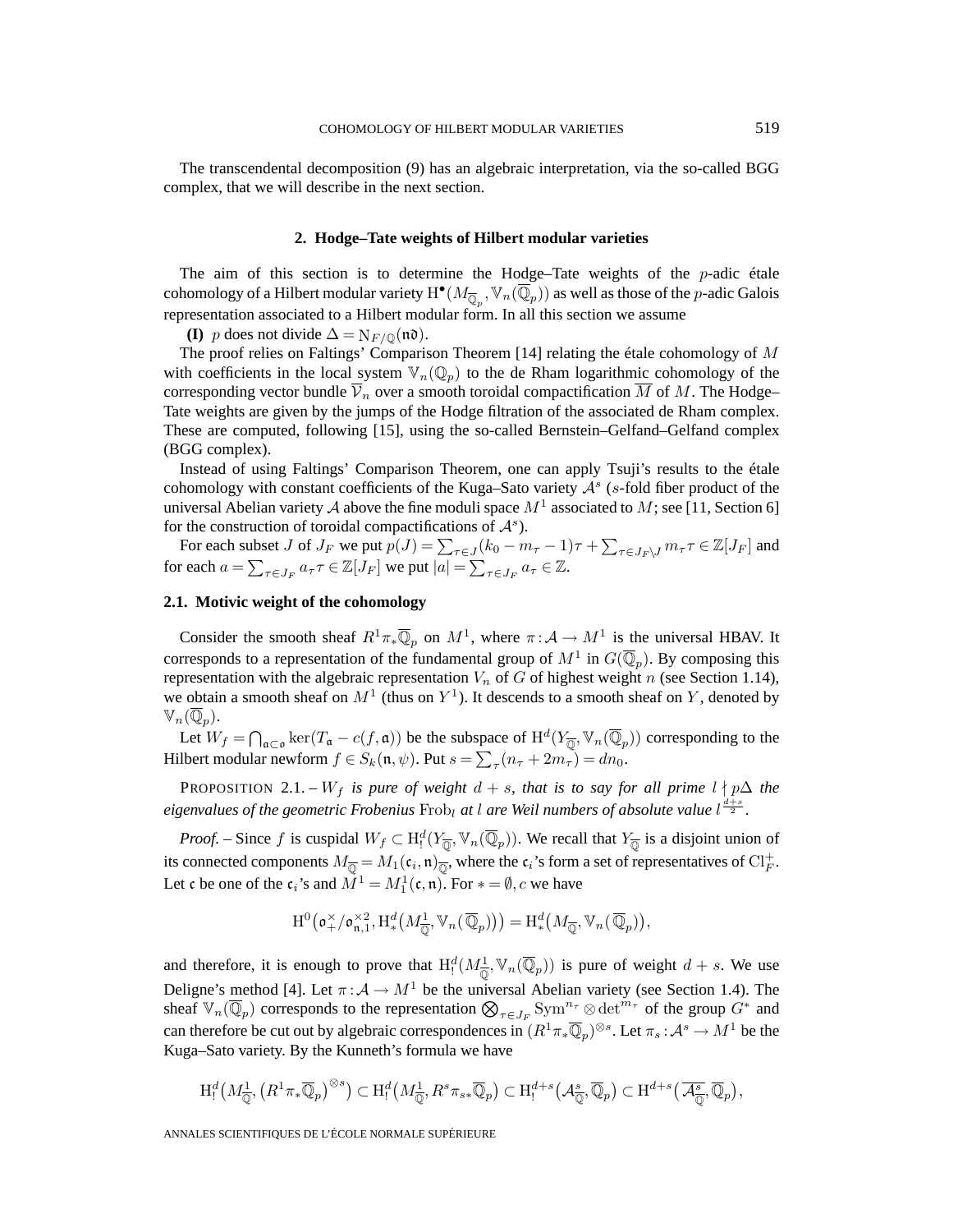The transcendental decomposition (9) has an algebraic interpretation, via the so-called BGG complex, that we will describe in the next section.

## 2. Hodge–Tate weights of Hilbert modular varieties

The aim of this section is to determine the Hodge–Tate weights of the $p$-adic étale cohomology of a Hilbert modular variety $\mathrm{H}^\bullet(M_{\overline{\mathbb{Q}}_p}, \mathbb{V}_n(\overline{\mathbb{Q}}_p))$ as well as those of the $p$-adic Galois representation associated to a Hilbert modular form. In all this section we assume

**(I)** $p$ does not divide $\Delta = \mathrm{N}_{F/\mathbb{Q}}(\mathfrak{n}\mathfrak{d})$.

The proof relies on Faltings' Comparison Theorem [14] relating the étale cohomology of $M$ with coefficients in the local system $\mathbb{V}_n(\mathbb{Q}_p)$ to the de Rham logarithmic cohomology of the corresponding vector bundle $\overline{\mathcal{V}}_n$ over a smooth toroidal compactification $\overline{M}$ of $M$. The Hodge–Tate weights are given by the jumps of the Hodge filtration of the associated de Rham complex. These are computed, following [15], using the so-called Bernstein–Gelfand–Gelfand complex (BGG complex).

Instead of using Faltings' Comparison Theorem, one can apply Tsuji's results to the étale cohomology with constant coefficients of the Kuga–Sato variety $\mathcal{A}^s$ ($s$-fold fiber product of the universal Abelian variety $\mathcal{A}$ above the fine moduli space $M^1$ associated to $M$; see [11, Section 6] for the construction of toroidal compactifications of $\mathcal{A}^s$).

For each subset $J$ of $J_F$ we put $p(J) = \sum_{\tau\in J}(k_0 - m_\tau - 1)\tau + \sum_{\tau\in J_F\setminus J} m_\tau \tau \in \mathbb{Z}[J_F]$ and for each $a = \sum_{\tau\in J_F} a_\tau \tau \in \mathbb{Z}[J_F]$ we put $|a| = \sum_{\tau\in J_F} a_\tau \in \mathbb{Z}$.

### 2.1. Motivic weight of the cohomology

Consider the smooth sheaf $R^1\pi_*\overline{\mathbb{Q}}_p$ on $M^1$, where $\pi : \mathcal{A} \to M^1$ is the universal HBAV. It corresponds to a representation of the fundamental group of $M^1$ in $G(\overline{\mathbb{Q}}_p)$. By composing this representation with the algebraic representation $V_n$ of $G$ of highest weight $n$ (see Section 1.14), we obtain a smooth sheaf on $M^1$ (thus on $Y^1$). It descends to a smooth sheaf on $Y$, denoted by $\mathbb{V}_n(\overline{\mathbb{Q}}_p)$.

Let $W_f = \bigcap_{\mathfrak{a}\subset\mathfrak{o}} \ker(T_\mathfrak{a} - c(f,\mathfrak{a}))$ be the subspace of $\mathrm{H}^d(Y_{\overline{\mathbb{Q}}}, \mathbb{V}_n(\overline{\mathbb{Q}}_p))$ corresponding to the Hilbert modular newform $f \in S_k(\mathfrak{n}, \psi)$. Put $s = \sum_\tau (n_\tau + 2m_\tau) = dn_0$.

PROPOSITION 2.1. – *$W_f$ is pure of weight $d+s$, that is to say for all prime $l \nmid p\Delta$ the eigenvalues of the geometric Frobenius $\mathrm{Frob}_l$ at $l$ are Weil numbers of absolute value $l^{\frac{d+s}{2}}$.*

*Proof.* – Since $f$ is cuspidal $W_f \subset \mathrm{H}^d_!(Y_{\overline{\mathbb{Q}}}, \mathbb{V}_n(\overline{\mathbb{Q}}_p))$. We recall that $Y_{\overline{\mathbb{Q}}}$ is a disjoint union of its connected components $M_{\overline{\mathbb{Q}}} = M_1(\mathfrak{c}_i, \mathfrak{n})_{\overline{\mathbb{Q}}}$, where the $\mathfrak{c}_i$'s form a set of representatives of $\mathrm{Cl}_F^+$. Let $\mathfrak{c}$ be one of the $\mathfrak{c}_i$'s and $M^1 = M_1^1(\mathfrak{c}, \mathfrak{n})$. For $* = \emptyset, c$ we have

$$\mathrm{H}^0\big(\mathfrak{o}_+^\times/\mathfrak{o}_{\mathfrak{n},1}^{\times 2}, \mathrm{H}^d_*(M^1_{\overline{\mathbb{Q}}}, \mathbb{V}_n(\overline{\mathbb{Q}}_p))\big) = \mathrm{H}^d_*\big(M_{\overline{\mathbb{Q}}}, \mathbb{V}_n(\overline{\mathbb{Q}}_p)\big),$$

and therefore, it is enough to prove that $\mathrm{H}^d_!(M^1_{\overline{\mathbb{Q}}}, \mathbb{V}_n(\overline{\mathbb{Q}}_p))$ is pure of weight $d+s$. We use Deligne's method [4]. Let $\pi : \mathcal{A} \to M^1$ be the universal Abelian variety (see Section 1.4). The sheaf $\mathbb{V}_n(\overline{\mathbb{Q}}_p)$ corresponds to the representation $\bigotimes_{\tau\in J_F} \mathrm{Sym}^{n_\tau} \otimes \det^{m_\tau}$ of the group $G^*$ and can therefore be cut out by algebraic correspondences in $(R^1\pi_*\overline{\mathbb{Q}}_p)^{\otimes s}$. Let $\pi_s : \mathcal{A}^s \to M^1$ be the Kuga–Sato variety. By the Kunneth's formula we have

$$\mathrm{H}^d_!\big(M^1_{\overline{\mathbb{Q}}}, \big(R^1\pi_*\overline{\mathbb{Q}}_p\big)^{\otimes s}\big) \subset \mathrm{H}^d_!\big(M^1_{\overline{\mathbb{Q}}}, R^s\pi_{s*}\overline{\mathbb{Q}}_p\big) \subset \mathrm{H}^{d+s}_!\big(\mathcal{A}^s_{\overline{\mathbb{Q}}}, \overline{\mathbb{Q}}_p\big) \subset \mathrm{H}^{d+s}\big(\overline{\mathcal{A}^s_{\overline{\mathbb{Q}}}}, \overline{\mathbb{Q}}_p\big),$$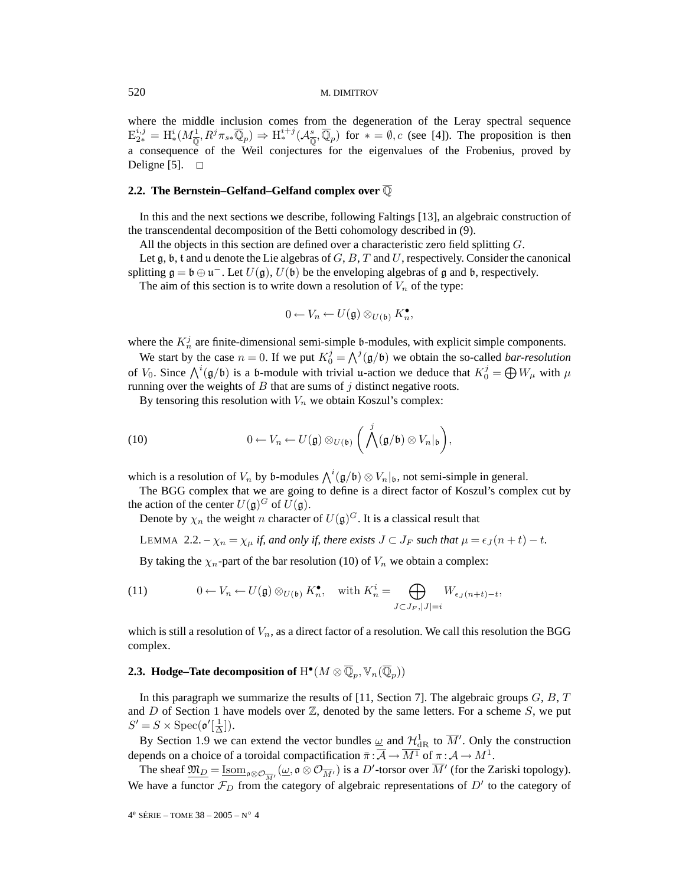where the middle inclusion comes from the degeneration of the Leray spectral sequence $\mathrm{E}_{2*}^{i,j} = \mathrm{H}_*^i(M^1_{\overline{\mathbb{Q}}}, R^j\pi_{s*}\overline{\mathbb{Q}}_p) \Rightarrow \mathrm{H}_*^{i+j}(\mathcal{A}^s_{\overline{\mathbb{Q}}}, \overline{\mathbb{Q}}_p)$ for $* = \emptyset, c$ (see [4]). The proposition is then a consequence of the Weil conjectures for the eigenvalues of the Frobenius, proved by Deligne [5]. $\square$

### 2.2. The Bernstein–Gelfand–Gelfand complex over $\overline{\mathbb{Q}}$

In this and the next sections we describe, following Faltings [13], an algebraic construction of the transcendental decomposition of the Betti cohomology described in (9).

All the objects in this section are defined over a characteristic zero field splitting $G$.

Let $\mathfrak{g}$, $\mathfrak{b}$, $\mathfrak{t}$ and $\mathfrak{u}$ denote the Lie algebras of $G$, $B$, $T$ and $U$, respectively. Consider the canonical splitting $\mathfrak{g} = \mathfrak{b} \oplus \mathfrak{u}^-$. Let $U(\mathfrak{g})$, $U(\mathfrak{b})$ be the enveloping algebras of $\mathfrak{g}$ and $\mathfrak{b}$, respectively.

The aim of this section is to write down a resolution of $V_n$ of the type:

$$0 \leftarrow V_n \leftarrow U(\mathfrak{g}) \otimes_{U(\mathfrak{b})} K_n^\bullet,$$

where the $K_n^j$ are finite-dimensional semi-simple $\mathfrak{b}$-modules, with explicit simple components.

We start by the case $n = 0$. If we put $K_0^j = \bigwedge^j(\mathfrak{g}/\mathfrak{b})$ we obtain the so-called *bar-resolution* of $V_0$. Since $\bigwedge^i(\mathfrak{g}/\mathfrak{b})$ is a $\mathfrak{b}$-module with trivial $\mathfrak{u}$-action we deduce that $K_0^j = \bigoplus W_\mu$ with $\mu$ running over the weights of $B$ that are sums of $j$ distinct negative roots.

By tensoring this resolution with $V_n$ we obtain Koszul's complex:

$$0 \leftarrow V_n \leftarrow U(\mathfrak{g}) \otimes_{U(\mathfrak{b})} \left( \bigwedge^j (\mathfrak{g}/\mathfrak{b}) \otimes V_n|_{\mathfrak{b}} \right), \tag{10}$$

which is a resolution of $V_n$ by $\mathfrak{b}$-modules $\bigwedge^i(\mathfrak{g}/\mathfrak{b}) \otimes V_n|_{\mathfrak{b}}$, not semi-simple in general.

The BGG complex that we are going to define is a direct factor of Koszul's complex cut by the action of the center $U(\mathfrak{g})^G$ of $U(\mathfrak{g})$.

Denote by $\chi_n$ the weight $n$ character of $U(\mathfrak{g})^G$. It is a classical result that

LEMMA 2.2. – *$\chi_n = \chi_\mu$ if, and only if, there exists $J \subset J_F$ such that $\mu = \epsilon_J(n+t) - t$.*

By taking the $\chi_n$-part of the bar resolution (10) of $V_n$ we obtain a complex:

$$0 \leftarrow V_n \leftarrow U(\mathfrak{g}) \otimes_{U(\mathfrak{b})} K_n^\bullet, \quad \text{with } K_n^i = \bigoplus_{J \subset J_F, |J| = i} W_{\epsilon_J(n+t)-t}, \tag{11}$$

which is still a resolution of $V_n$, as a direct factor of a resolution. We call this resolution the BGG complex.

### 2.3. Hodge–Tate decomposition of $\mathrm{H}^\bullet(M \otimes \overline{\mathbb{Q}}_p, \mathbb{V}_n(\overline{\mathbb{Q}}_p))$

In this paragraph we summarize the results of [11, Section 7]. The algebraic groups $G$, $B$, $T$ and $D$ of Section 1 have models over $\mathbb{Z}$, denoted by the same letters. For a scheme $S$, we put $S' = S \times \mathrm{Spec}(\mathfrak{o}'[\frac{1}{\Delta}])$.

By Section 1.9 we can extend the vector bundles $\underline{\omega}$ and $\mathcal{H}^1_{\mathrm{dR}}$ to $\overline{M}'$. Only the construction depends on a choice of a toroidal compactification $\bar{\pi} : \overline{\mathcal{A}} \to \overline{M^1}$ of $\pi : \mathcal{A} \to M^1$.

The sheaf $\underline{\mathfrak{M}}_D = \underline{\mathrm{Isom}}_{\mathfrak{o} \otimes \mathcal{O}_{\overline{M}'}}(\underline{\omega}, \mathfrak{o} \otimes \mathcal{O}_{\overline{M}'})$ is a $D'$-torsor over $\overline{M}'$ (for the Zariski topology). We have a functor $\mathcal{F}_D$ from the category of algebraic representations of $D'$ to the category of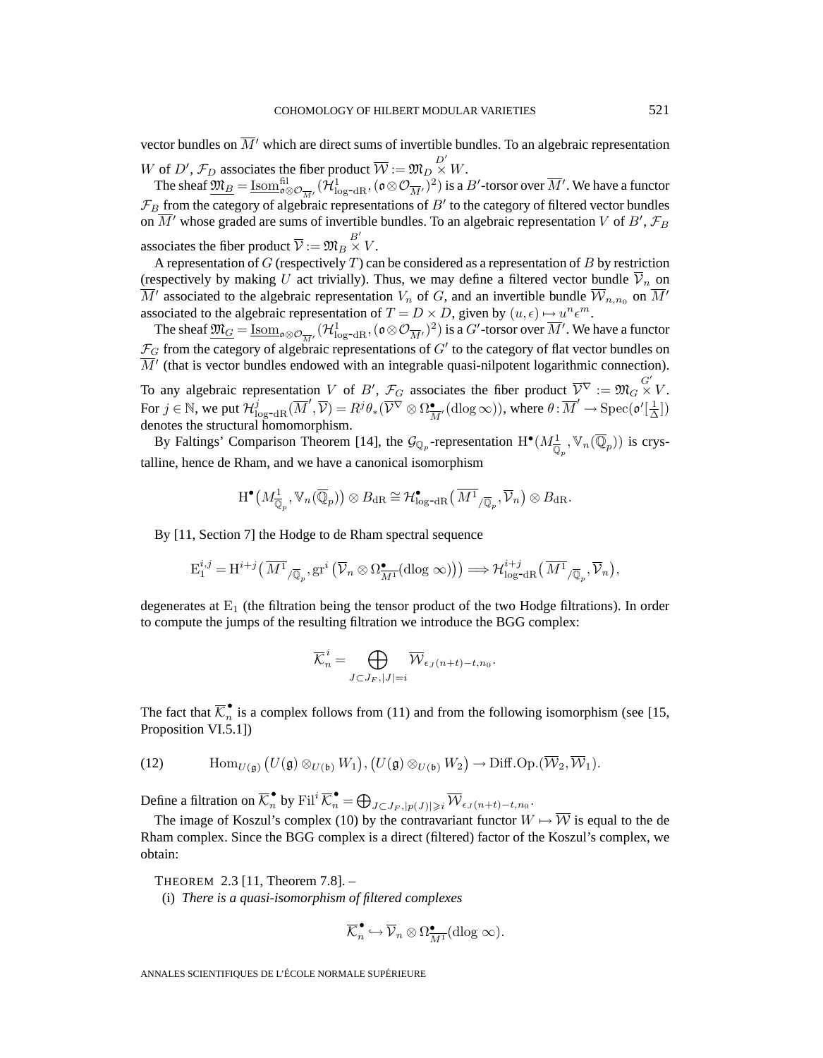vector bundles on $\overline{M}'$ which are direct sums of invertible bundles. To an algebraic representation $W$ of $D'$, $\mathcal{F}_D$ associates the fiber product $\overline{\mathcal{W}} := \mathfrak{M}_D \overset{D'}{\times} W$.

The sheaf $\underline{\mathfrak{M}_B} = \underline{\mathrm{Isom}}^{\mathrm{fil}}_{\mathfrak{o}\otimes\mathcal{O}_{\overline{M}'}}(\mathcal{H}^1_{\log\text{-dR}}, (\mathfrak{o}\otimes\mathcal{O}_{\overline{M}'})^2)$ is a $B'$-torsor over $\overline{M}'$. We have a functor $\mathcal{F}_B$ from the category of algebraic representations of $B'$ to the category of filtered vector bundles on $\overline{M}'$ whose graded are sums of invertible bundles. To an algebraic representation $V$ of $B'$, $\mathcal{F}_B$ associates the fiber product $\overline{\mathcal{V}} := \mathfrak{M}_B \overset{B'}{\times} V$.

A representation of $G$ (respectively $T$) can be considered as a representation of $B$ by restriction (respectively by making $U$ act trivially). Thus, we may define a filtered vector bundle $\overline{\mathcal{V}}_n$ on $\overline{M}'$ associated to the algebraic representation $V_n$ of $G$, and an invertible bundle $\overline{\mathcal{W}}_{n,n_0}$ on $\overline{M}'$ associated to the algebraic representation of $T = D\times D$, given by $(u,\epsilon)\mapsto u^n\epsilon^m$.

The sheaf $\underline{\mathfrak{M}_G} = \underline{\mathrm{Isom}}_{\mathfrak{o}\otimes\mathcal{O}_{\overline{M}'}}(\mathcal{H}^1_{\log\text{-dR}}, (\mathfrak{o}\otimes\mathcal{O}_{\overline{M}'})^2)$ is a $G'$-torsor over $\overline{M}'$. We have a functor $\mathcal{F}_G$ from the category of algebraic representations of $G'$ to the category of flat vector bundles on $\overline{M}'$ (that is vector bundles endowed with an integrable quasi-nilpotent logarithmic connection). To any algebraic representation $V$ of $B'$, $\mathcal{F}_G$ associates the fiber product $\overline{\mathcal{V}}^{\nabla} := \mathfrak{M}_G \overset{G'}{\times} V$. For $j\in\mathbb{N}$, we put $\mathcal{H}^j_{\log\text{-dR}}(\overline{M}', \overline{\mathcal{V}}) = R^j\theta_*(\overline{\mathcal{V}}^{\nabla}\otimes\Omega^{\bullet}_{\overline{M}'}(\mathrm{dlog}\,\infty))$, where $\theta : \overline{M}' \to \mathrm{Spec}(\mathfrak{o}'[\frac{1}{\Delta}])$ denotes the structural homomorphism.

By Faltings' Comparison Theorem [14], the $\mathcal{G}_{\mathbb{Q}_p}$-representation $\mathrm{H}^{\bullet}(M^1_{\overline{\mathbb{Q}}_p}, \mathbb{V}_n(\overline{\mathbb{Q}}_p))$ is crystalline, hence de Rham, and we have a canonical isomorphism

$$\mathrm{H}^{\bullet}\big(M^1_{\overline{\mathbb{Q}}_p}, \mathbb{V}_n(\overline{\mathbb{Q}}_p)\big)\otimes B_{\mathrm{dR}} \cong \mathcal{H}^{\bullet}_{\log\text{-dR}}\big(\overline{M^1}_{/\mathbb{Q}_p}, \overline{\mathcal{V}}_n\big)\otimes B_{\mathrm{dR}}.$$

By [11, Section 7] the Hodge to de Rham spectral sequence

$$\mathrm{E}_1^{i,j} = \mathrm{H}^{i+j}\big(\overline{M^1}_{/\overline{\mathbb{Q}}_p}, \mathrm{gr}^i\big(\overline{\mathcal{V}}_n\otimes\Omega^{\bullet}_{\overline{M^1}}(\mathrm{dlog}\,\infty)\big)\big) \Longrightarrow \mathcal{H}^{i+j}_{\log\text{-dR}}\big(\overline{M^1}_{/\overline{\mathbb{Q}}_p}, \overline{\mathcal{V}}_n\big),$$

degenerates at $\mathrm{E}_1$ (the filtration being the tensor product of the two Hodge filtrations). In order to compute the jumps of the resulting filtration we introduce the BGG complex:

$$\overline{\mathcal{K}}^{\,i}_n = \bigoplus_{J\subset J_F, |J|=i} \overline{\mathcal{W}}_{\epsilon_J(n+t)-t,n_0}.$$

The fact that $\overline{\mathcal{K}}^{\bullet}_n$ is a complex follows from (11) and from the following isomorphism (see [15, Proposition VI.5.1])

$$\mathrm{Hom}_{U(\mathfrak{g})}\big(U(\mathfrak{g})\otimes_{U(\mathfrak{b})}W_1\big), \big(U(\mathfrak{g})\otimes_{U(\mathfrak{b})}W_2\big) \to \mathrm{Diff.Op.}(\overline{\mathcal{W}}_2, \overline{\mathcal{W}}_1). \tag{12}$$

Define a filtration on $\overline{\mathcal{K}}^{\bullet}_n$ by $\mathrm{Fil}^i\,\overline{\mathcal{K}}^{\bullet}_n = \bigoplus_{J\subset J_F, |p(J)|\geqslant i} \overline{\mathcal{W}}_{\epsilon_J(n+t)-t,n_0}$.

The image of Koszul's complex (10) by the contravariant functor $W\mapsto\overline{\mathcal{W}}$ is equal to the de Rham complex. Since the BGG complex is a direct (filtered) factor of the Koszul's complex, we obtain:

THEOREM 2.3 [11, Theorem 7.8]. –
(i) *There is a quasi-isomorphism of filtered complexes*

$$\overline{\mathcal{K}}^{\bullet}_n \hookrightarrow \overline{\mathcal{V}}_n\otimes\Omega^{\bullet}_{\overline{M^1}}(\mathrm{dlog}\,\infty).$$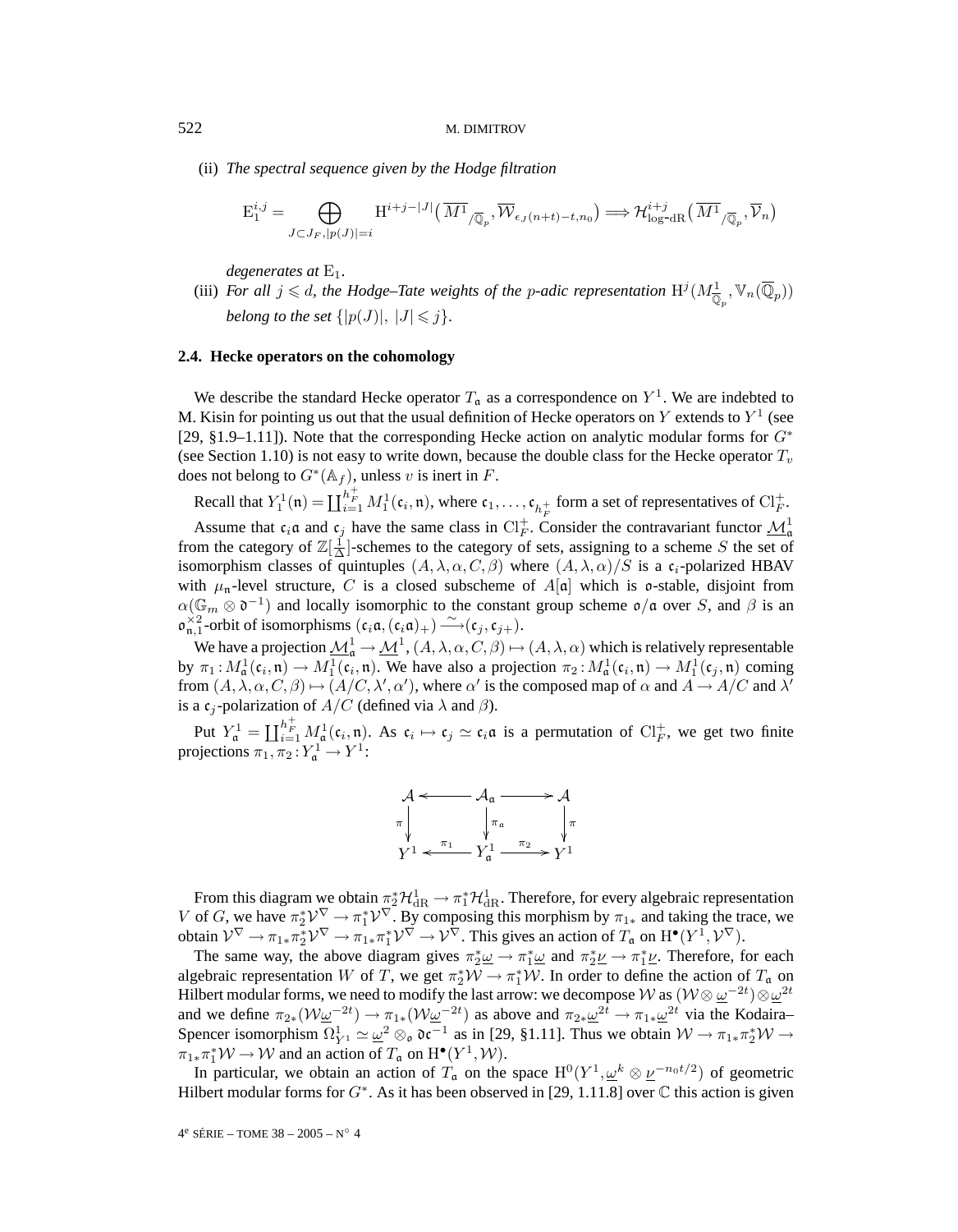(ii) *The spectral sequence given by the Hodge filtration*

$$\mathrm{E}_1^{i,j} = \bigoplus_{J \subset J_F, |p(J)|=i} \mathrm{H}^{i+j-|J|}\big(\overline{M^1}_{/\overline{\mathbb{Q}}_p}, \overline{\mathcal{W}}_{\epsilon_J(n+t)-t,n_0}\big) \Longrightarrow \mathcal{H}^{i+j}_{\log\text{-dR}}\big(\overline{M^1}_{/\overline{\mathbb{Q}}_p}, \overline{\mathcal{V}}_n\big)$$

*degenerates at* $\mathrm{E}_1$.

(iii) *For all* $j \leqslant d$*, the Hodge–Tate weights of the* $p$*-adic representation* $\mathrm{H}^j(M^1_{\overline{\mathbb{Q}}_p}, \mathbb{V}_n(\overline{\mathbb{Q}}_p))$ *belong to the set* $\{|p(J)|,\ |J| \leqslant j\}$.

### 2.4. Hecke operators on the cohomology

We describe the standard Hecke operator $T_\mathfrak{a}$ as a correspondence on $Y^1$. We are indebted to M. Kisin for pointing us out that the usual definition of Hecke operators on $Y$ extends to $Y^1$ (see [29, §1.9–1.11]). Note that the corresponding Hecke action on analytic modular forms for $G^*$ (see Section 1.10) is not easy to write down, because the double class for the Hecke operator $T_v$ does not belong to $G^*(\mathbb{A}_f)$, unless $v$ is inert in $F$.

Recall that $Y_1^1(\mathfrak{n}) = \coprod_{i=1}^{h_F^+} M_1^1(\mathfrak{c}_i, \mathfrak{n})$, where $\mathfrak{c}_1, \ldots, \mathfrak{c}_{h_F^+}$ form a set of representatives of $\mathrm{Cl}_F^+$.

Assume that $\mathfrak{c}_i\mathfrak{a}$ and $\mathfrak{c}_j$ have the same class in $\mathrm{Cl}_F^+$. Consider the contravariant functor $\underline{\mathcal{M}}_\mathfrak{a}^1$ from the category of $\mathbb{Z}[\frac{1}{\Delta}]$-schemes to the category of sets, assigning to a scheme $S$ the set of isomorphism classes of quintuples $(A, \lambda, \alpha, C, \beta)$ where $(A, \lambda, \alpha)/S$ is a $\mathfrak{c}_i$-polarized HBAV with $\mu_\mathfrak{n}$-level structure, $C$ is a closed subscheme of $A[\mathfrak{a}]$ which is $\mathfrak{o}$-stable, disjoint from $\alpha(\mathbb{G}_m \otimes \mathfrak{d}^{-1})$ and locally isomorphic to the constant group scheme $\mathfrak{o}/\mathfrak{a}$ over $S$, and $\beta$ is an $\mathfrak{o}_{\mathfrak{n},1}^{\times 2}$-orbit of isomorphisms $(\mathfrak{c}_i\mathfrak{a}, (\mathfrak{c}_i\mathfrak{a})_+) \xrightarrow{\sim} (\mathfrak{c}_j, \mathfrak{c}_{j+})$.

We have a projection $\underline{\mathcal{M}}_\mathfrak{a}^1 \to \underline{\mathcal{M}}^1$, $(A, \lambda, \alpha, C, \beta) \mapsto (A, \lambda, \alpha)$ which is relatively representable by $\pi_1 : M_\mathfrak{a}^1(\mathfrak{c}_i, \mathfrak{n}) \to M_1^1(\mathfrak{c}_i, \mathfrak{n})$. We have also a projection $\pi_2 : M_\mathfrak{a}^1(\mathfrak{c}_i, \mathfrak{n}) \to M_1^1(\mathfrak{c}_j, \mathfrak{n})$ coming from $(A, \lambda, \alpha, C, \beta) \mapsto (A/C, \lambda', \alpha')$, where $\alpha'$ is the composed map of $\alpha$ and $A \to A/C$ and $\lambda'$ is a $\mathfrak{c}_j$-polarization of $A/C$ (defined via $\lambda$ and $\beta$).

Put $Y_\mathfrak{a}^1 = \coprod_{i=1}^{h_F^+} M_\mathfrak{a}^1(\mathfrak{c}_i, \mathfrak{n})$. As $\mathfrak{c}_i \mapsto \mathfrak{c}_j \simeq \mathfrak{c}_i\mathfrak{a}$ is a permutation of $\mathrm{Cl}_F^+$, we get two finite projections $\pi_1, \pi_2 : Y_\mathfrak{a}^1 \to Y^1$:

$$\begin{array}{ccccc}
\mathcal{A} & \longleftarrow & \mathcal{A}_\mathfrak{a} & \longrightarrow & \mathcal{A} \\
\downarrow{\scriptstyle \pi} & & \downarrow{\scriptstyle \pi_\mathfrak{a}} & & \downarrow{\scriptstyle \pi} \\
Y^1 & \xleftarrow{\ \pi_1\ } & Y_\mathfrak{a}^1 & \xrightarrow{\ \pi_2\ } & Y^1
\end{array}$$

From this diagram we obtain $\pi_2^*\mathcal{H}^1_{\mathrm{dR}} \to \pi_1^*\mathcal{H}^1_{\mathrm{dR}}$. Therefore, for every algebraic representation $V$ of $G$, we have $\pi_2^*\mathcal{V}^\nabla \to \pi_1^*\mathcal{V}^\nabla$. By composing this morphism by $\pi_{1*}$ and taking the trace, we obtain $\mathcal{V}^\nabla \to \pi_{1*}\pi_2^*\mathcal{V}^\nabla \to \pi_{1*}\pi_1^*\mathcal{V}^\nabla \to \mathcal{V}^\nabla$. This gives an action of $T_\mathfrak{a}$ on $\mathrm{H}^\bullet(Y^1, \mathcal{V}^\nabla)$.

The same way, the above diagram gives $\pi_2^*\underline{\omega} \to \pi_1^*\underline{\omega}$ and $\pi_2^*\underline{\nu} \to \pi_1^*\underline{\nu}$. Therefore, for each algebraic representation $W$ of $T$, we get $\pi_2^*\mathcal{W} \to \pi_1^*\mathcal{W}$. In order to define the action of $T_\mathfrak{a}$ on Hilbert modular forms, we need to modify the last arrow: we decompose $\mathcal{W}$ as $(\mathcal{W} \otimes \underline{\omega}^{-2t}) \otimes \underline{\omega}^{2t}$ and we define $\pi_{2*}(\mathcal{W}\underline{\omega}^{-2t}) \to \pi_{1*}(\mathcal{W}\underline{\omega}^{-2t})$ as above and $\pi_{2*}\underline{\omega}^{2t} \to \pi_{1*}\underline{\omega}^{2t}$ via the Kodaira–Spencer isomorphism $\Omega^1_{Y^1} \simeq \underline{\omega}^2 \otimes_\mathfrak{o} \mathfrak{d}\mathfrak{c}^{-1}$ as in [29, §1.11]. Thus we obtain $\mathcal{W} \to \pi_{1*}\pi_2^*\mathcal{W} \to \pi_{1*}\pi_1^*\mathcal{W} \to \mathcal{W}$ and an action of $T_\mathfrak{a}$ on $\mathrm{H}^\bullet(Y^1, \mathcal{W})$.

In particular, we obtain an action of $T_\mathfrak{a}$ on the space $\mathrm{H}^0(Y^1, \underline{\omega}^k \otimes \underline{\nu}^{-n_0t/2})$ of geometric Hilbert modular forms for $G^*$. As it has been observed in [29, 1.11.8] over $\mathbb{C}$ this action is given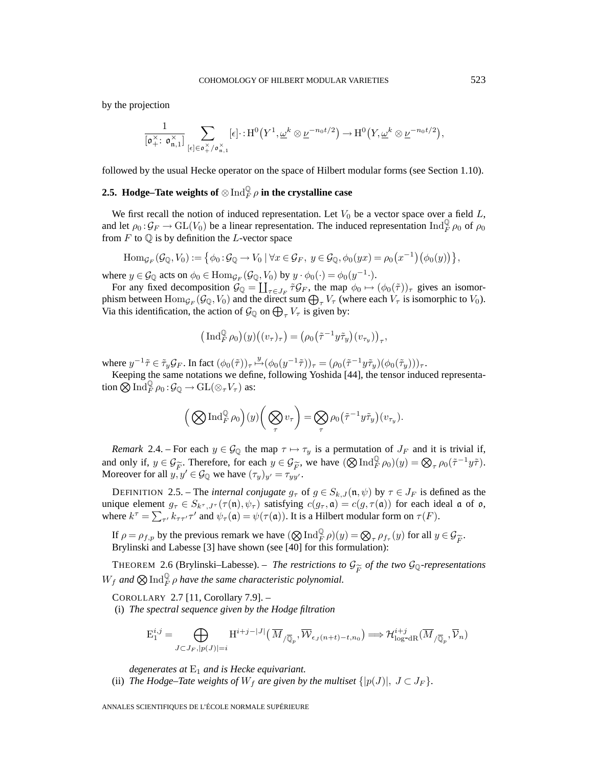by the projection

$$\frac{1}{[\mathfrak{o}_+^\times : \mathfrak{o}_{\mathfrak{n},1}^\times]} \sum_{[\epsilon]\in \mathfrak{o}_+^\times/\mathfrak{o}_{\mathfrak{n},1}^\times} [\epsilon]\cdot : \mathrm{H}^0\big(Y^1, \underline{\omega}^k \otimes \underline{\nu}^{-n_0 t/2}\big) \to \mathrm{H}^0\big(Y, \underline{\omega}^k \otimes \underline{\nu}^{-n_0 t/2}\big),$$

followed by the usual Hecke operator on the space of Hilbert modular forms (see Section 1.10).

## 2.5. Hodge–Tate weights of $\otimes \operatorname{Ind}_F^{\mathbb{Q}} \rho$ in the crystalline case

We first recall the notion of induced representation. Let $V_0$ be a vector space over a field $L$, and let $\rho_0 : \mathcal{G}_F \to \mathrm{GL}(V_0)$ be a linear representation. The induced representation $\operatorname{Ind}_F^{\mathbb{Q}} \rho_0$ of $\rho_0$ from $F$ to $\mathbb{Q}$ is by definition the $L$-vector space

$$\mathrm{Hom}_{\mathcal{G}_F}(\mathcal{G}_{\mathbb{Q}}, V_0) := \big\{ \phi_0 : \mathcal{G}_{\mathbb{Q}} \to V_0 \mid \forall x \in \mathcal{G}_F,\ y \in \mathcal{G}_{\mathbb{Q}}, \phi_0(yx) = \rho_0\big(x^{-1}\big)\big(\phi_0(y)\big)\big\},$$

where $y \in \mathcal{G}_{\mathbb{Q}}$ acts on $\phi_0 \in \mathrm{Hom}_{\mathcal{G}_F}(\mathcal{G}_{\mathbb{Q}}, V_0)$ by $y \cdot \phi_0(\cdot) = \phi_0(y^{-1}\cdot)$.

For any fixed decomposition $\mathcal{G}_{\mathbb{Q}} = \coprod_{\tau \in J_F} \tilde{\tau}\mathcal{G}_F$, the map $\phi_0 \mapsto (\phi_0(\tilde{\tau}))_\tau$ gives an isomorphism between $\mathrm{Hom}_{\mathcal{G}_F}(\mathcal{G}_{\mathbb{Q}}, V_0)$ and the direct sum $\bigoplus_\tau V_\tau$ (where each $V_\tau$ is isomorphic to $V_0$). Via this identification, the action of $\mathcal{G}_{\mathbb{Q}}$ on $\bigoplus_\tau V_\tau$ is given by:

$$\big(\operatorname{Ind}_F^{\mathbb{Q}} \rho_0\big)(y)\big((v_\tau)_\tau\big) = \big(\rho_0\big(\tilde{\tau}^{-1} y \tilde{\tau}_y\big)(v_{\tau_y})\big)_\tau,$$

where $y^{-1}\tilde{\tau} \in \tilde{\tau}_y \mathcal{G}_F$. In fact $(\phi_0(\tilde{\tau}))_\tau \overset{y}{\mapsto} (\phi_0(y^{-1}\tilde{\tau}))_\tau = (\rho_0(\tilde{\tau}^{-1} y \tilde{\tau}_y)(\phi_0(\tilde{\tau}_y)))_\tau$.

Keeping the same notations we define, following Yoshida [44], the tensor induced representation $\bigotimes \operatorname{Ind}_F^{\mathbb{Q}} \rho_0 : \mathcal{G}_{\mathbb{Q}} \to \mathrm{GL}(\otimes_\tau V_\tau)$ as:

$$\Big(\bigotimes \operatorname{Ind}_F^{\mathbb{Q}} \rho_0\Big)(y)\bigg(\bigotimes_\tau v_\tau\bigg) = \bigotimes_\tau \rho_0\big(\tilde{\tau}^{-1} y \tilde{\tau}_y\big)(v_{\tau_y}).$$

*Remark* 2.4. – For each $y \in \mathcal{G}_{\mathbb{Q}}$ the map $\tau \mapsto \tau_y$ is a permutation of $J_F$ and it is trivial if, and only if, $y \in \mathcal{G}_{\widetilde{F}}$. Therefore, for each $y \in \mathcal{G}_{\widetilde{F}}$, we have $(\bigotimes \operatorname{Ind}_F^{\mathbb{Q}} \rho_0)(y) = \bigotimes_\tau \rho_0(\tilde{\tau}^{-1} y \tilde{\tau})$. Moreover for all $y, y' \in \mathcal{G}_{\mathbb{Q}}$ we have $(\tau_y)_{y'} = \tau_{yy'}$.

DEFINITION 2.5. – The *internal conjugate* $g_\tau$ of $g \in S_{k,J}(\mathfrak{n}, \psi)$ by $\tau \in J_F$ is defined as the unique element $g_\tau \in S_{k^\tau, J^\tau}(\tau(\mathfrak{n}), \psi_\tau)$ satisfying $c(g_\tau, \mathfrak{a}) = c(g, \tau(\mathfrak{a}))$ for each ideal $\mathfrak{a}$ of $\mathfrak{o}$, where $k^\tau = \sum_{\tau'} k_{\tau\tau'}\tau'$ and $\psi_\tau(\mathfrak{a}) = \psi(\tau(\mathfrak{a}))$. It is a Hilbert modular form on $\tau(F)$.

If $\rho = \rho_{f,p}$ by the previous remark we have $(\bigotimes \operatorname{Ind}_F^{\mathbb{Q}} \rho)(y) = \bigotimes_\tau \rho_{f_\tau}(y)$ for all $y \in \mathcal{G}_{\widetilde{F}}$. Brylinski and Labesse [3] have shown (see [40] for this formulation):

THEOREM 2.6 (Brylinski–Labesse). – *The restrictions to $\mathcal{G}_{\widetilde{F}}$ of the two $\mathcal{G}_{\mathbb{Q}}$-representations $W_f$ and $\bigotimes \operatorname{Ind}_F^{\mathbb{Q}} \rho$ have the same characteristic polynomial.*

COROLLARY 2.7 [11, Corollary 7.9]. –

(i) *The spectral sequence given by the Hodge filtration*

$$\mathrm{E}_1^{i,j} = \bigoplus_{J \subset J_F, |p(J)| = i} \mathrm{H}^{i+j-|J|}\big(\overline{M}_{/\overline{\mathbb{Q}}_p}, \overline{\mathcal{W}}_{\epsilon_J(n+t)-t, n_0}\big) \Longrightarrow \mathcal{H}^{i+j}_{\text{log-dR}}(\overline{M}_{/\overline{\mathbb{Q}}_p}, \overline{\mathcal{V}}_n)$$

*degenerates at $\mathrm{E}_1$ and is Hecke equivariant.*

(ii) *The Hodge–Tate weights of $W_f$ are given by the multiset $\{|p(J)|,\ J \subset J_F\}$.*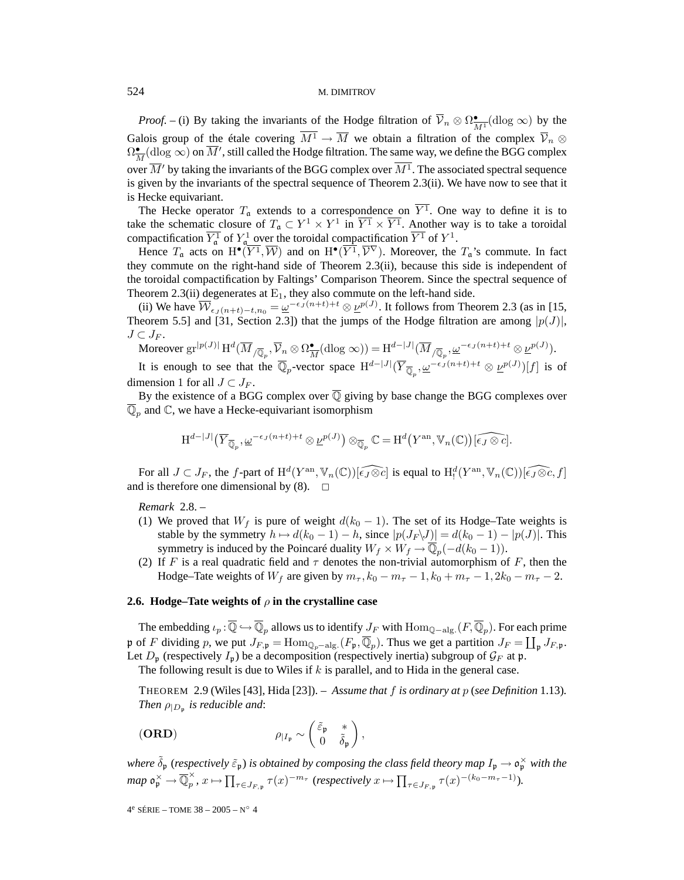*Proof.* – (i) By taking the invariants of the Hodge filtration of $\overline{\mathcal{V}}_n \otimes \Omega^\bullet_{\overline{M^1}}(\mathrm{dlog}\,\infty)$ by the Galois group of the étale covering $\overline{M^1} \to \overline{M}$ we obtain a filtration of the complex $\overline{\mathcal{V}}_n \otimes \Omega^\bullet_{\overline{M}}(\mathrm{dlog}\,\infty)$ on $\overline{M}'$, still called the Hodge filtration. The same way, we define the BGG complex over $\overline{M}'$ by taking the invariants of the BGG complex over $\overline{M^1}$. The associated spectral sequence is given by the invariants of the spectral sequence of Theorem 2.3(ii). We have now to see that it is Hecke equivariant.

The Hecke operator $T_{\mathfrak{a}}$ extends to a correspondence on $\overline{Y^1}$. One way to define it is to take the schematic closure of $T_{\mathfrak{a}} \subset Y^1 \times Y^1$ in $\overline{Y^1} \times \overline{Y^1}$. Another way is to take a toroidal compactification $\overline{Y^1_{\mathfrak{a}}}$ of $Y^1_{\mathfrak{a}}$ over the toroidal compactification $\overline{Y^1}$ of $Y^1$.

Hence $T_{\mathfrak{a}}$ acts on $\mathrm{H}^\bullet(\overline{Y^1}, \overline{\mathcal{W}})$ and on $\mathrm{H}^\bullet(\overline{Y^1}, \overline{\mathcal{V}}^\nabla)$. Moreover, the $T_{\mathfrak{a}}$'s commute. In fact they commute on the right-hand side of Theorem 2.3(ii), because this side is independent of the toroidal compactification by Faltings' Comparison Theorem. Since the spectral sequence of Theorem 2.3(ii) degenerates at $\mathrm{E}_1$, they also commute on the left-hand side.

(ii) We have $\overline{\mathcal{W}}_{\epsilon_J(n+t)-t, n_0} = \underline{\omega}^{-\epsilon_J(n+t)+t} \otimes \underline{\nu}^{p(J)}$. It follows from Theorem 2.3 (as in [15, Theorem 5.5] and [31, Section 2.3]) that the jumps of the Hodge filtration are among $|p(J)|$, $J \subset J_F$.

Moreover $\mathrm{gr}^{|p(J)|}\,\mathrm{H}^d(\overline{M}_{/\overline{\mathbb{Q}}_p}, \overline{\mathcal{V}}_n \otimes \Omega^\bullet_{\overline{M}}(\mathrm{dlog}\,\infty)) = \mathrm{H}^{d-|J|}(\overline{M}_{/\overline{\mathbb{Q}}_p}, \underline{\omega}^{-\epsilon_J(n+t)+t} \otimes \underline{\nu}^{p(J)})$.

It is enough to see that the $\overline{\mathbb{Q}}_p$-vector space $\mathrm{H}^{d-|J|}(\overline{Y}_{\overline{\mathbb{Q}}_p}, \underline{\omega}^{-\epsilon_J(n+t)+t} \otimes \underline{\nu}^{p(J)})[f]$ is of dimension 1 for all $J \subset J_F$.

By the existence of a BGG complex over $\overline{\mathbb{Q}}$ giving by base change the BGG complexes over $\overline{\mathbb{Q}}_p$ and $\mathbb{C}$, we have a Hecke-equivariant isomorphism

$$\mathrm{H}^{d-|J|}\big(\overline{Y}_{\overline{\mathbb{Q}}_p}, \underline{\omega}^{-\epsilon_J(n+t)+t} \otimes \underline{\nu}^{p(J)}\big) \otimes_{\overline{\mathbb{Q}}_p} \mathbb{C} = \mathrm{H}^d\big(Y^{\mathrm{an}}, \mathbb{V}_n(\mathbb{C})\big)[\widehat{\epsilon_J \otimes c}].$$

For all $J \subset J_F$, the $f$-part of $\mathrm{H}^d(Y^{\mathrm{an}}, \mathbb{V}_n(\mathbb{C}))[\widehat{\epsilon_J \otimes c}]$ is equal to $\mathrm{H}^d_!(Y^{\mathrm{an}}, \mathbb{V}_n(\mathbb{C}))[\widehat{\epsilon_J \otimes c}, f]$ and is therefore one dimensional by (8). $\square$

*Remark* 2.8. –

(1) We proved that $W_f$ is pure of weight $d(k_0-1)$. The set of its Hodge–Tate weights is stable by the symmetry $h \mapsto d(k_0-1)-h$, since $|p(J_F \backslash J)| = d(k_0-1) - |p(J)|$. This symmetry is induced by the Poincaré duality $W_f \times W_f \to \overline{\mathbb{Q}}_p(-d(k_0-1))$.

(2) If $F$ is a real quadratic field and $\tau$ denotes the non-trivial automorphism of $F$, then the Hodge–Tate weights of $W_f$ are given by $m_\tau, k_0-m_\tau-1, k_0+m_\tau-1, 2k_0-m_\tau-2$.

### 2.6. Hodge–Tate weights of $\rho$ in the crystalline case

The embedding $\iota_p : \overline{\mathbb{Q}} \hookrightarrow \overline{\mathbb{Q}}_p$ allows us to identify $J_F$ with $\mathrm{Hom}_{\mathbb{Q}-\mathrm{alg.}}(F, \overline{\mathbb{Q}}_p)$. For each prime $\mathfrak{p}$ of $F$ dividing $p$, we put $J_{F,\mathfrak{p}} = \mathrm{Hom}_{\mathbb{Q}_p-\mathrm{alg.}}(F_{\mathfrak{p}}, \overline{\mathbb{Q}}_p)$. Thus we get a partition $J_F = \coprod_{\mathfrak{p}} J_{F,\mathfrak{p}}$. Let $D_{\mathfrak{p}}$ (respectively $I_{\mathfrak{p}}$) be a decomposition (respectively inertia) subgroup of $\mathcal{G}_F$ at $\mathfrak{p}$.

The following result is due to Wiles if $k$ is parallel, and to Hida in the general case.

THEOREM 2.9 (Wiles [43], Hida [23]). – *Assume that $f$ is ordinary at $p$ (see Definition 1.13). Then $\rho_{|D_{\mathfrak{p}}}$ is reducible and*:

$$(\mathbf{ORD}) \qquad\qquad \rho_{|I_{\mathfrak{p}}} \sim \begin{pmatrix} \tilde{\varepsilon}_{\mathfrak{p}} & * \\ 0 & \tilde{\delta}_{\mathfrak{p}} \end{pmatrix},$$

*where $\tilde{\delta}_{\mathfrak{p}}$ (respectively $\tilde{\varepsilon}_{\mathfrak{p}}$) is obtained by composing the class field theory map $I_{\mathfrak{p}} \to \mathfrak{o}_{\mathfrak{p}}^\times$ with the map $\mathfrak{o}_{\mathfrak{p}}^\times \to \overline{\mathbb{Q}}_p^\times$, $x \mapsto \prod_{\tau \in J_{F,\mathfrak{p}}} \tau(x)^{-m_\tau}$ (respectively $x \mapsto \prod_{\tau \in J_{F,\mathfrak{p}}} \tau(x)^{-(k_0-m_\tau-1)}$).*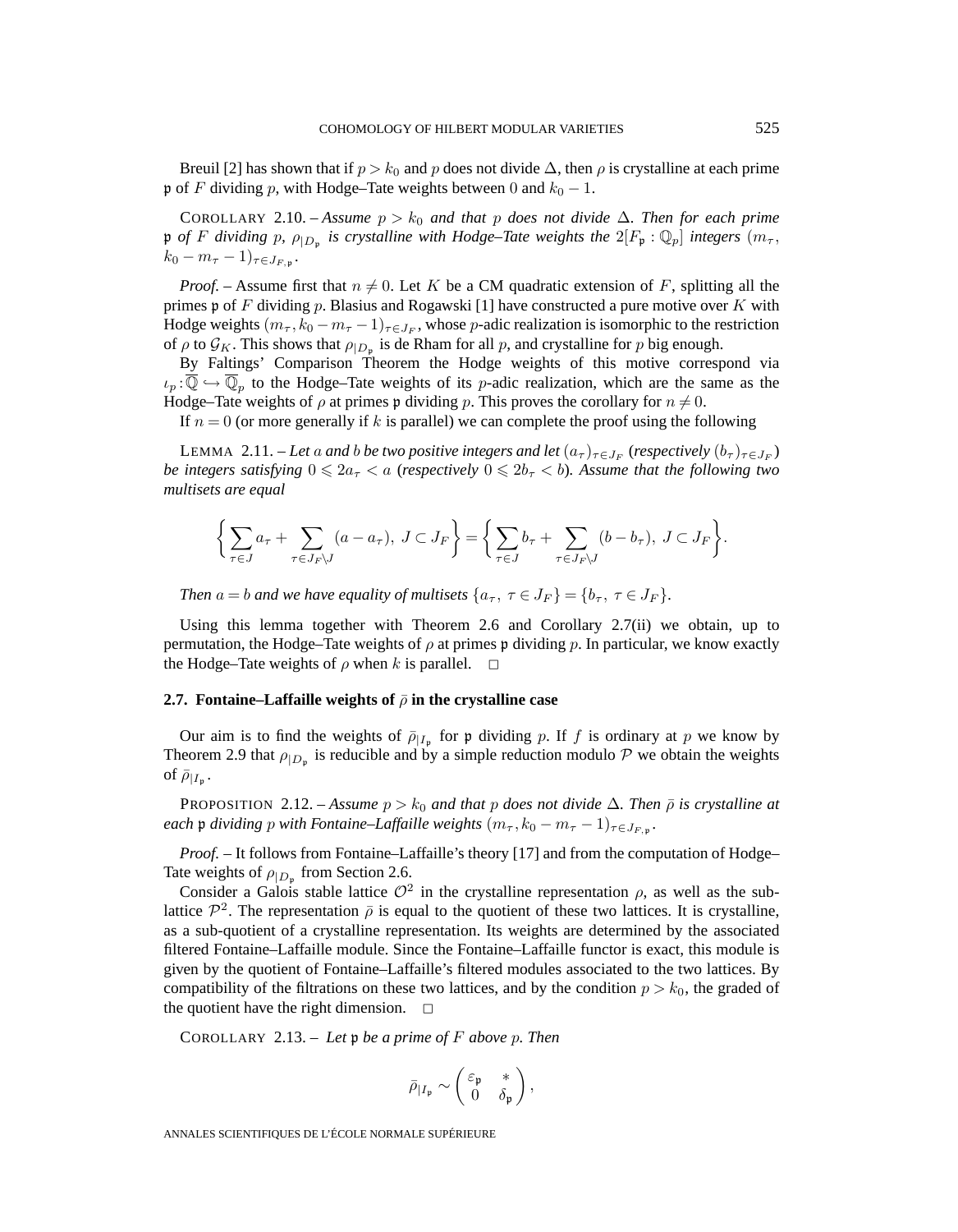Breuil [2] has shown that if $p > k_0$ and $p$ does not divide $\Delta$, then $\rho$ is crystalline at each prime $\mathfrak{p}$ of $F$ dividing $p$, with Hodge–Tate weights between $0$ and $k_0 - 1$.

COROLLARY 2.10. – *Assume $p > k_0$ and that $p$ does not divide $\Delta$. Then for each prime $\mathfrak{p}$ of $F$ dividing $p$, $\rho_{|D_\mathfrak{p}}$ is crystalline with Hodge–Tate weights the $2[F_\mathfrak{p} : \mathbb{Q}_p]$ integers $(m_\tau, k_0 - m_\tau - 1)_{\tau \in J_{F,\mathfrak{p}}}$.*

*Proof.* – Assume first that $n \neq 0$. Let $K$ be a CM quadratic extension of $F$, splitting all the primes $\mathfrak{p}$ of $F$ dividing $p$. Blasius and Rogawski [1] have constructed a pure motive over $K$ with Hodge weights $(m_\tau, k_0 - m_\tau - 1)_{\tau \in J_F}$, whose $p$-adic realization is isomorphic to the restriction of $\rho$ to $\mathcal{G}_K$. This shows that $\rho_{|D_\mathfrak{p}}$ is de Rham for all $p$, and crystalline for $p$ big enough.

By Faltings' Comparison Theorem the Hodge weights of this motive correspond via $\iota_p : \overline{\mathbb{Q}} \hookrightarrow \overline{\mathbb{Q}}_p$ to the Hodge–Tate weights of its $p$-adic realization, which are the same as the Hodge–Tate weights of $\rho$ at primes $\mathfrak{p}$ dividing $p$. This proves the corollary for $n \neq 0$.

If $n = 0$ (or more generally if $k$ is parallel) we can complete the proof using the following

LEMMA 2.11. – *Let $a$ and $b$ be two positive integers and let $(a_\tau)_{\tau \in J_F}$ (respectively $(b_\tau)_{\tau \in J_F}$) be integers satisfying $0 \leqslant 2a_\tau < a$ (respectively $0 \leqslant 2b_\tau < b$). Assume that the following two multisets are equal*

$$\left\{ \sum_{\tau \in J} a_\tau + \sum_{\tau \in J_F \setminus J} (a - a_\tau),\ J \subset J_F \right\} = \left\{ \sum_{\tau \in J} b_\tau + \sum_{\tau \in J_F \setminus J} (b - b_\tau),\ J \subset J_F \right\}.$$

*Then $a = b$ and we have equality of multisets $\{a_\tau,\ \tau \in J_F\} = \{b_\tau,\ \tau \in J_F\}$.*

Using this lemma together with Theorem 2.6 and Corollary 2.7(ii) we obtain, up to permutation, the Hodge–Tate weights of $\rho$ at primes $\mathfrak{p}$ dividing $p$. In particular, we know exactly the Hodge–Tate weights of $\rho$ when $k$ is parallel. □

### 2.7. Fontaine–Laffaille weights of $\bar{\rho}$ in the crystalline case

Our aim is to find the weights of $\bar{\rho}_{|I_\mathfrak{p}}$ for $\mathfrak{p}$ dividing $p$. If $f$ is ordinary at $p$ we know by Theorem 2.9 that $\rho_{|D_\mathfrak{p}}$ is reducible and by a simple reduction modulo $\mathcal{P}$ we obtain the weights of $\bar{\rho}_{|I_\mathfrak{p}}$.

PROPOSITION 2.12. – *Assume $p > k_0$ and that $p$ does not divide $\Delta$. Then $\bar{\rho}$ is crystalline at each $\mathfrak{p}$ dividing $p$ with Fontaine–Laffaille weights $(m_\tau, k_0 - m_\tau - 1)_{\tau \in J_{F,\mathfrak{p}}}$.*

*Proof.* – It follows from Fontaine–Laffaille's theory [17] and from the computation of Hodge–Tate weights of $\rho_{|D_\mathfrak{p}}$ from Section 2.6.

Consider a Galois stable lattice $\mathcal{O}^2$ in the crystalline representation $\rho$, as well as the sub-lattice $\mathcal{P}^2$. The representation $\bar{\rho}$ is equal to the quotient of these two lattices. It is crystalline, as a sub-quotient of a crystalline representation. Its weights are determined by the associated filtered Fontaine–Laffaille module. Since the Fontaine–Laffaille functor is exact, this module is given by the quotient of Fontaine–Laffaille's filtered modules associated to the two lattices. By compatibility of the filtrations on these two lattices, and by the condition $p > k_0$, the graded of the quotient have the right dimension. □

COROLLARY 2.13. – *Let $\mathfrak{p}$ be a prime of $F$ above $p$. Then*

$$\bar{\rho}_{|I_\mathfrak{p}} \sim \begin{pmatrix} \varepsilon_\mathfrak{p} & * \\ 0 & \delta_\mathfrak{p} \end{pmatrix},$$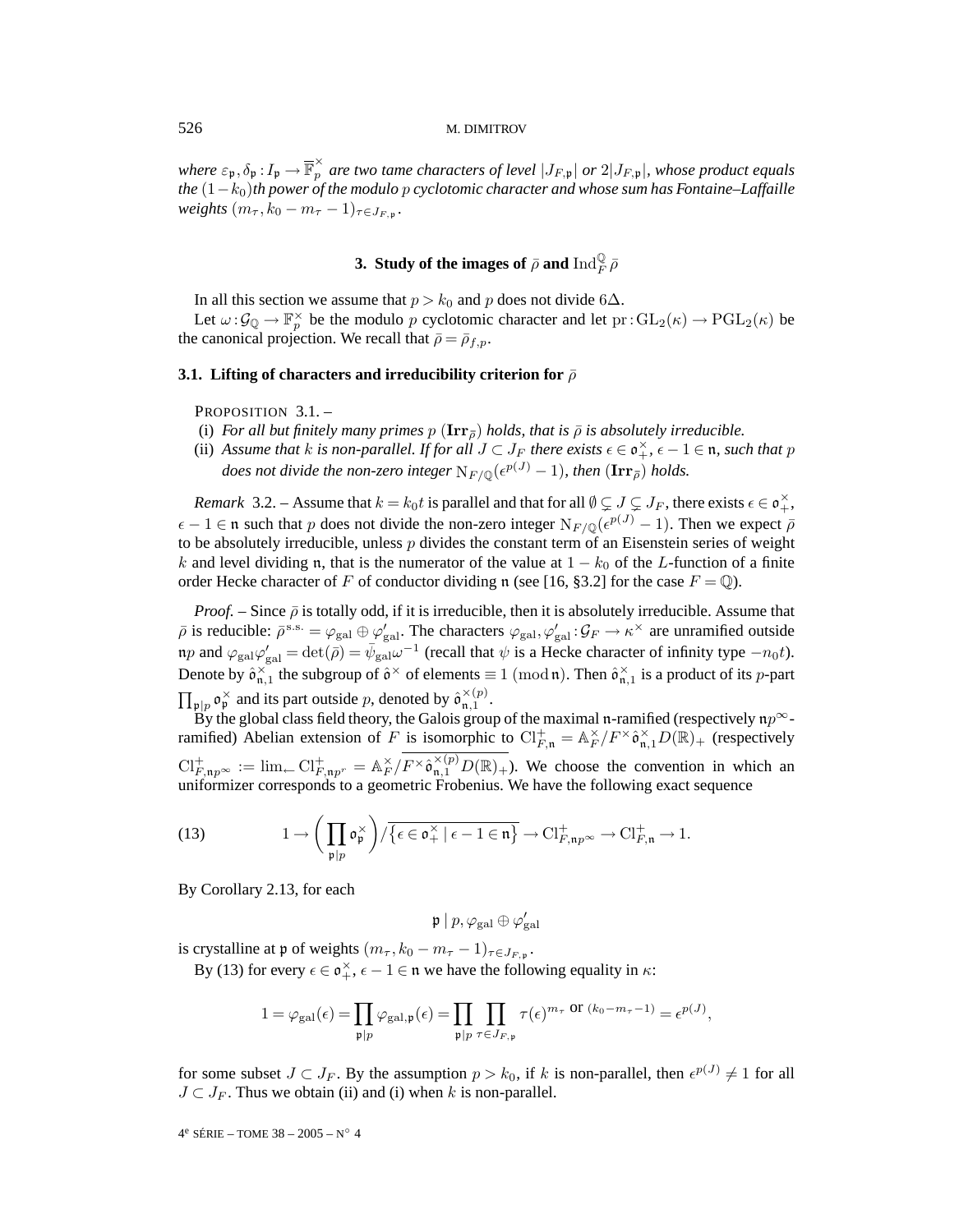*where $\varepsilon_{\mathfrak{p}}, \delta_{\mathfrak{p}} : I_{\mathfrak{p}} \to \overline{\mathbb{F}}_p^\times$ are two tame characters of level $|J_{F,\mathfrak{p}}|$ or $2|J_{F,\mathfrak{p}}|$, whose product equals the $(1-k_0)$th power of the modulo $p$ cyclotomic character and whose sum has Fontaine–Laffaille weights $(m_\tau, k_0 - m_\tau - 1)_{\tau \in J_{F,\mathfrak{p}}}$.*

## 3. Study of the images of $\bar{\rho}$ and $\mathrm{Ind}_F^{\mathbb{Q}} \bar{\rho}$

In all this section we assume that $p > k_0$ and $p$ does not divide $6\Delta$.

Let $\omega : \mathcal{G}_{\mathbb{Q}} \to \mathbb{F}_p^\times$ be the modulo $p$ cyclotomic character and let $\mathrm{pr} : \mathrm{GL}_2(\kappa) \to \mathrm{PGL}_2(\kappa)$ be the canonical projection. We recall that $\bar{\rho} = \bar{\rho}_{f,p}$.

### 3.1. Lifting of characters and irreducibility criterion for $\bar{\rho}$

PROPOSITION 3.1. –

(i) *For all but finitely many primes $p$ $(\mathbf{Irr}_{\bar{\rho}})$ holds, that is $\bar{\rho}$ is absolutely irreducible.*

(ii) *Assume that $k$ is non-parallel. If for all $J \subset J_F$ there exists $\epsilon \in \mathfrak{o}_+^\times$, $\epsilon - 1 \in \mathfrak{n}$, such that $p$ does not divide the non-zero integer $\mathrm{N}_{F/\mathbb{Q}}(\epsilon^{p(J)} - 1)$, then $(\mathbf{Irr}_{\bar{\rho}})$ holds.*

*Remark* 3.2. – Assume that $k = k_0 t$ is parallel and that for all $\emptyset \subsetneq J \subsetneq J_F$, there exists $\epsilon \in \mathfrak{o}_+^\times$, $\epsilon - 1 \in \mathfrak{n}$ such that $p$ does not divide the non-zero integer $\mathrm{N}_{F/\mathbb{Q}}(\epsilon^{p(J)} - 1)$. Then we expect $\bar{\rho}$ to be absolutely irreducible, unless $p$ divides the constant term of an Eisenstein series of weight $k$ and level dividing $\mathfrak{n}$, that is the numerator of the value at $1 - k_0$ of the $L$-function of a finite order Hecke character of $F$ of conductor dividing $\mathfrak{n}$ (see [16, §3.2] for the case $F = \mathbb{Q}$).

*Proof.* – Since $\bar{\rho}$ is totally odd, if it is irreducible, then it is absolutely irreducible. Assume that $\bar{\rho}$ is reducible: $\bar{\rho}^{\mathrm{s.s.}} = \varphi_{\mathrm{gal}} \oplus \varphi'_{\mathrm{gal}}$. The characters $\varphi_{\mathrm{gal}}, \varphi'_{\mathrm{gal}} : \mathcal{G}_F \to \kappa^\times$ are unramified outside $\mathfrak{n}p$ and $\varphi_{\mathrm{gal}} \varphi'_{\mathrm{gal}} = \det(\bar{\rho}) = \bar{\psi}_{\mathrm{gal}} \omega^{-1}$ (recall that $\psi$ is a Hecke character of infinity type $-n_0 t$). Denote by $\hat{\mathfrak{o}}_{\mathfrak{n},1}^\times$ the subgroup of $\hat{\mathfrak{o}}^\times$ of elements $\equiv 1 \pmod{\mathfrak{n}}$. Then $\hat{\mathfrak{o}}_{\mathfrak{n},1}^\times$ is a product of its $p$-part $\prod_{\mathfrak{p}|p} \mathfrak{o}_{\mathfrak{p}}^\times$ and its part outside $p$, denoted by $\hat{\mathfrak{o}}_{\mathfrak{n},1}^{\times(p)}$.

By the global class field theory, the Galois group of the maximal $\mathfrak{n}$-ramified (respectively $\mathfrak{n}p^\infty$-ramified) Abelian extension of $F$ is isomorphic to $\mathrm{Cl}_{F,\mathfrak{n}}^+ = \mathbb{A}_F^\times / F^\times \hat{\mathfrak{o}}_{\mathfrak{n},1}^\times D(\mathbb{R})_+$ (respectively $\mathrm{Cl}_{F,\mathfrak{n}p^\infty}^+ := \lim_{\leftarrow} \mathrm{Cl}_{F,\mathfrak{n}p^r}^+ = \mathbb{A}_F^\times / \overline{F^\times \hat{\mathfrak{o}}_{\mathfrak{n},1}^{\times(p)} D(\mathbb{R})_+}$). We choose the convention in which an uniformizer corresponds to a geometric Frobenius. We have the following exact sequence

$$1 \to \left(\prod_{\mathfrak{p}|p} \mathfrak{o}_{\mathfrak{p}}^\times\right) \Big/ \overline{\{\epsilon \in \mathfrak{o}_+^\times \mid \epsilon - 1 \in \mathfrak{n}\}} \to \mathrm{Cl}_{F,\mathfrak{n}p^\infty}^+ \to \mathrm{Cl}_{F,\mathfrak{n}}^+ \to 1. \tag{13}$$

By Corollary 2.13, for each

$$\mathfrak{p} \mid p, \varphi_{\mathrm{gal}} \oplus \varphi'_{\mathrm{gal}}$$

is crystalline at $\mathfrak{p}$ of weights $(m_\tau, k_0 - m_\tau - 1)_{\tau \in J_{F,\mathfrak{p}}}$.

By (13) for every $\epsilon \in \mathfrak{o}_+^\times$, $\epsilon - 1 \in \mathfrak{n}$ we have the following equality in $\kappa$:

$$1 = \varphi_{\mathrm{gal}}(\epsilon) = \prod_{\mathfrak{p}|p} \varphi_{\mathrm{gal},\mathfrak{p}}(\epsilon) = \prod_{\mathfrak{p}|p} \prod_{\tau \in J_{F,\mathfrak{p}}} \tau(\epsilon)^{m_\tau \text{ or } (k_0 - m_\tau - 1)} = \epsilon^{p(J)},$$

for some subset $J \subset J_F$. By the assumption $p > k_0$, if $k$ is non-parallel, then $\epsilon^{p(J)} \neq 1$ for all $J \subset J_F$. Thus we obtain (ii) and (i) when $k$ is non-parallel.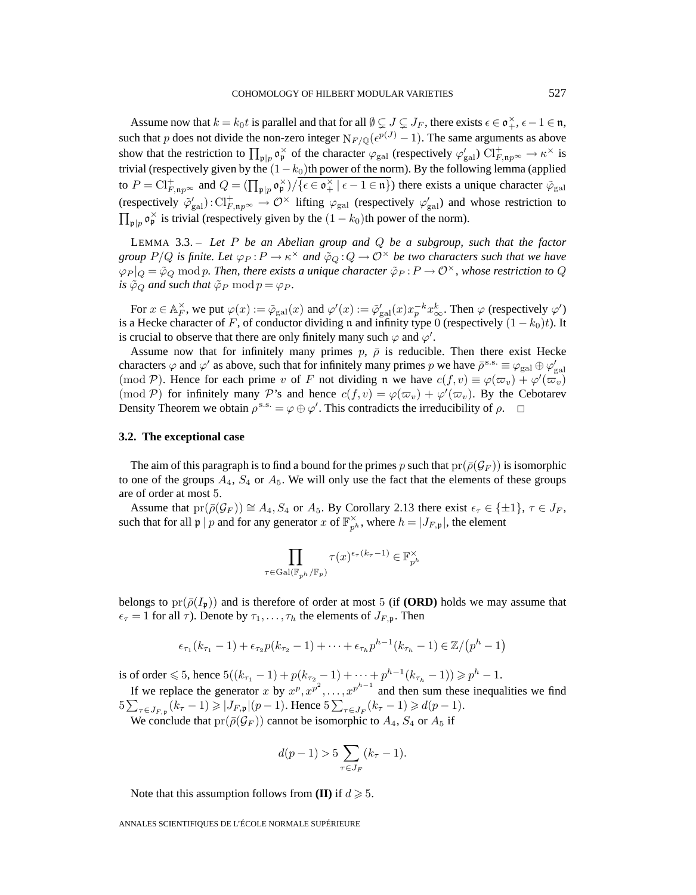Assume now that $k = k_0 t$ is parallel and that for all $\emptyset \subsetneq J \subsetneq J_F$, there exists $\epsilon \in \mathfrak{o}_+^\times$, $\epsilon - 1 \in \mathfrak{n}$, such that $p$ does not divide the non-zero integer $\mathrm{N}_{F/\mathbb{Q}}(\epsilon^{p(J)} - 1)$. The same arguments as above show that the restriction to $\prod_{\mathfrak{p}|p} \mathfrak{o}_\mathfrak{p}^\times$ of the character $\varphi_{\mathrm{gal}}$ (respectively $\varphi'_{\mathrm{gal}}$) $\mathrm{Cl}^+_{F,\mathfrak{n}p^\infty} \to \kappa^\times$ is trivial (respectively given by the $(1-k_0)$th power of the norm). By the following lemma (applied to $P = \mathrm{Cl}^+_{F,\mathfrak{n}p^\infty}$ and $Q = (\prod_{\mathfrak{p}|p} \mathfrak{o}_\mathfrak{p}^\times)/\overline{\{\epsilon \in \mathfrak{o}_+^\times \mid \epsilon - 1 \in \mathfrak{n}\}}$) there exists a unique character $\tilde{\varphi}_{\mathrm{gal}}$ (respectively $\tilde{\varphi}'_{\mathrm{gal}}$) : $\mathrm{Cl}^+_{F,\mathfrak{n}p^\infty} \to \mathcal{O}^\times$ lifting $\varphi_{\mathrm{gal}}$ (respectively $\varphi'_{\mathrm{gal}}$) and whose restriction to $\prod_{\mathfrak{p}|p} \mathfrak{o}_\mathfrak{p}^\times$ is trivial (respectively given by the $(1-k_0)$th power of the norm).

LEMMA 3.3. – *Let $P$ be an Abelian group and $Q$ be a subgroup, such that the factor group $P/Q$ is finite. Let $\varphi_P : P \to \kappa^\times$ and $\tilde{\varphi}_Q : Q \to \mathcal{O}^\times$ be two characters such that we have $\varphi_P|_Q = \tilde{\varphi}_Q \bmod p$. Then, there exists a unique character $\tilde{\varphi}_P : P \to \mathcal{O}^\times$, whose restriction to $Q$ is $\tilde{\varphi}_Q$ and such that $\tilde{\varphi}_P \bmod p = \varphi_P$.*

For $x \in \mathbb{A}_F^\times$, we put $\varphi(x) := \tilde{\varphi}_{\mathrm{gal}}(x)$ and $\varphi'(x) := \tilde{\varphi}'_{\mathrm{gal}}(x) x_p^{-k} x_\infty^k$. Then $\varphi$ (respectively $\varphi'$) is a Hecke character of $F$, of conductor dividing $\mathfrak{n}$ and infinity type $0$ (respectively $(1-k_0)t$). It is crucial to observe that there are only finitely many such $\varphi$ and $\varphi'$.

Assume now that for infinitely many primes $p$, $\bar{\rho}$ is reducible. Then there exist Hecke characters $\varphi$ and $\varphi'$ as above, such that for infinitely many primes $p$ we have $\bar{\rho}^{\mathrm{s.s.}} \equiv \varphi_{\mathrm{gal}} \oplus \varphi'_{\mathrm{gal}} \pmod{\mathcal{P}}$. Hence for each prime $v$ of $F$ not dividing $\mathfrak{n}$ we have $c(f,v) \equiv \varphi(\varpi_v) + \varphi'(\varpi_v) \pmod{\mathcal{P}}$ for infinitely many $\mathcal{P}$'s and hence $c(f,v) = \varphi(\varpi_v) + \varphi'(\varpi_v)$. By the Cebotarev Density Theorem we obtain $\rho^{\mathrm{s.s.}} = \varphi \oplus \varphi'$. This contradicts the irreducibility of $\rho$. $\square$

### 3.2. The exceptional case

The aim of this paragraph is to find a bound for the primes $p$ such that $\mathrm{pr}(\bar{\rho}(\mathcal{G}_F))$ is isomorphic to one of the groups $A_4$, $S_4$ or $A_5$. We will only use the fact that the elements of these groups are of order at most $5$.

Assume that $\mathrm{pr}(\bar{\rho}(\mathcal{G}_F)) \cong A_4, S_4$ or $A_5$. By Corollary 2.13 there exist $\epsilon_\tau \in \{\pm 1\}$, $\tau \in J_F$, such that for all $\mathfrak{p} \mid p$ and for any generator $x$ of $\mathbb{F}_{p^h}^\times$, where $h = |J_{F,\mathfrak{p}}|$, the element

$$\prod_{\tau \in \mathrm{Gal}(\mathbb{F}_{p^h}/\mathbb{F}_p)} \tau(x)^{\epsilon_\tau (k_\tau - 1)} \in \mathbb{F}_{p^h}^\times$$

belongs to $\mathrm{pr}(\bar{\rho}(I_\mathfrak{p}))$ and is therefore of order at most $5$ (if **(ORD)** holds we may assume that $\epsilon_\tau = 1$ for all $\tau$). Denote by $\tau_1, \ldots, \tau_h$ the elements of $J_{F,\mathfrak{p}}$. Then

$$\epsilon_{\tau_1}(k_{\tau_1} - 1) + \epsilon_{\tau_2} p (k_{\tau_2} - 1) + \cdots + \epsilon_{\tau_h} p^{h-1} (k_{\tau_h} - 1) \in \mathbb{Z}/(p^h - 1)$$

is of order $\leqslant 5$, hence $5((k_{\tau_1} - 1) + p(k_{\tau_2} - 1) + \cdots + p^{h-1}(k_{\tau_h} - 1)) \geqslant p^h - 1$.

If we replace the generator $x$ by $x^p, x^{p^2}, \ldots, x^{p^{h-1}}$ and then sum these inequalities we find $5 \sum_{\tau \in J_{F,\mathfrak{p}}} (k_\tau - 1) \geqslant |J_{F,\mathfrak{p}}|(p-1)$. Hence $5 \sum_{\tau \in J_F} (k_\tau - 1) \geqslant d(p-1)$.

We conclude that $\mathrm{pr}(\bar{\rho}(\mathcal{G}_F))$ cannot be isomorphic to $A_4$, $S_4$ or $A_5$ if

$$d(p-1) > 5 \sum_{\tau \in J_F} (k_\tau - 1).$$

Note that this assumption follows from **(II)** if $d \geqslant 5$.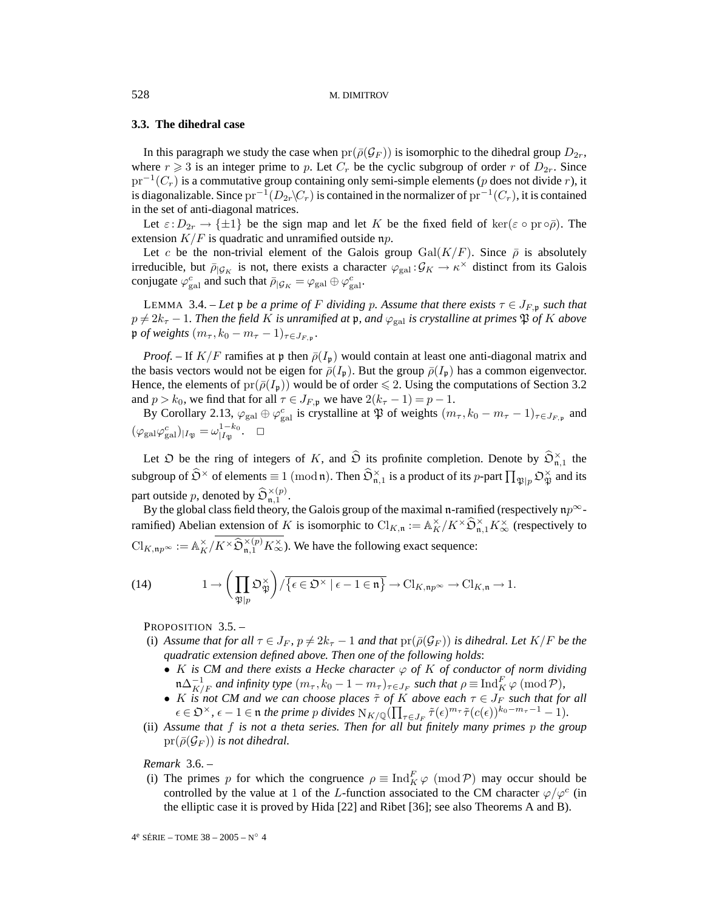### 3.3. The dihedral case

In this paragraph we study the case when $\mathrm{pr}(\bar\rho(\mathcal{G}_F))$ is isomorphic to the dihedral group $D_{2r}$, where $r \geqslant 3$ is an integer prime to $p$. Let $C_r$ be the cyclic subgroup of order $r$ of $D_{2r}$. Since $\mathrm{pr}^{-1}(C_r)$ is a commutative group containing only semi-simple elements ($p$ does not divide $r$), it is diagonalizable. Since $\mathrm{pr}^{-1}(D_{2r}\backslash C_r)$ is contained in the normalizer of $\mathrm{pr}^{-1}(C_r)$, it is contained in the set of anti-diagonal matrices.

Let $\varepsilon : D_{2r} \to \{\pm 1\}$ be the sign map and let $K$ be the fixed field of $\ker(\varepsilon \circ \mathrm{pr} \circ \bar\rho)$. The extension $K/F$ is quadratic and unramified outside $\mathfrak{n}p$.

Let $c$ be the non-trivial element of the Galois group $\mathrm{Gal}(K/F)$. Since $\bar\rho$ is absolutely irreducible, but $\bar\rho_{|\mathcal{G}_K}$ is not, there exists a character $\varphi_{\mathrm{gal}} : \mathcal{G}_K \to \kappa^\times$ distinct from its Galois conjugate $\varphi_{\mathrm{gal}}^c$ and such that $\bar\rho_{|\mathcal{G}_K} = \varphi_{\mathrm{gal}} \oplus \varphi_{\mathrm{gal}}^c$.

LEMMA 3.4. – *Let $\mathfrak{p}$ be a prime of $F$ dividing $p$. Assume that there exists $\tau \in J_{F,\mathfrak{p}}$ such that $p \neq 2k_\tau - 1$. Then the field $K$ is unramified at $\mathfrak{p}$, and $\varphi_{\mathrm{gal}}$ is crystalline at primes $\mathfrak{P}$ of $K$ above $\mathfrak{p}$ of weights $(m_\tau, k_0 - m_\tau - 1)_{\tau \in J_{F,\mathfrak{p}}}$.*

*Proof.* – If $K/F$ ramifies at $\mathfrak{p}$ then $\bar\rho(I_\mathfrak{p})$ would contain at least one anti-diagonal matrix and the basis vectors would not be eigen for $\bar\rho(I_\mathfrak{p})$. But the group $\bar\rho(I_\mathfrak{p})$ has a common eigenvector. Hence, the elements of $\mathrm{pr}(\bar\rho(I_\mathfrak{p}))$ would be of order $\leqslant 2$. Using the computations of Section 3.2 and $p > k_0$, we find that for all $\tau \in J_{F,\mathfrak{p}}$ we have $2(k_\tau - 1) = p - 1$.

By Corollary 2.13, $\varphi_{\mathrm{gal}} \oplus \varphi_{\mathrm{gal}}^c$ is crystalline at $\mathfrak{P}$ of weights $(m_\tau, k_0 - m_\tau - 1)_{\tau \in J_{F,\mathfrak{p}}}$ and $(\varphi_{\mathrm{gal}}\varphi_{\mathrm{gal}}^c)_{|I_\mathfrak{P}} = \omega_{|I_\mathfrak{P}}^{1-k_0}$. $\square$

Let $\mathfrak{O}$ be the ring of integers of $K$, and $\widehat{\mathfrak{O}}$ its profinite completion. Denote by $\widehat{\mathfrak{O}}_{\mathfrak{n},1}^\times$ the subgroup of $\widehat{\mathfrak{O}}^\times$ of elements $\equiv 1 \pmod{\mathfrak{n}}$. Then $\widehat{\mathfrak{O}}_{\mathfrak{n},1}^\times$ is a product of its $p$-part $\prod_{\mathfrak{P}|p} \mathfrak{O}_\mathfrak{P}^\times$ and its part outside $p$, denoted by $\widehat{\mathfrak{O}}_{\mathfrak{n},1}^{\times(p)}$.

By the global class field theory, the Galois group of the maximal $\mathfrak{n}$-ramified (respectively $\mathfrak{n}p^\infty$-ramified) Abelian extension of $K$ is isomorphic to $\mathrm{Cl}_{K,\mathfrak{n}} := \mathbb{A}_K^\times / K^\times \widehat{\mathfrak{O}}_{\mathfrak{n},1}^\times K_\infty^\times$ (respectively to $\mathrm{Cl}_{K,\mathfrak{n}p^\infty} := \mathbb{A}_K^\times / \overline{K^\times \widehat{\mathfrak{O}}_{\mathfrak{n},1}^{\times(p)} K_\infty^\times}$). We have the following exact sequence:

$$1 \to \left(\prod_{\mathfrak{P}|p} \mathfrak{O}_\mathfrak{P}^\times\right) \Big/ \overline{\{\epsilon \in \mathfrak{O}^\times \mid \epsilon - 1 \in \mathfrak{n}\}} \to \mathrm{Cl}_{K,\mathfrak{n}p^\infty} \to \mathrm{Cl}_{K,\mathfrak{n}} \to 1. \tag{14}$$

PROPOSITION 3.5. –

(i) *Assume that for all $\tau \in J_F$, $p \neq 2k_\tau - 1$ and that $\mathrm{pr}(\bar\rho(\mathcal{G}_F))$ is dihedral. Let $K/F$ be the quadratic extension defined above. Then one of the following holds*:
- *$K$ is CM and there exists a Hecke character $\varphi$ of $K$ of conductor of norm dividing $\mathfrak{n}\Delta_{K/F}^{-1}$ and infinity type $(m_\tau, k_0 - 1 - m_\tau)_{\tau \in J_F}$ such that $\rho \equiv \mathrm{Ind}_K^F \varphi \pmod{\mathcal{P}}$,*
- *$K$ is not CM and we can choose places $\tilde\tau$ of $K$ above each $\tau \in J_F$ such that for all $\epsilon \in \mathfrak{O}^\times$, $\epsilon - 1 \in \mathfrak{n}$ the prime $p$ divides $\mathrm{N}_{K/\mathbb{Q}}(\prod_{\tau \in J_F} \tilde\tau(\epsilon)^{m_\tau} \tilde\tau(c(\epsilon))^{k_0 - m_\tau - 1} - 1)$.*

(ii) *Assume that $f$ is not a theta series. Then for all but finitely many primes $p$ the group $\mathrm{pr}(\bar\rho(\mathcal{G}_F))$ is not dihedral.*

*Remark* 3.6. –

(i) The primes $p$ for which the congruence $\rho \equiv \mathrm{Ind}_K^F \varphi \pmod{\mathcal{P}}$ may occur should be controlled by the value at 1 of the $L$-function associated to the CM character $\varphi/\varphi^c$ (in the elliptic case it is proved by Hida [22] and Ribet [36]; see also Theorems A and B).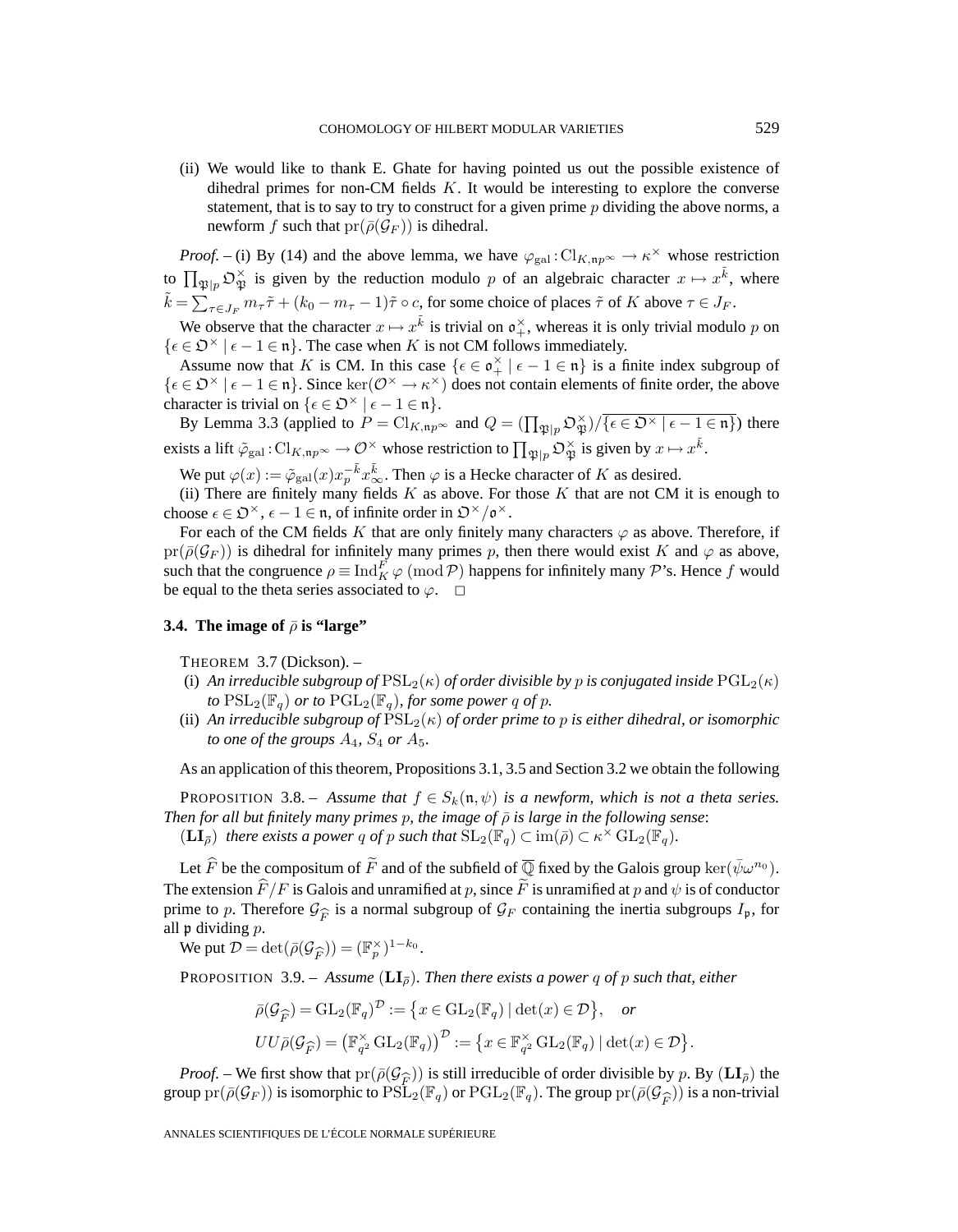(ii) We would like to thank E. Ghate for having pointed us out the possible existence of dihedral primes for non-CM fields $K$. It would be interesting to explore the converse statement, that is to say to try to construct for a given prime $p$ dividing the above norms, a newform $f$ such that $\mathrm{pr}(\bar\rho(\mathcal{G}_F))$ is dihedral.

*Proof.* – (i) By (14) and the above lemma, we have $\varphi_{\mathrm{gal}}:\mathrm{Cl}_{K,\mathfrak{n}p^\infty}\to\kappa^\times$ whose restriction to $\prod_{\mathfrak{P}\mid p}\mathfrak{O}_{\mathfrak{P}}^\times$ is given by the reduction modulo $p$ of an algebraic character $x\mapsto x^{\tilde k}$, where $\tilde k=\sum_{\tau\in J_F} m_\tau\tilde\tau+(k_0-m_\tau-1)\tilde\tau\circ c$, for some choice of places $\tilde\tau$ of $K$ above $\tau\in J_F$.

We observe that the character $x\mapsto x^{\tilde k}$ is trivial on $\mathfrak{o}_+^\times$, whereas it is only trivial modulo $p$ on $\{\epsilon\in\mathfrak{O}^\times\mid \epsilon-1\in\mathfrak{n}\}$. The case when $K$ is not CM follows immediately.

Assume now that $K$ is CM. In this case $\{\epsilon\in\mathfrak{o}_+^\times\mid\epsilon-1\in\mathfrak{n}\}$ is a finite index subgroup of $\{\epsilon\in\mathfrak{O}^\times\mid\epsilon-1\in\mathfrak{n}\}$. Since $\ker(\mathcal{O}^\times\to\kappa^\times)$ does not contain elements of finite order, the above character is trivial on $\{\epsilon\in\mathfrak{O}^\times\mid\epsilon-1\in\mathfrak{n}\}$.

By Lemma 3.3 (applied to $P=\mathrm{Cl}_{K,\mathfrak{n}p^\infty}$ and $Q=(\prod_{\mathfrak{P}\mid p}\mathfrak{O}_{\mathfrak{P}}^\times)/\overline{\{\epsilon\in\mathfrak{O}^\times\mid\epsilon-1\in\mathfrak{n}\}}$) there exists a lift $\tilde\varphi_{\mathrm{gal}}:\mathrm{Cl}_{K,\mathfrak{n}p^\infty}\to\mathcal{O}^\times$ whose restriction to $\prod_{\mathfrak{P}\mid p}\mathfrak{O}_{\mathfrak{P}}^\times$ is given by $x\mapsto x^{\tilde k}$.

We put $\varphi(x):=\tilde\varphi_{\mathrm{gal}}(x)x_p^{-\tilde k}x_\infty^{\tilde k}$. Then $\varphi$ is a Hecke character of $K$ as desired.

(ii) There are finitely many fields $K$ as above. For those $K$ that are not CM it is enough to choose $\epsilon\in\mathfrak{O}^\times$, $\epsilon-1\in\mathfrak{n}$, of infinite order in $\mathfrak{O}^\times/\mathfrak{o}^\times$.

For each of the CM fields $K$ that are only finitely many characters $\varphi$ as above. Therefore, if $\mathrm{pr}(\bar\rho(\mathcal{G}_F))$ is dihedral for infinitely many primes $p$, then there would exist $K$ and $\varphi$ as above, such that the congruence $\rho\equiv\mathrm{Ind}_K^F\varphi\ (\mathrm{mod}\,\mathcal{P})$ happens for infinitely many $\mathcal{P}$'s. Hence $f$ would be equal to the theta series associated to $\varphi$. □

### 3.4. The image of $\bar\rho$ is "large"

THEOREM 3.7 (Dickson). –

(i) *An irreducible subgroup of $\mathrm{PSL}_2(\kappa)$ of order divisible by $p$ is conjugated inside $\mathrm{PGL}_2(\kappa)$ to $\mathrm{PSL}_2(\mathbb{F}_q)$ or to $\mathrm{PGL}_2(\mathbb{F}_q)$, for some power $q$ of $p$.*

(ii) *An irreducible subgroup of $\mathrm{PSL}_2(\kappa)$ of order prime to $p$ is either dihedral, or isomorphic to one of the groups $A_4$, $S_4$ or $A_5$.*

As an application of this theorem, Propositions 3.1, 3.5 and Section 3.2 we obtain the following

PROPOSITION 3.8. – *Assume that $f\in S_k(\mathfrak{n},\psi)$ is a newform, which is not a theta series. Then for all but finitely many primes $p$, the image of $\bar\rho$ is large in the following sense*:

$(\mathbf{LI}_{\bar\rho})$ *there exists a power $q$ of $p$ such that $\mathrm{SL}_2(\mathbb{F}_q)\subset\mathrm{im}(\bar\rho)\subset\kappa^\times\mathrm{GL}_2(\mathbb{F}_q)$.*

Let $\widehat F$ be the compositum of $\widetilde F$ and of the subfield of $\overline{\mathbb{Q}}$ fixed by the Galois group $\ker(\bar\psi\omega^{n_0})$. The extension $\widehat F/F$ is Galois and unramified at $p$, since $\widetilde F$ is unramified at $p$ and $\psi$ is of conductor prime to $p$. Therefore $\mathcal{G}_{\widehat F}$ is a normal subgroup of $\mathcal{G}_F$ containing the inertia subgroups $I_{\mathfrak{p}}$, for all $\mathfrak{p}$ dividing $p$.

We put $\mathcal{D}=\det(\bar\rho(\mathcal{G}_{\widehat F}))=(\mathbb{F}_p^\times)^{1-k_0}$.

PROPOSITION 3.9. – *Assume $(\mathbf{LI}_{\bar\rho})$. Then there exists a power $q$ of $p$ such that, either*

$$\bar\rho(\mathcal{G}_{\widehat F})=\mathrm{GL}_2(\mathbb{F}_q)^{\mathcal{D}}:=\{x\in\mathrm{GL}_2(\mathbb{F}_q)\mid\det(x)\in\mathcal{D}\},\quad\text{or}$$

$$U\!U\bar\rho(\mathcal{G}_{\widehat F})=\left(\mathbb{F}_{q^2}^\times\mathrm{GL}_2(\mathbb{F}_q)\right)^{\mathcal{D}}:=\{x\in\mathbb{F}_{q^2}^\times\mathrm{GL}_2(\mathbb{F}_q)\mid\det(x)\in\mathcal{D}\}.$$

*Proof.* – We first show that $\mathrm{pr}(\bar\rho(\mathcal{G}_{\widehat F}))$ is still irreducible of order divisible by $p$. By $(\mathbf{LI}_{\bar\rho})$ the group $\mathrm{pr}(\bar\rho(\mathcal{G}_F))$ is isomorphic to $\mathrm{PSL}_2(\mathbb{F}_q)$ or $\mathrm{PGL}_2(\mathbb{F}_q)$. The group $\mathrm{pr}(\bar\rho(\mathcal{G}_{\widehat F}))$ is a non-trivial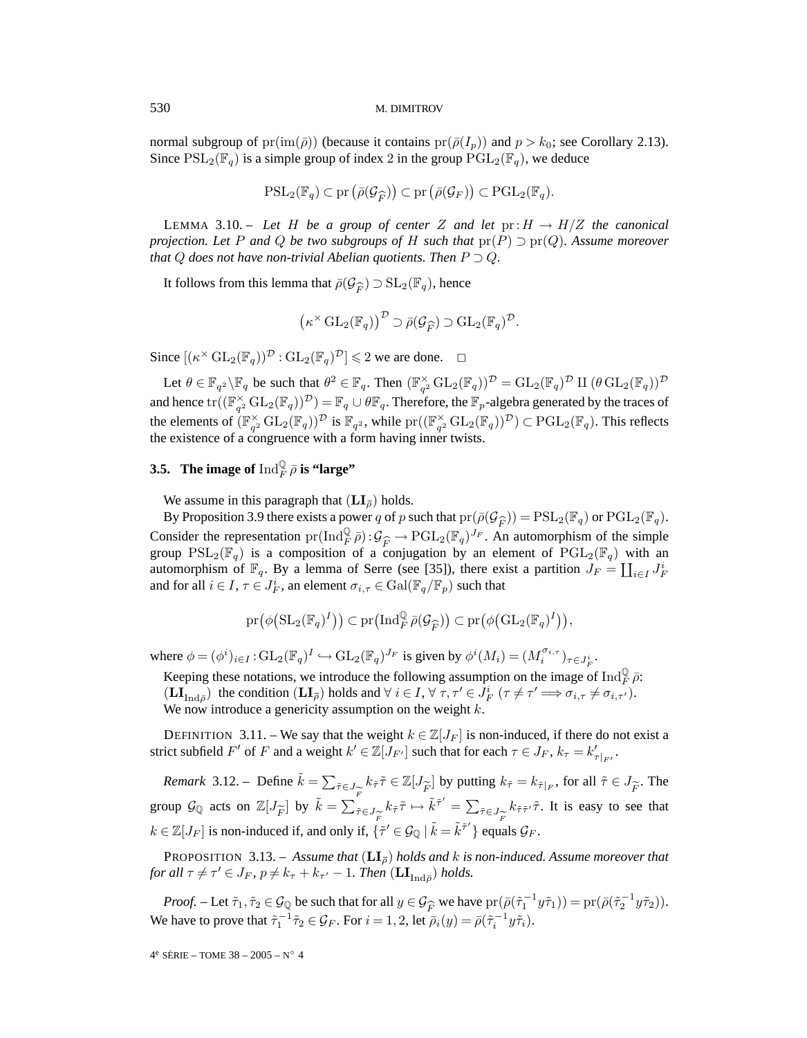normal subgroup of $\mathrm{pr}(\mathrm{im}(\bar\rho))$ (because it contains $\mathrm{pr}(\bar\rho(I_p))$ and $p > k_0$; see Corollary 2.13). Since $\mathrm{PSL}_2(\mathbb{F}_q)$ is a simple group of index 2 in the group $\mathrm{PGL}_2(\mathbb{F}_q)$, we deduce

$$\mathrm{PSL}_2(\mathbb{F}_q) \subset \mathrm{pr}\left(\bar\rho(\mathcal{G}_{\widehat{F}})\right) \subset \mathrm{pr}\left(\bar\rho(\mathcal{G}_F)\right) \subset \mathrm{PGL}_2(\mathbb{F}_q).$$

LEMMA 3.10. – *Let $H$ be a group of center $Z$ and let $\mathrm{pr}: H \to H/Z$ the canonical projection. Let $P$ and $Q$ be two subgroups of $H$ such that $\mathrm{pr}(P) \supset \mathrm{pr}(Q)$. Assume moreover that $Q$ does not have non-trivial Abelian quotients. Then $P \supset Q$.*

It follows from this lemma that $\bar\rho(\mathcal{G}_{\widehat{F}}) \supset \mathrm{SL}_2(\mathbb{F}_q)$, hence

$$\left(\kappa^\times \mathrm{GL}_2(\mathbb{F}_q)\right)^{\mathcal{D}} \supset \bar\rho(\mathcal{G}_{\widehat{F}}) \supset \mathrm{GL}_2(\mathbb{F}_q)^{\mathcal{D}}.$$

Since $[(\kappa^\times \mathrm{GL}_2(\mathbb{F}_q))^{\mathcal{D}} : \mathrm{GL}_2(\mathbb{F}_q)^{\mathcal{D}}] \leqslant 2$ we are done. $\square$

Let $\theta \in \mathbb{F}_{q^2} \backslash \mathbb{F}_q$ be such that $\theta^2 \in \mathbb{F}_q$. Then $(\mathbb{F}_{q^2}^\times \mathrm{GL}_2(\mathbb{F}_q))^{\mathcal{D}} = \mathrm{GL}_2(\mathbb{F}_q)^{\mathcal{D}} \amalg (\theta\, \mathrm{GL}_2(\mathbb{F}_q))^{\mathcal{D}}$ and hence $\mathrm{tr}((\mathbb{F}_{q^2}^\times \mathrm{GL}_2(\mathbb{F}_q))^{\mathcal{D}}) = \mathbb{F}_q \cup \theta\mathbb{F}_q$. Therefore, the $\mathbb{F}_p$-algebra generated by the traces of the elements of $(\mathbb{F}_{q^2}^\times \mathrm{GL}_2(\mathbb{F}_q))^{\mathcal{D}}$ is $\mathbb{F}_{q^2}$, while $\mathrm{pr}((\mathbb{F}_{q^2}^\times \mathrm{GL}_2(\mathbb{F}_q))^{\mathcal{D}}) \subset \mathrm{PGL}_2(\mathbb{F}_q)$. This reflects the existence of a congruence with a form having inner twists.

### 3.5. The image of $\mathrm{Ind}_F^{\mathbb{Q}} \bar\rho$ is "large"

We assume in this paragraph that $(\mathbf{LI}_{\bar\rho})$ holds.

By Proposition 3.9 there exists a power $q$ of $p$ such that $\mathrm{pr}(\bar\rho(\mathcal{G}_{\widehat{F}})) = \mathrm{PSL}_2(\mathbb{F}_q)$ or $\mathrm{PGL}_2(\mathbb{F}_q)$. Consider the representation $\mathrm{pr}(\mathrm{Ind}_F^{\mathbb{Q}} \bar\rho): \mathcal{G}_{\widehat{F}} \to \mathrm{PGL}_2(\mathbb{F}_q)^{J_F}$. An automorphism of the simple group $\mathrm{PSL}_2(\mathbb{F}_q)$ is a composition of a conjugation by an element of $\mathrm{PGL}_2(\mathbb{F}_q)$ with an automorphism of $\mathbb{F}_q$. By a lemma of Serre (see [35]), there exist a partition $J_F = \coprod_{i\in I} J_F^i$ and for all $i \in I$, $\tau \in J_F^i$, an element $\sigma_{i,\tau} \in \mathrm{Gal}(\mathbb{F}_q/\mathbb{F}_p)$ such that

$$\mathrm{pr}\big(\phi\big(\mathrm{SL}_2(\mathbb{F}_q)^I\big)\big) \subset \mathrm{pr}\big(\mathrm{Ind}_F^{\mathbb{Q}} \bar\rho(\mathcal{G}_{\widehat{F}})\big) \subset \mathrm{pr}\big(\phi\big(\mathrm{GL}_2(\mathbb{F}_q)^I\big)\big),$$

where $\phi = (\phi^i)_{i\in I}: \mathrm{GL}_2(\mathbb{F}_q)^I \hookrightarrow \mathrm{GL}_2(\mathbb{F}_q)^{J_F}$ is given by $\phi^i(M_i) = (M_i^{\sigma_{i,\tau}})_{\tau \in J_F^i}$.

Keeping these notations, we introduce the following assumption on the image of $\mathrm{Ind}_F^{\mathbb{Q}} \bar\rho$:

$(\mathbf{LI}_{\mathrm{Ind}\bar\rho})$ the condition $(\mathbf{LI}_{\bar\rho})$ holds and $\forall\, i \in I$, $\forall\, \tau, \tau' \in J_F^i$ $(\tau \neq \tau' \Longrightarrow \sigma_{i,\tau} \neq \sigma_{i,\tau'})$.

We now introduce a genericity assumption on the weight $k$.

DEFINITION 3.11. – We say that the weight $k \in \mathbb{Z}[J_F]$ is non-induced, if there do not exist a strict subfield $F'$ of $F$ and a weight $k' \in \mathbb{Z}[J_{F'}]$ such that for each $\tau \in J_F$, $k_\tau = k'_{\tau|_{F'}}$.

*Remark* 3.12. – Define $\tilde k = \sum_{\tilde\tau \in J_{\widetilde F}} k_{\tilde\tau} \tilde\tau \in \mathbb{Z}[J_{\widetilde F}]$ by putting $k_{\tilde\tau} = k_{\tilde\tau|_F}$, for all $\tilde\tau \in J_{\widetilde F}$. The group $\mathcal{G}_{\mathbb{Q}}$ acts on $\mathbb{Z}[J_{\widetilde F}]$ by $\tilde k = \sum_{\tilde\tau \in J_{\widetilde F}} k_{\tilde\tau}\tilde\tau \mapsto \tilde k^{\tilde\tau'} = \sum_{\tilde\tau \in J_{\widetilde F}} k_{\tilde\tau\tilde\tau'}\tilde\tau$. It is easy to see that $k \in \mathbb{Z}[J_F]$ is non-induced if, and only if, $\{\tilde\tau' \in \mathcal{G}_{\mathbb{Q}} \mid \tilde k = \tilde k^{\tilde\tau'}\}$ equals $\mathcal{G}_F$.

PROPOSITION 3.13. – *Assume that $(\mathbf{LI}_{\bar\rho})$ holds and $k$ is non-induced. Assume moreover that for all $\tau \neq \tau' \in J_F$, $p \neq k_\tau + k_{\tau'} - 1$. Then $(\mathbf{LI}_{\mathrm{Ind}\bar\rho})$ holds.*

*Proof.* – Let $\tilde\tau_1, \tilde\tau_2 \in \mathcal{G}_{\mathbb{Q}}$ be such that for all $y \in \mathcal{G}_{\widehat{F}}$ we have $\mathrm{pr}(\bar\rho(\tilde\tau_1^{-1} y \tilde\tau_1)) = \mathrm{pr}(\bar\rho(\tilde\tau_2^{-1} y \tilde\tau_2))$. We have to prove that $\tilde\tau_1^{-1}\tilde\tau_2 \in \mathcal{G}_F$. For $i = 1, 2$, let $\bar\rho_i(y) = \bar\rho(\tilde\tau_i^{-1} y \tilde\tau_i)$.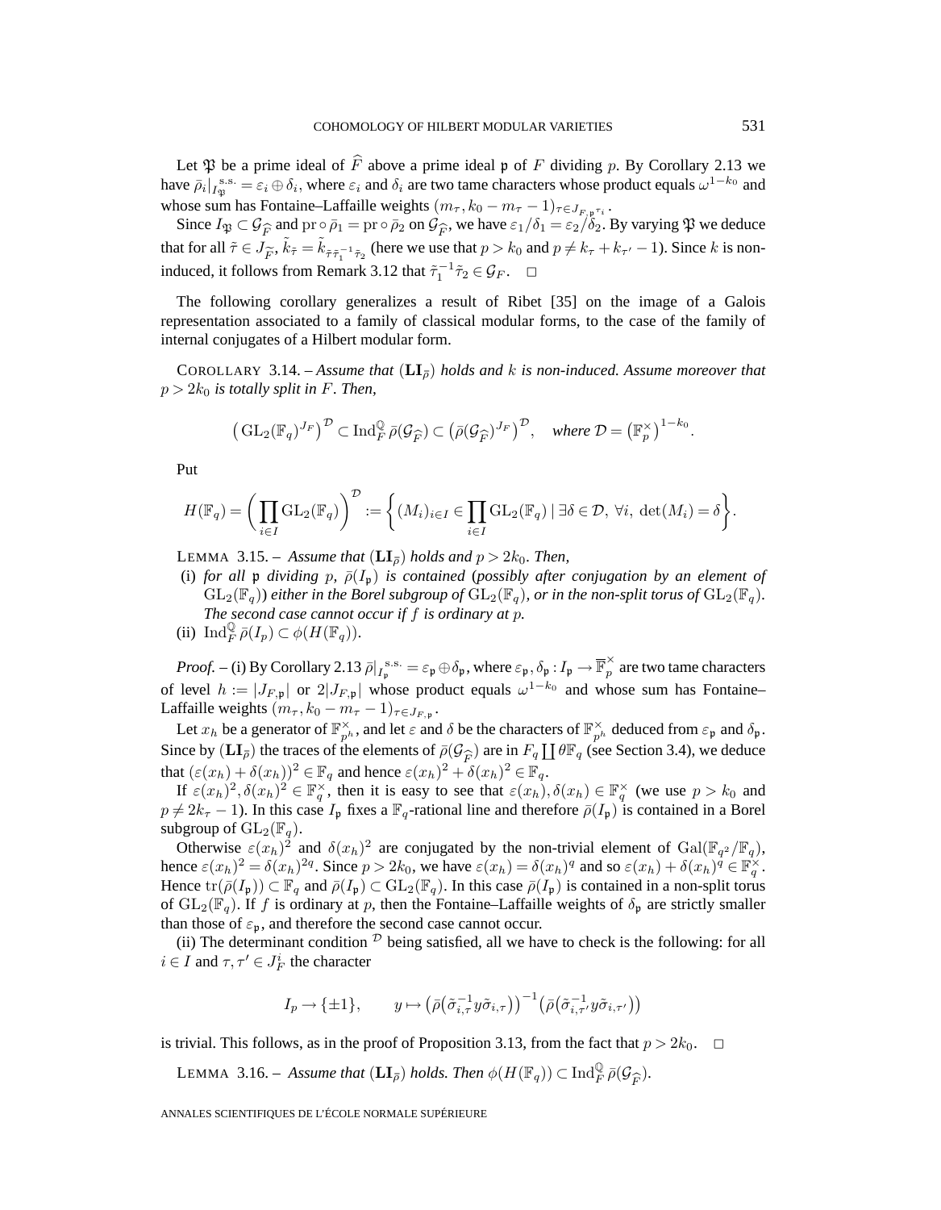Let $\mathfrak{P}$ be a prime ideal of $\widehat{F}$ above a prime ideal $\mathfrak{p}$ of $F$ dividing $p$. By Corollary 2.13 we have $\bar{\rho}_i|_{I_{\mathfrak{P}}}^{\text{s.s.}} = \varepsilon_i \oplus \delta_i$, where $\varepsilon_i$ and $\delta_i$ are two tame characters whose product equals $\omega^{1-k_0}$ and whose sum has Fontaine–Laffaille weights $(m_\tau, k_0 - m_\tau - 1)_{\tau \in J_{F,\mathfrak{p}^{\tau_i}}}$.

Since $I_{\mathfrak{P}} \subset \mathcal{G}_{\widehat{F}}$ and $\mathrm{pr} \circ \bar{\rho}_1 = \mathrm{pr} \circ \bar{\rho}_2$ on $\mathcal{G}_{\widehat{F}}$, we have $\varepsilon_1/\delta_1 = \varepsilon_2/\delta_2$. By varying $\mathfrak{P}$ we deduce that for all $\tilde{\tau} \in J_{\widetilde{F}}$, $\tilde{k}_{\tilde{\tau}} = \tilde{k}_{\tilde{\tau}\tilde{\tau}_1^{-1}\tilde{\tau}_2}$ (here we use that $p > k_0$ and $p \neq k_\tau + k_{\tau'} - 1$). Since $k$ is non-induced, it follows from Remark 3.12 that $\tilde{\tau}_1^{-1}\tilde{\tau}_2 \in \mathcal{G}_F$. $\square$

The following corollary generalizes a result of Ribet [35] on the image of a Galois representation associated to a family of classical modular forms, to the case of the family of internal conjugates of a Hilbert modular form.

COROLLARY 3.14. – *Assume that* $(\mathbf{LI}_{\bar{\rho}})$ *holds and* $k$ *is non-induced. Assume moreover that* $p > 2k_0$ *is totally split in* $F$*. Then,*

$$\big(\operatorname{GL}_2(\mathbb{F}_q)^{J_F}\big)^{\mathcal{D}} \subset \operatorname{Ind}_F^{\mathbb{Q}} \bar{\rho}(\mathcal{G}_{\widehat{F}}) \subset \big(\bar{\rho}(\mathcal{G}_{\widehat{F}})^{J_F}\big)^{\mathcal{D}}, \quad \textit{where } \mathcal{D} = \big(\mathbb{F}_p^{\times}\big)^{1-k_0}.$$

Put

$$H(\mathbb{F}_q) = \bigg(\prod_{i \in I} \operatorname{GL}_2(\mathbb{F}_q)\bigg)^{\mathcal{D}} := \bigg\{(M_i)_{i\in I} \in \prod_{i\in I} \operatorname{GL}_2(\mathbb{F}_q) \mid \exists \delta \in \mathcal{D},\ \forall i,\ \det(M_i) = \delta\bigg\}.$$

LEMMA 3.15. – *Assume that* $(\mathbf{LI}_{\bar{\rho}})$ *holds and* $p > 2k_0$*. Then,*

(i) *for all* $\mathfrak{p}$ *dividing* $p$*,* $\bar{\rho}(I_{\mathfrak{p}})$ *is contained* (*possibly after conjugation by an element of* $\operatorname{GL}_2(\mathbb{F}_q)$) *either in the Borel subgroup of* $\operatorname{GL}_2(\mathbb{F}_q)$*, or in the non-split torus of* $\operatorname{GL}_2(\mathbb{F}_q)$*. The second case cannot occur if* $f$ *is ordinary at* $p$*.*

(ii) $\operatorname{Ind}_F^{\mathbb{Q}} \bar{\rho}(I_p) \subset \phi(H(\mathbb{F}_q))$*.*

*Proof.* – (i) By Corollary 2.13 $\bar{\rho}|_{I_{\mathfrak{p}}}^{\text{s.s.}} = \varepsilon_{\mathfrak{p}} \oplus \delta_{\mathfrak{p}}$, where $\varepsilon_{\mathfrak{p}}, \delta_{\mathfrak{p}} : I_{\mathfrak{p}} \to \overline{\mathbb{F}}_p^{\times}$ are two tame characters of level $h := |J_{F,\mathfrak{p}}|$ or $2|J_{F,\mathfrak{p}}|$ whose product equals $\omega^{1-k_0}$ and whose sum has Fontaine–Laffaille weights $(m_\tau, k_0 - m_\tau - 1)_{\tau \in J_{F,\mathfrak{p}}}$.

Let $x_h$ be a generator of $\mathbb{F}_{p^h}^{\times}$, and let $\varepsilon$ and $\delta$ be the characters of $\mathbb{F}_{p^h}^{\times}$ deduced from $\varepsilon_{\mathfrak{p}}$ and $\delta_{\mathfrak{p}}$. Since by $(\mathbf{LI}_{\bar{\rho}})$ the traces of the elements of $\bar{\rho}(\mathcal{G}_{\widehat{F}})$ are in $F_q \coprod \theta \mathbb{F}_q$ (see Section 3.4), we deduce that $(\varepsilon(x_h) + \delta(x_h))^2 \in \mathbb{F}_q$ and hence $\varepsilon(x_h)^2 + \delta(x_h)^2 \in \mathbb{F}_q$.

If $\varepsilon(x_h)^2, \delta(x_h)^2 \in \mathbb{F}_q^{\times}$, then it is easy to see that $\varepsilon(x_h), \delta(x_h) \in \mathbb{F}_q^{\times}$ (we use $p > k_0$ and $p \neq 2k_\tau - 1$). In this case $I_{\mathfrak{p}}$ fixes a $\mathbb{F}_q$-rational line and therefore $\bar{\rho}(I_{\mathfrak{p}})$ is contained in a Borel subgroup of $\operatorname{GL}_2(\mathbb{F}_q)$.

Otherwise $\varepsilon(x_h)^2$ and $\delta(x_h)^2$ are conjugated by the non-trivial element of $\operatorname{Gal}(\mathbb{F}_{q^2}/\mathbb{F}_q)$, hence $\varepsilon(x_h)^2 = \delta(x_h)^{2q}$. Since $p > 2k_0$, we have $\varepsilon(x_h) = \delta(x_h)^q$ and so $\varepsilon(x_h) + \delta(x_h)^q \in \mathbb{F}_q^{\times}$. Hence $\operatorname{tr}(\bar{\rho}(I_{\mathfrak{p}})) \subset \mathbb{F}_q$ and $\bar{\rho}(I_{\mathfrak{p}}) \subset \operatorname{GL}_2(\mathbb{F}_q)$. In this case $\bar{\rho}(I_{\mathfrak{p}})$ is contained in a non-split torus of $\operatorname{GL}_2(\mathbb{F}_q)$. If $f$ is ordinary at $p$, then the Fontaine–Laffaille weights of $\delta_{\mathfrak{p}}$ are strictly smaller than those of $\varepsilon_{\mathfrak{p}}$, and therefore the second case cannot occur.

(ii) The determinant condition $^{\mathcal{D}}$ being satisfied, all we have to check is the following: for all $i \in I$ and $\tau, \tau' \in J_F^i$ the character

$$I_p \to \{\pm 1\}, \qquad y \mapsto \big(\bar{\rho}\big(\tilde{\sigma}_{i,\tau}^{-1} y \tilde{\sigma}_{i,\tau}\big)\big)^{-1}\big(\bar{\rho}\big(\tilde{\sigma}_{i,\tau'}^{-1} y \tilde{\sigma}_{i,\tau'}\big)\big)$$

is trivial. This follows, as in the proof of Proposition 3.13, from the fact that $p > 2k_0$. $\square$

LEMMA 3.16. – *Assume that* $(\mathbf{LI}_{\bar{\rho}})$ *holds. Then* $\phi(H(\mathbb{F}_q)) \subset \operatorname{Ind}_F^{\mathbb{Q}} \bar{\rho}(\mathcal{G}_{\widehat{F}})$*.*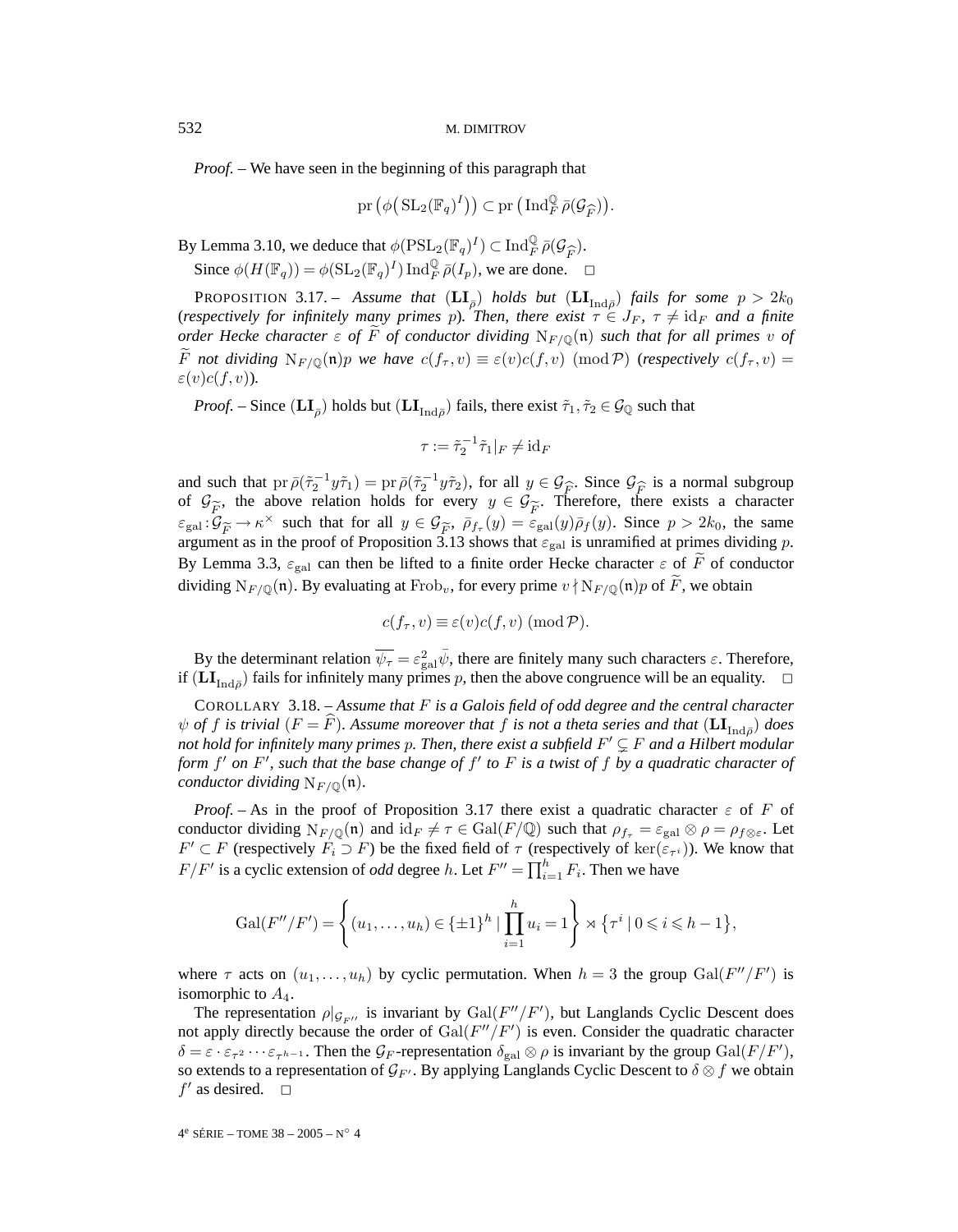*Proof.* – We have seen in the beginning of this paragraph that

$$\operatorname{pr}\big(\phi\big(\mathrm{SL}_2(\mathbb{F}_q)^I\big)\big) \subset \operatorname{pr}\big(\operatorname{Ind}_F^{\mathbb{Q}} \bar\rho(\mathcal{G}_{\widehat{F}})\big).$$

By Lemma 3.10, we deduce that $\phi(\mathrm{PSL}_2(\mathbb{F}_q)^I) \subset \operatorname{Ind}_F^{\mathbb{Q}} \bar\rho(\mathcal{G}_{\widehat{F}})$.

Since $\phi(H(\mathbb{F}_q)) = \phi(\mathrm{SL}_2(\mathbb{F}_q)^I)\operatorname{Ind}_F^{\mathbb{Q}} \bar\rho(I_p)$, we are done. □

PROPOSITION 3.17. – *Assume that* $(\mathbf{LI}_{\bar\rho})$ *holds but* $(\mathbf{LI}_{\mathrm{Ind}\bar\rho})$ *fails for some* $p > 2k_0$ (*respectively for infinitely many primes* $p$). *Then, there exist* $\tau \in J_F$, $\tau \neq \mathrm{id}_F$ *and a finite order Hecke character* $\varepsilon$ *of* $\widetilde{F}$ *of conductor dividing* $\mathrm{N}_{F/\mathbb{Q}}(\mathfrak{n})$ *such that for all primes* $v$ *of* $\widetilde{F}$ *not dividing* $\mathrm{N}_{F/\mathbb{Q}}(\mathfrak{n})p$ *we have* $c(f_\tau, v) \equiv \varepsilon(v)c(f,v) \pmod{\mathcal{P}}$ (*respectively* $c(f_\tau, v) = \varepsilon(v)c(f,v)$).

*Proof.* – Since $(\mathbf{LI}_{\bar\rho})$ holds but $(\mathbf{LI}_{\mathrm{Ind}\bar\rho})$ fails, there exist $\tilde\tau_1, \tilde\tau_2 \in \mathcal{G}_{\mathbb{Q}}$ such that

$$\tau := \tilde\tau_2^{-1}\tilde\tau_1|_F \neq \mathrm{id}_F$$

and such that $\operatorname{pr}\bar\rho(\tilde\tau_2^{-1}y\tilde\tau_1) = \operatorname{pr}\bar\rho(\tilde\tau_2^{-1}y\tilde\tau_2)$, for all $y \in \mathcal{G}_{\widehat{F}}$. Since $\mathcal{G}_{\widehat{F}}$ is a normal subgroup of $\mathcal{G}_{\widetilde{F}}$, the above relation holds for every $y \in \mathcal{G}_{\widetilde{F}}$. Therefore, there exists a character $\varepsilon_{\mathrm{gal}} : \mathcal{G}_{\widetilde{F}} \to \kappa^\times$ such that for all $y \in \mathcal{G}_{\widetilde{F}}$, $\bar\rho_{f_\tau}(y) = \varepsilon_{\mathrm{gal}}(y)\bar\rho_f(y)$. Since $p > 2k_0$, the same argument as in the proof of Proposition 3.13 shows that $\varepsilon_{\mathrm{gal}}$ is unramified at primes dividing $p$. By Lemma 3.3, $\varepsilon_{\mathrm{gal}}$ can then be lifted to a finite order Hecke character $\varepsilon$ of $\widetilde{F}$ of conductor dividing $\mathrm{N}_{F/\mathbb{Q}}(\mathfrak{n})$. By evaluating at $\mathrm{Frob}_v$, for every prime $v \nmid \mathrm{N}_{F/\mathbb{Q}}(\mathfrak{n})p$ of $\widetilde{F}$, we obtain

$$c(f_\tau, v) \equiv \varepsilon(v)c(f,v) \pmod{\mathcal{P}}.$$

By the determinant relation $\overline{\psi_\tau} = \varepsilon_{\mathrm{gal}}^2\bar\psi$, there are finitely many such characters $\varepsilon$. Therefore, if $(\mathbf{LI}_{\mathrm{Ind}\bar\rho})$ fails for infinitely many primes $p$, then the above congruence will be an equality. □

COROLLARY 3.18. – *Assume that* $F$ *is a Galois field of odd degree and the central character* $\psi$ *of* $f$ *is trivial* ($F = \widehat{F}$). *Assume moreover that* $f$ *is not a theta series and that* $(\mathbf{LI}_{\mathrm{Ind}\bar\rho})$ *does not hold for infinitely many primes* $p$. *Then, there exist a subfield* $F' \subsetneq F$ *and a Hilbert modular form* $f'$ *on* $F'$, *such that the base change of* $f'$ *to* $F$ *is a twist of* $f$ *by a quadratic character of conductor dividing* $\mathrm{N}_{F/\mathbb{Q}}(\mathfrak{n})$.

*Proof.* – As in the proof of Proposition 3.17 there exist a quadratic character $\varepsilon$ of $F$ of conductor dividing $\mathrm{N}_{F/\mathbb{Q}}(\mathfrak{n})$ and $\mathrm{id}_F \neq \tau \in \mathrm{Gal}(F/\mathbb{Q})$ such that $\rho_{f_\tau} = \varepsilon_{\mathrm{gal}} \otimes \rho = \rho_{f\otimes\varepsilon}$. Let $F' \subset F$ (respectively $F_i \supset F$) be the fixed field of $\tau$ (respectively of $\ker(\varepsilon_{\tau^i})$). We know that $F/F'$ is a cyclic extension of *odd* degree $h$. Let $F'' = \prod_{i=1}^h F_i$. Then we have

$$\mathrm{Gal}(F''/F') = \left\{(u_1,\dots,u_h) \in \{\pm1\}^h \mid \prod_{i=1}^h u_i = 1\right\} \rtimes \left\{\tau^i \mid 0 \leqslant i \leqslant h-1\right\},$$

where $\tau$ acts on $(u_1,\dots,u_h)$ by cyclic permutation. When $h=3$ the group $\mathrm{Gal}(F''/F')$ is isomorphic to $A_4$.

The representation $\rho|_{\mathcal{G}_{F''}}$ is invariant by $\mathrm{Gal}(F''/F')$, but Langlands Cyclic Descent does not apply directly because the order of $\mathrm{Gal}(F''/F')$ is even. Consider the quadratic character $\delta = \varepsilon \cdot \varepsilon_{\tau^2} \cdots \varepsilon_{\tau^{h-1}}$. Then the $\mathcal{G}_F$-representation $\delta_{\mathrm{gal}} \otimes \rho$ is invariant by the group $\mathrm{Gal}(F/F')$, so extends to a representation of $\mathcal{G}_{F'}$. By applying Langlands Cyclic Descent to $\delta \otimes f$ we obtain $f'$ as desired. □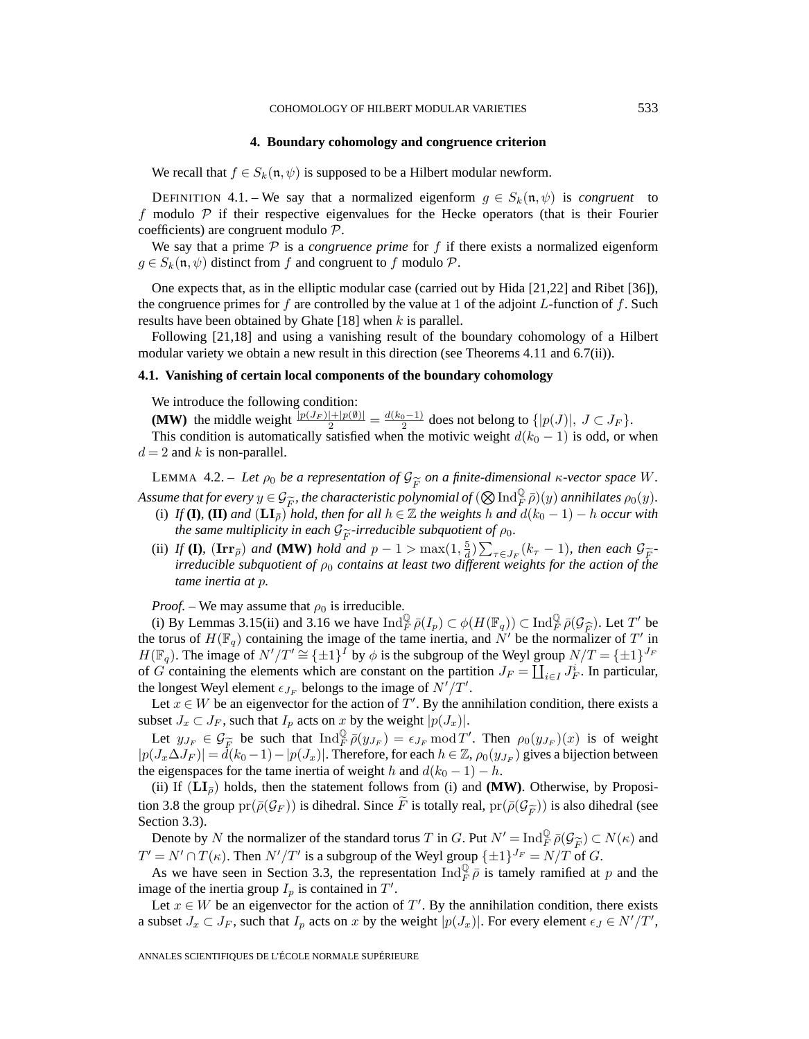## 4. Boundary cohomology and congruence criterion

We recall that $f \in S_k(\mathfrak{n}, \psi)$ is supposed to be a Hilbert modular newform.

DEFINITION 4.1. – We say that a normalized eigenform $g \in S_k(\mathfrak{n}, \psi)$ is *congruent* to $f$ modulo $\mathcal{P}$ if their respective eigenvalues for the Hecke operators (that is their Fourier coefficients) are congruent modulo $\mathcal{P}$.

We say that a prime $\mathcal{P}$ is a *congruence prime* for $f$ if there exists a normalized eigenform $g \in S_k(\mathfrak{n}, \psi)$ distinct from $f$ and congruent to $f$ modulo $\mathcal{P}$.

One expects that, as in the elliptic modular case (carried out by Hida [21,22] and Ribet [36]), the congruence primes for $f$ are controlled by the value at 1 of the adjoint $L$-function of $f$. Such results have been obtained by Ghate [18] when $k$ is parallel.

Following [21,18] and using a vanishing result of the boundary cohomology of a Hilbert modular variety we obtain a new result in this direction (see Theorems 4.11 and 6.7(ii)).

### 4.1. Vanishing of certain local components of the boundary cohomology

We introduce the following condition:

**(MW)** the middle weight $\frac{|p(J_F)|+|p(\emptyset)|}{2} = \frac{d(k_0-1)}{2}$ does not belong to $\{|p(J)|,\ J \subset J_F\}$.

This condition is automatically satisfied when the motivic weight $d(k_0-1)$ is odd, or when $d=2$ and $k$ is non-parallel.

LEMMA 4.2. – *Let $\rho_0$ be a representation of $\mathcal{G}_{\widetilde{F}}$ on a finite-dimensional $\kappa$-vector space $W$. Assume that for every $y \in \mathcal{G}_{\widetilde{F}}$, the characteristic polynomial of $(\bigotimes \operatorname{Ind}_F^{\mathbb{Q}} \bar{\rho})(y)$ annihilates $\rho_0(y)$.*

(i) *If* **(I)**, **(II)** *and* $(\mathbf{LI}_{\bar{\rho}})$ *hold, then for all $h \in \mathbb{Z}$ the weights $h$ and $d(k_0-1)-h$ occur with the same multiplicity in each $\mathcal{G}_{\widetilde{F}}$-irreducible subquotient of $\rho_0$.*

(ii) *If* **(I)**, $(\mathbf{Irr}_{\bar{\rho}})$ *and* **(MW)** *hold and $p-1 > \max(1, \frac{5}{d}) \sum_{\tau \in J_F}(k_\tau - 1)$, then each $\mathcal{G}_{\widetilde{F}}$-irreducible subquotient of $\rho_0$ contains at least two different weights for the action of the tame inertia at $p$.*

*Proof.* – We may assume that $\rho_0$ is irreducible.

(i) By Lemmas 3.15(ii) and 3.16 we have $\operatorname{Ind}_F^{\mathbb{Q}} \bar{\rho}(I_p) \subset \phi(H(\mathbb{F}_q)) \subset \operatorname{Ind}_F^{\mathbb{Q}} \bar{\rho}(\mathcal{G}_{\widehat{F}})$. Let $T'$ be the torus of $H(\mathbb{F}_q)$ containing the image of the tame inertia, and $N'$ be the normalizer of $T'$ in $H(\mathbb{F}_q)$. The image of $N'/T' \cong \{\pm 1\}^I$ by $\phi$ is the subgroup of the Weyl group $N/T = \{\pm 1\}^{J_F}$ of $G$ containing the elements which are constant on the partition $J_F = \coprod_{i \in I} J_F^i$. In particular, the longest Weyl element $\epsilon_{J_F}$ belongs to the image of $N'/T'$.

Let $x \in W$ be an eigenvector for the action of $T'$. By the annihilation condition, there exists a subset $J_x \subset J_F$, such that $I_p$ acts on $x$ by the weight $|p(J_x)|$.

Let $y_{J_F} \in \mathcal{G}_{\widetilde{F}}$ be such that $\operatorname{Ind}_F^{\mathbb{Q}} \bar{\rho}(y_{J_F}) = \epsilon_{J_F} \bmod T'$. Then $\rho_0(y_{J_F})(x)$ is of weight $|p(J_x \Delta J_F)| = d(k_0-1) - |p(J_x)|$. Therefore, for each $h \in \mathbb{Z}$, $\rho_0(y_{J_F})$ gives a bijection between the eigenspaces for the tame inertia of weight $h$ and $d(k_0-1)-h$.

(ii) If $(\mathbf{LI}_{\bar{\rho}})$ holds, then the statement follows from (i) and **(MW)**. Otherwise, by Proposition 3.8 the group $\operatorname{pr}(\bar{\rho}(\mathcal{G}_F))$ is dihedral. Since $\widetilde{F}$ is totally real, $\operatorname{pr}(\bar{\rho}(\mathcal{G}_{\widetilde{F}}))$ is also dihedral (see Section 3.3).

Denote by $N$ the normalizer of the standard torus $T$ in $G$. Put $N' = \operatorname{Ind}_F^{\mathbb{Q}} \bar{\rho}(\mathcal{G}_{\widetilde{F}}) \subset N(\kappa)$ and $T' = N' \cap T(\kappa)$. Then $N'/T'$ is a subgroup of the Weyl group $\{\pm 1\}^{J_F} = N/T$ of $G$.

As we have seen in Section 3.3, the representation $\operatorname{Ind}_F^{\mathbb{Q}} \bar{\rho}$ is tamely ramified at $p$ and the image of the inertia group $I_p$ is contained in $T'$.

Let $x \in W$ be an eigenvector for the action of $T'$. By the annihilation condition, there exists a subset $J_x \subset J_F$, such that $I_p$ acts on $x$ by the weight $|p(J_x)|$. For every element $\epsilon_J \in N'/T'$,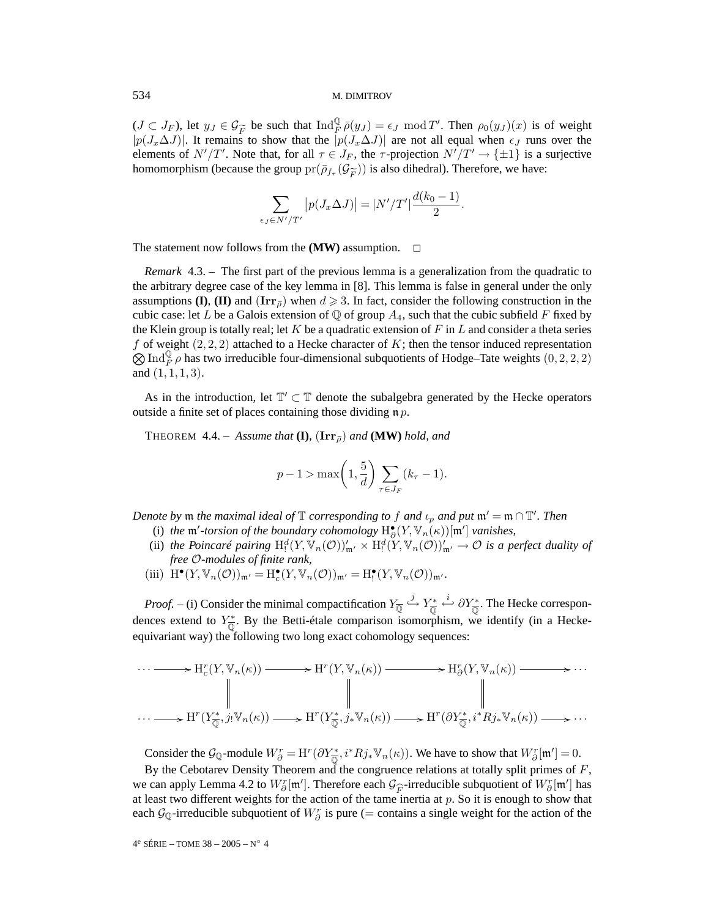($J \subset J_F$), let $y_J \in \mathcal{G}_{\widetilde{F}}$ be such that $\operatorname{Ind}_F^{\mathbb{Q}} \bar{\rho}(y_J) = \epsilon_J \bmod T'$. Then $\rho_0(y_J)(x)$ is of weight $|p(J_x \Delta J)|$. It remains to show that the $|p(J_x \Delta J)|$ are not all equal when $\epsilon_J$ runs over the elements of $N'/T'$. Note that, for all $\tau \in J_F$, the $\tau$-projection $N'/T' \to \{\pm 1\}$ is a surjective homomorphism (because the group $\operatorname{pr}(\bar{\rho}_{f_\tau}(\mathcal{G}_{\widetilde{F}}))$ is also dihedral). Therefore, we have:

$$\sum_{\epsilon_J \in N'/T'} \big|p(J_x \Delta J)\big| = |N'/T'| \frac{d(k_0 - 1)}{2}.$$

The statement now follows from the **(MW)** assumption. $\square$

*Remark* 4.3. – The first part of the previous lemma is a generalization from the quadratic to the arbitrary degree case of the key lemma in [8]. This lemma is false in general under the only assumptions **(I)**, **(II)** and $(\mathbf{Irr}_{\bar{\rho}})$ when $d \geqslant 3$. In fact, consider the following construction in the cubic case: let $L$ be a Galois extension of $\mathbb{Q}$ of group $A_4$, such that the cubic subfield $F$ fixed by the Klein group is totally real; let $K$ be a quadratic extension of $F$ in $L$ and consider a theta series $f$ of weight $(2,2,2)$ attached to a Hecke character of $K$; then the tensor induced representation $\bigotimes \operatorname{Ind}_F^{\mathbb{Q}} \rho$ has two irreducible four-dimensional subquotients of Hodge–Tate weights $(0,2,2,2)$ and $(1,1,1,3)$.

As in the introduction, let $\mathbb{T}' \subset \mathbb{T}$ denote the subalgebra generated by the Hecke operators outside a finite set of places containing those dividing $\mathfrak{n}p$.

THEOREM 4.4. – *Assume that* **(I)**, $(\mathbf{Irr}_{\bar{\rho}})$ *and* **(MW)** *hold, and*

$$p - 1 > \max\left(1, \frac{5}{d}\right) \sum_{\tau \in J_F} (k_\tau - 1).$$

*Denote by $\mathfrak{m}$ the maximal ideal of $\mathbb{T}$ corresponding to $f$ and $\iota_p$ and put $\mathfrak{m}' = \mathfrak{m} \cap \mathbb{T}'$. Then*

(i) *the $\mathfrak{m}'$-torsion of the boundary cohomology $\mathrm{H}^\bullet_\partial(Y, \mathbb{V}_n(\kappa))[\mathfrak{m}']$ vanishes,*

(ii) *the Poincaré pairing $\mathrm{H}^d_!(Y, \mathbb{V}_n(\mathcal{O}))'_{\mathfrak{m}'} \times \mathrm{H}^d_!(Y, \mathbb{V}_n(\mathcal{O}))'_{\mathfrak{m}'} \to \mathcal{O}$ is a perfect duality of free $\mathcal{O}$-modules of finite rank,*

(iii) $\mathrm{H}^\bullet(Y, \mathbb{V}_n(\mathcal{O}))_{\mathfrak{m}'} = \mathrm{H}^\bullet_c(Y, \mathbb{V}_n(\mathcal{O}))_{\mathfrak{m}'} = \mathrm{H}^\bullet_!(Y, \mathbb{V}_n(\mathcal{O}))_{\mathfrak{m}'}$.

*Proof.* – (i) Consider the minimal compactification $Y_{\overline{\mathbb{Q}}} \overset{j}{\hookrightarrow} Y^*_{\overline{\mathbb{Q}}} \overset{i}{\hookleftarrow} \partial Y^*_{\overline{\mathbb{Q}}}$. The Hecke correspondences extend to $Y^*_{\overline{\mathbb{Q}}}$. By the Betti-étale comparison isomorphism, we identify (in a Hecke-equivariant way) the following two long exact cohomology sequences:

$$\begin{array}{ccccccc}
\cdots \longrightarrow & \mathrm{H}^r_c(Y, \mathbb{V}_n(\kappa)) & \longrightarrow & \mathrm{H}^r(Y, \mathbb{V}_n(\kappa)) & \longrightarrow & \mathrm{H}^r_\partial(Y, \mathbb{V}_n(\kappa)) & \longrightarrow \cdots \\
& \| & & \| & & \| & \\
\cdots \longrightarrow & \mathrm{H}^r(Y^*_{\overline{\mathbb{Q}}}, j_! \mathbb{V}_n(\kappa)) & \longrightarrow & \mathrm{H}^r(Y^*_{\overline{\mathbb{Q}}}, j_* \mathbb{V}_n(\kappa)) & \longrightarrow & \mathrm{H}^r(\partial Y^*_{\overline{\mathbb{Q}}}, i^* R j_* \mathbb{V}_n(\kappa)) & \longrightarrow \cdots
\end{array}$$

Consider the $\mathcal{G}_{\mathbb{Q}}$-module $W^r_\partial = \mathrm{H}^r(\partial Y^*_{\overline{\mathbb{Q}}}, i^* R j_* \mathbb{V}_n(\kappa))$. We have to show that $W^r_\partial[\mathfrak{m}'] = 0$.

By the Cebotarev Density Theorem and the congruence relations at totally split primes of $F$, we can apply Lemma 4.2 to $W^r_\partial[\mathfrak{m}']$. Therefore each $\mathcal{G}_{\widehat{F}}$-irreducible subquotient of $W^r_\partial[\mathfrak{m}']$ has at least two different weights for the action of the tame inertia at $p$. So it is enough to show that each $\mathcal{G}_{\mathbb{Q}}$-irreducible subquotient of $W^r_\partial$ is pure (= contains a single weight for the action of the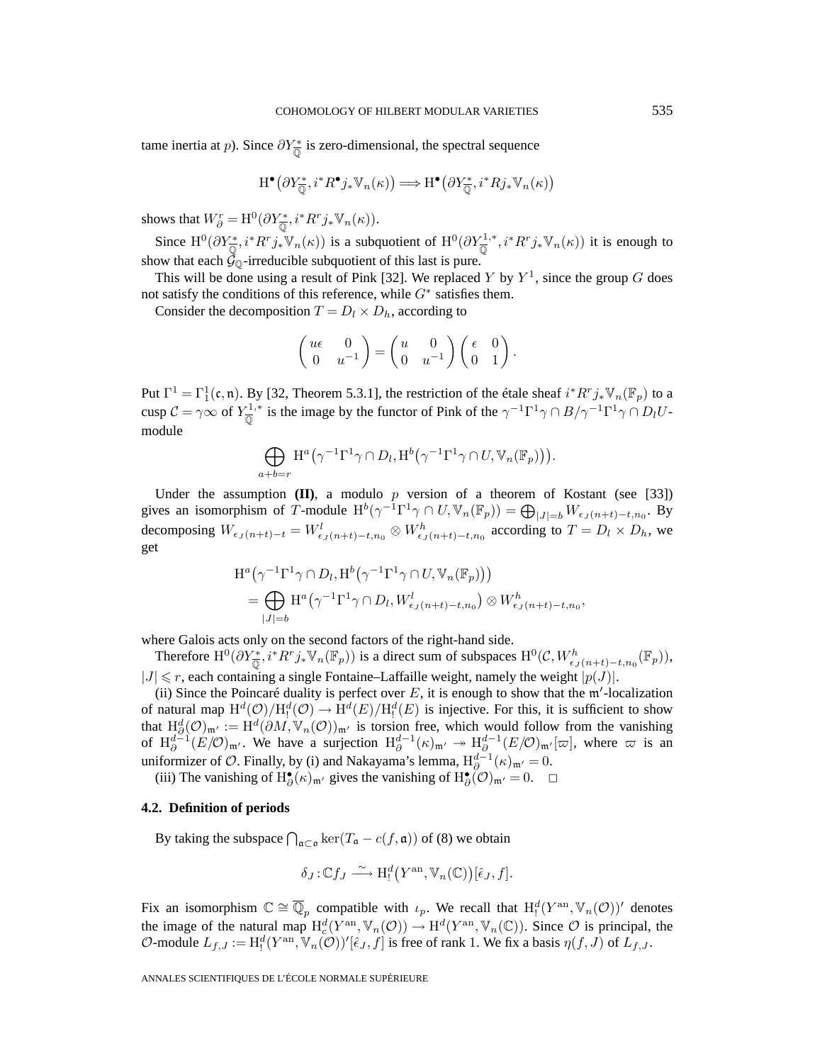tame inertia at $p$). Since $\partial Y^*_{\overline{\mathbb{Q}}}$ is zero-dimensional, the spectral sequence

$$\mathrm{H}^\bullet\big(\partial Y^*_{\overline{\mathbb{Q}}}, i^* R^\bullet j_* \mathbb{V}_n(\kappa)\big) \Longrightarrow \mathrm{H}^\bullet\big(\partial Y^*_{\overline{\mathbb{Q}}}, i^* Rj_* \mathbb{V}_n(\kappa)\big)$$

shows that $W^r_\partial = \mathrm{H}^0(\partial Y^*_{\overline{\mathbb{Q}}}, i^* R^r j_* \mathbb{V}_n(\kappa))$.

Since $\mathrm{H}^0(\partial Y^*_{\overline{\mathbb{Q}}}, i^* R^r j_* \mathbb{V}_n(\kappa))$ is a subquotient of $\mathrm{H}^0(\partial Y^{1,*}_{\overline{\mathbb{Q}}}, i^* R^r j_* \mathbb{V}_n(\kappa))$ it is enough to show that each $\mathcal{G}_{\mathbb{Q}}$-irreducible subquotient of this last is pure.

This will be done using a result of Pink [32]. We replaced $Y$ by $Y^1$, since the group $G$ does not satisfy the conditions of this reference, while $G^*$ satisfies them.

Consider the decomposition $T = D_l \times D_h$, according to

$$\begin{pmatrix} u\epsilon & 0 \\ 0 & u^{-1} \end{pmatrix} = \begin{pmatrix} u & 0 \\ 0 & u^{-1} \end{pmatrix} \begin{pmatrix} \epsilon & 0 \\ 0 & 1 \end{pmatrix}.$$

Put $\Gamma^1 = \Gamma^1_1(\mathfrak{c}, \mathfrak{n})$. By [32, Theorem 5.3.1], the restriction of the étale sheaf $i^* R^r j_* \mathbb{V}_n(\mathbb{F}_p)$ to a cusp $\mathcal{C} = \gamma\infty$ of $Y^{1,*}_{\overline{\mathbb{Q}}}$ is the image by the functor of Pink of the $\gamma^{-1}\Gamma^1\gamma \cap B/\gamma^{-1}\Gamma^1\gamma \cap D_l U$-module

$$\bigoplus_{a+b=r} \mathrm{H}^a\big(\gamma^{-1}\Gamma^1\gamma \cap D_l, \mathrm{H}^b\big(\gamma^{-1}\Gamma^1\gamma \cap U, \mathbb{V}_n(\mathbb{F}_p)\big)\big).$$

Under the assumption **(II)**, a modulo $p$ version of a theorem of Kostant (see [33]) gives an isomorphism of $T$-module $\mathrm{H}^b(\gamma^{-1}\Gamma^1\gamma \cap U, \mathbb{V}_n(\mathbb{F}_p)) = \bigoplus_{|J|=b} W_{\epsilon_J(n+t)-t,n_0}$. By decomposing $W_{\epsilon_J(n+t)-t} = W^l_{\epsilon_J(n+t)-t,n_0} \otimes W^h_{\epsilon_J(n+t)-t,n_0}$ according to $T = D_l \times D_h$, we get

$$\begin{aligned}
&\mathrm{H}^a\big(\gamma^{-1}\Gamma^1\gamma \cap D_l, \mathrm{H}^b\big(\gamma^{-1}\Gamma^1\gamma \cap U, \mathbb{V}_n(\mathbb{F}_p)\big)\big) \\
&= \bigoplus_{|J|=b} \mathrm{H}^a\big(\gamma^{-1}\Gamma^1\gamma \cap D_l, W^l_{\epsilon_J(n+t)-t,n_0}\big) \otimes W^h_{\epsilon_J(n+t)-t,n_0},
\end{aligned}$$

where Galois acts only on the second factors of the right-hand side.

Therefore $\mathrm{H}^0(\partial Y^*_{\overline{\mathbb{Q}}}, i^* R^r j_* \mathbb{V}_n(\mathbb{F}_p))$ is a direct sum of subspaces $\mathrm{H}^0(\mathcal{C}, W^h_{\epsilon_J(n+t)-t,n_0}(\mathbb{F}_p))$, $|J| \leqslant r$, each containing a single Fontaine–Laffaille weight, namely the weight $|p(J)|$.

(ii) Since the Poincaré duality is perfect over $E$, it is enough to show that the $\mathfrak{m}'$-localization of natural map $\mathrm{H}^d(\mathcal{O})/\mathrm{H}^d_!(\mathcal{O}) \to \mathrm{H}^d(E)/\mathrm{H}^d_!(E)$ is injective. For this, it is sufficient to show that $\mathrm{H}^d_\partial(\mathcal{O})_{\mathfrak{m}'} := \mathrm{H}^d(\partial M, \mathbb{V}_n(\mathcal{O}))_{\mathfrak{m}'}$ is torsion free, which would follow from the vanishing of $\mathrm{H}^{d-1}_\partial(E/\mathcal{O})_{\mathfrak{m}'}$. We have a surjection $\mathrm{H}^{d-1}_\partial(\kappa)_{\mathfrak{m}'} \twoheadrightarrow \mathrm{H}^{d-1}_\partial(E/\mathcal{O})_{\mathfrak{m}'}[\varpi]$, where $\varpi$ is an uniformizer of $\mathcal{O}$. Finally, by (i) and Nakayama's lemma, $\mathrm{H}^{d-1}_\partial(\kappa)_{\mathfrak{m}'} = 0$.

(iii) The vanishing of $\mathrm{H}^\bullet_\partial(\kappa)_{\mathfrak{m}'}$ gives the vanishing of $\mathrm{H}^\bullet_\partial(\mathcal{O})_{\mathfrak{m}'} = 0$. $\square$

### 4.2. Definition of periods

By taking the subspace $\bigcap_{\mathfrak{a} \subset \mathfrak{o}} \ker(T_{\mathfrak{a}} - c(f, \mathfrak{a}))$ of (8) we obtain

$$\delta_J : \mathbb{C} f_J \xrightarrow{\;\sim\;} \mathrm{H}^d_!\big(Y^{\mathrm{an}}, \mathbb{V}_n(\mathbb{C})\big)[\hat{\epsilon}_J, f].$$

Fix an isomorphism $\mathbb{C} \cong \overline{\mathbb{Q}}_p$ compatible with $\iota_p$. We recall that $\mathrm{H}^d_!(Y^{\mathrm{an}}, \mathbb{V}_n(\mathcal{O}))'$ denotes the image of the natural map $\mathrm{H}^d_c(Y^{\mathrm{an}}, \mathbb{V}_n(\mathcal{O})) \to \mathrm{H}^d(Y^{\mathrm{an}}, \mathbb{V}_n(\mathbb{C}))$. Since $\mathcal{O}$ is principal, the $\mathcal{O}$-module $L_{f,J} := \mathrm{H}^d_!(Y^{\mathrm{an}}, \mathbb{V}_n(\mathcal{O}))'[\hat{\epsilon}_J, f]$ is free of rank 1. We fix a basis $\eta(f, J)$ of $L_{f,J}$.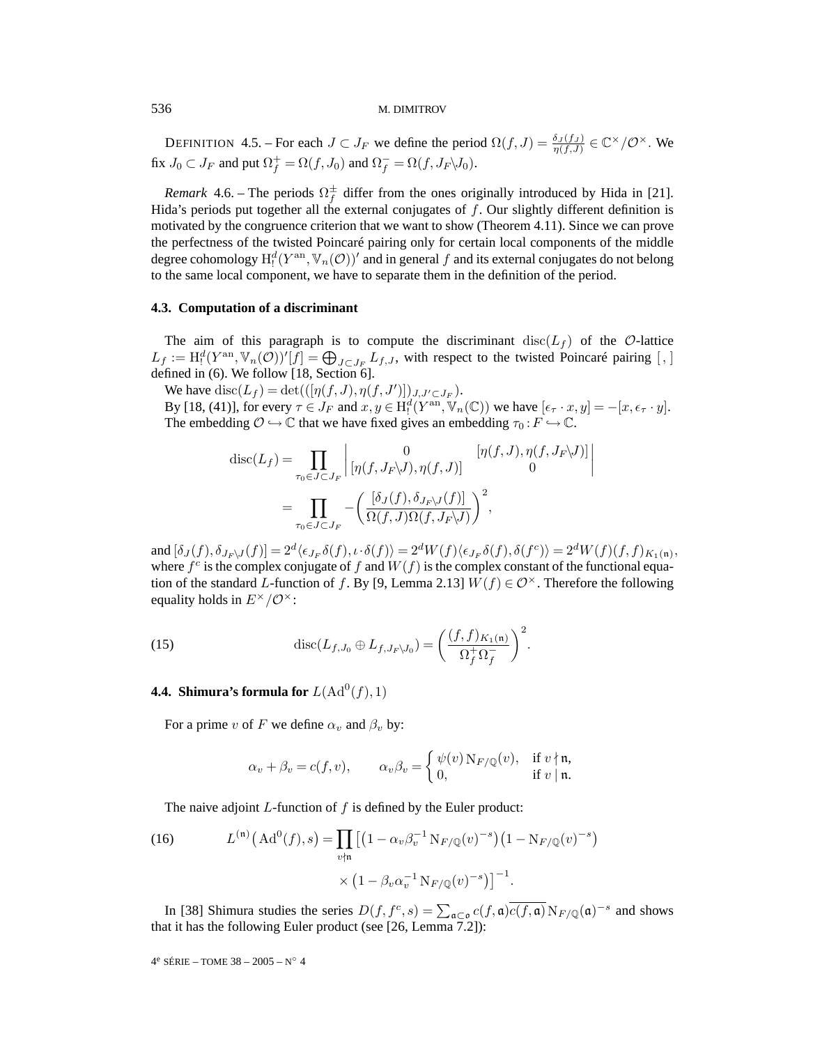DEFINITION 4.5. – For each $J \subset J_F$ we define the period $\Omega(f,J) = \frac{\delta_J(f_J)}{\eta(f,J)} \in \mathbb{C}^\times/\mathcal{O}^\times$. We fix $J_0 \subset J_F$ and put $\Omega_f^+ = \Omega(f,J_0)$ and $\Omega_f^- = \Omega(f, J_F \backslash J_0)$.

*Remark* 4.6. – The periods $\Omega_f^\pm$ differ from the ones originally introduced by Hida in [21]. Hida's periods put together all the external conjugates of $f$. Our slightly different definition is motivated by the congruence criterion that we want to show (Theorem 4.11). Since we can prove the perfectness of the twisted Poincaré pairing only for certain local components of the middle degree cohomology $\mathrm{H}_!^d(Y^{\mathrm{an}}, \mathbb{V}_n(\mathcal{O}))'$ and in general $f$ and its external conjugates do not belong to the same local component, we have to separate them in the definition of the period.

### 4.3. Computation of a discriminant

The aim of this paragraph is to compute the discriminant $\mathrm{disc}(L_f)$ of the $\mathcal{O}$-lattice $L_f := \mathrm{H}_!^d(Y^{\mathrm{an}}, \mathbb{V}_n(\mathcal{O}))'[f] = \bigoplus_{J \subset J_F} L_{f,J}$, with respect to the twisted Poincaré pairing $[\,,]$ defined in (6). We follow [18, Section 6].

We have $\mathrm{disc}(L_f) = \det(([\eta(f,J), \eta(f,J')])_{J,J' \subset J_F})$.

By [18, (41)], for every $\tau \in J_F$ and $x, y \in \mathrm{H}_!^d(Y^{\mathrm{an}}, \mathbb{V}_n(\mathbb{C}))$ we have $[\epsilon_\tau \cdot x, y] = -[x, \epsilon_\tau \cdot y]$.

The embedding $\mathcal{O} \hookrightarrow \mathbb{C}$ that we have fixed gives an embedding $\tau_0 : F \hookrightarrow \mathbb{C}$.

$$\mathrm{disc}(L_f) = \prod_{\tau_0 \in J \subset J_F} \begin{vmatrix} 0 & [\eta(f,J), \eta(f,J_F \backslash J)] \\ [\eta(f,J_F \backslash J), \eta(f,J)] & 0 \end{vmatrix}$$
$$= \prod_{\tau_0 \in J \subset J_F} -\left( \frac{[\delta_J(f), \delta_{J_F \backslash J}(f)]}{\Omega(f,J)\Omega(f,J_F \backslash J)} \right)^2,$$

and $[\delta_J(f), \delta_{J_F \backslash J}(f)] = 2^d \langle \epsilon_{J_F} \delta(f), \iota \cdot \delta(f) \rangle = 2^d W(f) \langle \epsilon_{J_F} \delta(f), \delta(f^c) \rangle = 2^d W(f) (f,f)_{K_1(\mathfrak{n})}$, where $f^c$ is the complex conjugate of $f$ and $W(f)$ is the complex constant of the functional equation of the standard $L$-function of $f$. By [9, Lemma 2.13] $W(f) \in \mathcal{O}^\times$. Therefore the following equality holds in $E^\times/\mathcal{O}^\times$:

$$\mathrm{disc}(L_{f,J_0} \oplus L_{f,J_F \backslash J_0}) = \left( \frac{(f,f)_{K_1(\mathfrak{n})}}{\Omega_f^+ \Omega_f^-} \right)^2. \tag{15}$$

### 4.4. Shimura's formula for $L(\mathrm{Ad}^0(f), 1)$

For a prime $v$ of $F$ we define $\alpha_v$ and $\beta_v$ by:

$$\alpha_v + \beta_v = c(f,v), \qquad \alpha_v \beta_v = \begin{cases} \psi(v) \, \mathrm{N}_{F/\mathbb{Q}}(v), & \text{if } v \nmid \mathfrak{n}, \\ 0, & \text{if } v \mid \mathfrak{n}. \end{cases}$$

The naive adjoint $L$-function of $f$ is defined by the Euler product:

$$L^{(\mathfrak{n})}\big(\mathrm{Ad}^0(f), s\big) = \prod_{v \nmid \mathfrak{n}} \big[\big(1 - \alpha_v \beta_v^{-1} \mathrm{N}_{F/\mathbb{Q}}(v)^{-s}\big)\big(1 - \mathrm{N}_{F/\mathbb{Q}}(v)^{-s}\big) \times \big(1 - \beta_v \alpha_v^{-1} \mathrm{N}_{F/\mathbb{Q}}(v)^{-s}\big)\big]^{-1}. \tag{16}$$

In [38] Shimura studies the series $D(f, f^c, s) = \sum_{\mathfrak{a} \subset \mathfrak{o}} c(f,\mathfrak{a}) \overline{c(f,\mathfrak{a})} \, \mathrm{N}_{F/\mathbb{Q}}(\mathfrak{a})^{-s}$ and shows that it has the following Euler product (see [26, Lemma 7.2]):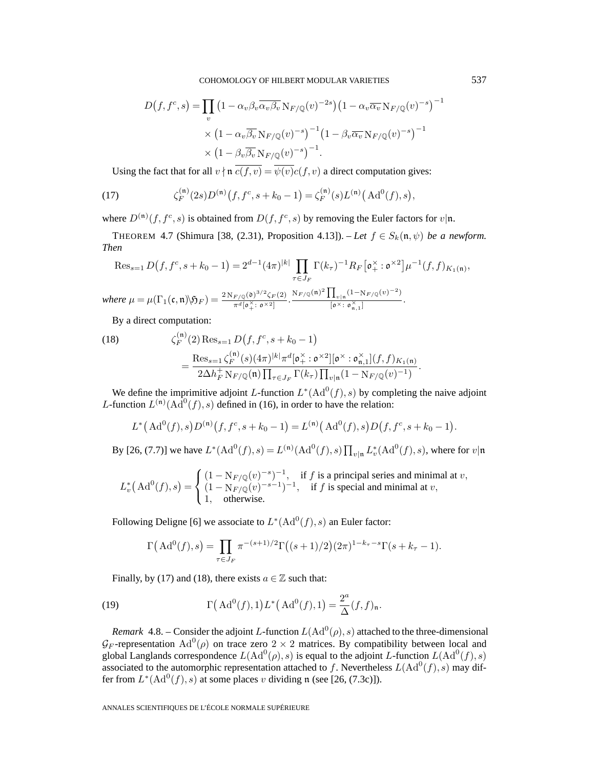$$D(f, f^c, s) = \prod_v \left(1 - \alpha_v \beta_v \overline{\alpha_v \beta_v}\, \mathrm{N}_{F/\mathbb{Q}}(v)^{-2s}\right)\left(1 - \alpha_v \overline{\alpha_v}\, \mathrm{N}_{F/\mathbb{Q}}(v)^{-s}\right)^{-1}$$
$$\times \left(1 - \alpha_v \overline{\beta_v}\, \mathrm{N}_{F/\mathbb{Q}}(v)^{-s}\right)^{-1}\left(1 - \beta_v \overline{\alpha_v}\, \mathrm{N}_{F/\mathbb{Q}}(v)^{-s}\right)^{-1}$$
$$\times \left(1 - \beta_v \overline{\beta_v}\, \mathrm{N}_{F/\mathbb{Q}}(v)^{-s}\right)^{-1}.$$

Using the fact that for all $v \nmid \mathfrak{n}$ $\overline{c(f,v)} = \overline{\psi(v)} c(f,v)$ a direct computation gives:

$$\zeta_F^{(\mathfrak{n})}(2s) D^{(\mathfrak{n})}\left(f, f^c, s + k_0 - 1\right) = \zeta_F^{(\mathfrak{n})}(s) L^{(\mathfrak{n})}\left(\mathrm{Ad}^0(f), s\right), \tag{17}$$

where $D^{(\mathfrak{n})}(f, f^c, s)$ is obtained from $D(f, f^c, s)$ by removing the Euler factors for $v|\mathfrak{n}$.

THEOREM 4.7 (Shimura [38, (2.31), Proposition 4.13]). – *Let $f \in S_k(\mathfrak{n}, \psi)$ be a newform. Then*

$$\mathrm{Res}_{s=1} D\left(f, f^c, s + k_0 - 1\right) = 2^{d-1}(4\pi)^{|k|} \prod_{\tau \in J_F} \Gamma(k_\tau)^{-1} R_F \left[\mathfrak{o}_+^\times : \mathfrak{o}^{\times 2}\right] \mu^{-1}(f,f)_{K_1(\mathfrak{n})},$$

*where* $\mu = \mu(\Gamma_1(\mathfrak{c}, \mathfrak{n}) \backslash \mathfrak{H}_F) = \frac{2\, \mathrm{N}_{F/\mathbb{Q}}(\mathfrak{d})^{3/2} \zeta_F(2)}{\pi^d [\mathfrak{o}_+^\times : \mathfrak{o}^{\times 2}]} \cdot \frac{\mathrm{N}_{F/\mathbb{Q}}(\mathfrak{n})^2 \prod_{v|\mathfrak{n}}(1 - \mathrm{N}_{F/\mathbb{Q}}(v)^{-2})}{[\mathfrak{o}^\times : \mathfrak{o}_{\mathfrak{n},1}^\times]}$.

By a direct computation:

$$\begin{aligned}
&\zeta_F^{(\mathfrak{n})}(2)\, \mathrm{Res}_{s=1} D\left(f, f^c, s + k_0 - 1\right) \\
&\quad = \frac{\mathrm{Res}_{s=1} \zeta_F^{(\mathfrak{n})}(s) (4\pi)^{|k|} \pi^d [\mathfrak{o}_+^\times : \mathfrak{o}^{\times 2}][\mathfrak{o}^\times : \mathfrak{o}_{\mathfrak{n},1}^\times](f,f)_{K_1(\mathfrak{n})}}{2\Delta h_F^+ \mathrm{N}_{F/\mathbb{Q}}(\mathfrak{n}) \prod_{\tau \in J_F} \Gamma(k_\tau) \prod_{v|\mathfrak{n}}(1 - \mathrm{N}_{F/\mathbb{Q}}(v)^{-1})}.
\end{aligned} \tag{18}$$

We define the imprimitive adjoint $L$-function $L^*(\mathrm{Ad}^0(f), s)$ by completing the naive adjoint $L$-function $L^{(\mathfrak{n})}(\mathrm{Ad}^0(f), s)$ defined in (16), in order to have the relation:

$$L^*\left(\mathrm{Ad}^0(f), s\right) D^{(\mathfrak{n})}\left(f, f^c, s + k_0 - 1\right) = L^{(\mathfrak{n})}\left(\mathrm{Ad}^0(f), s\right) D\left(f, f^c, s + k_0 - 1\right).$$

By [26, (7.7)] we have $L^*(\mathrm{Ad}^0(f), s) = L^{(\mathfrak{n})}(\mathrm{Ad}^0(f), s) \prod_{v|\mathfrak{n}} L_v^*(\mathrm{Ad}^0(f), s)$, where for $v|\mathfrak{n}$

$$L_v^*\left(\mathrm{Ad}^0(f), s\right) = \begin{cases} (1 - \mathrm{N}_{F/\mathbb{Q}}(v)^{-s})^{-1}, & \text{if } f \text{ is a principal series and minimal at } v, \\ (1 - \mathrm{N}_{F/\mathbb{Q}}(v)^{-s-1})^{-1}, & \text{if } f \text{ is special and minimal at } v, \\ 1, & \text{otherwise.} \end{cases}$$

Following Deligne [6] we associate to $L^*(\mathrm{Ad}^0(f), s)$ an Euler factor:

$$\Gamma\left(\mathrm{Ad}^0(f), s\right) = \prod_{\tau \in J_F} \pi^{-(s+1)/2} \Gamma\left((s+1)/2\right) (2\pi)^{1-k_\tau - s} \Gamma(s + k_\tau - 1).$$

Finally, by (17) and (18), there exists $a \in \mathbb{Z}$ such that:

$$\Gamma\left(\mathrm{Ad}^0(f), 1\right) L^*\left(\mathrm{Ad}^0(f), 1\right) = \frac{2^a}{\Delta}(f,f)_{\mathfrak{n}}. \tag{19}$$

*Remark* 4.8. – Consider the adjoint $L$-function $L(\mathrm{Ad}^0(\rho), s)$ attached to the three-dimensional $\mathcal{G}_F$-representation $\mathrm{Ad}^0(\rho)$ on trace zero $2 \times 2$ matrices. By compatibility between local and global Langlands correspondence $L(\mathrm{Ad}^0(\rho), s)$ is equal to the adjoint $L$-function $L(\mathrm{Ad}^0(f), s)$ associated to the automorphic representation attached to $f$. Nevertheless $L(\mathrm{Ad}^0(f), s)$ may differ from $L^*(\mathrm{Ad}^0(f), s)$ at some places $v$ dividing $\mathfrak{n}$ (see [26, (7.3c)]).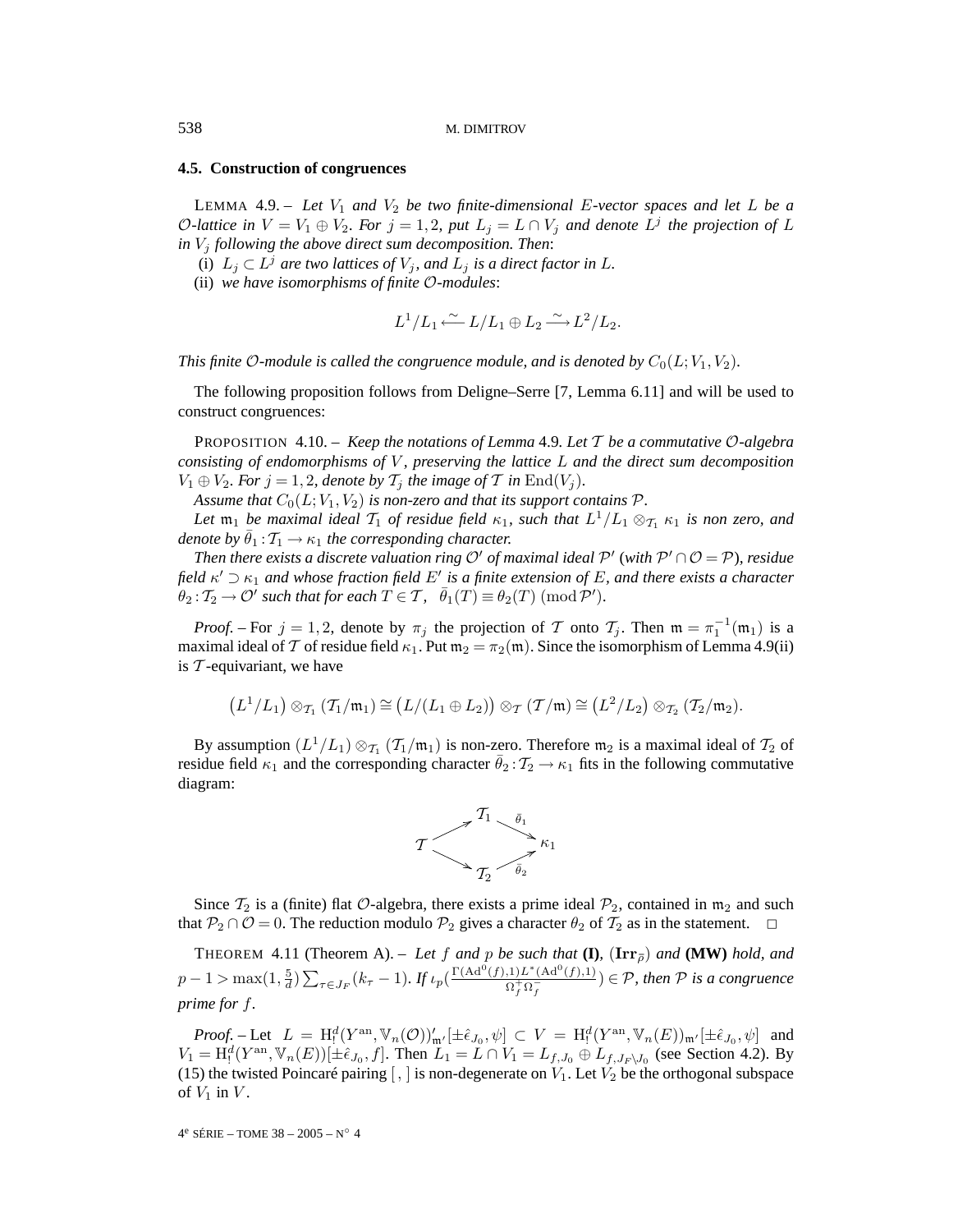### 4.5. Construction of congruences

LEMMA 4.9. – *Let $V_1$ and $V_2$ be two finite-dimensional $E$-vector spaces and let $L$ be a $\mathcal{O}$-lattice in $V = V_1 \oplus V_2$. For $j = 1, 2$, put $L_j = L \cap V_j$ and denote $L^j$ the projection of $L$ in $V_j$ following the above direct sum decomposition. Then*:

(i) *$L_j \subset L^j$ are two lattices of $V_j$, and $L_j$ is a direct factor in $L$.*

(ii) *we have isomorphisms of finite $\mathcal{O}$-modules*:

$$L^1/L_1 \xleftarrow{\sim} L/L_1 \oplus L_2 \xrightarrow{\sim} L^2/L_2.$$

*This finite $\mathcal{O}$-module is called the congruence module, and is denoted by $C_0(L; V_1, V_2)$.*

The following proposition follows from Deligne–Serre [7, Lemma 6.11] and will be used to construct congruences:

PROPOSITION 4.10. – *Keep the notations of Lemma 4.9. Let $\mathcal{T}$ be a commutative $\mathcal{O}$-algebra consisting of endomorphisms of $V$, preserving the lattice $L$ and the direct sum decomposition $V_1 \oplus V_2$. For $j = 1, 2$, denote by $\mathcal{T}_j$ the image of $\mathcal{T}$ in $\mathrm{End}(V_j)$.*

*Assume that $C_0(L; V_1, V_2)$ is non-zero and that its support contains $\mathcal{P}$.*

*Let $\mathfrak{m}_1$ be maximal ideal $\mathcal{T}_1$ of residue field $\kappa_1$, such that $L^1/L_1 \otimes_{\mathcal{T}_1} \kappa_1$ is non zero, and denote by $\bar{\theta}_1 : \mathcal{T}_1 \to \kappa_1$ the corresponding character.*

*Then there exists a discrete valuation ring $\mathcal{O}'$ of maximal ideal $\mathcal{P}'$ (with $\mathcal{P}' \cap \mathcal{O} = \mathcal{P}$), residue field $\kappa' \supset \kappa_1$ and whose fraction field $E'$ is a finite extension of $E$, and there exists a character $\theta_2 : \mathcal{T}_2 \to \mathcal{O}'$ such that for each $T \in \mathcal{T}$, $\bar{\theta}_1(T) \equiv \theta_2(T) \pmod{\mathcal{P}'}$.*

*Proof.* – For $j = 1, 2$, denote by $\pi_j$ the projection of $\mathcal{T}$ onto $\mathcal{T}_j$. Then $\mathfrak{m} = \pi_1^{-1}(\mathfrak{m}_1)$ is a maximal ideal of $\mathcal{T}$ of residue field $\kappa_1$. Put $\mathfrak{m}_2 = \pi_2(\mathfrak{m})$. Since the isomorphism of Lemma 4.9(ii) is $\mathcal{T}$-equivariant, we have

$$\big(L^1/L_1\big) \otimes_{\mathcal{T}_1} (\mathcal{T}_1/\mathfrak{m}_1) \cong \big(L/(L_1 \oplus L_2)\big) \otimes_{\mathcal{T}} (\mathcal{T}/\mathfrak{m}) \cong \big(L^2/L_2\big) \otimes_{\mathcal{T}_2} (\mathcal{T}_2/\mathfrak{m}_2).$$

By assumption $(L^1/L_1) \otimes_{\mathcal{T}_1} (\mathcal{T}_1/\mathfrak{m}_1)$ is non-zero. Therefore $\mathfrak{m}_2$ is a maximal ideal of $\mathcal{T}_2$ of residue field $\kappa_1$ and the corresponding character $\bar{\theta}_2 : \mathcal{T}_2 \to \kappa_1$ fits in the following commutative diagram:

$$\begin{array}{ccccc} & & \mathcal{T}_1 & & \\ & \nearrow & & \searrow^{\bar{\theta}_1} & \\ \mathcal{T} & & & & \kappa_1 \\ & \searrow & & \nearrow_{\bar{\theta}_2} & \\ & & \mathcal{T}_2 & & \end{array}$$

Since $\mathcal{T}_2$ is a (finite) flat $\mathcal{O}$-algebra, there exists a prime ideal $\mathcal{P}_2$, contained in $\mathfrak{m}_2$ and such that $\mathcal{P}_2 \cap \mathcal{O} = 0$. The reduction modulo $\mathcal{P}_2$ gives a character $\theta_2$ of $\mathcal{T}_2$ as in the statement. □

THEOREM 4.11 (Theorem A). – *Let $f$ and $p$ be such that* **(I)**, $(\mathbf{Irr}_{\bar{\rho}})$ *and* **(MW)** *hold, and $p - 1 > \max(1, \frac{5}{d}) \sum_{\tau \in J_F} (k_\tau - 1)$. If $\iota_p\big(\frac{\Gamma(\mathrm{Ad}^0(f),1) L^*(\mathrm{Ad}^0(f),1)}{\Omega_f^+ \Omega_f^-}\big) \in \mathcal{P}$, then $\mathcal{P}$ is a congruence prime for $f$.*

*Proof.* – Let $L = \mathrm{H}_!^d(Y^{\mathrm{an}}, \mathbb{V}_n(\mathcal{O}))'_{\mathfrak{m}'}[\pm\hat{\epsilon}_{J_0}, \psi] \subset V = \mathrm{H}_!^d(Y^{\mathrm{an}}, \mathbb{V}_n(E))_{\mathfrak{m}'}[\pm\hat{\epsilon}_{J_0}, \psi]$ and $V_1 = \mathrm{H}_!^d(Y^{\mathrm{an}}, \mathbb{V}_n(E))[\pm\hat{\epsilon}_{J_0}, f]$. Then $L_1 = L \cap V_1 = L_{f,J_0} \oplus L_{f,J_F \setminus J_0}$ (see Section 4.2). By (15) the twisted Poincaré pairing $[\,,\,]$ is non-degenerate on $V_1$. Let $V_2$ be the orthogonal subspace of $V_1$ in $V$.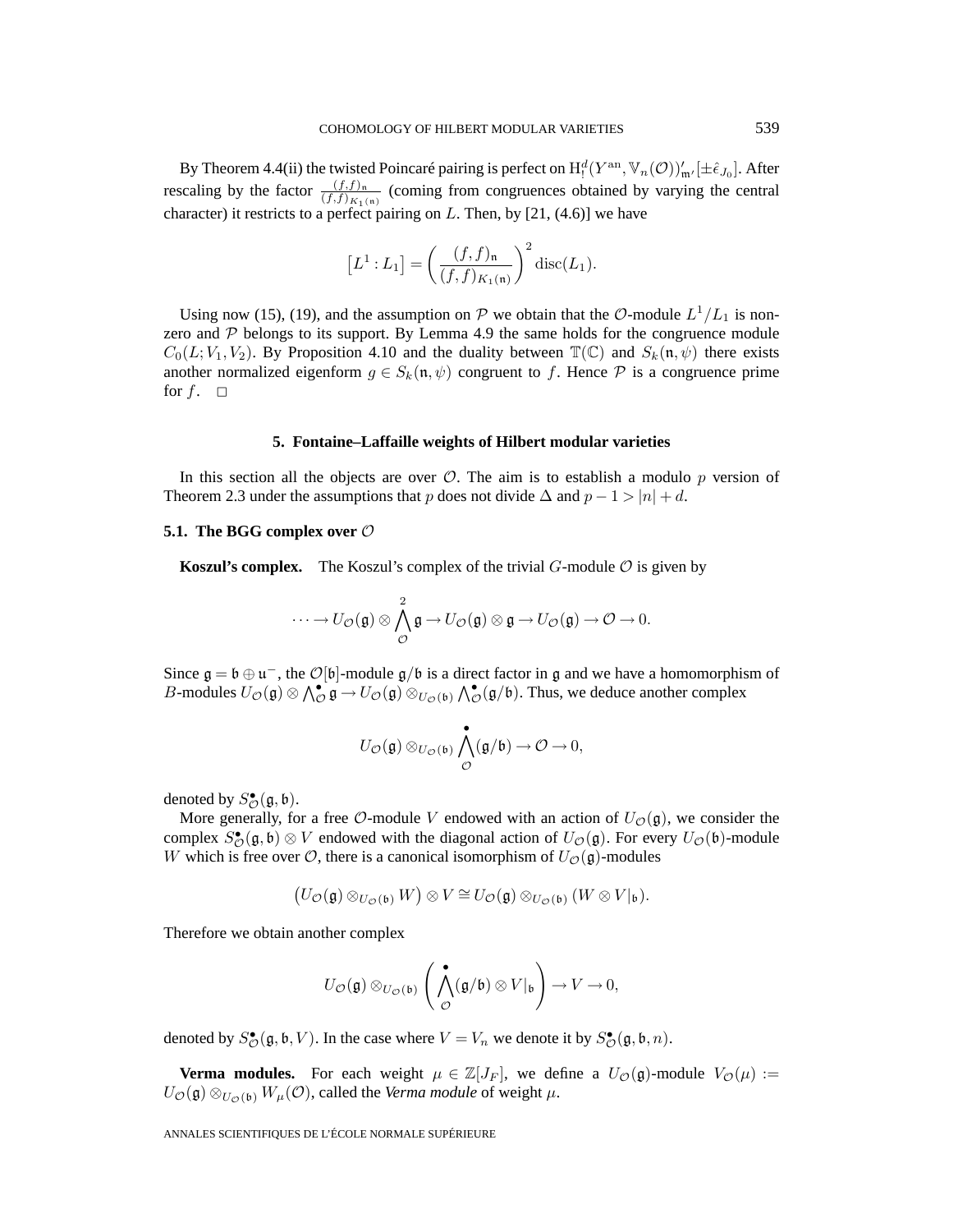By Theorem 4.4(ii) the twisted Poincaré pairing is perfect on $\mathrm{H}^d_!(Y^{\mathrm{an}}, \mathbb{V}_n(\mathcal{O}))'_{\mathfrak{m}'}[\pm\hat{\epsilon}_{J_0}]$. After rescaling by the factor $\frac{(f,f)_{\mathfrak{n}}}{(f,f)_{K_1(\mathfrak{n})}}$ (coming from congruences obtained by varying the central character) it restricts to a perfect pairing on $L$. Then, by [21, (4.6)] we have

$$\left[L^1 : L_1\right] = \left(\frac{(f,f)_{\mathfrak{n}}}{(f,f)_{K_1(\mathfrak{n})}}\right)^2 \mathrm{disc}(L_1).$$

Using now (15), (19), and the assumption on $\mathcal{P}$ we obtain that the $\mathcal{O}$-module $L^1/L_1$ is non-zero and $\mathcal{P}$ belongs to its support. By Lemma 4.9 the same holds for the congruence module $C_0(L; V_1, V_2)$. By Proposition 4.10 and the duality between $\mathbb{T}(\mathbb{C})$ and $S_k(\mathfrak{n}, \psi)$ there exists another normalized eigenform $g \in S_k(\mathfrak{n}, \psi)$ congruent to $f$. Hence $\mathcal{P}$ is a congruence prime for $f$. $\square$

## 5. Fontaine–Laffaille weights of Hilbert modular varieties

In this section all the objects are over $\mathcal{O}$. The aim is to establish a modulo $p$ version of Theorem 2.3 under the assumptions that $p$ does not divide $\Delta$ and $p - 1 > |n| + d$.

### 5.1. The BGG complex over $\mathcal{O}$

**Koszul's complex.** The Koszul's complex of the trivial $G$-module $\mathcal{O}$ is given by

$$\cdots \to U_{\mathcal{O}}(\mathfrak{g}) \otimes \bigwedge_{\mathcal{O}}^{2} \mathfrak{g} \to U_{\mathcal{O}}(\mathfrak{g}) \otimes \mathfrak{g} \to U_{\mathcal{O}}(\mathfrak{g}) \to \mathcal{O} \to 0.$$

Since $\mathfrak{g} = \mathfrak{b} \oplus \mathfrak{u}^-$, the $\mathcal{O}[\mathfrak{b}]$-module $\mathfrak{g}/\mathfrak{b}$ is a direct factor in $\mathfrak{g}$ and we have a homomorphism of $B$-modules $U_{\mathcal{O}}(\mathfrak{g}) \otimes \bigwedge_{\mathcal{O}}^{\bullet} \mathfrak{g} \to U_{\mathcal{O}}(\mathfrak{g}) \otimes_{U_{\mathcal{O}}(\mathfrak{b})} \bigwedge_{\mathcal{O}}^{\bullet}(\mathfrak{g}/\mathfrak{b})$. Thus, we deduce another complex

$$U_{\mathcal{O}}(\mathfrak{g}) \otimes_{U_{\mathcal{O}}(\mathfrak{b})} \bigwedge_{\mathcal{O}}^{\bullet}(\mathfrak{g}/\mathfrak{b}) \to \mathcal{O} \to 0,$$

denoted by $S^{\bullet}_{\mathcal{O}}(\mathfrak{g}, \mathfrak{b})$.

More generally, for a free $\mathcal{O}$-module $V$ endowed with an action of $U_{\mathcal{O}}(\mathfrak{g})$, we consider the complex $S^{\bullet}_{\mathcal{O}}(\mathfrak{g}, \mathfrak{b}) \otimes V$ endowed with the diagonal action of $U_{\mathcal{O}}(\mathfrak{g})$. For every $U_{\mathcal{O}}(\mathfrak{b})$-module $W$ which is free over $\mathcal{O}$, there is a canonical isomorphism of $U_{\mathcal{O}}(\mathfrak{g})$-modules

$$\left(U_{\mathcal{O}}(\mathfrak{g}) \otimes_{U_{\mathcal{O}}(\mathfrak{b})} W\right) \otimes V \cong U_{\mathcal{O}}(\mathfrak{g}) \otimes_{U_{\mathcal{O}}(\mathfrak{b})} (W \otimes V|_{\mathfrak{b}}).$$

Therefore we obtain another complex

$$U_{\mathcal{O}}(\mathfrak{g}) \otimes_{U_{\mathcal{O}}(\mathfrak{b})} \left(\bigwedge_{\mathcal{O}}^{\bullet}(\mathfrak{g}/\mathfrak{b}) \otimes V|_{\mathfrak{b}}\right) \to V \to 0,$$

denoted by $S^{\bullet}_{\mathcal{O}}(\mathfrak{g}, \mathfrak{b}, V)$. In the case where $V = V_n$ we denote it by $S^{\bullet}_{\mathcal{O}}(\mathfrak{g}, \mathfrak{b}, n)$.

**Verma modules.** For each weight $\mu \in \mathbb{Z}[J_F]$, we define a $U_{\mathcal{O}}(\mathfrak{g})$-module $V_{\mathcal{O}}(\mu) := U_{\mathcal{O}}(\mathfrak{g}) \otimes_{U_{\mathcal{O}}(\mathfrak{b})} W_{\mu}(\mathcal{O})$, called the *Verma module* of weight $\mu$.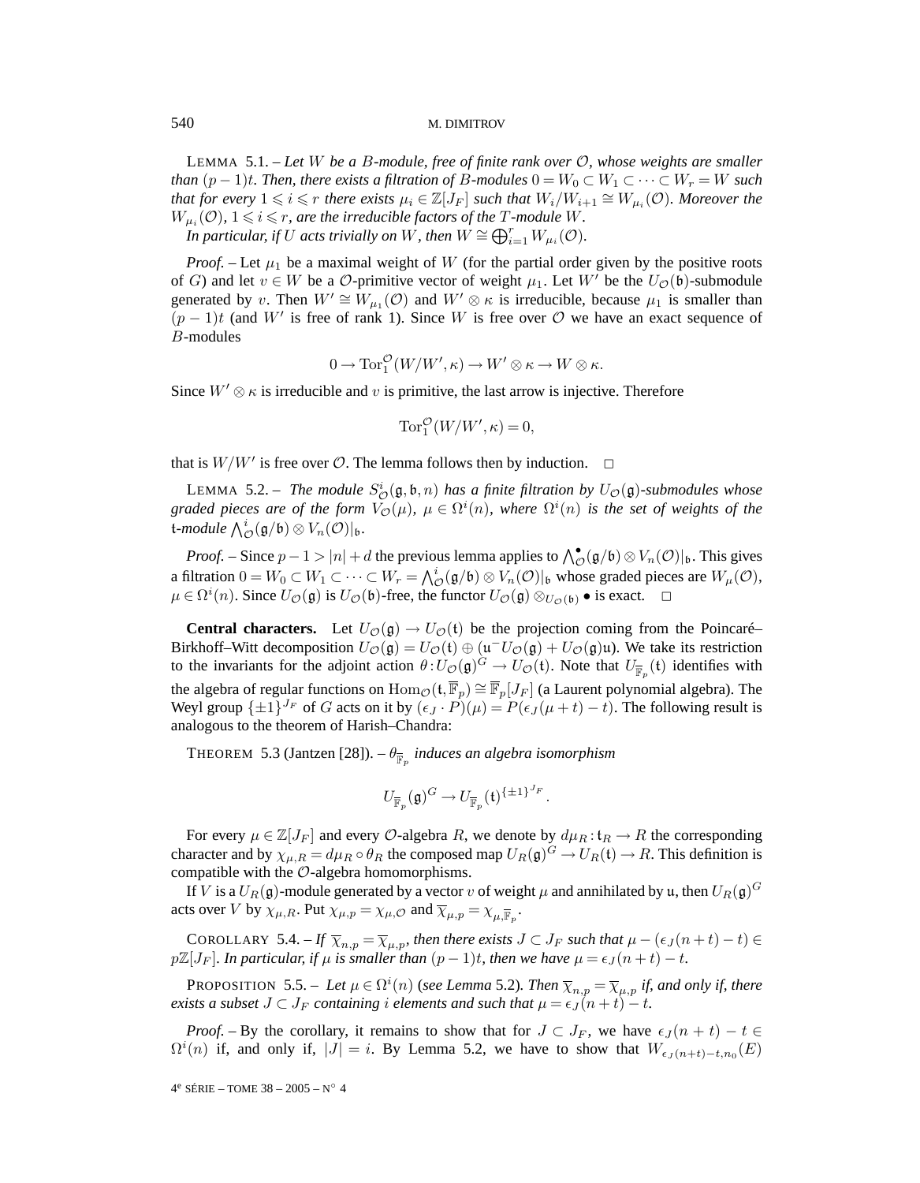LEMMA 5.1. – *Let $W$ be a $B$-module, free of finite rank over $\mathcal{O}$, whose weights are smaller than $(p-1)t$. Then, there exists a filtration of $B$-modules $0 = W_0 \subset W_1 \subset \cdots \subset W_r = W$ such that for every $1 \leqslant i \leqslant r$ there exists $\mu_i \in \mathbb{Z}[J_F]$ such that $W_i/W_{i+1} \cong W_{\mu_i}(\mathcal{O})$. Moreover the $W_{\mu_i}(\mathcal{O})$, $1 \leqslant i \leqslant r$, are the irreducible factors of the $T$-module $W$.*

*In particular, if $U$ acts trivially on $W$, then $W \cong \bigoplus_{i=1}^r W_{\mu_i}(\mathcal{O})$.*

*Proof.* – Let $\mu_1$ be a maximal weight of $W$ (for the partial order given by the positive roots of $G$) and let $v \in W$ be a $\mathcal{O}$-primitive vector of weight $\mu_1$. Let $W'$ be the $U_{\mathcal{O}}(\mathfrak{b})$-submodule generated by $v$. Then $W' \cong W_{\mu_1}(\mathcal{O})$ and $W' \otimes \kappa$ is irreducible, because $\mu_1$ is smaller than $(p-1)t$ (and $W'$ is free of rank 1). Since $W$ is free over $\mathcal{O}$ we have an exact sequence of $B$-modules

$$0 \to \mathrm{Tor}_1^{\mathcal{O}}(W/W', \kappa) \to W' \otimes \kappa \to W \otimes \kappa.$$

Since $W' \otimes \kappa$ is irreducible and $v$ is primitive, the last arrow is injective. Therefore

$$\mathrm{Tor}_1^{\mathcal{O}}(W/W', \kappa) = 0,$$

that is $W/W'$ is free over $\mathcal{O}$. The lemma follows then by induction. $\square$

LEMMA 5.2. – *The module $S^i_{\mathcal{O}}(\mathfrak{g}, \mathfrak{b}, n)$ has a finite filtration by $U_{\mathcal{O}}(\mathfrak{g})$-submodules whose graded pieces are of the form $V_{\mathcal{O}}(\mu)$, $\mu \in \Omega^i(n)$, where $\Omega^i(n)$ is the set of weights of the $\mathfrak{t}$-module $\bigwedge^i_{\mathcal{O}}(\mathfrak{g}/\mathfrak{b}) \otimes V_n(\mathcal{O})|_{\mathfrak{b}}$.*

*Proof.* – Since $p - 1 > |n| + d$ the previous lemma applies to $\bigwedge^{\bullet}_{\mathcal{O}}(\mathfrak{g}/\mathfrak{b}) \otimes V_n(\mathcal{O})|_{\mathfrak{b}}$. This gives a filtration $0 = W_0 \subset W_1 \subset \cdots \subset W_r = \bigwedge^i_{\mathcal{O}}(\mathfrak{g}/\mathfrak{b}) \otimes V_n(\mathcal{O})|_{\mathfrak{b}}$ whose graded pieces are $W_\mu(\mathcal{O})$, $\mu \in \Omega^i(n)$. Since $U_{\mathcal{O}}(\mathfrak{g})$ is $U_{\mathcal{O}}(\mathfrak{b})$-free, the functor $U_{\mathcal{O}}(\mathfrak{g}) \otimes_{U_{\mathcal{O}}(\mathfrak{b})} \bullet$ is exact. $\square$

**Central characters.** Let $U_{\mathcal{O}}(\mathfrak{g}) \to U_{\mathcal{O}}(\mathfrak{t})$ be the projection coming from the Poincaré–Birkhoff–Witt decomposition $U_{\mathcal{O}}(\mathfrak{g}) = U_{\mathcal{O}}(\mathfrak{t}) \oplus (\mathfrak{u}^- U_{\mathcal{O}}(\mathfrak{g}) + U_{\mathcal{O}}(\mathfrak{g})\mathfrak{u})$. We take its restriction to the invariants for the adjoint action $\theta : U_{\mathcal{O}}(\mathfrak{g})^G \to U_{\mathcal{O}}(\mathfrak{t})$. Note that $U_{\overline{\mathbb{F}}_p}(\mathfrak{t})$ identifies with the algebra of regular functions on $\mathrm{Hom}_{\mathcal{O}}(\mathfrak{t}, \overline{\mathbb{F}}_p) \cong \overline{\mathbb{F}}_p[J_F]$ (a Laurent polynomial algebra). The Weyl group $\{\pm 1\}^{J_F}$ of $G$ acts on it by $(\epsilon_J \cdot P)(\mu) = P(\epsilon_J(\mu + t) - t)$. The following result is analogous to the theorem of Harish–Chandra:

THEOREM 5.3 (Jantzen [28]). – *$\theta_{\overline{\mathbb{F}}_p}$ induces an algebra isomorphism*

$$U_{\overline{\mathbb{F}}_p}(\mathfrak{g})^G \to U_{\overline{\mathbb{F}}_p}(\mathfrak{t})^{\{\pm 1\}^{J_F}}.$$

For every $\mu \in \mathbb{Z}[J_F]$ and every $\mathcal{O}$-algebra $R$, we denote by $d\mu_R : \mathfrak{t}_R \to R$ the corresponding character and by $\chi_{\mu,R} = d\mu_R \circ \theta_R$ the composed map $U_R(\mathfrak{g})^G \to U_R(\mathfrak{t}) \to R$. This definition is compatible with the $\mathcal{O}$-algebra homomorphisms.

If $V$ is a $U_R(\mathfrak{g})$-module generated by a vector $v$ of weight $\mu$ and annihilated by $\mathfrak{u}$, then $U_R(\mathfrak{g})^G$ acts over $V$ by $\chi_{\mu,R}$. Put $\chi_{\mu,p} = \chi_{\mu,\mathcal{O}}$ and $\overline{\chi}_{\mu,p} = \chi_{\mu,\overline{\mathbb{F}}_p}$.

COROLLARY 5.4. – *If $\overline{\chi}_{n,p} = \overline{\chi}_{\mu,p}$, then there exists $J \subset J_F$ such that $\mu - (\epsilon_J(n+t) - t) \in p\mathbb{Z}[J_F]$. In particular, if $\mu$ is smaller than $(p-1)t$, then we have $\mu = \epsilon_J(n+t) - t$.*

PROPOSITION 5.5. – *Let $\mu \in \Omega^i(n)$ (see Lemma 5.2). Then $\overline{\chi}_{n,p} = \overline{\chi}_{\mu,p}$ if, and only if, there exists a subset $J \subset J_F$ containing $i$ elements and such that $\mu = \epsilon_J(n+t) - t$.*

*Proof.* – By the corollary, it remains to show that for $J \subset J_F$, we have $\epsilon_J(n+t) - t \in \Omega^i(n)$ if, and only if, $|J| = i$. By Lemma 5.2, we have to show that $W_{\epsilon_J(n+t)-t,n_0}(E)$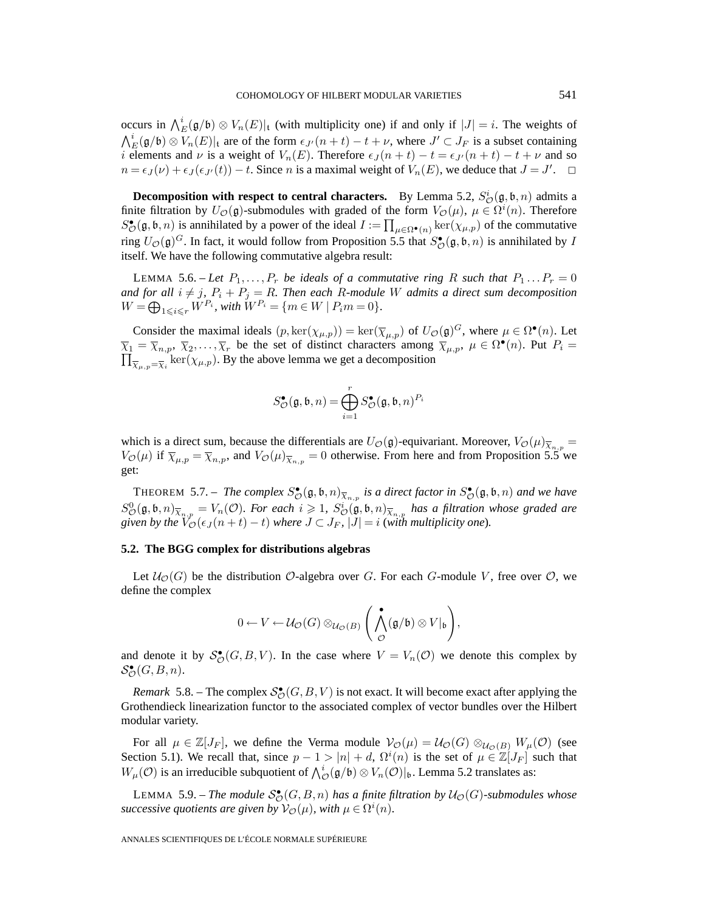occurs in $\bigwedge_E^i(\mathfrak{g}/\mathfrak{b}) \otimes V_n(E)|_{\mathfrak{t}}$ (with multiplicity one) if and only if $|J| = i$. The weights of $\bigwedge_E^i(\mathfrak{g}/\mathfrak{b}) \otimes V_n(E)|_{\mathfrak{t}}$ are of the form $\epsilon_{J'}(n+t) - t + \nu$, where $J' \subset J_F$ is a subset containing $i$ elements and $\nu$ is a weight of $V_n(E)$. Therefore $\epsilon_J(n+t) - t = \epsilon_{J'}(n+t) - t + \nu$ and so $n = \epsilon_J(\nu) + \epsilon_J(\epsilon_{J'}(t)) - t$. Since $n$ is a maximal weight of $V_n(E)$, we deduce that $J = J'$. □

**Decomposition with respect to central characters.** By Lemma 5.2, $S^i_{\mathcal{O}}(\mathfrak{g}, \mathfrak{b}, n)$ admits a finite filtration by $U_{\mathcal{O}}(\mathfrak{g})$-submodules with graded of the form $V_{\mathcal{O}}(\mu)$, $\mu \in \Omega^i(n)$. Therefore $S^\bullet_{\mathcal{O}}(\mathfrak{g}, \mathfrak{b}, n)$ is annihilated by a power of the ideal $I := \prod_{\mu \in \Omega^\bullet(n)} \ker(\chi_{\mu,p})$ of the commutative ring $U_{\mathcal{O}}(\mathfrak{g})^G$. In fact, it would follow from Proposition 5.5 that $S^\bullet_{\mathcal{O}}(\mathfrak{g}, \mathfrak{b}, n)$ is annihilated by $I$ itself. We have the following commutative algebra result:

LEMMA 5.6. – *Let $P_1, \dots, P_r$ be ideals of a commutative ring $R$ such that $P_1 \dots P_r = 0$ and for all $i \neq j$, $P_i + P_j = R$. Then each $R$-module $W$ admits a direct sum decomposition $W = \bigoplus_{1 \leqslant i \leqslant r} W^{P_i}$, with $W^{P_i} = \{m \in W \mid P_i m = 0\}$.*

Consider the maximal ideals $(p, \ker(\chi_{\mu,p})) = \ker(\overline{\chi}_{\mu,p})$ of $U_{\mathcal{O}}(\mathfrak{g})^G$, where $\mu \in \Omega^\bullet(n)$. Let $\overline{\chi}_1 = \overline{\chi}_{n,p}$, $\overline{\chi}_2, \dots, \overline{\chi}_r$ be the set of distinct characters among $\overline{\chi}_{\mu,p}$, $\mu \in \Omega^\bullet(n)$. Put $P_i = \prod_{\overline{\chi}_{\mu,p} = \overline{\chi}_i} \ker(\chi_{\mu,p})$. By the above lemma we get a decomposition

$$S^\bullet_{\mathcal{O}}(\mathfrak{g}, \mathfrak{b}, n) = \bigoplus_{i=1}^{r} S^\bullet_{\mathcal{O}}(\mathfrak{g}, \mathfrak{b}, n)^{P_i}$$

which is a direct sum, because the differentials are $U_{\mathcal{O}}(\mathfrak{g})$-equivariant. Moreover, $V_{\mathcal{O}}(\mu)_{\overline{\chi}_{n,p}} = V_{\mathcal{O}}(\mu)$ if $\overline{\chi}_{\mu,p} = \overline{\chi}_{n,p}$, and $V_{\mathcal{O}}(\mu)_{\overline{\chi}_{n,p}} = 0$ otherwise. From here and from Proposition 5.5 we get:

THEOREM 5.7. – *The complex $S^\bullet_{\mathcal{O}}(\mathfrak{g}, \mathfrak{b}, n)_{\overline{\chi}_{n,p}}$ is a direct factor in $S^\bullet_{\mathcal{O}}(\mathfrak{g}, \mathfrak{b}, n)$ and we have $S^0_{\mathcal{O}}(\mathfrak{g}, \mathfrak{b}, n)_{\overline{\chi}_{n,p}} = V_n(\mathcal{O})$. For each $i \geqslant 1$, $S^i_{\mathcal{O}}(\mathfrak{g}, \mathfrak{b}, n)_{\overline{\chi}_{n,p}}$ has a filtration whose graded are given by the $V_{\mathcal{O}}(\epsilon_J(n+t) - t)$ where $J \subset J_F$, $|J| = i$ (with multiplicity one).*

### 5.2. The BGG complex for distributions algebras

Let $\mathcal{U}_{\mathcal{O}}(G)$ be the distribution $\mathcal{O}$-algebra over $G$. For each $G$-module $V$, free over $\mathcal{O}$, we define the complex

$$0 \leftarrow V \leftarrow \mathcal{U}_{\mathcal{O}}(G) \otimes_{\mathcal{U}_{\mathcal{O}}(B)} \left( \bigwedge_{\mathcal{O}}^{\bullet} (\mathfrak{g}/\mathfrak{b}) \otimes V|_{\mathfrak{b}} \right),$$

and denote it by $\mathcal{S}^\bullet_{\mathcal{O}}(G, B, V)$. In the case where $V = V_n(\mathcal{O})$ we denote this complex by $\mathcal{S}^\bullet_{\mathcal{O}}(G, B, n)$.

*Remark* 5.8. – The complex $\mathcal{S}^\bullet_{\mathcal{O}}(G, B, V)$ is not exact. It will become exact after applying the Grothendieck linearization functor to the associated complex of vector bundles over the Hilbert modular variety.

For all $\mu \in \mathbb{Z}[J_F]$, we define the Verma module $\mathcal{V}_{\mathcal{O}}(\mu) = \mathcal{U}_{\mathcal{O}}(G) \otimes_{\mathcal{U}_{\mathcal{O}}(B)} W_\mu(\mathcal{O})$ (see Section 5.1). We recall that, since $p - 1 > |n| + d$, $\Omega^i(n)$ is the set of $\mu \in \mathbb{Z}[J_F]$ such that $W_\mu(\mathcal{O})$ is an irreducible subquotient of $\bigwedge_{\mathcal{O}}^i(\mathfrak{g}/\mathfrak{b}) \otimes V_n(\mathcal{O})|_{\mathfrak{b}}$. Lemma 5.2 translates as:

LEMMA 5.9. – *The module $\mathcal{S}^\bullet_{\mathcal{O}}(G, B, n)$ has a finite filtration by $\mathcal{U}_{\mathcal{O}}(G)$-submodules whose successive quotients are given by $\mathcal{V}_{\mathcal{O}}(\mu)$, with $\mu \in \Omega^i(n)$.*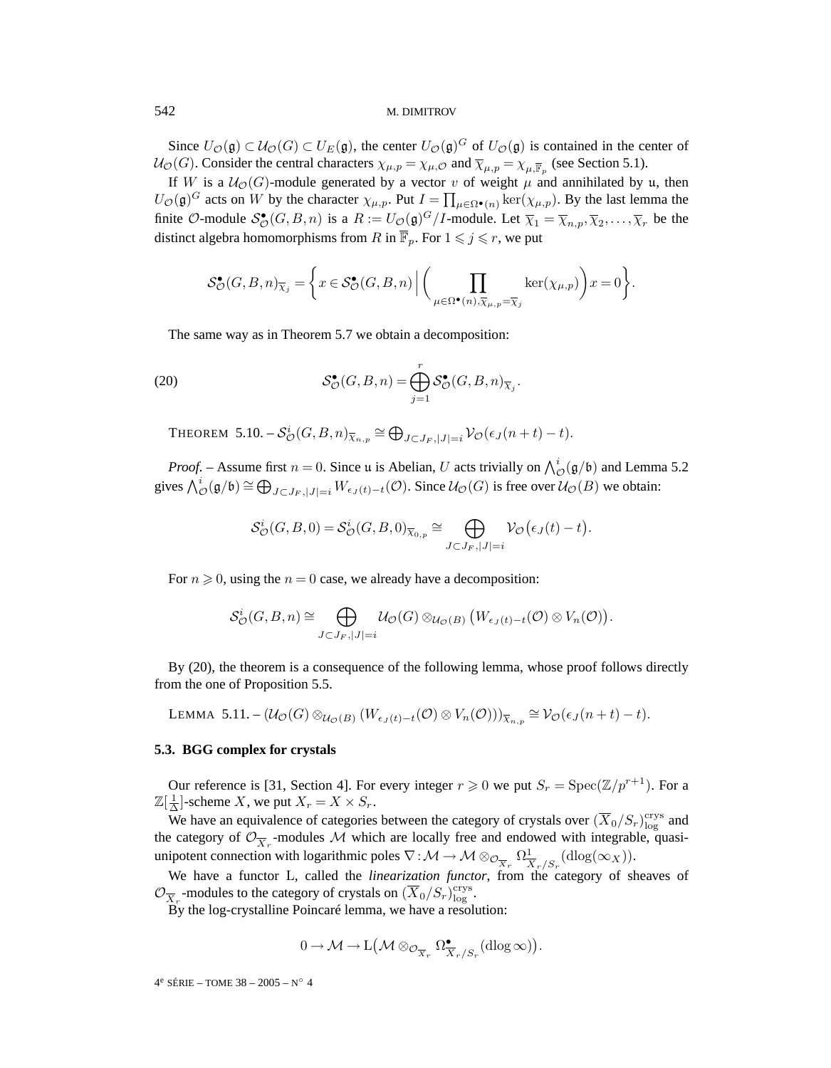Since $U_{\mathcal{O}}(\mathfrak{g}) \subset \mathcal{U}_{\mathcal{O}}(G) \subset U_E(\mathfrak{g})$, the center $U_{\mathcal{O}}(\mathfrak{g})^G$ of $U_{\mathcal{O}}(\mathfrak{g})$ is contained in the center of $\mathcal{U}_{\mathcal{O}}(G)$. Consider the central characters $\chi_{\mu,p} = \chi_{\mu,\mathcal{O}}$ and $\overline{\chi}_{\mu,p} = \chi_{\mu,\overline{\mathbb{F}}_p}$ (see Section 5.1).

If $W$ is a $\mathcal{U}_{\mathcal{O}}(G)$-module generated by a vector $v$ of weight $\mu$ and annihilated by $\mathfrak{u}$, then $U_{\mathcal{O}}(\mathfrak{g})^G$ acts on $W$ by the character $\chi_{\mu,p}$. Put $I = \prod_{\mu \in \Omega^\bullet(n)} \ker(\chi_{\mu,p})$. By the last lemma the finite $\mathcal{O}$-module $\mathcal{S}^\bullet_{\mathcal{O}}(G,B,n)$ is a $R := U_{\mathcal{O}}(\mathfrak{g})^G/I$-module. Let $\overline{\chi}_1 = \overline{\chi}_{n,p}, \overline{\chi}_2, \ldots, \overline{\chi}_r$ be the distinct algebra homomorphisms from $R$ in $\overline{\mathbb{F}}_p$. For $1 \leqslant j \leqslant r$, we put

$$\mathcal{S}^\bullet_{\mathcal{O}}(G,B,n)_{\overline{\chi}_j} = \left\{ x \in \mathcal{S}^\bullet_{\mathcal{O}}(G,B,n) \,\middle|\, \left( \prod_{\mu \in \Omega^\bullet(n), \overline{\chi}_{\mu,p} = \overline{\chi}_j} \ker(\chi_{\mu,p}) \right) x = 0 \right\}.$$

The same way as in Theorem 5.7 we obtain a decomposition:

$$\mathcal{S}^\bullet_{\mathcal{O}}(G,B,n) = \bigoplus_{j=1}^{r} \mathcal{S}^\bullet_{\mathcal{O}}(G,B,n)_{\overline{\chi}_j}. \tag{20}$$

THEOREM 5.10. – $\mathcal{S}^i_{\mathcal{O}}(G,B,n)_{\overline{\chi}_{n,p}} \cong \bigoplus_{J \subset J_F, |J|=i} \mathcal{V}_{\mathcal{O}}(\epsilon_J(n+t) - t)$.

*Proof.* – Assume first $n = 0$. Since $\mathfrak{u}$ is Abelian, $U$ acts trivially on $\bigwedge^i_{\mathcal{O}}(\mathfrak{g}/\mathfrak{b})$ and Lemma 5.2 gives $\bigwedge^i_{\mathcal{O}}(\mathfrak{g}/\mathfrak{b}) \cong \bigoplus_{J \subset J_F, |J|=i} W_{\epsilon_J(t)-t}(\mathcal{O})$. Since $\mathcal{U}_{\mathcal{O}}(G)$ is free over $\mathcal{U}_{\mathcal{O}}(B)$ we obtain:

$$\mathcal{S}^i_{\mathcal{O}}(G,B,0) = \mathcal{S}^i_{\mathcal{O}}(G,B,0)_{\overline{\chi}_{0,p}} \cong \bigoplus_{J \subset J_F, |J|=i} \mathcal{V}_{\mathcal{O}}\big(\epsilon_J(t) - t\big).$$

For $n \geqslant 0$, using the $n = 0$ case, we already have a decomposition:

$$\mathcal{S}^i_{\mathcal{O}}(G,B,n) \cong \bigoplus_{J \subset J_F, |J|=i} \mathcal{U}_{\mathcal{O}}(G) \otimes_{\mathcal{U}_{\mathcal{O}}(B)} \big(W_{\epsilon_J(t)-t}(\mathcal{O}) \otimes V_n(\mathcal{O})\big).$$

By (20), the theorem is a consequence of the following lemma, whose proof follows directly from the one of Proposition 5.5.

LEMMA 5.11. – $(\mathcal{U}_{\mathcal{O}}(G) \otimes_{\mathcal{U}_{\mathcal{O}}(B)} (W_{\epsilon_J(t)-t}(\mathcal{O}) \otimes V_n(\mathcal{O})))_{\overline{\chi}_{n,p}} \cong \mathcal{V}_{\mathcal{O}}(\epsilon_J(n+t) - t)$.

### 5.3. BGG complex for crystals

Our reference is [31, Section 4]. For every integer $r \geqslant 0$ we put $S_r = \operatorname{Spec}(\mathbb{Z}/p^{r+1})$. For a $\mathbb{Z}[\frac{1}{\Delta}]$-scheme $X$, we put $X_r = X \times S_r$.

We have an equivalence of categories between the category of crystals over $(\overline{X}_0/S_r)^{\mathrm{crys}}_{\log}$ and the category of $\mathcal{O}_{\overline{X}_r}$-modules $\mathcal{M}$ which are locally free and endowed with integrable, quasi-unipotent connection with logarithmic poles $\nabla : \mathcal{M} \to \mathcal{M} \otimes_{\mathcal{O}_{\overline{X}_r}} \Omega^1_{\overline{X}_r/S_r}(\operatorname{dlog}(\infty_X))$.

We have a functor L, called the *linearization functor*, from the category of sheaves of $\mathcal{O}_{\overline{X}_r}$-modules to the category of crystals on $(\overline{X}_0/S_r)^{\mathrm{crys}}_{\log}$.

By the log-crystalline Poincaré lemma, we have a resolution:

$$0 \to \mathcal{M} \to \mathrm{L}\big(\mathcal{M} \otimes_{\mathcal{O}_{\overline{X}_r}} \Omega^\bullet_{\overline{X}_r/S_r}(\operatorname{dlog}\infty)\big).$$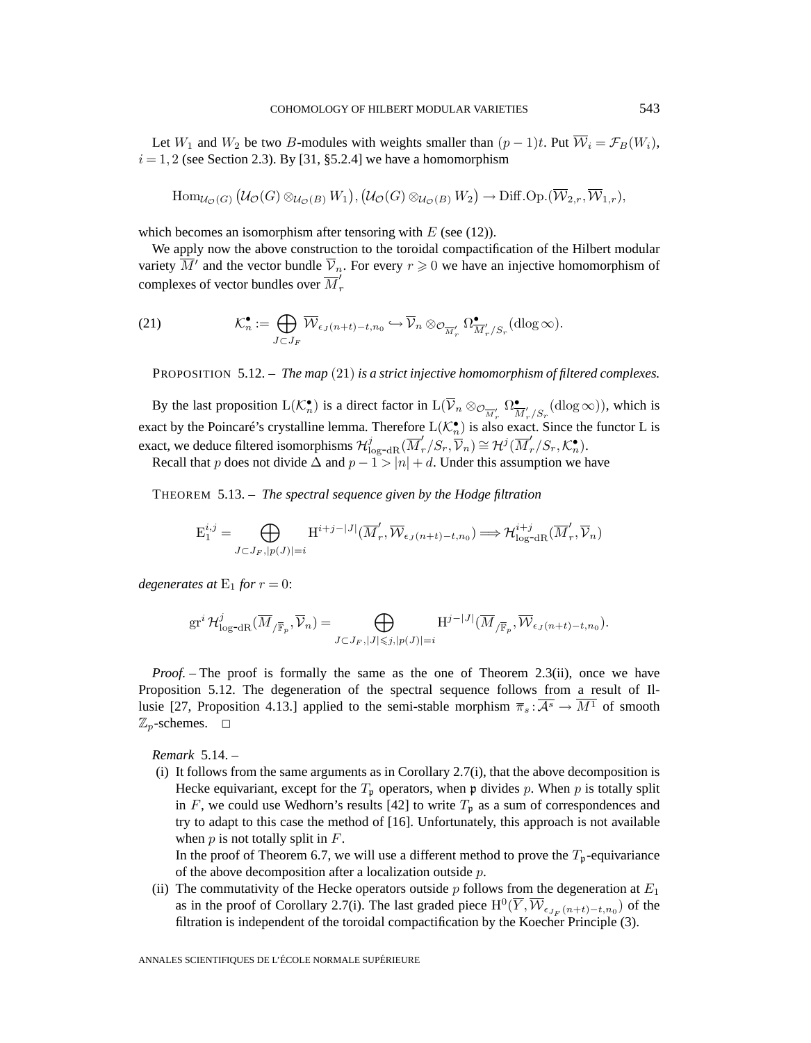Let $W_1$ and $W_2$ be two $B$-modules with weights smaller than $(p-1)t$. Put $\overline{\mathcal{W}}_i = \mathcal{F}_B(W_i)$, $i=1,2$ (see Section 2.3). By [31, §5.2.4] we have a homomorphism

$$\mathrm{Hom}_{\mathcal{U}_{\mathcal{O}}(G)}\big(\mathcal{U}_{\mathcal{O}}(G)\otimes_{\mathcal{U}_{\mathcal{O}}(B)} W_1\big),\big(\mathcal{U}_{\mathcal{O}}(G)\otimes_{\mathcal{U}_{\mathcal{O}}(B)} W_2\big)\to \mathrm{Diff.Op.}(\overline{\mathcal{W}}_{2,r},\overline{\mathcal{W}}_{1,r}),$$

which becomes an isomorphism after tensoring with $E$ (see (12)).

We apply now the above construction to the toroidal compactification of the Hilbert modular variety $\overline{M}'$ and the vector bundle $\overline{\mathcal{V}}_n$. For every $r\geqslant 0$ we have an injective homomorphism of complexes of vector bundles over $\overline{M}'_r$

$$\mathcal{K}_n^\bullet := \bigoplus_{J\subset J_F} \overline{\mathcal{W}}_{\epsilon_J(n+t)-t,n_0} \hookrightarrow \overline{\mathcal{V}}_n\otimes_{\mathcal{O}_{\overline{M}'_r}} \Omega^\bullet_{\overline{M}'_r/S_r}(\mathrm{dlog}\,\infty). \tag{21}$$

PROPOSITION 5.12. – *The map* (21) *is a strict injective homomorphism of filtered complexes.*

By the last proposition $\mathrm{L}(\mathcal{K}_n^\bullet)$ is a direct factor in $\mathrm{L}(\overline{\mathcal{V}}_n\otimes_{\mathcal{O}_{\overline{M}'_r}}\Omega^\bullet_{\overline{M}'_r/S_r}(\mathrm{dlog}\,\infty))$, which is exact by the Poincaré's crystalline lemma. Therefore $\mathrm{L}(\mathcal{K}_n^\bullet)$ is also exact. Since the functor L is exact, we deduce filtered isomorphisms $\mathcal{H}^j_{\log\text{-dR}}(\overline{M}'_r/S_r,\overline{\mathcal{V}}_n)\cong\mathcal{H}^j(\overline{M}'_r/S_r,\mathcal{K}_n^\bullet)$.

Recall that $p$ does not divide $\Delta$ and $p-1>|n|+d$. Under this assumption we have

THEOREM 5.13. – *The spectral sequence given by the Hodge filtration*

$$\mathrm{E}_1^{i,j}=\bigoplus_{J\subset J_F,|p(J)|=i}\mathrm{H}^{i+j-|J|}(\overline{M}'_r,\overline{\mathcal{W}}_{\epsilon_J(n+t)-t,n_0})\Longrightarrow\mathcal{H}^{i+j}_{\log\text{-dR}}(\overline{M}'_r,\overline{\mathcal{V}}_n)$$

*degenerates at* $\mathrm{E}_1$ *for* $r=0$:

$$\mathrm{gr}^i\,\mathcal{H}^j_{\log\text{-dR}}(\overline{M}_{/\mathbb{F}_p},\overline{\mathcal{V}}_n)=\bigoplus_{J\subset J_F,|J|\leqslant j,|p(J)|=i}\mathrm{H}^{j-|J|}(\overline{M}_{/\mathbb{F}_p},\overline{\mathcal{W}}_{\epsilon_J(n+t)-t,n_0}).$$

*Proof.* – The proof is formally the same as the one of Theorem 2.3(ii), once we have Proposition 5.12. The degeneration of the spectral sequence follows from a result of Illusie [27, Proposition 4.13.] applied to the semi-stable morphism $\overline{\pi}_s:\overline{\mathcal{A}^s}\to\overline{M^1}$ of smooth $\mathbb{Z}_p$-schemes. □

*Remark* 5.14. –

(i) It follows from the same arguments as in Corollary 2.7(i), that the above decomposition is Hecke equivariant, except for the $T_{\mathfrak{p}}$ operators, when $\mathfrak{p}$ divides $p$. When $p$ is totally split in $F$, we could use Wedhorn's results [42] to write $T_{\mathfrak{p}}$ as a sum of correspondences and try to adapt to this case the method of [16]. Unfortunately, this approach is not available when $p$ is not totally split in $F$.

In the proof of Theorem 6.7, we will use a different method to prove the $T_{\mathfrak{p}}$-equivariance of the above decomposition after a localization outside $p$.

(ii) The commutativity of the Hecke operators outside $p$ follows from the degeneration at $E_1$ as in the proof of Corollary 2.7(i). The last graded piece $\mathrm{H}^0(\overline{Y},\overline{\mathcal{W}}_{\epsilon_{J_F}(n+t)-t,n_0})$ of the filtration is independent of the toroidal compactification by the Koecher Principle (3).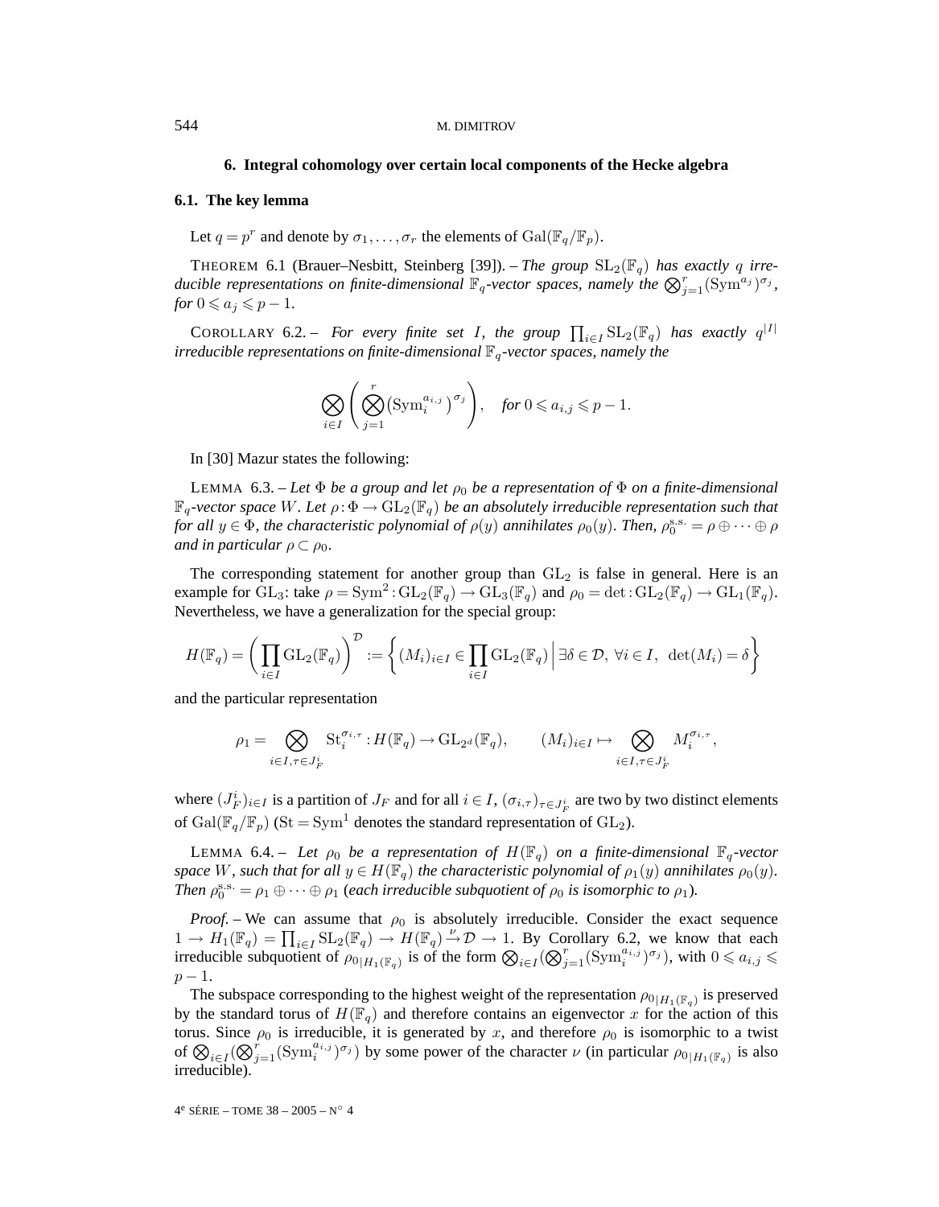## 6. Integral cohomology over certain local components of the Hecke algebra

### 6.1. The key lemma

Let $q = p^r$ and denote by $\sigma_1, \ldots, \sigma_r$ the elements of $\mathrm{Gal}(\mathbb{F}_q/\mathbb{F}_p)$.

THEOREM 6.1 (Brauer–Nesbitt, Steinberg [39]). – *The group $\mathrm{SL}_2(\mathbb{F}_q)$ has exactly $q$ irreducible representations on finite-dimensional $\mathbb{F}_q$-vector spaces, namely the $\bigotimes_{j=1}^r (\mathrm{Sym}^{a_j})^{\sigma_j}$, for $0 \leqslant a_j \leqslant p-1$.*

COROLLARY 6.2. – *For every finite set $I$, the group $\prod_{i\in I} \mathrm{SL}_2(\mathbb{F}_q)$ has exactly $q^{|I|}$ irreducible representations on finite-dimensional $\mathbb{F}_q$-vector spaces, namely the*

$$\bigotimes_{i\in I}\left(\bigotimes_{j=1}^r \left(\mathrm{Sym}_i^{a_{i,j}}\right)^{\sigma_j}\right), \quad \textit{for } 0 \leqslant a_{i,j} \leqslant p-1.$$

In [30] Mazur states the following:

LEMMA 6.3. – *Let $\Phi$ be a group and let $\rho_0$ be a representation of $\Phi$ on a finite-dimensional $\mathbb{F}_q$-vector space $W$. Let $\rho : \Phi \to \mathrm{GL}_2(\mathbb{F}_q)$ be an absolutely irreducible representation such that for all $y \in \Phi$, the characteristic polynomial of $\rho(y)$ annihilates $\rho_0(y)$. Then, $\rho_0^{\mathrm{s.s.}} = \rho \oplus \cdots \oplus \rho$ and in particular $\rho \subset \rho_0$.*

The corresponding statement for another group than $\mathrm{GL}_2$ is false in general. Here is an example for $\mathrm{GL}_3$: take $\rho = \mathrm{Sym}^2 : \mathrm{GL}_2(\mathbb{F}_q) \to \mathrm{GL}_3(\mathbb{F}_q)$ and $\rho_0 = \det : \mathrm{GL}_2(\mathbb{F}_q) \to \mathrm{GL}_1(\mathbb{F}_q)$. Nevertheless, we have a generalization for the special group:

$$H(\mathbb{F}_q) = \left(\prod_{i\in I}\mathrm{GL}_2(\mathbb{F}_q)\right)^{\mathcal{D}} := \left\{ (M_i)_{i\in I} \in \prod_{i\in I}\mathrm{GL}_2(\mathbb{F}_q) \,\middle|\, \exists \delta \in \mathcal{D},\ \forall i \in I,\ \det(M_i) = \delta \right\}$$

and the particular representation

$$\rho_1 = \bigotimes_{i\in I, \tau\in J_F^i} \mathrm{St}_i^{\sigma_{i,\tau}} : H(\mathbb{F}_q) \to \mathrm{GL}_{2^d}(\mathbb{F}_q), \qquad (M_i)_{i\in I} \mapsto \bigotimes_{i\in I, \tau\in J_F^i} M_i^{\sigma_{i,\tau}},$$

where $(J_F^i)_{i\in I}$ is a partition of $J_F$ and for all $i \in I$, $(\sigma_{i,\tau})_{\tau\in J_F^i}$ are two by two distinct elements of $\mathrm{Gal}(\mathbb{F}_q/\mathbb{F}_p)$ ($\mathrm{St} = \mathrm{Sym}^1$ denotes the standard representation of $\mathrm{GL}_2$).

LEMMA 6.4. – *Let $\rho_0$ be a representation of $H(\mathbb{F}_q)$ on a finite-dimensional $\mathbb{F}_q$-vector space $W$, such that for all $y \in H(\mathbb{F}_q)$ the characteristic polynomial of $\rho_1(y)$ annihilates $\rho_0(y)$. Then $\rho_0^{\mathrm{s.s.}} = \rho_1 \oplus \cdots \oplus \rho_1$ (each irreducible subquotient of $\rho_0$ is isomorphic to $\rho_1$).*

*Proof.* – We can assume that $\rho_0$ is absolutely irreducible. Consider the exact sequence $1 \to H_1(\mathbb{F}_q) = \prod_{i\in I}\mathrm{SL}_2(\mathbb{F}_q) \to H(\mathbb{F}_q) \xrightarrow{\nu} \mathcal{D} \to 1$. By Corollary 6.2, we know that each irreducible subquotient of $\rho_{0|H_1(\mathbb{F}_q)}$ is of the form $\bigotimes_{i\in I}(\bigotimes_{j=1}^r (\mathrm{Sym}_i^{a_{i,j}})^{\sigma_j})$, with $0 \leqslant a_{i,j} \leqslant p-1$.

The subspace corresponding to the highest weight of the representation $\rho_{0|H_1(\mathbb{F}_q)}$ is preserved by the standard torus of $H(\mathbb{F}_q)$ and therefore contains an eigenvector $x$ for the action of this torus. Since $\rho_0$ is irreducible, it is generated by $x$, and therefore $\rho_0$ is isomorphic to a twist of $\bigotimes_{i\in I}(\bigotimes_{j=1}^r (\mathrm{Sym}_i^{a_{i,j}})^{\sigma_j})$ by some power of the character $\nu$ (in particular $\rho_{0|H_1(\mathbb{F}_q)}$ is also irreducible).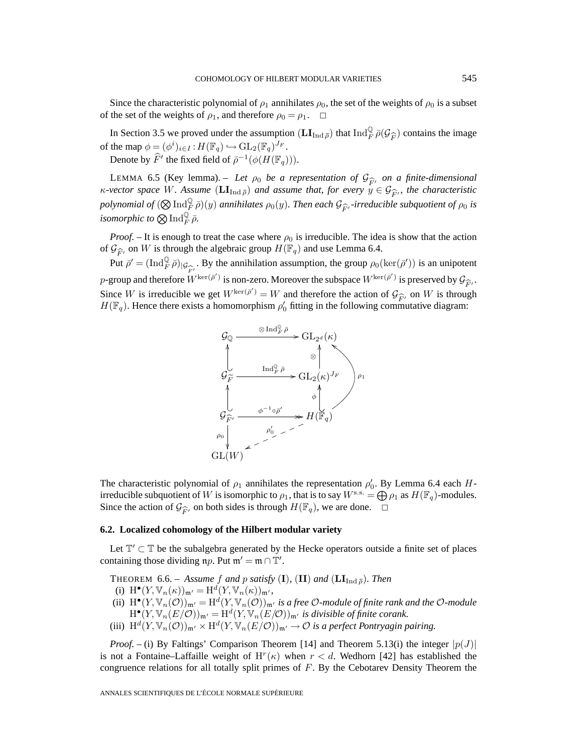Since the characteristic polynomial of $\rho_1$ annihilates $\rho_0$, the set of the weights of $\rho_0$ is a subset of the set of the weights of $\rho_1$, and therefore $\rho_0 = \rho_1$. $\square$

In Section 3.5 we proved under the assumption $(\mathbf{LI}_{\mathrm{Ind}\,\bar\rho})$ that $\mathrm{Ind}_F^{\mathbb{Q}}\,\bar\rho(\mathcal{G}_{\widehat{F}})$ contains the image of the map $\phi = (\phi^i)_{i\in I} : H(\mathbb{F}_q) \hookrightarrow \mathrm{GL}_2(\mathbb{F}_q)^{J_F}$.

Denote by $\widehat{F}'$ the fixed field of $\bar\rho^{-1}(\phi(H(\mathbb{F}_q)))$.

LEMMA 6.5 (Key lemma). – *Let $\rho_0$ be a representation of $\mathcal{G}_{\widehat{F}'}$ on a finite-dimensional $\kappa$-vector space $W$. Assume $(\mathbf{LI}_{\mathrm{Ind}\,\bar\rho})$ and assume that, for every $y \in \mathcal{G}_{\widehat{F}'}$, the characteristic polynomial of $(\bigotimes \mathrm{Ind}_F^{\mathbb{Q}}\,\bar\rho)(y)$ annihilates $\rho_0(y)$. Then each $\mathcal{G}_{\widehat{F}'}$-irreducible subquotient of $\rho_0$ is isomorphic to $\bigotimes \mathrm{Ind}_F^{\mathbb{Q}}\,\bar\rho$.*

*Proof.* – It is enough to treat the case where $\rho_0$ is irreducible. The idea is show that the action of $\mathcal{G}_{\widehat{F}'}$ on $W$ is through the algebraic group $H(\mathbb{F}_q)$ and use Lemma 6.4.

Put $\bar\rho' = (\mathrm{Ind}_F^{\mathbb{Q}}\,\bar\rho)_{|\mathcal{G}_{\widehat{F}'}}$. By the annihilation assumption, the group $\rho_0(\ker(\bar\rho'))$ is an unipotent $p$-group and therefore $W^{\ker(\bar\rho')}$ is non-zero. Moreover the subspace $W^{\ker(\bar\rho')}$ is preserved by $\mathcal{G}_{\widehat{F}'}$. Since $W$ is irreducible we get $W^{\ker(\bar\rho')} = W$ and therefore the action of $\mathcal{G}_{\widehat{F}'}$ on $W$ is through $H(\mathbb{F}_q)$. Hence there exists a homomorphism $\rho_0'$ fitting in the following commutative diagram:

$$
\begin{array}{ccc}
\mathcal{G}_{\mathbb{Q}} & \xrightarrow{\otimes\,\mathrm{Ind}_F^{\mathbb{Q}}\,\bar\rho} & \mathrm{GL}_{2^d}(\kappa) \\
\uparrow & & \uparrow \otimes \\
\mathcal{G}_{\widetilde{F}} & \xrightarrow{\mathrm{Ind}_F^{\mathbb{Q}}\,\bar\rho} & \mathrm{GL}_2(\kappa)^{J_F} \\
\uparrow & & \uparrow \phi \\
\mathcal{G}_{\widehat{F}'} & \xrightarrow{\phi^{-1}\circ\bar\rho'} & H(\mathbb{F}_q) \\
\downarrow \rho_0 & \swarrow \rho_0' & \\
\mathrm{GL}(W) & &
\end{array}
$$

(with $\rho_1 : H(\mathbb{F}_q) \to \mathrm{GL}_{2^d}(\kappa)$ the composite of the right vertical maps.)

The characteristic polynomial of $\rho_1$ annihilates the representation $\rho_0'$. By Lemma 6.4 each $H$-irreducible subquotient of $W$ is isomorphic to $\rho_1$, that is to say $W^{\mathrm{s.s.}} = \bigoplus \rho_1$ as $H(\mathbb{F}_q)$-modules. Since the action of $\mathcal{G}_{\widehat{F}'}$ on both sides is through $H(\mathbb{F}_q)$, we are done. $\square$

### 6.2. Localized cohomology of the Hilbert modular variety

Let $\mathbb{T}' \subset \mathbb{T}$ be the subalgebra generated by the Hecke operators outside a finite set of places containing those dividing $\mathfrak{n}p$. Put $\mathfrak{m}' = \mathfrak{m} \cap \mathbb{T}'$.

THEOREM 6.6. – *Assume $f$ and $p$ satisfy* (**I**), (**II**) *and* $(\mathbf{LI}_{\mathrm{Ind}\,\bar\rho})$. *Then*

(i) $\mathrm{H}^\bullet(Y, \mathbb{V}_n(\kappa))_{\mathfrak{m}'} = \mathrm{H}^d(Y, \mathbb{V}_n(\kappa))_{\mathfrak{m}'}$,

(ii) $\mathrm{H}^\bullet(Y, \mathbb{V}_n(\mathcal{O}))_{\mathfrak{m}'} = \mathrm{H}^d(Y, \mathbb{V}_n(\mathcal{O}))_{\mathfrak{m}'}$ *is a free $\mathcal{O}$-module of finite rank and the $\mathcal{O}$-module* $\mathrm{H}^\bullet(Y, \mathbb{V}_n(E/\mathcal{O}))_{\mathfrak{m}'} = \mathrm{H}^d(Y, \mathbb{V}_n(E/\mathcal{O}))_{\mathfrak{m}'}$ *is divisible of finite corank.*

(iii) $\mathrm{H}^d(Y, \mathbb{V}_n(\mathcal{O}))_{\mathfrak{m}'} \times \mathrm{H}^d(Y, \mathbb{V}_n(E/\mathcal{O}))_{\mathfrak{m}'} \to \mathcal{O}$ *is a perfect Pontryagin pairing.*

*Proof.* – (i) By Faltings' Comparison Theorem [14] and Theorem 5.13(i) the integer $|p(J)|$ is not a Fontaine–Laffaille weight of $\mathrm{H}^r(\kappa)$ when $r < d$. Wedhorn [42] has established the congruence relations for all totally split primes of $F$. By the Cebotarev Density Theorem the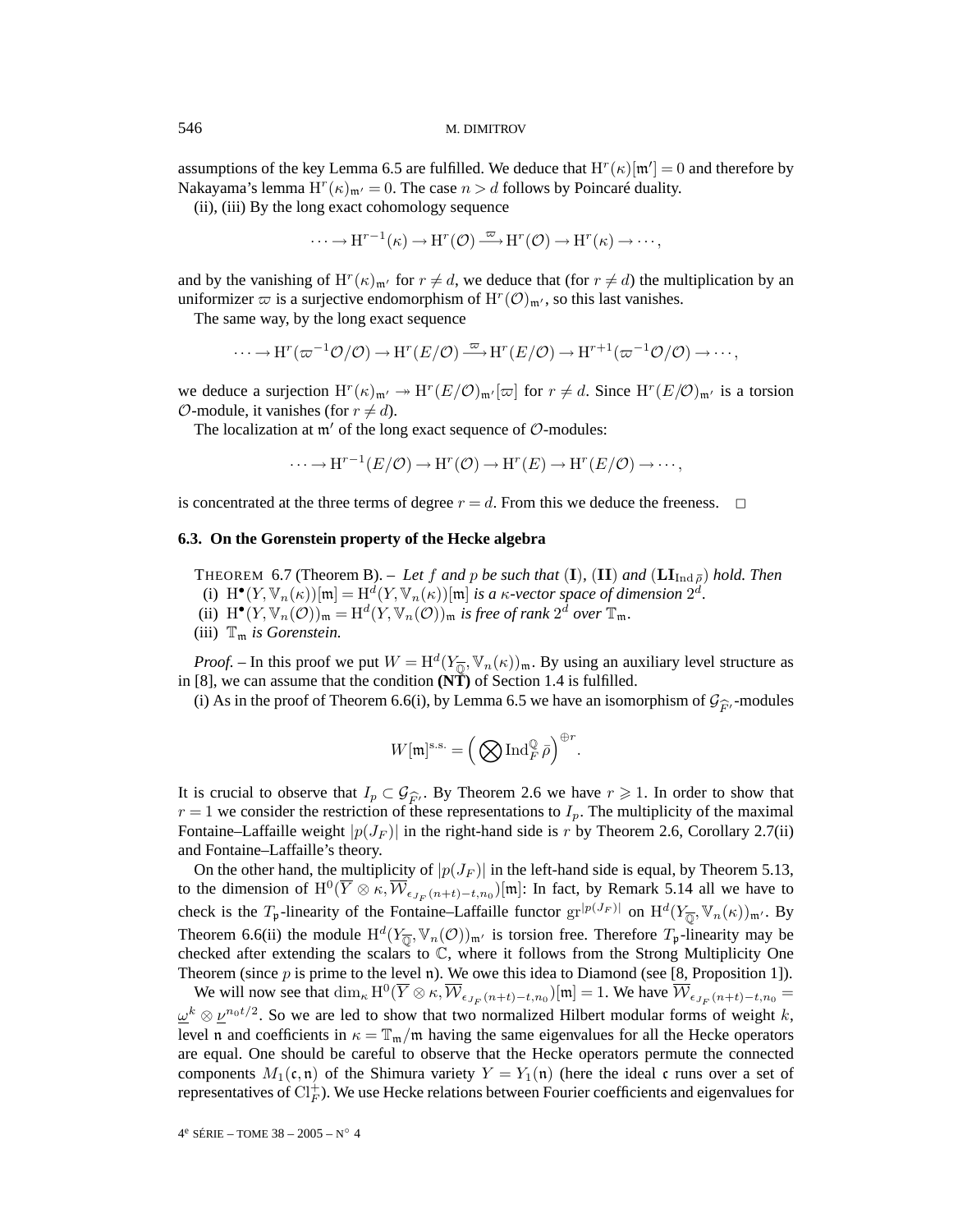assumptions of the key Lemma 6.5 are fulfilled. We deduce that $\mathrm{H}^r(\kappa)[\mathfrak{m}']=0$ and therefore by Nakayama's lemma $\mathrm{H}^r(\kappa)_{\mathfrak{m}'}=0$. The case $n>d$ follows by Poincaré duality.

(ii), (iii) By the long exact cohomology sequence

$$\cdots \to \mathrm{H}^{r-1}(\kappa) \to \mathrm{H}^r(\mathcal{O}) \xrightarrow{\varpi} \mathrm{H}^r(\mathcal{O}) \to \mathrm{H}^r(\kappa) \to \cdots,$$

and by the vanishing of $\mathrm{H}^r(\kappa)_{\mathfrak{m}'}$ for $r\neq d$, we deduce that (for $r\neq d$) the multiplication by an uniformizer $\varpi$ is a surjective endomorphism of $\mathrm{H}^r(\mathcal{O})_{\mathfrak{m}'}$, so this last vanishes.

The same way, by the long exact sequence

$$\cdots \to \mathrm{H}^r(\varpi^{-1}\mathcal{O}/\mathcal{O}) \to \mathrm{H}^r(E/\mathcal{O}) \xrightarrow{\varpi} \mathrm{H}^r(E/\mathcal{O}) \to \mathrm{H}^{r+1}(\varpi^{-1}\mathcal{O}/\mathcal{O}) \to \cdots,$$

we deduce a surjection $\mathrm{H}^r(\kappa)_{\mathfrak{m}'} \twoheadrightarrow \mathrm{H}^r(E/\mathcal{O})_{\mathfrak{m}'}[\varpi]$ for $r\neq d$. Since $\mathrm{H}^r(E/\mathcal{O})_{\mathfrak{m}'}$ is a torsion $\mathcal{O}$-module, it vanishes (for $r\neq d$).

The localization at $\mathfrak{m}'$ of the long exact sequence of $\mathcal{O}$-modules:

$$\cdots \to \mathrm{H}^{r-1}(E/\mathcal{O}) \to \mathrm{H}^r(\mathcal{O}) \to \mathrm{H}^r(E) \to \mathrm{H}^r(E/\mathcal{O}) \to \cdots,$$

is concentrated at the three terms of degree $r=d$. From this we deduce the freeness. □

### 6.3. On the Gorenstein property of the Hecke algebra

THEOREM 6.7 (Theorem B). – *Let $f$ and $p$ be such that* $(\mathbf{I})$, $(\mathbf{II})$ *and* $(\mathbf{LI}_{\mathrm{Ind}\,\bar\rho})$ *hold. Then*

(i) $\mathrm{H}^\bullet(Y,\mathbb{V}_n(\kappa))[\mathfrak{m}]=\mathrm{H}^d(Y,\mathbb{V}_n(\kappa))[\mathfrak{m}]$ *is a $\kappa$-vector space of dimension $2^d$.*

(ii) $\mathrm{H}^\bullet(Y,\mathbb{V}_n(\mathcal{O}))_{\mathfrak{m}}=\mathrm{H}^d(Y,\mathbb{V}_n(\mathcal{O}))_{\mathfrak{m}}$ *is free of rank $2^d$ over $\mathbb{T}_{\mathfrak{m}}$.*

(iii) $\mathbb{T}_{\mathfrak{m}}$ *is Gorenstein.*

*Proof.* – In this proof we put $W=\mathrm{H}^d(Y_{\overline{\mathbb{Q}}},\mathbb{V}_n(\kappa))_{\mathfrak{m}}$. By using an auxiliary level structure as in [8], we can assume that the condition **(NT)** of Section 1.4 is fulfilled.

(i) As in the proof of Theorem 6.6(i), by Lemma 6.5 we have an isomorphism of $\mathcal{G}_{\widehat{F}'}$-modules

$$W[\mathfrak{m}]^{\mathrm{s.s.}}=\Big(\bigotimes \mathrm{Ind}_F^{\mathbb{Q}}\,\bar\rho\Big)^{\oplus r}.$$

It is crucial to observe that $I_p\subset \mathcal{G}_{\widehat{F}'}$. By Theorem 2.6 we have $r\geqslant 1$. In order to show that $r=1$ we consider the restriction of these representations to $I_p$. The multiplicity of the maximal Fontaine–Laffaille weight $|p(J_F)|$ in the right-hand side is $r$ by Theorem 2.6, Corollary 2.7(ii) and Fontaine–Laffaille's theory.

On the other hand, the multiplicity of $|p(J_F)|$ in the left-hand side is equal, by Theorem 5.13, to the dimension of $\mathrm{H}^0(\overline{Y}\otimes\kappa,\overline{\mathcal{W}}_{\epsilon_{J_F}(n+t)-t,n_0})[\mathfrak{m}]$: In fact, by Remark 5.14 all we have to check is the $T_{\mathfrak{p}}$-linearity of the Fontaine–Laffaille functor $\mathrm{gr}^{|p(J_F)|}$ on $\mathrm{H}^d(Y_{\overline{\mathbb{Q}}},\mathbb{V}_n(\kappa))_{\mathfrak{m}'}$. By Theorem 6.6(ii) the module $\mathrm{H}^d(Y_{\overline{\mathbb{Q}}},\mathbb{V}_n(\mathcal{O}))_{\mathfrak{m}'}$ is torsion free. Therefore $T_{\mathfrak{p}}$-linearity may be checked after extending the scalars to $\mathbb{C}$, where it follows from the Strong Multiplicity One Theorem (since $p$ is prime to the level $\mathfrak{n}$). We owe this idea to Diamond (see [8, Proposition 1]).

We will now see that $\dim_\kappa \mathrm{H}^0(\overline{Y}\otimes\kappa,\overline{\mathcal{W}}_{\epsilon_{J_F}(n+t)-t,n_0})[\mathfrak{m}]=1$. We have $\overline{\mathcal{W}}_{\epsilon_{J_F}(n+t)-t,n_0}=\underline{\omega}^k\otimes\underline{\nu}^{n_0t/2}$. So we are led to show that two normalized Hilbert modular forms of weight $k$, level $\mathfrak{n}$ and coefficients in $\kappa=\mathbb{T}_{\mathfrak{m}}/\mathfrak{m}$ having the same eigenvalues for all the Hecke operators are equal. One should be careful to observe that the Hecke operators permute the connected components $M_1(\mathfrak{c},\mathfrak{n})$ of the Shimura variety $Y=Y_1(\mathfrak{n})$ (here the ideal $\mathfrak{c}$ runs over a set of representatives of $\mathrm{Cl}_F^+$). We use Hecke relations between Fourier coefficients and eigenvalues for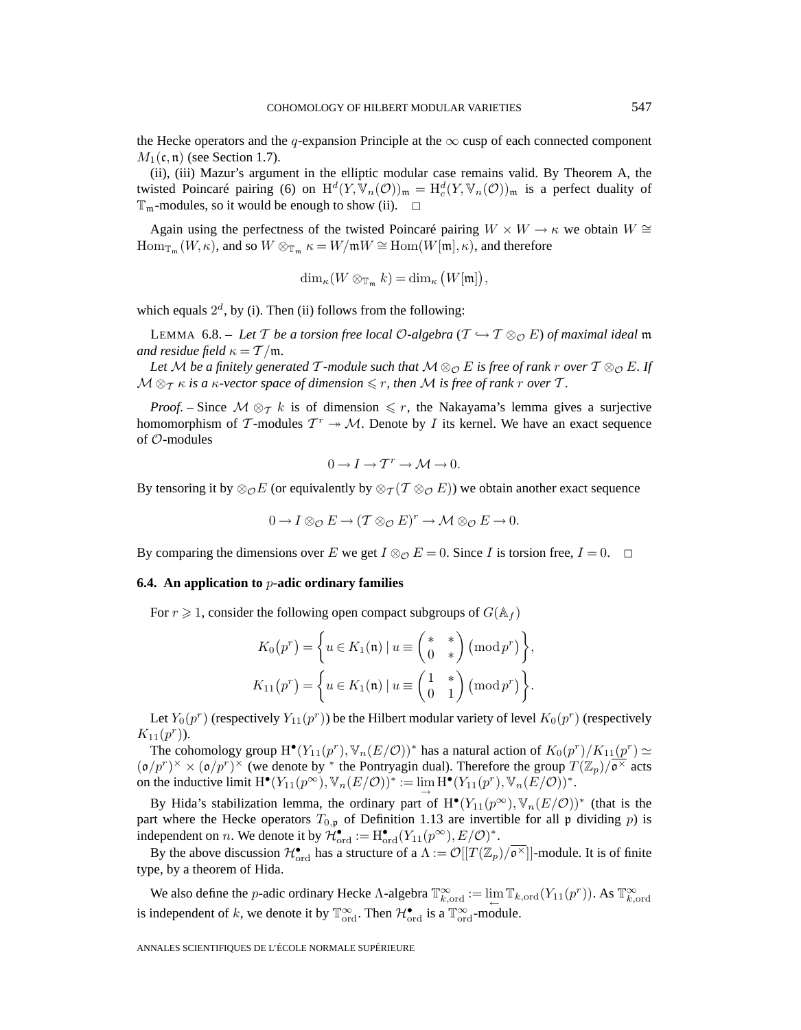the Hecke operators and the $q$-expansion Principle at the $\infty$ cusp of each connected component $M_1(\mathfrak{c},\mathfrak{n})$ (see Section 1.7).

(ii), (iii) Mazur's argument in the elliptic modular case remains valid. By Theorem A, the twisted Poincaré pairing (6) on $\mathrm{H}^d(Y,\mathbb{V}_n(\mathcal{O}))_\mathfrak{m} = \mathrm{H}^d_c(Y,\mathbb{V}_n(\mathcal{O}))_\mathfrak{m}$ is a perfect duality of $\mathbb{T}_\mathfrak{m}$-modules, so it would be enough to show (ii). $\square$

Again using the perfectness of the twisted Poincaré pairing $W\times W\to\kappa$ we obtain $W\cong \mathrm{Hom}_{\mathbb{T}_\mathfrak{m}}(W,\kappa)$, and so $W\otimes_{\mathbb{T}_\mathfrak{m}}\kappa = W/\mathfrak{m}W\cong \mathrm{Hom}(W[\mathfrak{m}],\kappa)$, and therefore

$$\dim_\kappa(W\otimes_{\mathbb{T}_\mathfrak{m}} k) = \dim_\kappa\big(W[\mathfrak{m}]\big),$$

which equals $2^d$, by (i). Then (ii) follows from the following:

LEMMA 6.8. – *Let $\mathcal{T}$ be a torsion free local $\mathcal{O}$-algebra ($\mathcal{T}\hookrightarrow\mathcal{T}\otimes_\mathcal{O} E$) of maximal ideal $\mathfrak{m}$ and residue field $\kappa=\mathcal{T}/\mathfrak{m}$.*

*Let $\mathcal{M}$ be a finitely generated $\mathcal{T}$-module such that $\mathcal{M}\otimes_\mathcal{O} E$ is free of rank $r$ over $\mathcal{T}\otimes_\mathcal{O} E$. If $\mathcal{M}\otimes_\mathcal{T}\kappa$ is a $\kappa$-vector space of dimension $\leqslant r$, then $\mathcal{M}$ is free of rank $r$ over $\mathcal{T}$.*

*Proof.* – Since $\mathcal{M}\otimes_\mathcal{T} k$ is of dimension $\leqslant r$, the Nakayama's lemma gives a surjective homomorphism of $\mathcal{T}$-modules $\mathcal{T}^r\twoheadrightarrow\mathcal{M}$. Denote by $I$ its kernel. We have an exact sequence of $\mathcal{O}$-modules

$$0\to I\to\mathcal{T}^r\to\mathcal{M}\to 0.$$

By tensoring it by $\otimes_\mathcal{O} E$ (or equivalently by $\otimes_\mathcal{T}(\mathcal{T}\otimes_\mathcal{O} E)$) we obtain another exact sequence

$$0\to I\otimes_\mathcal{O} E\to(\mathcal{T}\otimes_\mathcal{O} E)^r\to\mathcal{M}\otimes_\mathcal{O} E\to 0.$$

By comparing the dimensions over $E$ we get $I\otimes_\mathcal{O} E=0$. Since $I$ is torsion free, $I=0$. $\square$

### 6.4. An application to $p$-adic ordinary families

For $r\geqslant 1$, consider the following open compact subgroups of $G(\mathbb{A}_f)$

$$K_0(p^r)=\left\{u\in K_1(\mathfrak{n})\mid u\equiv\begin{pmatrix} * & * \\ 0 & *\end{pmatrix}\pmod{p^r}\right\},$$
$$K_{11}(p^r)=\left\{u\in K_1(\mathfrak{n})\mid u\equiv\begin{pmatrix} 1 & * \\ 0 & 1\end{pmatrix}\pmod{p^r}\right\}.$$

Let $Y_0(p^r)$ (respectively $Y_{11}(p^r)$) be the Hilbert modular variety of level $K_0(p^r)$ (respectively $K_{11}(p^r)$).

The cohomology group $\mathrm{H}^\bullet(Y_{11}(p^r),\mathbb{V}_n(E/\mathcal{O}))^*$ has a natural action of $K_0(p^r)/K_{11}(p^r)\simeq(\mathfrak{o}/p^r)^\times\times(\mathfrak{o}/p^r)^\times$ (we denote by $^*$ the Pontryagin dual). Therefore the group $T(\mathbb{Z}_p)/\overline{\mathfrak{o}^\times}$ acts on the inductive limit $\mathrm{H}^\bullet(Y_{11}(p^\infty),\mathbb{V}_n(E/\mathcal{O}))^* := \varinjlim \mathrm{H}^\bullet(Y_{11}(p^r),\mathbb{V}_n(E/\mathcal{O}))^*$.

By Hida's stabilization lemma, the ordinary part of $\mathrm{H}^\bullet(Y_{11}(p^\infty),\mathbb{V}_n(E/\mathcal{O}))^*$ (that is the part where the Hecke operators $T_{0,\mathfrak{p}}$ of Definition 1.13 are invertible for all $\mathfrak{p}$ dividing $p$) is independent on $n$. We denote it by $\mathcal{H}^\bullet_{\mathrm{ord}} := \mathrm{H}^\bullet_{\mathrm{ord}}(Y_{11}(p^\infty),E/\mathcal{O})^*$.

By the above discussion $\mathcal{H}^\bullet_{\mathrm{ord}}$ has a structure of a $\Lambda:=\mathcal{O}[[T(\mathbb{Z}_p)/\overline{\mathfrak{o}^\times}]]$-module. It is of finite type, by a theorem of Hida.

We also define the $p$-adic ordinary Hecke $\Lambda$-algebra $\mathbb{T}^\infty_{k,\mathrm{ord}} := \varprojlim \mathbb{T}_{k,\mathrm{ord}}(Y_{11}(p^r))$. As $\mathbb{T}^\infty_{k,\mathrm{ord}}$ is independent of $k$, we denote it by $\mathbb{T}^\infty_{\mathrm{ord}}$. Then $\mathcal{H}^\bullet_{\mathrm{ord}}$ is a $\mathbb{T}^\infty_{\mathrm{ord}}$-module.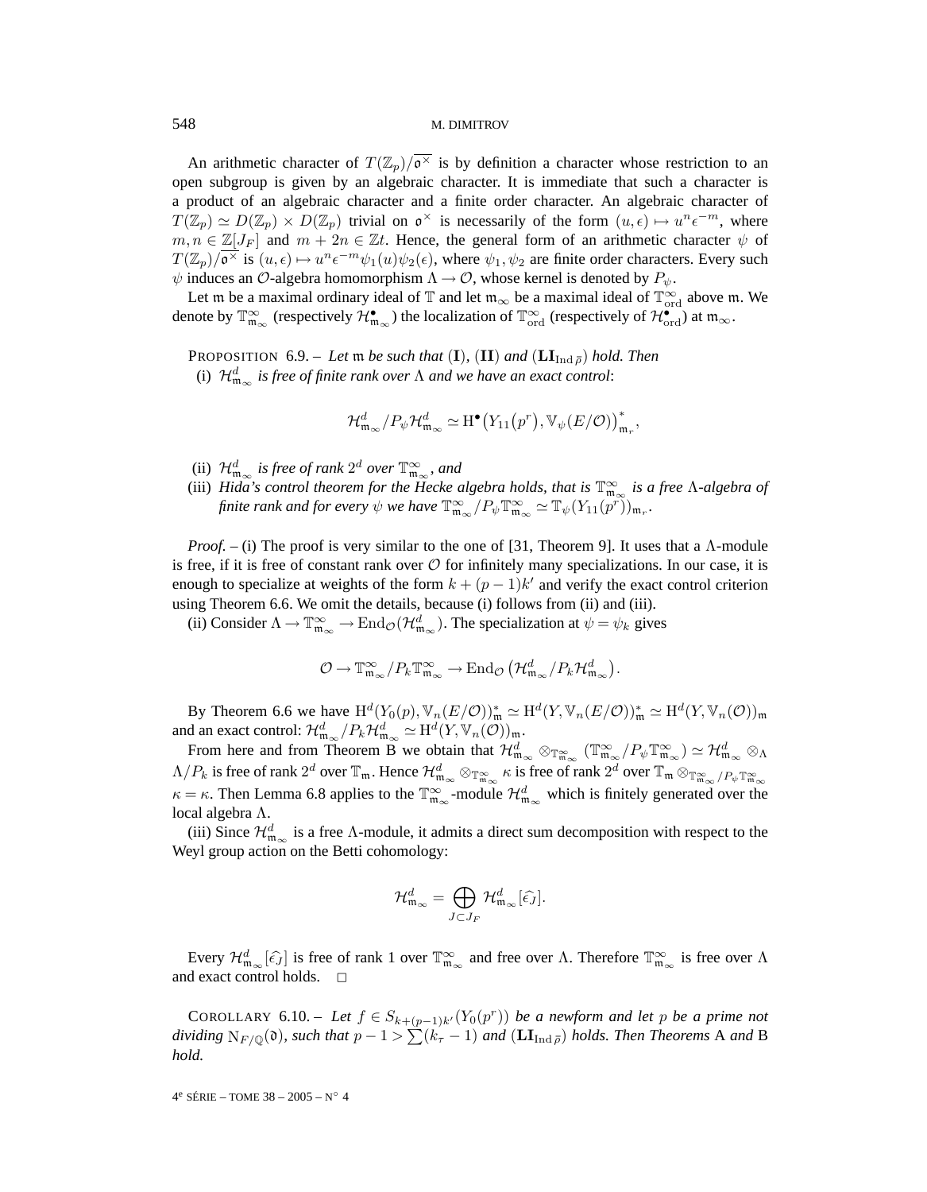An arithmetic character of $T(\mathbb{Z}_p)/\overline{\mathfrak{o}^\times}$ is by definition a character whose restriction to an open subgroup is given by an algebraic character. It is immediate that such a character is a product of an algebraic character and a finite order character. An algebraic character of $T(\mathbb{Z}_p) \simeq D(\mathbb{Z}_p) \times D(\mathbb{Z}_p)$ trivial on $\mathfrak{o}^\times$ is necessarily of the form $(u,\epsilon) \mapsto u^n \epsilon^{-m}$, where $m, n \in \mathbb{Z}[J_F]$ and $m + 2n \in \mathbb{Z}t$. Hence, the general form of an arithmetic character $\psi$ of $T(\mathbb{Z}_p)/\overline{\mathfrak{o}^\times}$ is $(u,\epsilon) \mapsto u^n \epsilon^{-m} \psi_1(u)\psi_2(\epsilon)$, where $\psi_1, \psi_2$ are finite order characters. Every such $\psi$ induces an $\mathcal{O}$-algebra homomorphism $\Lambda \to \mathcal{O}$, whose kernel is denoted by $P_\psi$.

Let $\mathfrak{m}$ be a maximal ordinary ideal of $\mathbb{T}$ and let $\mathfrak{m}_\infty$ be a maximal ideal of $\mathbb{T}^\infty_{\mathrm{ord}}$ above $\mathfrak{m}$. We denote by $\mathbb{T}^\infty_{\mathfrak{m}_\infty}$ (respectively $\mathcal{H}^\bullet_{\mathfrak{m}_\infty}$) the localization of $\mathbb{T}^\infty_{\mathrm{ord}}$ (respectively of $\mathcal{H}^\bullet_{\mathrm{ord}}$) at $\mathfrak{m}_\infty$.

PROPOSITION 6.9. – *Let $\mathfrak{m}$ be such that* $(\mathbf{I})$, $(\mathbf{II})$ *and* $(\mathbf{LI}_{\mathrm{Ind}\,\bar\rho})$ *hold. Then*

(i) *$\mathcal{H}^d_{\mathfrak{m}_\infty}$ is free of finite rank over $\Lambda$ and we have an exact control*:

$$\mathcal{H}^d_{\mathfrak{m}_\infty}/P_\psi \mathcal{H}^d_{\mathfrak{m}_\infty} \simeq \mathrm{H}^\bullet\big(Y_{11}\big(p^r\big), \mathbb{V}_\psi(E/\mathcal{O})\big)^*_{\mathfrak{m}_r},$$

(ii) *$\mathcal{H}^d_{\mathfrak{m}_\infty}$ is free of rank $2^d$ over $\mathbb{T}^\infty_{\mathfrak{m}_\infty}$, and*

(iii) *Hida's control theorem for the Hecke algebra holds, that is $\mathbb{T}^\infty_{\mathfrak{m}_\infty}$ is a free $\Lambda$-algebra of finite rank and for every $\psi$ we have $\mathbb{T}^\infty_{\mathfrak{m}_\infty}/P_\psi\mathbb{T}^\infty_{\mathfrak{m}_\infty} \simeq \mathbb{T}_\psi(Y_{11}(p^r))_{\mathfrak{m}_r}$.*

*Proof.* – (i) The proof is very similar to the one of [31, Theorem 9]. It uses that a $\Lambda$-module is free, if it is free of constant rank over $\mathcal{O}$ for infinitely many specializations. In our case, it is enough to specialize at weights of the form $k + (p-1)k'$ and verify the exact control criterion using Theorem 6.6. We omit the details, because (i) follows from (ii) and (iii).

(ii) Consider $\Lambda \to \mathbb{T}^\infty_{\mathfrak{m}_\infty} \to \mathrm{End}_{\mathcal{O}}(\mathcal{H}^d_{\mathfrak{m}_\infty})$. The specialization at $\psi = \psi_k$ gives

$$\mathcal{O} \to \mathbb{T}^\infty_{\mathfrak{m}_\infty}/P_k\mathbb{T}^\infty_{\mathfrak{m}_\infty} \to \mathrm{End}_{\mathcal{O}}\big(\mathcal{H}^d_{\mathfrak{m}_\infty}/P_k\mathcal{H}^d_{\mathfrak{m}_\infty}\big).$$

By Theorem 6.6 we have $\mathrm{H}^d(Y_0(p), \mathbb{V}_n(E/\mathcal{O}))^*_{\mathfrak{m}} \simeq \mathrm{H}^d(Y, \mathbb{V}_n(E/\mathcal{O}))^*_{\mathfrak{m}} \simeq \mathrm{H}^d(Y, \mathbb{V}_n(\mathcal{O}))_{\mathfrak{m}}$ and an exact control: $\mathcal{H}^d_{\mathfrak{m}_\infty}/P_k\mathcal{H}^d_{\mathfrak{m}_\infty} \simeq \mathrm{H}^d(Y, \mathbb{V}_n(\mathcal{O}))_{\mathfrak{m}}$.

From here and from Theorem B we obtain that $\mathcal{H}^d_{\mathfrak{m}_\infty} \otimes_{\mathbb{T}^\infty_{\mathfrak{m}_\infty}} (\mathbb{T}^\infty_{\mathfrak{m}_\infty}/P_\psi\mathbb{T}^\infty_{\mathfrak{m}_\infty}) \simeq \mathcal{H}^d_{\mathfrak{m}_\infty} \otimes_\Lambda \Lambda/P_k$ is free of rank $2^d$ over $\mathbb{T}_{\mathfrak{m}}$. Hence $\mathcal{H}^d_{\mathfrak{m}_\infty} \otimes_{\mathbb{T}^\infty_{\mathfrak{m}_\infty}} \kappa$ is free of rank $2^d$ over $\mathbb{T}_{\mathfrak{m}} \otimes_{\mathbb{T}^\infty_{\mathfrak{m}_\infty}/P_\psi\mathbb{T}^\infty_{\mathfrak{m}_\infty}} \kappa = \kappa$. Then Lemma 6.8 applies to the $\mathbb{T}^\infty_{\mathfrak{m}_\infty}$-module $\mathcal{H}^d_{\mathfrak{m}_\infty}$ which is finitely generated over the local algebra $\Lambda$.

(iii) Since $\mathcal{H}^d_{\mathfrak{m}_\infty}$ is a free $\Lambda$-module, it admits a direct sum decomposition with respect to the Weyl group action on the Betti cohomology:

$$\mathcal{H}^d_{\mathfrak{m}_\infty} = \bigoplus_{J \subset J_F} \mathcal{H}^d_{\mathfrak{m}_\infty}[\widehat{\epsilon_J}].$$

Every $\mathcal{H}^d_{\mathfrak{m}_\infty}[\widehat{\epsilon_J}]$ is free of rank 1 over $\mathbb{T}^\infty_{\mathfrak{m}_\infty}$ and free over $\Lambda$. Therefore $\mathbb{T}^\infty_{\mathfrak{m}_\infty}$ is free over $\Lambda$ and exact control holds. $\square$

COROLLARY 6.10. – *Let $f \in S_{k+(p-1)k'}(Y_0(p^r))$ be a newform and let $p$ be a prime not dividing $\mathrm{N}_{F/\mathbb{Q}}(\mathfrak{d})$, such that $p - 1 > \sum(k_\tau - 1)$ and* $(\mathbf{LI}_{\mathrm{Ind}\,\bar\rho})$ *holds. Then Theorems* A *and* B *hold.*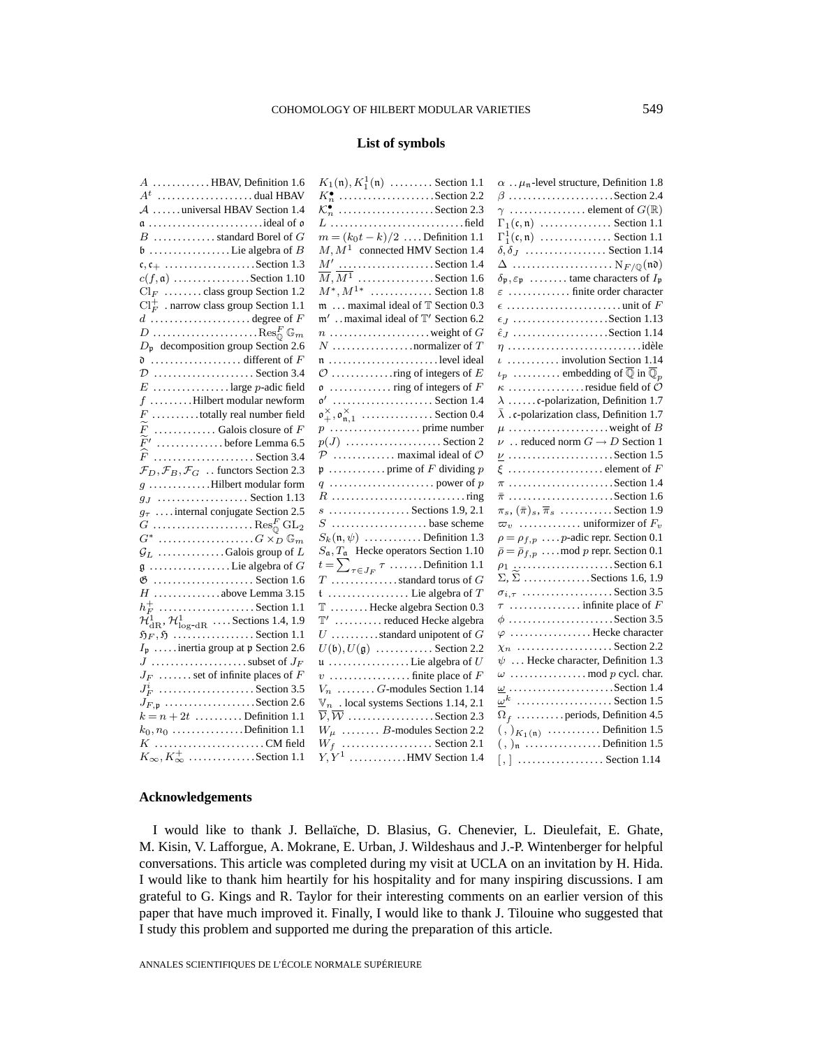## List of symbols

$A$ ............ HBAV, Definition 1.6
$A^t$ .................... dual HBAV
$\mathcal{A}$ ...... universal HBAV Section 1.4
$\mathfrak{a}$ ........................ ideal of $\mathfrak{o}$
$B$ ............ standard Borel of $G$
$\mathfrak{b}$ ................. Lie algebra of $B$
$\mathfrak{c}, \mathfrak{c}_+$ ................... Section 1.3
$c(f, \mathfrak{a})$ ................ Section 1.10
$\mathrm{Cl}_F$ ........ class group Section 1.2
$\mathrm{Cl}_F^+$ . narrow class group Section 1.1
$d$ ..................... degree of $F$
$D$ ...................... $\mathrm{Res}_{\mathbb{Q}}^F \mathbb{G}_m$
$D_\mathfrak{p}$ decomposition group Section 2.6
$\mathfrak{d}$ ................... different of $F$
$\mathcal{D}$ ..................... Section 3.4
$E$ ................ large $p$-adic field
$f$ ......... Hilbert modular newform
$F$ ......... totally real number field
$\widetilde{F}$ ............. Galois closure of $F$
$\widetilde{F}'$ ............. before Lemma 6.5
$\widehat{F}$ ..................... Section 3.4
$\mathcal{F}_D, \mathcal{F}_B, \mathcal{F}_G$ .. functors Section 2.3
$g$ ............ Hilbert modular form
$g_J$ ................... Section 1.13
$g_\tau$ .... internal conjugate Section 2.5
$G$ ..................... $\mathrm{Res}_{\mathbb{Q}}^F \mathrm{GL}_2$
$G^*$ .................... $G \times_D \mathbb{G}_m$
$\mathcal{G}_L$ ............. Galois group of $L$
$\mathfrak{g}$ ................. Lie algebra of $G$
$\mathfrak{G}$ ..................... Section 1.6
$H$ ............. above Lemma 3.15
$h_F^+$ .................... Section 1.1
$\mathcal{H}^1_{\mathrm{dR}}, \mathcal{H}^1_{\log\text{-dR}}$ .... Sections 1.4, 1.9
$\mathfrak{H}_F, \mathfrak{H}$ ................. Section 1.1
$I_\mathfrak{p}$ ..... inertia group at $\mathfrak{p}$ Section 2.6
$J$ .................... subset of $J_F$
$J_F$ ....... set of infinite places of $F$
$J_F^i$ .................... Section 3.5
$J_{F,\mathfrak{p}}$ ................... Section 2.6
$k = n + 2t$ .......... Definition 1.1
$k_0, n_0$ ............... Definition 1.1
$K$ ....................... CM field
$K_\infty, K_\infty^+$ .............. Section 1.1
$K_1(\mathfrak{n}), K_1^1(\mathfrak{n})$ ......... Section 1.1
$K_n^\bullet$ .................... Section 2.2
$\mathcal{K}_n^\bullet$ .................... Section 2.3
$L$ ............................ field
$m = (k_0 t - k)/2$ .... Definition 1.1
$M, M^1$ connected HMV Section 1.4
$\underline{M'}$ .................... Section 1.4
$\overline{M}, \overline{M}^1$ ................ Section 1.6
$M^*, M^{1*}$ ............. Section 1.8
$\mathfrak{m}$ ... maximal ideal of $\mathbb{T}$ Section 0.3
$\mathfrak{m}'$ .. maximal ideal of $\mathbb{T}'$ Section 6.2
$n$ ..................... weight of $G$
$N$ ................ normalizer of $T$
$\mathfrak{n}$ ....................... level ideal
$\mathcal{O}$ ............ ring of integers of $E$
$\mathfrak{o}$ ............. ring of integers of $F$
$\mathfrak{o}'$ ..................... Section 1.4
$\mathfrak{o}_+^\times, \mathfrak{o}_{\mathfrak{n},1}^\times$ ............... Section 0.4
$p$ ................... prime number
$p(J)$ .................... Section 2
$\mathcal{P}$ ............ maximal ideal of $\mathcal{O}$
$\mathfrak{p}$ ............ prime of $F$ dividing $p$
$q$ ...................... power of $p$
$R$ ............................ ring
$s$ ................. Sections 1.9, 2.1
$S$ .................... base scheme
$S_k(\mathfrak{n}, \psi)$ ............ Definition 1.3
$S_\mathfrak{a}, T_\mathfrak{a}$ Hecke operators Section 1.10
$t = \sum_{\tau \in J_F} \tau$ ....... Definition 1.1
$T$ .............. standard torus of $G$
$\mathfrak{t}$ ................. Lie algebra of $T$
$\mathbb{T}$ ........ Hecke algebra Section 0.3
$\mathbb{T}'$ .......... reduced Hecke algebra
$U$ .......... standard unipotent of $G$
$U(\mathfrak{b}), U(\mathfrak{g})$ ........... Section 2.2
$\mathfrak{u}$ ................. Lie algebra of $U$
$v$ ................. finite place of $F$
$V_n$ ........ $G$-modules Section 1.14
$\mathbb{V}_n$ . local systems Sections 1.14, 2.1
$\overline{\mathcal{V}}, \overline{\mathcal{W}}$ .................. Section 2.3
$W_\mu$ ........ $B$-modules Section 2.2
$W_f$ ................... Section 2.1
$Y, Y^1$ ........... HMV Section 1.4
$\alpha$ .. $\mu_\mathfrak{n}$-level structure, Definition 1.8
$\beta$ ...................... Section 2.4
$\gamma$ ................ element of $G(\mathbb{R})$
$\Gamma_1(\mathfrak{c}, \mathfrak{n})$ ............... Section 1.1
$\Gamma_1^1(\mathfrak{c}, \mathfrak{n})$ ............... Section 1.1
$\delta, \delta_J$ ................. Section 1.14
$\Delta$ ..................... $\mathrm{N}_{F/\mathbb{Q}}(\mathfrak{n}\mathfrak{d})$
$\delta_\mathfrak{p}, \varepsilon_\mathfrak{p}$ ........ tame characters of $I_\mathfrak{p}$
$\varepsilon$ ............. finite order character
$\epsilon$ ........................ unit of $F$
$\epsilon_J$ .................... Section 1.13
$\hat{\epsilon}_J$ .................... Section 1.14
$\eta$ ............................ idèle
$\iota$ ........... involution Section 1.14
$\iota_p$ .......... embedding of $\overline{\mathbb{Q}}$ in $\overline{\mathbb{Q}}_p$
$\kappa$ ................ residue field of $\mathcal{O}$
$\lambda$ ...... $\mathfrak{c}$-polarization, Definition 1.7
$\bar{\lambda}$ . $\mathfrak{c}$-polarization class, Definition 1.7
$\mu$ ..................... weight of $B$
$\nu$ .. reduced norm $G \to D$ Section 1
$\underline{\nu}$ ...................... Section 1.5
$\xi$ .................... element of $F$
$\pi$ ...................... Section 1.4
$\bar{\pi}$ ...................... Section 1.6
$\pi_s, (\bar{\pi})_s, \overline{\pi}_s$ ........... Section 1.9
$\varpi_v$ ............. uniformizer of $F_v$
$\rho = \rho_{f,p}$ .... $p$-adic repr. Section 0.1
$\bar{\rho} = \bar{\rho}_{f,p}$ .... mod $p$ repr. Section 0.1
$\rho_1$ ...................... Section 6.1
$\Sigma, \widetilde{\Sigma}$ .............. Sections 1.6, 1.9
$\sigma_{i,\tau}$ .................... Section 3.5
$\tau$ ............... infinite place of $F$
$\phi$ ...................... Section 3.5
$\varphi$ ................. Hecke character
$\chi_n$ .................... Section 2.2
$\psi$ ... Hecke character, Definition 1.3
$\omega$ ................ mod $p$ cycl. char.
$\underline{\omega}$ ...................... Section 1.4
$\underline{\omega}^k$ .................... Section 1.5
$\Omega_f$ .......... periods, Definition 4.5
$(\,,\,)_{K_1(\mathfrak{n})}$ ........... Definition 1.5
$(\,,\,)_\mathfrak{n}$ ................ Definition 1.5
$[\,,\,]$ .................. Section 1.14

## Acknowledgements

I would like to thank J. Bellaïche, D. Blasius, G. Chenevier, L. Dieulefait, E. Ghate, M. Kisin, V. Lafforgue, A. Mokrane, E. Urban, J. Wildeshaus and J.-P. Wintenberger for helpful conversations. This article was completed during my visit at UCLA on an invitation by H. Hida. I would like to thank him heartily for his hospitality and for many inspiring discussions. I am grateful to G. Kings and R. Taylor for their interesting comments on an earlier version of this paper that have much improved it. Finally, I would like to thank J. Tilouine who suggested that I study this problem and supported me during the preparation of this article.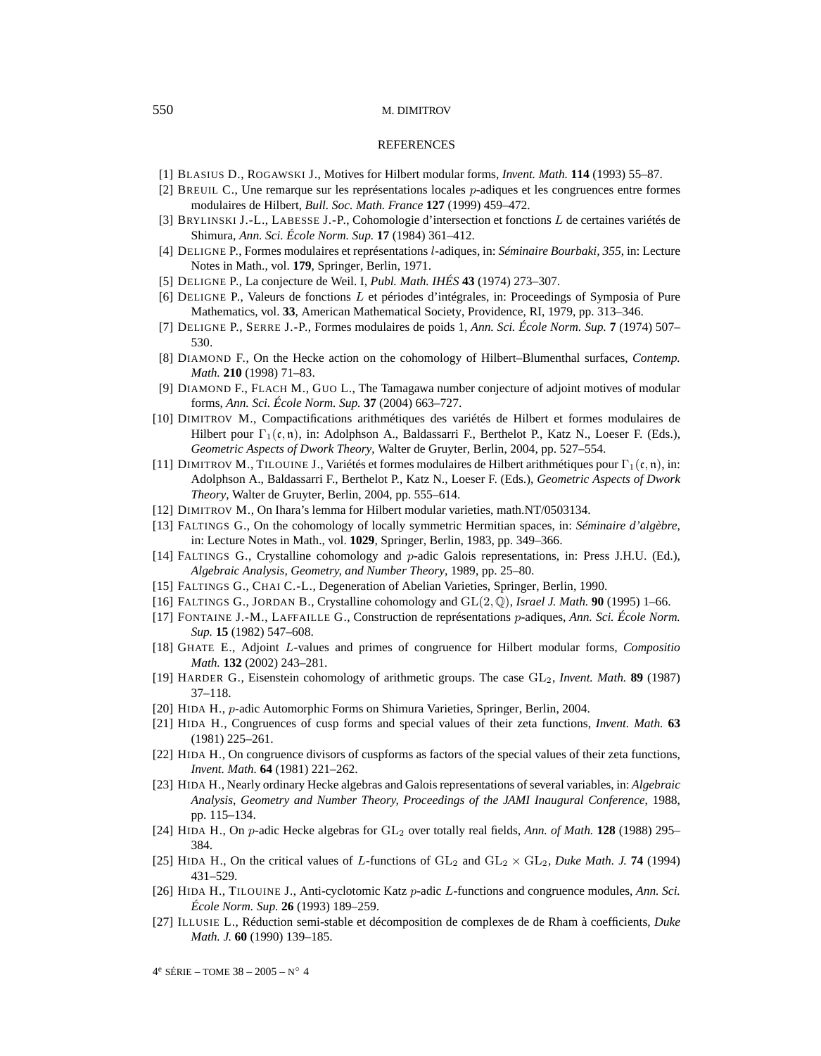## REFERENCES

[1] BLASIUS D., ROGAWSKI J., Motives for Hilbert modular forms, *Invent. Math.* **114** (1993) 55–87.

[2] BREUIL C., Une remarque sur les représentations locales $p$-adiques et les congruences entre formes modulaires de Hilbert, *Bull. Soc. Math. France* **127** (1999) 459–472.

[3] BRYLINSKI J.-L., LABESSE J.-P., Cohomologie d'intersection et fonctions $L$ de certaines variétés de Shimura, *Ann. Sci. École Norm. Sup.* **17** (1984) 361–412.

[4] DELIGNE P., Formes modulaires et représentations $l$-adiques, in: *Séminaire Bourbaki, 355*, in: Lecture Notes in Math., vol. **179**, Springer, Berlin, 1971.

[5] DELIGNE P., La conjecture de Weil. I, *Publ. Math. IHÉS* **43** (1974) 273–307.

[6] DELIGNE P., Valeurs de fonctions $L$ et périodes d'intégrales, in: Proceedings of Symposia of Pure Mathematics, vol. **33**, American Mathematical Society, Providence, RI, 1979, pp. 313–346.

[7] DELIGNE P., SERRE J.-P., Formes modulaires de poids 1, *Ann. Sci. École Norm. Sup.* **7** (1974) 507–530.

[8] DIAMOND F., On the Hecke action on the cohomology of Hilbert–Blumenthal surfaces, *Contemp. Math.* **210** (1998) 71–83.

[9] DIAMOND F., FLACH M., GUO L., The Tamagawa number conjecture of adjoint motives of modular forms, *Ann. Sci. École Norm. Sup.* **37** (2004) 663–727.

[10] DIMITROV M., Compactifications arithmétiques des variétés de Hilbert et formes modulaires de Hilbert pour $\Gamma_1(\mathfrak{c},\mathfrak{n})$, in: Adolphson A., Baldassarri F., Berthelot P., Katz N., Loeser F. (Eds.), *Geometric Aspects of Dwork Theory*, Walter de Gruyter, Berlin, 2004, pp. 527–554.

[11] DIMITROV M., TILOUINE J., Variétés et formes modulaires de Hilbert arithmétiques pour $\Gamma_1(\mathfrak{c},\mathfrak{n})$, in: Adolphson A., Baldassarri F., Berthelot P., Katz N., Loeser F. (Eds.), *Geometric Aspects of Dwork Theory*, Walter de Gruyter, Berlin, 2004, pp. 555–614.

[12] DIMITROV M., On Ihara's lemma for Hilbert modular varieties, math.NT/0503134.

[13] FALTINGS G., On the cohomology of locally symmetric Hermitian spaces, in: *Séminaire d'algèbre*, in: Lecture Notes in Math., vol. **1029**, Springer, Berlin, 1983, pp. 349–366.

[14] FALTINGS G., Crystalline cohomology and $p$-adic Galois representations, in: Press J.H.U. (Ed.), *Algebraic Analysis, Geometry, and Number Theory*, 1989, pp. 25–80.

[15] FALTINGS G., CHAI C.-L., Degeneration of Abelian Varieties, Springer, Berlin, 1990.

[16] FALTINGS G., JORDAN B., Crystalline cohomology and $\mathrm{GL}(2,\mathbb{Q})$, *Israel J. Math.* **90** (1995) 1–66.

[17] FONTAINE J.-M., LAFFAILLE G., Construction de représentations $p$-adiques, *Ann. Sci. École Norm. Sup.* **15** (1982) 547–608.

[18] GHATE E., Adjoint $L$-values and primes of congruence for Hilbert modular forms, *Compositio Math.* **132** (2002) 243–281.

[19] HARDER G., Eisenstein cohomology of arithmetic groups. The case $\mathrm{GL}_2$, *Invent. Math.* **89** (1987) 37–118.

[20] HIDA H., $p$-adic Automorphic Forms on Shimura Varieties, Springer, Berlin, 2004.

[21] HIDA H., Congruences of cusp forms and special values of their zeta functions, *Invent. Math.* **63** (1981) 225–261.

[22] HIDA H., On congruence divisors of cuspforms as factors of the special values of their zeta functions, *Invent. Math.* **64** (1981) 221–262.

[23] HIDA H., Nearly ordinary Hecke algebras and Galois representations of several variables, in: *Algebraic Analysis, Geometry and Number Theory, Proceedings of the JAMI Inaugural Conference*, 1988, pp. 115–134.

[24] HIDA H., On $p$-adic Hecke algebras for $\mathrm{GL}_2$ over totally real fields, *Ann. of Math.* **128** (1988) 295–384.

[25] HIDA H., On the critical values of $L$-functions of $\mathrm{GL}_2$ and $\mathrm{GL}_2 \times \mathrm{GL}_2$, *Duke Math. J.* **74** (1994) 431–529.

[26] HIDA H., TILOUINE J., Anti-cyclotomic Katz $p$-adic $L$-functions and congruence modules, *Ann. Sci. École Norm. Sup.* **26** (1993) 189–259.

[27] ILLUSIE L., Réduction semi-stable et décomposition de complexes de de Rham à coefficients, *Duke Math. J.* **60** (1990) 139–185.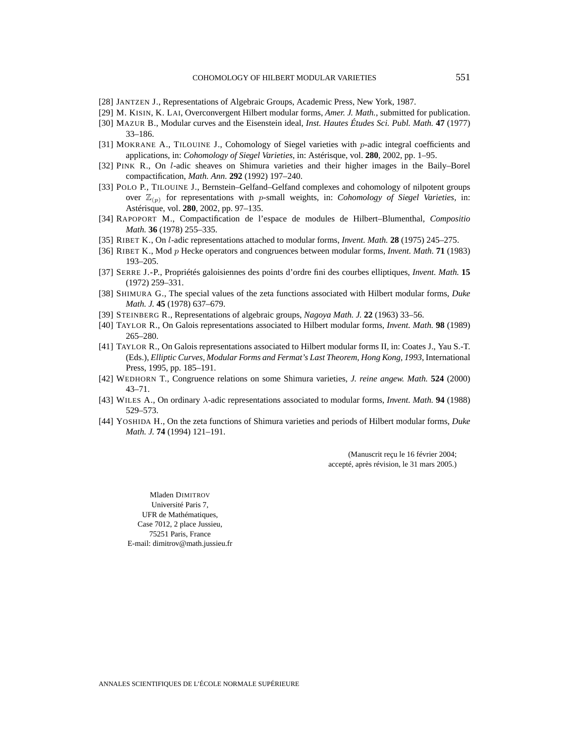[28] JANTZEN J., Representations of Algebraic Groups, Academic Press, New York, 1987.

[29] M. KISIN, K. LAI, Overconvergent Hilbert modular forms, *Amer. J. Math.*, submitted for publication.

[30] MAZUR B., Modular curves and the Eisenstein ideal, *Inst. Hautes Études Sci. Publ. Math.* **47** (1977) 33–186.

[31] MOKRANE A., TILOUINE J., Cohomology of Siegel varieties with $p$-adic integral coefficients and applications, in: *Cohomology of Siegel Varieties*, in: Astérisque, vol. **280**, 2002, pp. 1–95.

[32] PINK R., On $l$-adic sheaves on Shimura varieties and their higher images in the Baily–Borel compactification, *Math. Ann.* **292** (1992) 197–240.

[33] POLO P., TILOUINE J., Bernstein–Gelfand–Gelfand complexes and cohomology of nilpotent groups over $\mathbb{Z}_{(p)}$ for representations with $p$-small weights, in: *Cohomology of Siegel Varieties*, in: Astérisque, vol. **280**, 2002, pp. 97–135.

[34] RAPOPORT M., Compactification de l'espace de modules de Hilbert–Blumenthal, *Compositio Math.* **36** (1978) 255–335.

[35] RIBET K., On $l$-adic representations attached to modular forms, *Invent. Math.* **28** (1975) 245–275.

[36] RIBET K., Mod $p$ Hecke operators and congruences between modular forms, *Invent. Math.* **71** (1983) 193–205.

[37] SERRE J.-P., Propriétés galoisiennes des points d'ordre fini des courbes elliptiques, *Invent. Math.* **15** (1972) 259–331.

[38] SHIMURA G., The special values of the zeta functions associated with Hilbert modular forms, *Duke Math. J.* **45** (1978) 637–679.

[39] STEINBERG R., Representations of algebraic groups, *Nagoya Math. J.* **22** (1963) 33–56.

[40] TAYLOR R., On Galois representations associated to Hilbert modular forms, *Invent. Math.* **98** (1989) 265–280.

[41] TAYLOR R., On Galois representations associated to Hilbert modular forms II, in: Coates J., Yau S.-T. (Eds.), *Elliptic Curves, Modular Forms and Fermat's Last Theorem, Hong Kong, 1993*, International Press, 1995, pp. 185–191.

[42] WEDHORN T., Congruence relations on some Shimura varieties, *J. reine angew. Math.* **524** (2000) 43–71.

[43] WILES A., On ordinary $\lambda$-adic representations associated to modular forms, *Invent. Math.* **94** (1988) 529–573.

[44] YOSHIDA H., On the zeta functions of Shimura varieties and periods of Hilbert modular forms, *Duke Math. J.* **74** (1994) 121–191.

(Manuscrit reçu le 16 février 2004;
accepté, après révision, le 31 mars 2005.)

Mladen DIMITROV
Université Paris 7,
UFR de Mathématiques,
Case 7012, 2 place Jussieu,
75251 Paris, France
E-mail: dimitrov@math.jussieu.fr